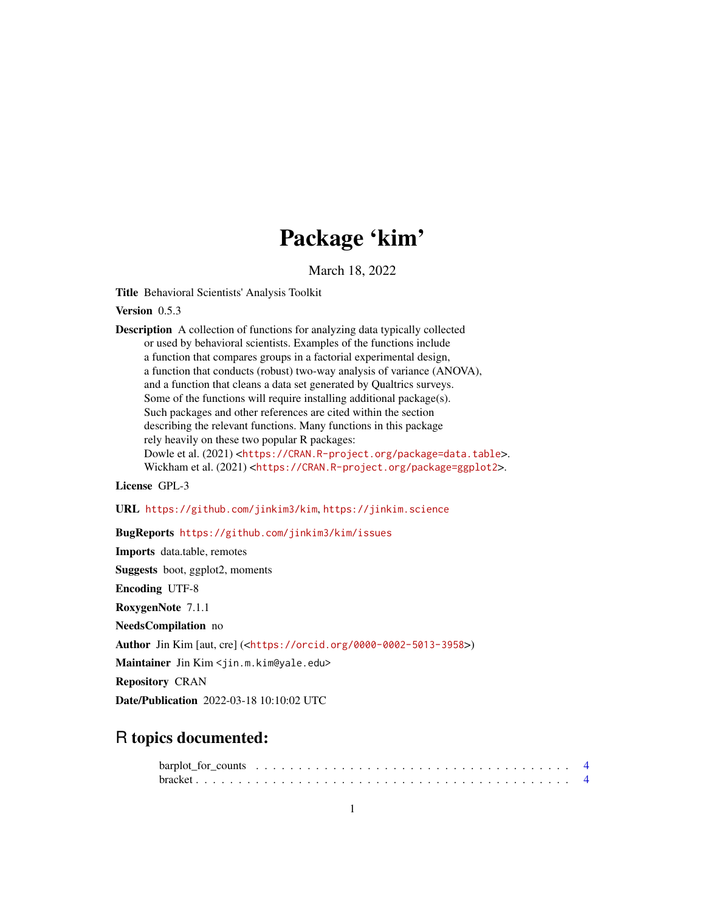# Package 'kim'

March 18, 2022

**Title** Behavioral Scientists' Analysis Toolkit

**Version** 0.5.3

**Description** A collection of functions for analyzing data typically collected or used by behavioral scientists. Examples of the functions include a function that compares groups in a factorial experimental design, a function that conducts (robust) two-way analysis of variance (ANOVA), and a function that cleans a data set generated by Qualtrics surveys. Some of the functions will require installing additional package(s). Such packages and other references are cited within the section describing the relevant functions. Many functions in this package rely heavily on these two popular R packages:
Dowle et al. (2021) <https://CRAN.R-project.org/package=data.table>.
Wickham et al. (2021) <https://CRAN.R-project.org/package=ggplot2>.

**License** GPL-3

**URL** https://github.com/jinkim3/kim, https://jinkim.science

**BugReports** https://github.com/jinkim3/kim/issues

**Imports** data.table, remotes

**Suggests** boot, ggplot2, moments

**Encoding** UTF-8

**RoxygenNote** 7.1.1

**NeedsCompilation** no

**Author** Jin Kim [aut, cre] (<https://orcid.org/0000-0002-5013-3958>)

**Maintainer** Jin Kim <jin.m.kim@yale.edu>

**Repository** CRAN

**Date/Publication** 2022-03-18 10:10:02 UTC

## R topics documented:

barplot_for_counts . . . . . . . . . . . . . . . . . . . . . . . . . . . . . . . . . . . . 4
bracket . . . . . . . . . . . . . . . . . . . . . . . . . . . . . . . . . . . . . . . . . . 4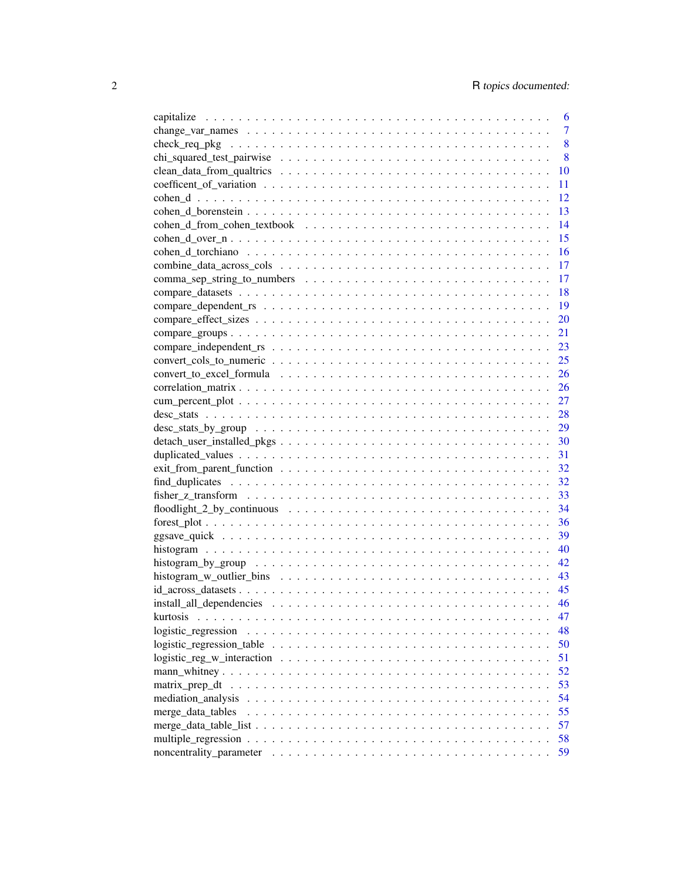capitalize . . . . . . . . . . . . . . . . . . . . . . . . . . . . . . . . . . . . . . . 6
change_var_names . . . . . . . . . . . . . . . . . . . . . . . . . . . . . . . . . . . 7
check_req_pkg . . . . . . . . . . . . . . . . . . . . . . . . . . . . . . . . . . . . . 8
chi_squared_test_pairwise . . . . . . . . . . . . . . . . . . . . . . . . . . . . . . . 8
clean_data_from_qualtrics . . . . . . . . . . . . . . . . . . . . . . . . . . . . . . 10
coefficent_of_variation . . . . . . . . . . . . . . . . . . . . . . . . . . . . . . . . 11
cohen_d . . . . . . . . . . . . . . . . . . . . . . . . . . . . . . . . . . . . . . . . 12
cohen_d_borenstein . . . . . . . . . . . . . . . . . . . . . . . . . . . . . . . . . . 13
cohen_d_from_cohen_textbook . . . . . . . . . . . . . . . . . . . . . . . . . . . . 14
cohen_d_over_n . . . . . . . . . . . . . . . . . . . . . . . . . . . . . . . . . . . . 15
cohen_d_torchiano . . . . . . . . . . . . . . . . . . . . . . . . . . . . . . . . . . . 16
combine_data_across_cols . . . . . . . . . . . . . . . . . . . . . . . . . . . . . . 17
comma_sep_string_to_numbers . . . . . . . . . . . . . . . . . . . . . . . . . . . . 17
compare_datasets . . . . . . . . . . . . . . . . . . . . . . . . . . . . . . . . . . . 18
compare_dependent_rs . . . . . . . . . . . . . . . . . . . . . . . . . . . . . . . . 19
compare_effect_sizes . . . . . . . . . . . . . . . . . . . . . . . . . . . . . . . . . 20
compare_groups . . . . . . . . . . . . . . . . . . . . . . . . . . . . . . . . . . . . 21
compare_independent_rs . . . . . . . . . . . . . . . . . . . . . . . . . . . . . . . 23
convert_cols_to_numeric . . . . . . . . . . . . . . . . . . . . . . . . . . . . . . . 25
convert_to_excel_formula . . . . . . . . . . . . . . . . . . . . . . . . . . . . . . 26
correlation_matrix . . . . . . . . . . . . . . . . . . . . . . . . . . . . . . . . . . . 26
cum_percent_plot . . . . . . . . . . . . . . . . . . . . . . . . . . . . . . . . . . . 27
desc_stats . . . . . . . . . . . . . . . . . . . . . . . . . . . . . . . . . . . . . . . 28
desc_stats_by_group . . . . . . . . . . . . . . . . . . . . . . . . . . . . . . . . . . 29
detach_user_installed_pkgs . . . . . . . . . . . . . . . . . . . . . . . . . . . . . . 30
duplicated_values . . . . . . . . . . . . . . . . . . . . . . . . . . . . . . . . . . . 31
exit_from_parent_function . . . . . . . . . . . . . . . . . . . . . . . . . . . . . . 32
find_duplicates . . . . . . . . . . . . . . . . . . . . . . . . . . . . . . . . . . . . 32
fisher_z_transform . . . . . . . . . . . . . . . . . . . . . . . . . . . . . . . . . . . 33
floodlight_2_by_continuous . . . . . . . . . . . . . . . . . . . . . . . . . . . . . . 34
forest_plot . . . . . . . . . . . . . . . . . . . . . . . . . . . . . . . . . . . . . . . 36
ggsave_quick . . . . . . . . . . . . . . . . . . . . . . . . . . . . . . . . . . . . . 39
histogram . . . . . . . . . . . . . . . . . . . . . . . . . . . . . . . . . . . . . . . 40
histogram_by_group . . . . . . . . . . . . . . . . . . . . . . . . . . . . . . . . . . 42
histogram_w_outlier_bins . . . . . . . . . . . . . . . . . . . . . . . . . . . . . . . 43
id_across_datasets . . . . . . . . . . . . . . . . . . . . . . . . . . . . . . . . . . . 45
install_all_dependencies . . . . . . . . . . . . . . . . . . . . . . . . . . . . . . . 46
kurtosis . . . . . . . . . . . . . . . . . . . . . . . . . . . . . . . . . . . . . . . . 47
logistic_regression . . . . . . . . . . . . . . . . . . . . . . . . . . . . . . . . . . 48
logistic_regression_table . . . . . . . . . . . . . . . . . . . . . . . . . . . . . . . 50
logistic_reg_w_interaction . . . . . . . . . . . . . . . . . . . . . . . . . . . . . . 51
mann_whitney . . . . . . . . . . . . . . . . . . . . . . . . . . . . . . . . . . . . . 52
matrix_prep_dt . . . . . . . . . . . . . . . . . . . . . . . . . . . . . . . . . . . . 53
mediation_analysis . . . . . . . . . . . . . . . . . . . . . . . . . . . . . . . . . . 54
merge_data_tables . . . . . . . . . . . . . . . . . . . . . . . . . . . . . . . . . . . 55
merge_data_table_list . . . . . . . . . . . . . . . . . . . . . . . . . . . . . . . . . 57
multiple_regression . . . . . . . . . . . . . . . . . . . . . . . . . . . . . . . . . . 58
noncentrality_parameter . . . . . . . . . . . . . . . . . . . . . . . . . . . . . . . 59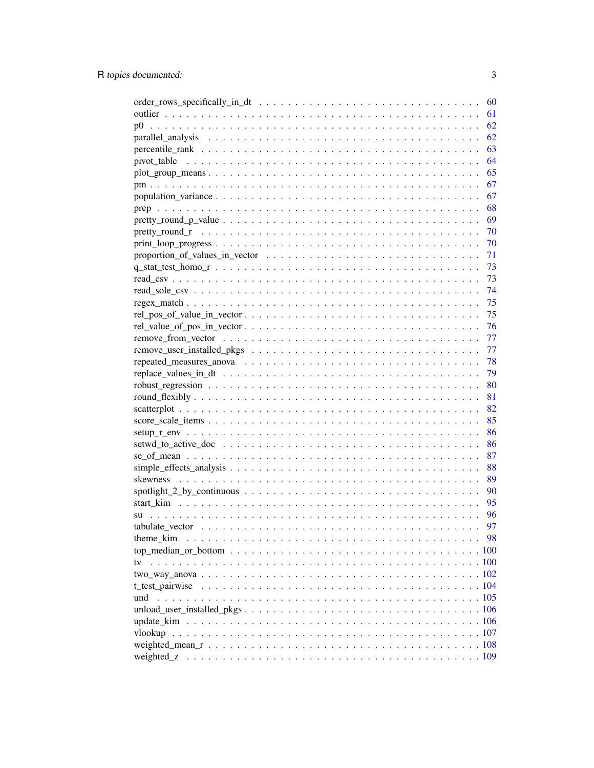order_rows_specifically_in_dt . . . . . . . . . . . . . . . . . . . . . . . . . . . . . 60
outlier . . . . . . . . . . . . . . . . . . . . . . . . . . . . . . . . . . . . . . . . 61
p0 . . . . . . . . . . . . . . . . . . . . . . . . . . . . . . . . . . . . . . . . . . 62
parallel_analysis . . . . . . . . . . . . . . . . . . . . . . . . . . . . . . . . . . . 62
percentile_rank . . . . . . . . . . . . . . . . . . . . . . . . . . . . . . . . . . . . 63
pivot_table . . . . . . . . . . . . . . . . . . . . . . . . . . . . . . . . . . . . . . 64
plot_group_means . . . . . . . . . . . . . . . . . . . . . . . . . . . . . . . . . . . 65
pm . . . . . . . . . . . . . . . . . . . . . . . . . . . . . . . . . . . . . . . . . . 67
population_variance . . . . . . . . . . . . . . . . . . . . . . . . . . . . . . . . . . 67
prep . . . . . . . . . . . . . . . . . . . . . . . . . . . . . . . . . . . . . . . . . 68
pretty_round_p_value . . . . . . . . . . . . . . . . . . . . . . . . . . . . . . . . . 69
pretty_round_r . . . . . . . . . . . . . . . . . . . . . . . . . . . . . . . . . . . . 70
print_loop_progress . . . . . . . . . . . . . . . . . . . . . . . . . . . . . . . . . . 70
proportion_of_values_in_vector . . . . . . . . . . . . . . . . . . . . . . . . . . . . 71
q_stat_test_homo_r . . . . . . . . . . . . . . . . . . . . . . . . . . . . . . . . . . 73
read_csv . . . . . . . . . . . . . . . . . . . . . . . . . . . . . . . . . . . . . . . 73
read_sole_csv . . . . . . . . . . . . . . . . . . . . . . . . . . . . . . . . . . . . . 74
regex_match . . . . . . . . . . . . . . . . . . . . . . . . . . . . . . . . . . . . . . 75
rel_pos_of_value_in_vector . . . . . . . . . . . . . . . . . . . . . . . . . . . . . . 75
rel_value_of_pos_in_vector . . . . . . . . . . . . . . . . . . . . . . . . . . . . . . 76
remove_from_vector . . . . . . . . . . . . . . . . . . . . . . . . . . . . . . . . . . 77
remove_user_installed_pkgs . . . . . . . . . . . . . . . . . . . . . . . . . . . . . . 77
repeated_measures_anova . . . . . . . . . . . . . . . . . . . . . . . . . . . . . . . . 78
replace_values_in_dt . . . . . . . . . . . . . . . . . . . . . . . . . . . . . . . . . 79
robust_regression . . . . . . . . . . . . . . . . . . . . . . . . . . . . . . . . . . . 80
round_flexibly . . . . . . . . . . . . . . . . . . . . . . . . . . . . . . . . . . . . . 81
scatterplot . . . . . . . . . . . . . . . . . . . . . . . . . . . . . . . . . . . . . . 82
score_scale_items . . . . . . . . . . . . . . . . . . . . . . . . . . . . . . . . . . . 85
setup_r_env . . . . . . . . . . . . . . . . . . . . . . . . . . . . . . . . . . . . . . 86
setwd_to_active_doc . . . . . . . . . . . . . . . . . . . . . . . . . . . . . . . . . . 86
se_of_mean . . . . . . . . . . . . . . . . . . . . . . . . . . . . . . . . . . . . . . 87
simple_effects_analysis . . . . . . . . . . . . . . . . . . . . . . . . . . . . . . . . 88
skewness . . . . . . . . . . . . . . . . . . . . . . . . . . . . . . . . . . . . . . . 89
spotlight_2_by_continuous . . . . . . . . . . . . . . . . . . . . . . . . . . . . . . 90
start_kim . . . . . . . . . . . . . . . . . . . . . . . . . . . . . . . . . . . . . . . 95
su . . . . . . . . . . . . . . . . . . . . . . . . . . . . . . . . . . . . . . . . . . 96
tabulate_vector . . . . . . . . . . . . . . . . . . . . . . . . . . . . . . . . . . . . 97
theme_kim . . . . . . . . . . . . . . . . . . . . . . . . . . . . . . . . . . . . . . 98
top_median_or_bottom . . . . . . . . . . . . . . . . . . . . . . . . . . . . . . . . . 100
tv . . . . . . . . . . . . . . . . . . . . . . . . . . . . . . . . . . . . . . . . . . 100
two_way_anova . . . . . . . . . . . . . . . . . . . . . . . . . . . . . . . . . . . . . 102
t_test_pairwise . . . . . . . . . . . . . . . . . . . . . . . . . . . . . . . . . . . . 104
und . . . . . . . . . . . . . . . . . . . . . . . . . . . . . . . . . . . . . . . . . . 105
unload_user_installed_pkgs . . . . . . . . . . . . . . . . . . . . . . . . . . . . . . 106
update_kim . . . . . . . . . . . . . . . . . . . . . . . . . . . . . . . . . . . . . . 106
vlookup . . . . . . . . . . . . . . . . . . . . . . . . . . . . . . . . . . . . . . . . 107
weighted_mean_r . . . . . . . . . . . . . . . . . . . . . . . . . . . . . . . . . . . . 108
weighted_z . . . . . . . . . . . . . . . . . . . . . . . . . . . . . . . . . . . . . . . 109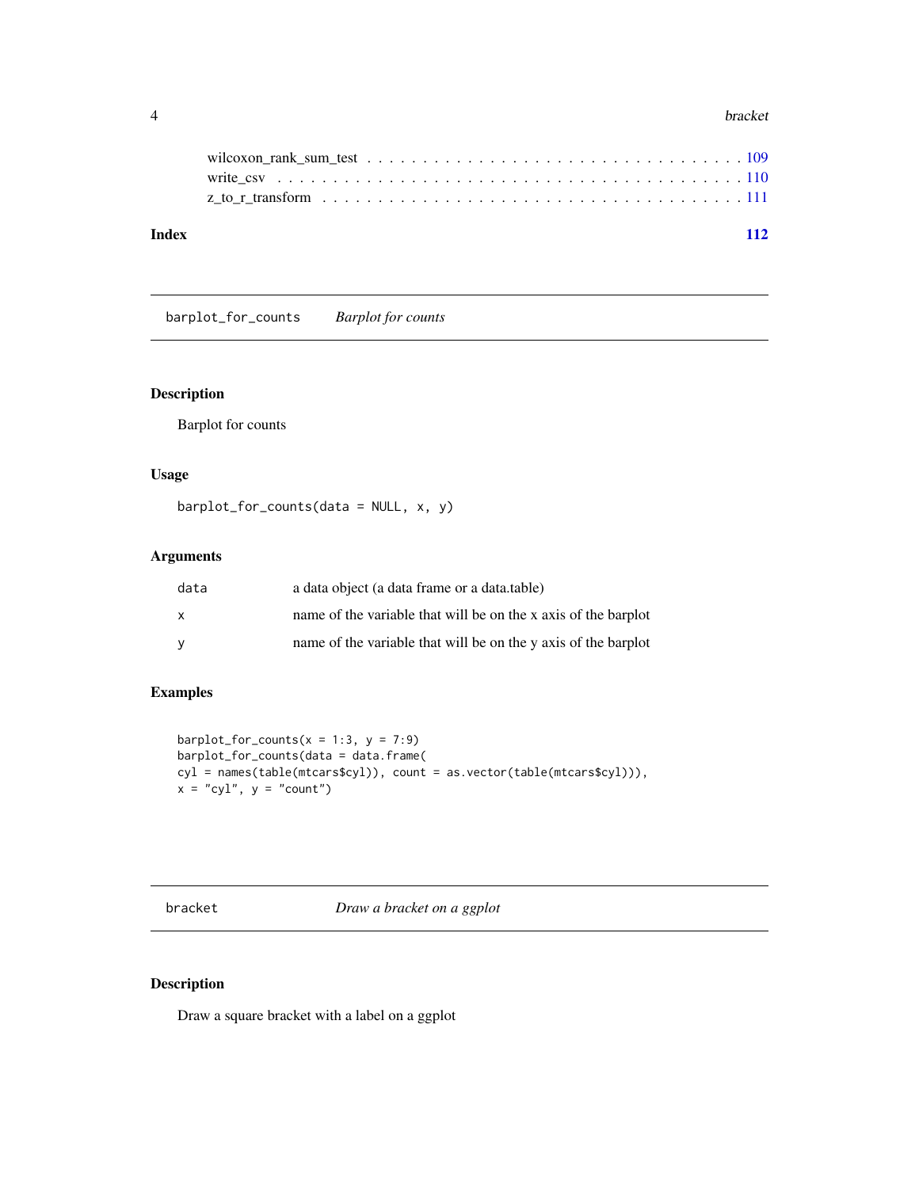wilcoxon_rank_sum_test . . . . . . . . . . . . . . . . . . . . . . . . . . . . . . . . 109
write_csv . . . . . . . . . . . . . . . . . . . . . . . . . . . . . . . . . . . . . . . 110
z_to_r_transform . . . . . . . . . . . . . . . . . . . . . . . . . . . . . . . . . . . 111

**Index** **112**

---

## barplot_for_counts    *Barplot for counts*

### Description

Barplot for counts

### Usage

```
barplot_for_counts(data = NULL, x, y)
```

### Arguments

| | |
|---|---|
| data | a data object (a data frame or a data.table) |
| x | name of the variable that will be on the x axis of the barplot |
| y | name of the variable that will be on the y axis of the barplot |

### Examples

```
barplot_for_counts(x = 1:3, y = 7:9)
barplot_for_counts(data = data.frame(
cyl = names(table(mtcars$cyl)), count = as.vector(table(mtcars$cyl))),
x = "cyl", y = "count")
```

---

## bracket    *Draw a bracket on a ggplot*

### Description

Draw a square bracket with a label on a ggplot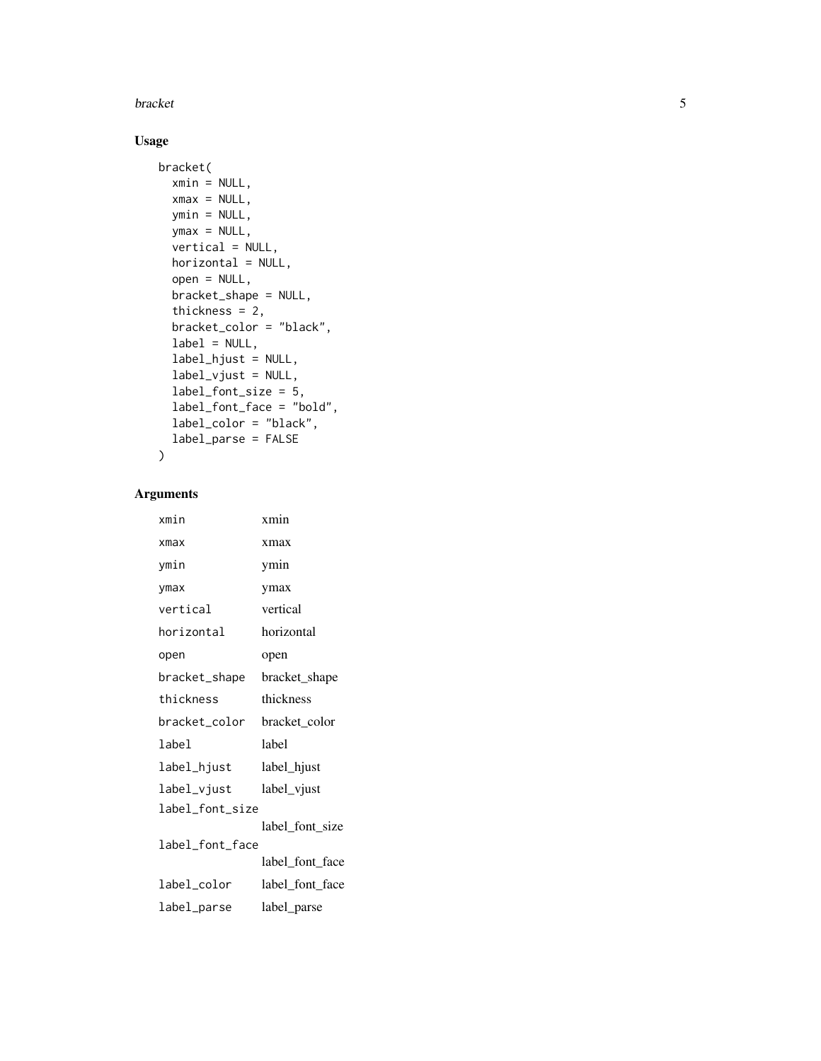## Usage

```
bracket(
  xmin = NULL,
  xmax = NULL,
  ymin = NULL,
  ymax = NULL,
  vertical = NULL,
  horizontal = NULL,
  open = NULL,
  bracket_shape = NULL,
  thickness = 2,
  bracket_color = "black",
  label = NULL,
  label_hjust = NULL,
  label_vjust = NULL,
  label_font_size = 5,
  label_font_face = "bold",
  label_color = "black",
  label_parse = FALSE
)
```

## Arguments

| | |
|---|---|
| `xmin` | xmin |
| `xmax` | xmax |
| `ymin` | ymin |
| `ymax` | ymax |
| `vertical` | vertical |
| `horizontal` | horizontal |
| `open` | open |
| `bracket_shape` | bracket_shape |
| `thickness` | thickness |
| `bracket_color` | bracket_color |
| `label` | label |
| `label_hjust` | label_hjust |
| `label_vjust` | label_vjust |
| `label_font_size` | label_font_size |
| `label_font_face` | label_font_face |
| `label_color` | label_font_face |
| `label_parse` | label_parse |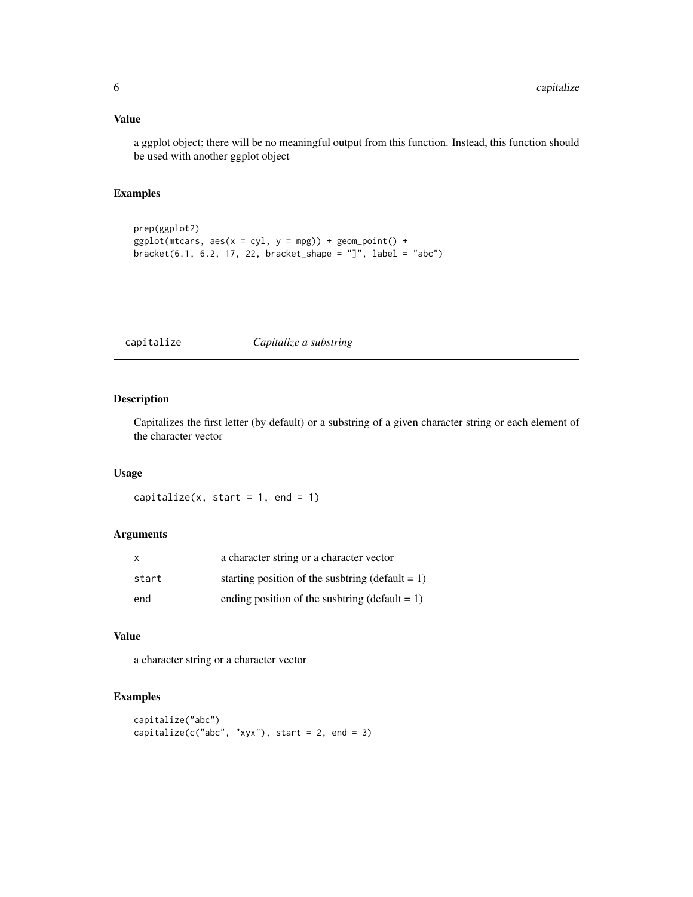### Value

a ggplot object; there will be no meaningful output from this function. Instead, this function should be used with another ggplot object

### Examples

```
prep(ggplot2)
ggplot(mtcars, aes(x = cyl, y = mpg)) + geom_point() +
bracket(6.1, 6.2, 17, 22, bracket_shape = "]", label = "abc")
```

---

## capitalize *Capitalize a substring*

---

### Description

Capitalizes the first letter (by default) or a substring of a given character string or each element of the character vector

### Usage

```
capitalize(x, start = 1, end = 1)
```

### Arguments

| | |
|---|---|
| x | a character string or a character vector |
| start | starting position of the susbtring (default = 1) |
| end | ending position of the susbtring (default = 1) |

### Value

a character string or a character vector

### Examples

```
capitalize("abc")
capitalize(c("abc", "xyx"), start = 2, end = 3)
```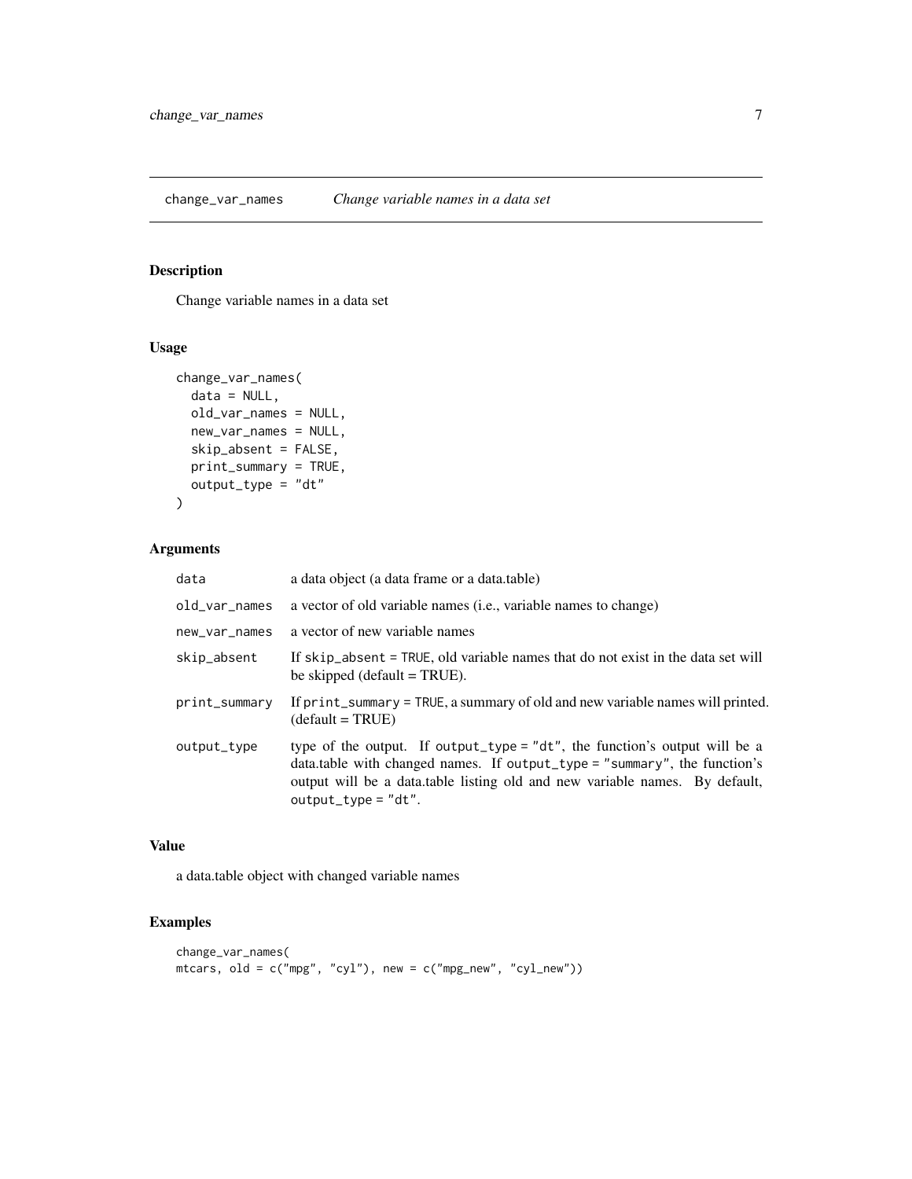## change_var_names *Change variable names in a data set*

### Description

Change variable names in a data set

### Usage

```
change_var_names(
  data = NULL,
  old_var_names = NULL,
  new_var_names = NULL,
  skip_absent = FALSE,
  print_summary = TRUE,
  output_type = "dt"
)
```

### Arguments

| | |
|---|---|
| data | a data object (a data frame or a data.table) |
| old_var_names | a vector of old variable names (i.e., variable names to change) |
| new_var_names | a vector of new variable names |
| skip_absent | If `skip_absent = TRUE`, old variable names that do not exist in the data set will be skipped (default = TRUE). |
| print_summary | If `print_summary = TRUE`, a summary of old and new variable names will printed. (default = TRUE) |
| output_type | type of the output. If `output_type = "dt"`, the function's output will be a data.table with changed names. If `output_type = "summary"`, the function's output will be a data.table listing old and new variable names. By default, `output_type = "dt"`. |

### Value

a data.table object with changed variable names

### Examples

```
change_var_names(
mtcars, old = c("mpg", "cyl"), new = c("mpg_new", "cyl_new"))
```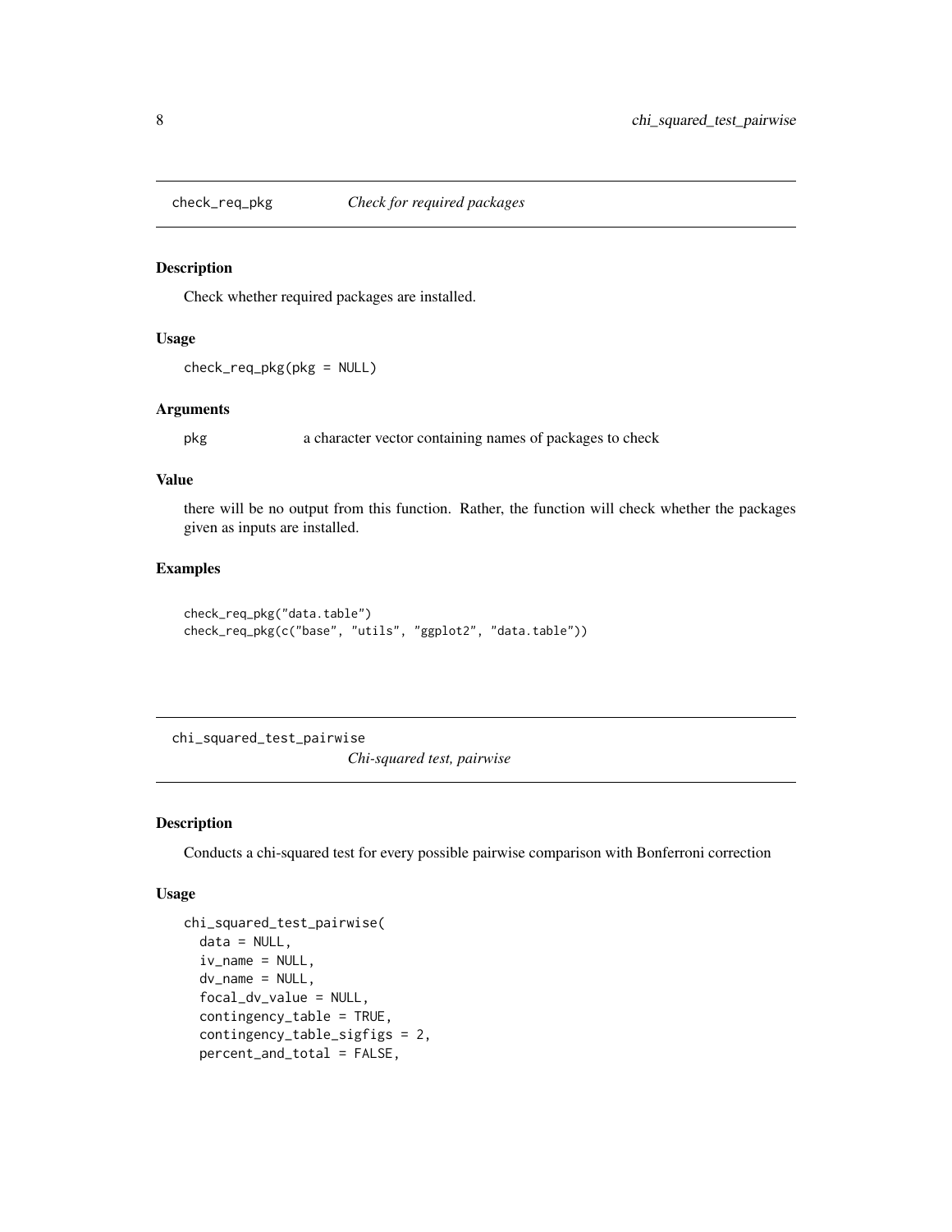## check_req_pkg *Check for required packages*

### Description

Check whether required packages are installed.

### Usage

```
check_req_pkg(pkg = NULL)
```

### Arguments

| | |
|---|---|
| pkg | a character vector containing names of packages to check |

### Value

there will be no output from this function. Rather, the function will check whether the packages given as inputs are installed.

### Examples

```
check_req_pkg("data.table")
check_req_pkg(c("base", "utils", "ggplot2", "data.table"))
```

## chi_squared_test_pairwise *Chi-squared test, pairwise*

### Description

Conducts a chi-squared test for every possible pairwise comparison with Bonferroni correction

### Usage

```
chi_squared_test_pairwise(
  data = NULL,
  iv_name = NULL,
  dv_name = NULL,
  focal_dv_value = NULL,
  contingency_table = TRUE,
  contingency_table_sigfigs = 2,
  percent_and_total = FALSE,
```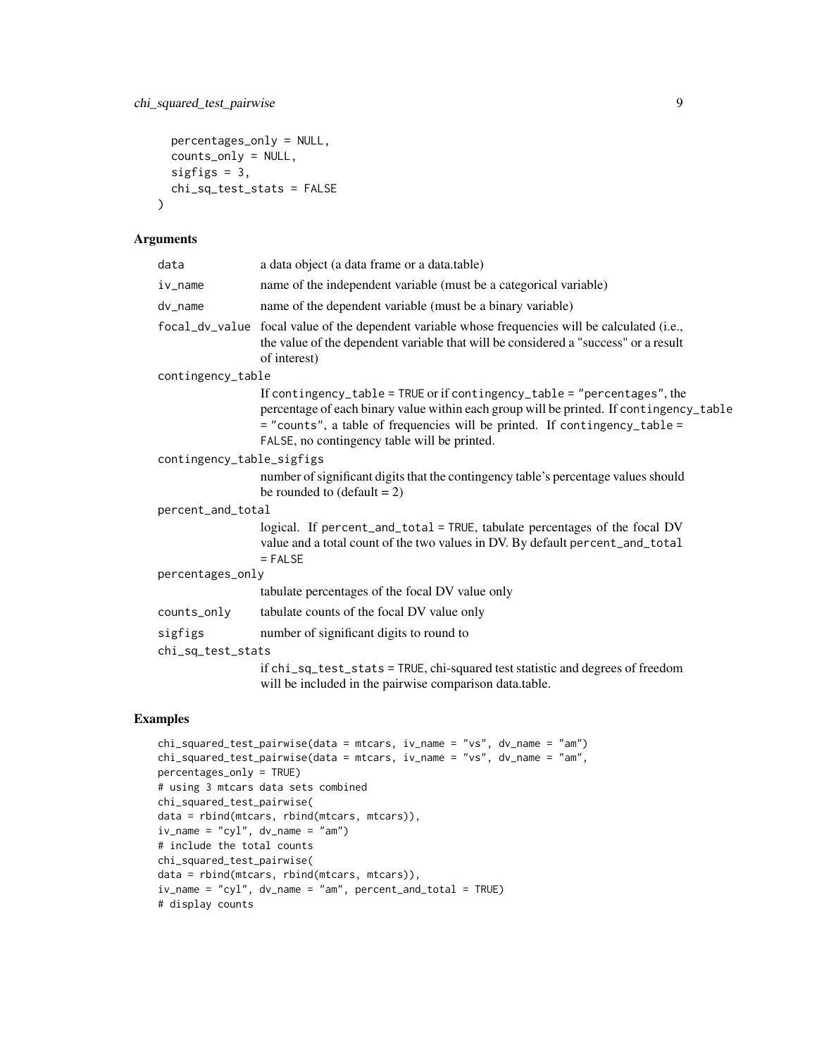```
  percentages_only = NULL,
  counts_only = NULL,
  sigfigs = 3,
  chi_sq_test_stats = FALSE
)
```

## Arguments

| | |
|---|---|
| `data` | a data object (a data frame or a data.table) |
| `iv_name` | name of the independent variable (must be a categorical variable) |
| `dv_name` | name of the dependent variable (must be a binary variable) |
| `focal_dv_value` | focal value of the dependent variable whose frequencies will be calculated (i.e., the value of the dependent variable that will be considered a "success" or a result of interest) |
| `contingency_table` | If `contingency_table = TRUE` or if `contingency_table = "percentages"`, the percentage of each binary value within each group will be printed. If `contingency_table = "counts"`, a table of frequencies will be printed. If `contingency_table = FALSE`, no contingency table will be printed. |
| `contingency_table_sigfigs` | number of significant digits that the contingency table's percentage values should be rounded to (default = 2) |
| `percent_and_total` | logical. If `percent_and_total = TRUE`, tabulate percentages of the focal DV value and a total count of the two values in DV. By default `percent_and_total = FALSE` |
| `percentages_only` | tabulate percentages of the focal DV value only |
| `counts_only` | tabulate counts of the focal DV value only |
| `sigfigs` | number of significant digits to round to |
| `chi_sq_test_stats` | if `chi_sq_test_stats = TRUE`, chi-squared test statistic and degrees of freedom will be included in the pairwise comparison data.table. |

## Examples

```
chi_squared_test_pairwise(data = mtcars, iv_name = "vs", dv_name = "am")
chi_squared_test_pairwise(data = mtcars, iv_name = "vs", dv_name = "am",
percentages_only = TRUE)
# using 3 mtcars data sets combined
chi_squared_test_pairwise(
data = rbind(mtcars, rbind(mtcars, mtcars)),
iv_name = "cyl", dv_name = "am")
# include the total counts
chi_squared_test_pairwise(
data = rbind(mtcars, rbind(mtcars, mtcars)),
iv_name = "cyl", dv_name = "am", percent_and_total = TRUE)
# display counts
```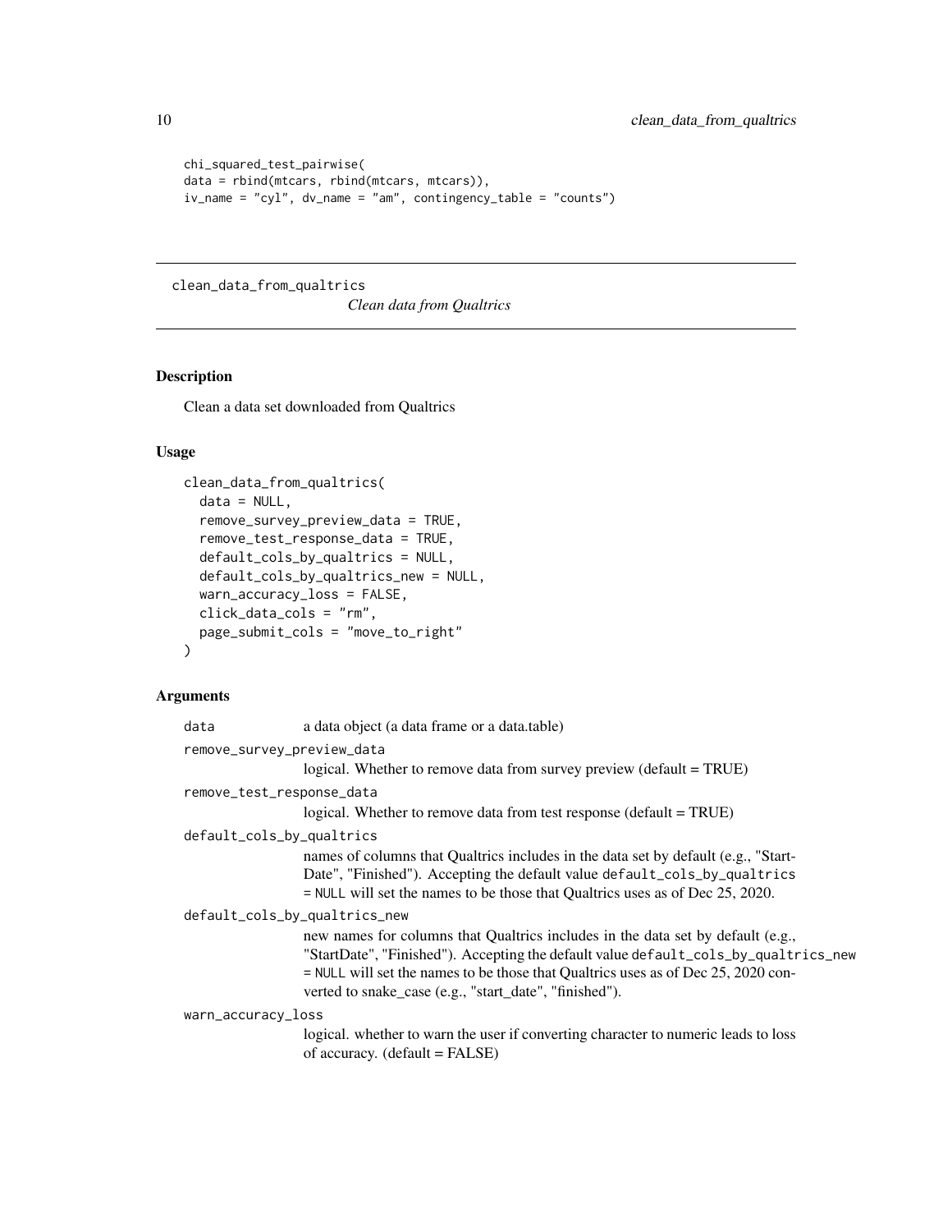```
chi_squared_test_pairwise(
data = rbind(mtcars, rbind(mtcars, mtcars)),
iv_name = "cyl", dv_name = "am", contingency_table = "counts")
```

## clean_data_from_qualtrics *Clean data from Qualtrics*

### Description

Clean a data set downloaded from Qualtrics

### Usage

```
clean_data_from_qualtrics(
  data = NULL,
  remove_survey_preview_data = TRUE,
  remove_test_response_data = TRUE,
  default_cols_by_qualtrics = NULL,
  default_cols_by_qualtrics_new = NULL,
  warn_accuracy_loss = FALSE,
  click_data_cols = "rm",
  page_submit_cols = "move_to_right"
)
```

### Arguments

`data` a data object (a data frame or a data.table)

`remove_survey_preview_data`
logical. Whether to remove data from survey preview (default = TRUE)

`remove_test_response_data`
logical. Whether to remove data from test response (default = TRUE)

`default_cols_by_qualtrics`
names of columns that Qualtrics includes in the data set by default (e.g., "StartDate", "Finished"). Accepting the default value `default_cols_by_qualtrics = NULL` will set the names to be those that Qualtrics uses as of Dec 25, 2020.

`default_cols_by_qualtrics_new`
new names for columns that Qualtrics includes in the data set by default (e.g., "StartDate", "Finished"). Accepting the default value `default_cols_by_qualtrics_new = NULL` will set the names to be those that Qualtrics uses as of Dec 25, 2020 converted to snake_case (e.g., "start_date", "finished").

`warn_accuracy_loss`
logical. whether to warn the user if converting character to numeric leads to loss of accuracy. (default = FALSE)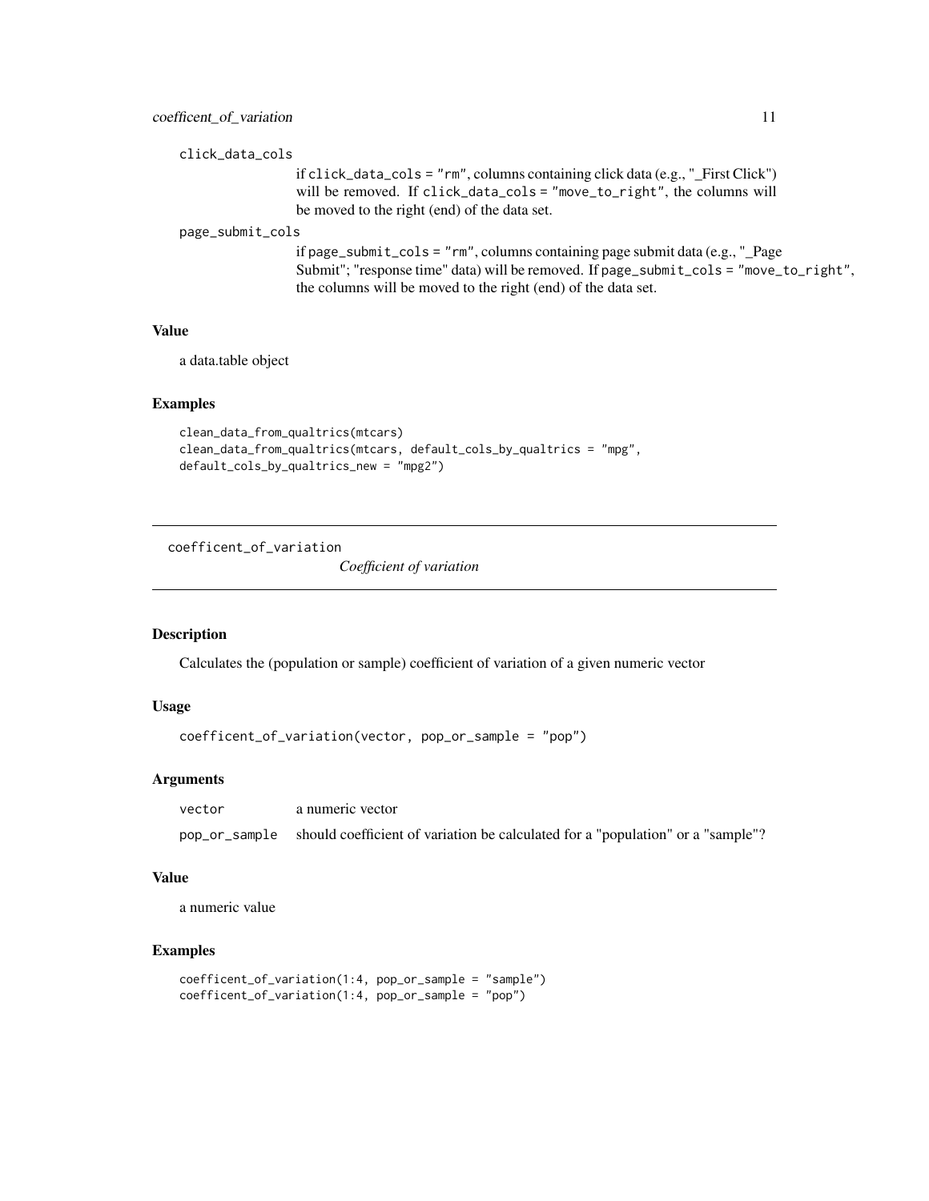click_data_cols
: if click_data_cols = "rm", columns containing click data (e.g., "_First Click") will be removed. If click_data_cols = "move_to_right", the columns will be moved to the right (end) of the data set.

page_submit_cols
: if page_submit_cols = "rm", columns containing page submit data (e.g., "_Page Submit"; "response time" data) will be removed. If page_submit_cols = "move_to_right", the columns will be moved to the right (end) of the data set.

### Value

a data.table object

### Examples

```
clean_data_from_qualtrics(mtcars)
clean_data_from_qualtrics(mtcars, default_cols_by_qualtrics = "mpg",
default_cols_by_qualtrics_new = "mpg2")
```

---

## coefficent_of_variation    *Coefficient of variation*

---

### Description

Calculates the (population or sample) coefficient of variation of a given numeric vector

### Usage

```
coefficent_of_variation(vector, pop_or_sample = "pop")
```

### Arguments

| | |
|---|---|
| vector | a numeric vector |
| pop_or_sample | should coefficient of variation be calculated for a "population" or a "sample"? |

### Value

a numeric value

### Examples

```
coefficent_of_variation(1:4, pop_or_sample = "sample")
coefficent_of_variation(1:4, pop_or_sample = "pop")
```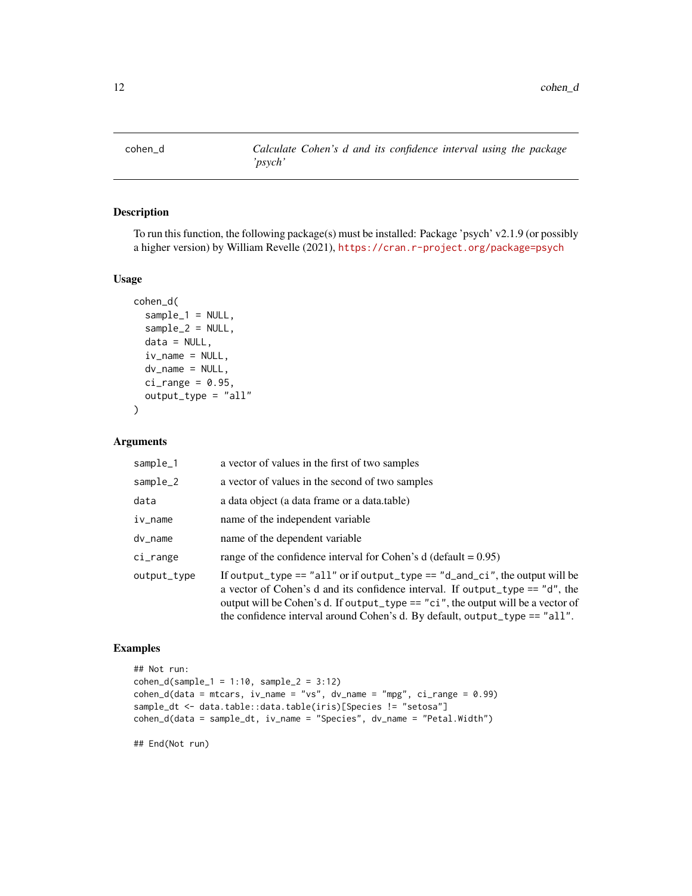# cohen_d — *Calculate Cohen's d and its confidence interval using the package 'psych'*

## Description

To run this function, the following package(s) must be installed: Package 'psych' v2.1.9 (or possibly a higher version) by William Revelle (2021), https://cran.r-project.org/package=psych

## Usage

```
cohen_d(
  sample_1 = NULL,
  sample_2 = NULL,
  data = NULL,
  iv_name = NULL,
  dv_name = NULL,
  ci_range = 0.95,
  output_type = "all"
)
```

## Arguments

| | |
|---|---|
| `sample_1` | a vector of values in the first of two samples |
| `sample_2` | a vector of values in the second of two samples |
| `data` | a data object (a data frame or a data.table) |
| `iv_name` | name of the independent variable |
| `dv_name` | name of the dependent variable |
| `ci_range` | range of the confidence interval for Cohen's d (default = 0.95) |
| `output_type` | If `output_type == "all"` or if `output_type == "d_and_ci"`, the output will be a vector of Cohen's d and its confidence interval. If `output_type == "d"`, the output will be Cohen's d. If `output_type == "ci"`, the output will be a vector of the confidence interval around Cohen's d. By default, `output_type == "all"`. |

## Examples

```
## Not run:
cohen_d(sample_1 = 1:10, sample_2 = 3:12)
cohen_d(data = mtcars, iv_name = "vs", dv_name = "mpg", ci_range = 0.99)
sample_dt <- data.table::data.table(iris)[Species != "setosa"]
cohen_d(data = sample_dt, iv_name = "Species", dv_name = "Petal.Width")

## End(Not run)
```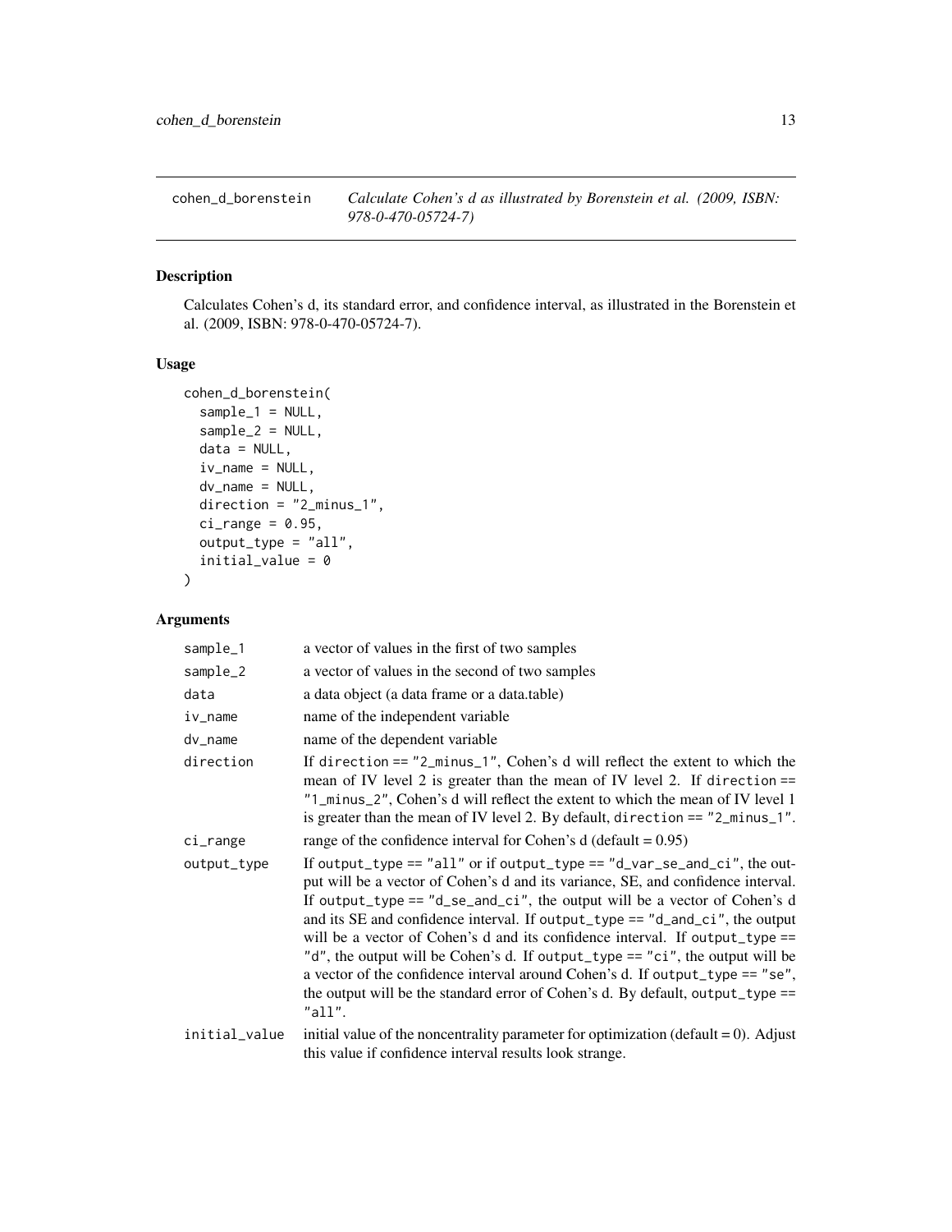# cohen_d_borenstein — *Calculate Cohen's d as illustrated by Borenstein et al. (2009, ISBN: 978-0-470-05724-7)*

## Description

Calculates Cohen's d, its standard error, and confidence interval, as illustrated in the Borenstein et al. (2009, ISBN: 978-0-470-05724-7).

## Usage

```
cohen_d_borenstein(
  sample_1 = NULL,
  sample_2 = NULL,
  data = NULL,
  iv_name = NULL,
  dv_name = NULL,
  direction = "2_minus_1",
  ci_range = 0.95,
  output_type = "all",
  initial_value = 0
)
```

## Arguments

| | |
|---|---|
| sample_1 | a vector of values in the first of two samples |
| sample_2 | a vector of values in the second of two samples |
| data | a data object (a data frame or a data.table) |
| iv_name | name of the independent variable |
| dv_name | name of the dependent variable |
| direction | If direction == "2_minus_1", Cohen's d will reflect the extent to which the mean of IV level 2 is greater than the mean of IV level 2. If direction == "1_minus_2", Cohen's d will reflect the extent to which the mean of IV level 1 is greater than the mean of IV level 2. By default, direction == "2_minus_1". |
| ci_range | range of the confidence interval for Cohen's d (default = 0.95) |
| output_type | If output_type == "all" or if output_type == "d_var_se_and_ci", the output will be a vector of Cohen's d and its variance, SE, and confidence interval. If output_type == "d_se_and_ci", the output will be a vector of Cohen's d and its SE and confidence interval. If output_type == "d_and_ci", the output will be a vector of Cohen's d and its confidence interval. If output_type == "d", the output will be Cohen's d. If output_type == "ci", the output will be a vector of the confidence interval around Cohen's d. If output_type == "se", the output will be the standard error of Cohen's d. By default, output_type == "all". |
| initial_value | initial value of the noncentrality parameter for optimization (default = 0). Adjust this value if confidence interval results look strange. |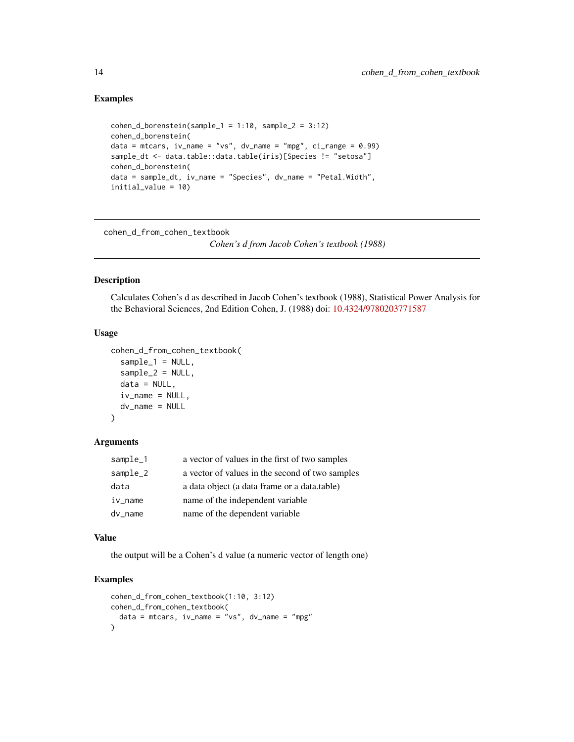### Examples

```
cohen_d_borenstein(sample_1 = 1:10, sample_2 = 3:12)
cohen_d_borenstein(
data = mtcars, iv_name = "vs", dv_name = "mpg", ci_range = 0.99)
sample_dt <- data.table::data.table(iris)[Species != "setosa"]
cohen_d_borenstein(
data = sample_dt, iv_name = "Species", dv_name = "Petal.Width",
initial_value = 10)
```

---

## cohen_d_from_cohen_textbook

*Cohen's d from Jacob Cohen's textbook (1988)*

---

### Description

Calculates Cohen's d as described in Jacob Cohen's textbook (1988), Statistical Power Analysis for the Behavioral Sciences, 2nd Edition Cohen, J. (1988) doi: 10.4324/9780203771587

### Usage

```
cohen_d_from_cohen_textbook(
  sample_1 = NULL,
  sample_2 = NULL,
  data = NULL,
  iv_name = NULL,
  dv_name = NULL
)
```

### Arguments

| | |
|---|---|
| sample_1 | a vector of values in the first of two samples |
| sample_2 | a vector of values in the second of two samples |
| data | a data object (a data frame or a data.table) |
| iv_name | name of the independent variable |
| dv_name | name of the dependent variable |

### Value

the output will be a Cohen's d value (a numeric vector of length one)

### Examples

```
cohen_d_from_cohen_textbook(1:10, 3:12)
cohen_d_from_cohen_textbook(
  data = mtcars, iv_name = "vs", dv_name = "mpg"
)
```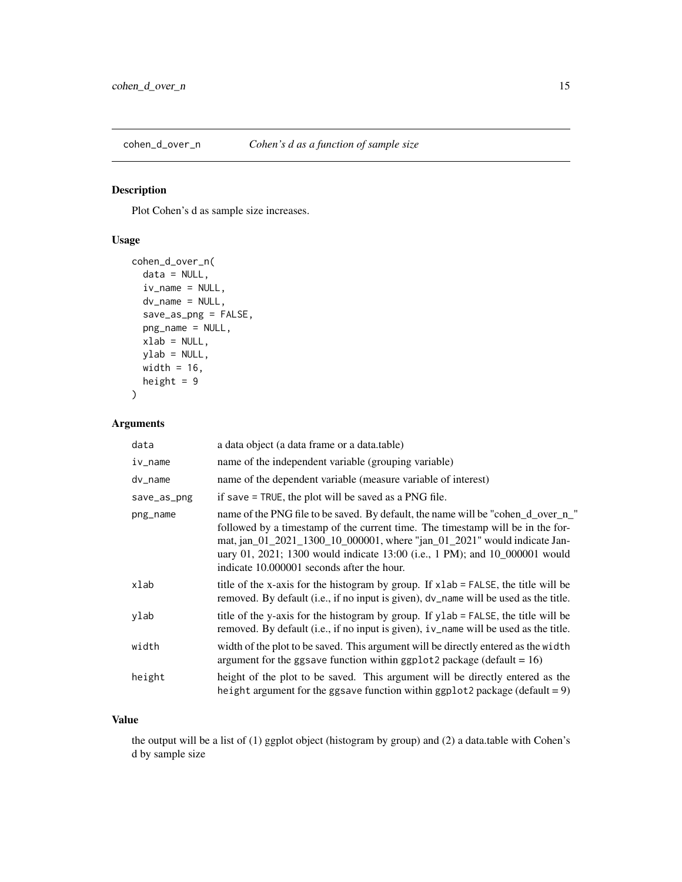## cohen_d_over_n — *Cohen's d as a function of sample size*

### Description

Plot Cohen's d as sample size increases.

### Usage

```
cohen_d_over_n(
  data = NULL,
  iv_name = NULL,
  dv_name = NULL,
  save_as_png = FALSE,
  png_name = NULL,
  xlab = NULL,
  ylab = NULL,
  width = 16,
  height = 9
)
```

### Arguments

| Argument | Description |
|---|---|
| data | a data object (a data frame or a data.table) |
| iv_name | name of the independent variable (grouping variable) |
| dv_name | name of the dependent variable (measure variable of interest) |
| save_as_png | if save = TRUE, the plot will be saved as a PNG file. |
| png_name | name of the PNG file to be saved. By default, the name will be "cohen_d_over_n_" followed by a timestamp of the current time. The timestamp will be in the format, jan_01_2021_1300_10_000001, where "jan_01_2021" would indicate January 01, 2021; 1300 would indicate 13:00 (i.e., 1 PM); and 10_000001 would indicate 10.000001 seconds after the hour. |
| xlab | title of the x-axis for the histogram by group. If xlab = FALSE, the title will be removed. By default (i.e., if no input is given), dv_name will be used as the title. |
| ylab | title of the y-axis for the histogram by group. If ylab = FALSE, the title will be removed. By default (i.e., if no input is given), iv_name will be used as the title. |
| width | width of the plot to be saved. This argument will be directly entered as the width argument for the ggsave function within ggplot2 package (default = 16) |
| height | height of the plot to be saved. This argument will be directly entered as the height argument for the ggsave function within ggplot2 package (default = 9) |

### Value

the output will be a list of (1) ggplot object (histogram by group) and (2) a data.table with Cohen's d by sample size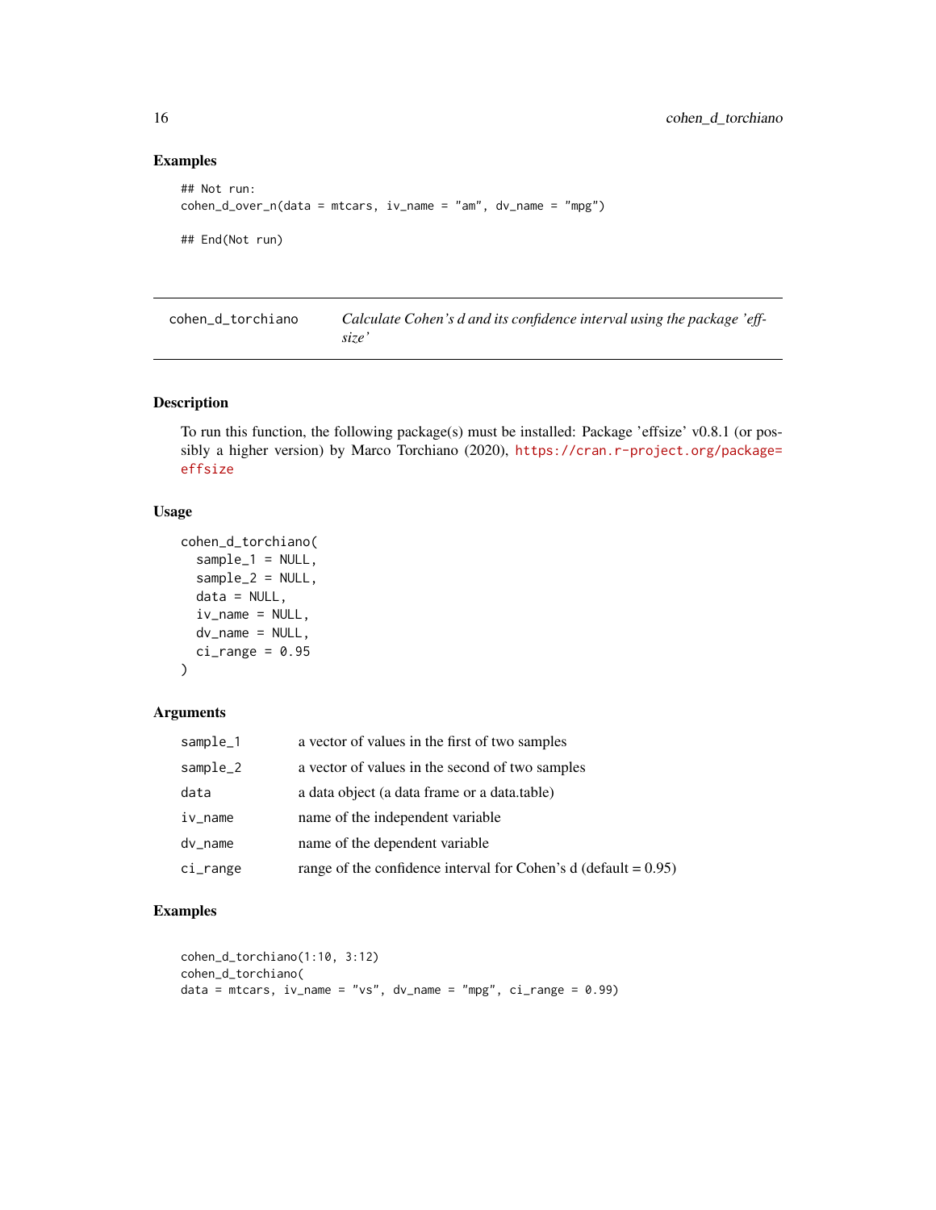## Examples

```
## Not run:
cohen_d_over_n(data = mtcars, iv_name = "am", dv_name = "mpg")

## End(Not run)
```

---

## cohen_d_torchiano

*Calculate Cohen's d and its confidence interval using the package 'effsize'*

### Description

To run this function, the following package(s) must be installed: Package 'effsize' v0.8.1 (or possibly a higher version) by Marco Torchiano (2020), https://cran.r-project.org/package=effsize

### Usage

```
cohen_d_torchiano(
  sample_1 = NULL,
  sample_2 = NULL,
  data = NULL,
  iv_name = NULL,
  dv_name = NULL,
  ci_range = 0.95
)
```

### Arguments

| | |
|---|---|
| sample_1 | a vector of values in the first of two samples |
| sample_2 | a vector of values in the second of two samples |
| data | a data object (a data frame or a data.table) |
| iv_name | name of the independent variable |
| dv_name | name of the dependent variable |
| ci_range | range of the confidence interval for Cohen's d (default = 0.95) |

### Examples

```
cohen_d_torchiano(1:10, 3:12)
cohen_d_torchiano(
data = mtcars, iv_name = "vs", dv_name = "mpg", ci_range = 0.99)
```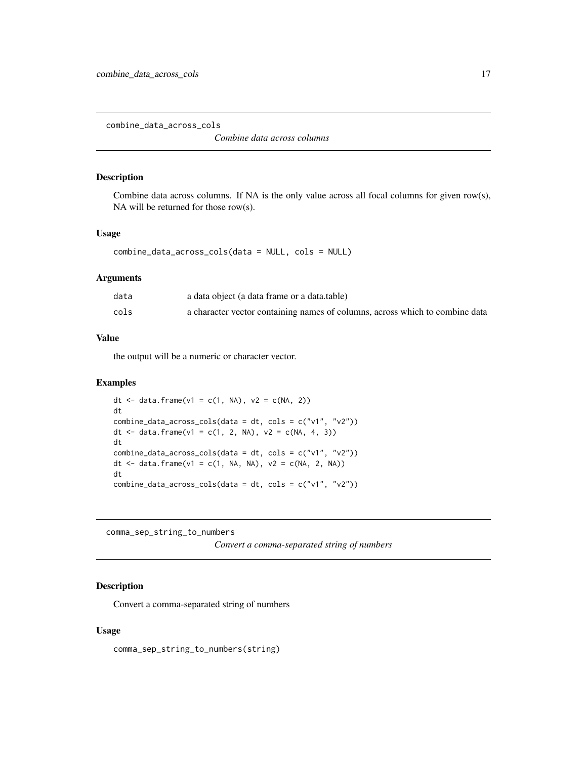## combine_data_across_cols

*Combine data across columns*

### Description

Combine data across columns. If NA is the only value across all focal columns for given row(s), NA will be returned for those row(s).

### Usage

```
combine_data_across_cols(data = NULL, cols = NULL)
```

### Arguments

| | |
|---|---|
| data | a data object (a data frame or a data.table) |
| cols | a character vector containing names of columns, across which to combine data |

### Value

the output will be a numeric or character vector.

### Examples

```
dt <- data.frame(v1 = c(1, NA), v2 = c(NA, 2))
dt
combine_data_across_cols(data = dt, cols = c("v1", "v2"))
dt <- data.frame(v1 = c(1, 2, NA), v2 = c(NA, 4, 3))
dt
combine_data_across_cols(data = dt, cols = c("v1", "v2"))
dt <- data.frame(v1 = c(1, NA, NA), v2 = c(NA, 2, NA))
dt
combine_data_across_cols(data = dt, cols = c("v1", "v2"))
```

## comma_sep_string_to_numbers

*Convert a comma-separated string of numbers*

### Description

Convert a comma-separated string of numbers

### Usage

```
comma_sep_string_to_numbers(string)
```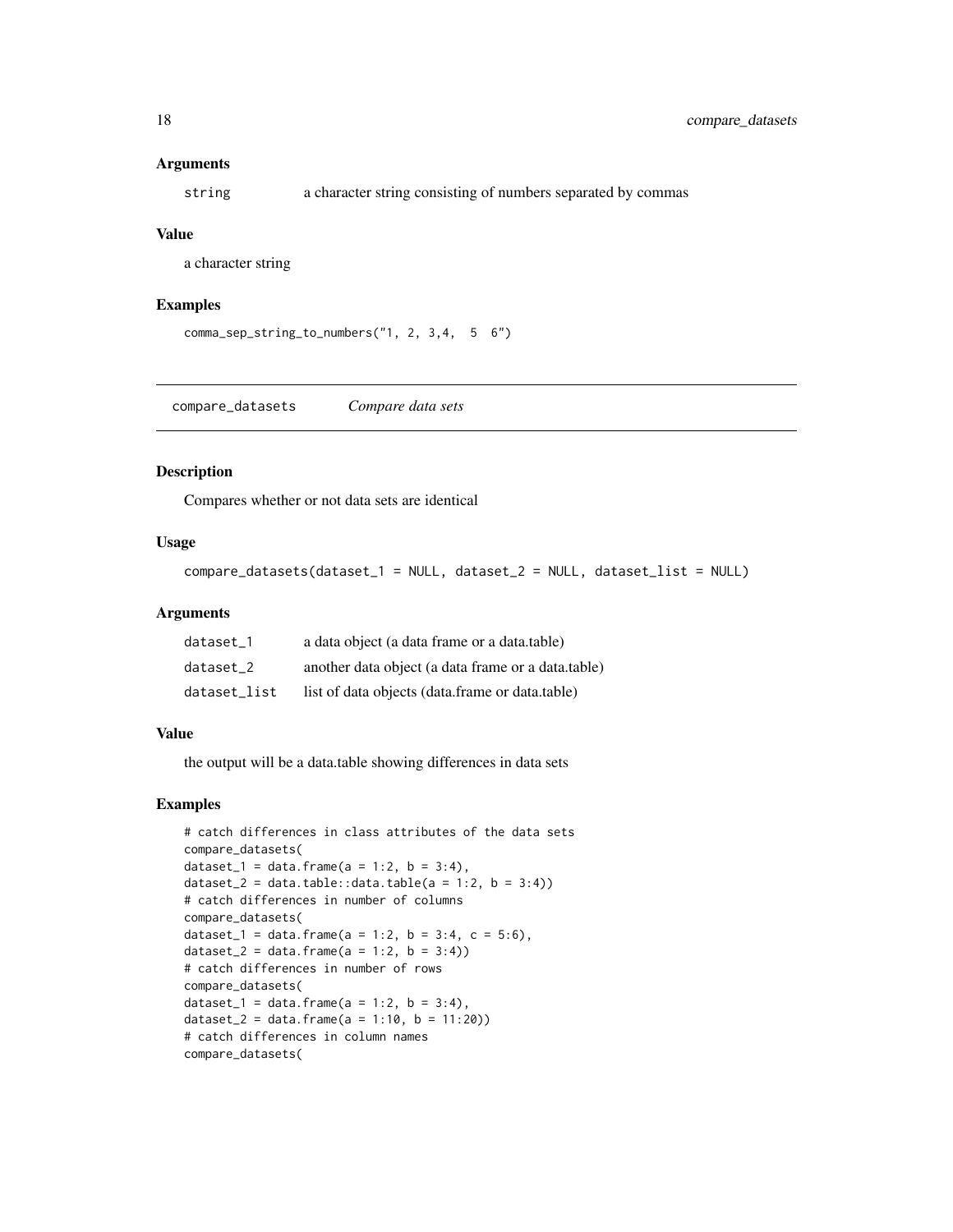### Arguments

| | |
|---|---|
| `string` | a character string consisting of numbers separated by commas |

### Value

a character string

### Examples

```
comma_sep_string_to_numbers("1, 2, 3,4,  5  6")
```

---

## compare_datasets *Compare data sets*

### Description

Compares whether or not data sets are identical

### Usage

```
compare_datasets(dataset_1 = NULL, dataset_2 = NULL, dataset_list = NULL)
```

### Arguments

| | |
|---|---|
| `dataset_1` | a data object (a data frame or a data.table) |
| `dataset_2` | another data object (a data frame or a data.table) |
| `dataset_list` | list of data objects (data.frame or data.table) |

### Value

the output will be a data.table showing differences in data sets

### Examples

```
# catch differences in class attributes of the data sets
compare_datasets(
dataset_1 = data.frame(a = 1:2, b = 3:4),
dataset_2 = data.table::data.table(a = 1:2, b = 3:4))
# catch differences in number of columns
compare_datasets(
dataset_1 = data.frame(a = 1:2, b = 3:4, c = 5:6),
dataset_2 = data.frame(a = 1:2, b = 3:4))
# catch differences in number of rows
compare_datasets(
dataset_1 = data.frame(a = 1:2, b = 3:4),
dataset_2 = data.frame(a = 1:10, b = 11:20))
# catch differences in column names
compare_datasets(
```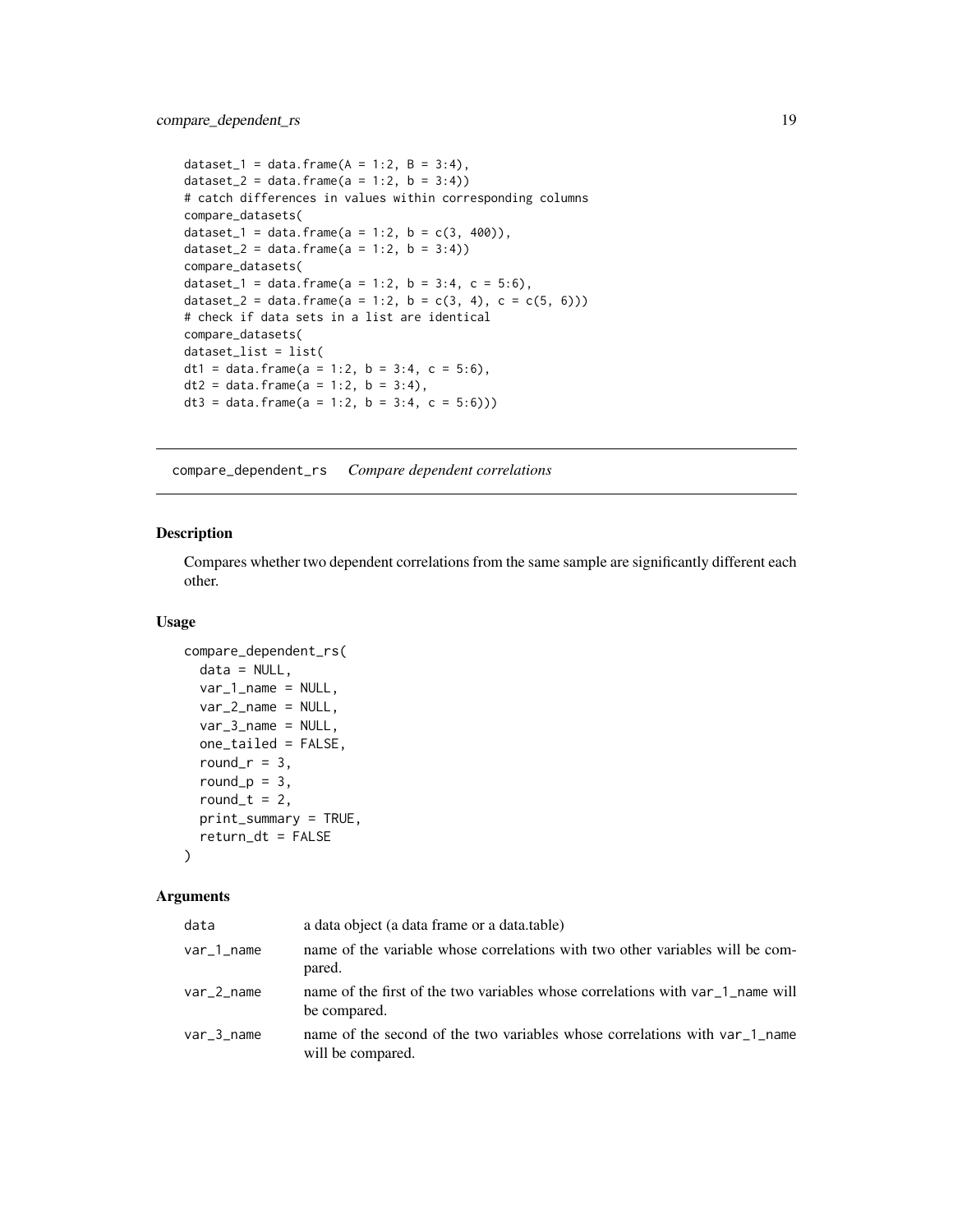```
dataset_1 = data.frame(A = 1:2, B = 3:4),
dataset_2 = data.frame(a = 1:2, b = 3:4))
# catch differences in values within corresponding columns
compare_datasets(
dataset_1 = data.frame(a = 1:2, b = c(3, 400)),
dataset_2 = data.frame(a = 1:2, b = 3:4))
compare_datasets(
dataset_1 = data.frame(a = 1:2, b = 3:4, c = 5:6),
dataset_2 = data.frame(a = 1:2, b = c(3, 4), c = c(5, 6)))
# check if data sets in a list are identical
compare_datasets(
dataset_list = list(
dt1 = data.frame(a = 1:2, b = 3:4, c = 5:6),
dt2 = data.frame(a = 1:2, b = 3:4),
dt3 = data.frame(a = 1:2, b = 3:4, c = 5:6)))
```

## compare_dependent_rs *Compare dependent correlations*

### Description

Compares whether two dependent correlations from the same sample are significantly different each other.

### Usage

```
compare_dependent_rs(
  data = NULL,
  var_1_name = NULL,
  var_2_name = NULL,
  var_3_name = NULL,
  one_tailed = FALSE,
  round_r = 3,
  round_p = 3,
  round_t = 2,
  print_summary = TRUE,
  return_dt = FALSE
)
```

### Arguments

| | |
|---|---|
| data | a data object (a data frame or a data.table) |
| var_1_name | name of the variable whose correlations with two other variables will be compared. |
| var_2_name | name of the first of the two variables whose correlations with var_1_name will be compared. |
| var_3_name | name of the second of the two variables whose correlations with var_1_name will be compared. |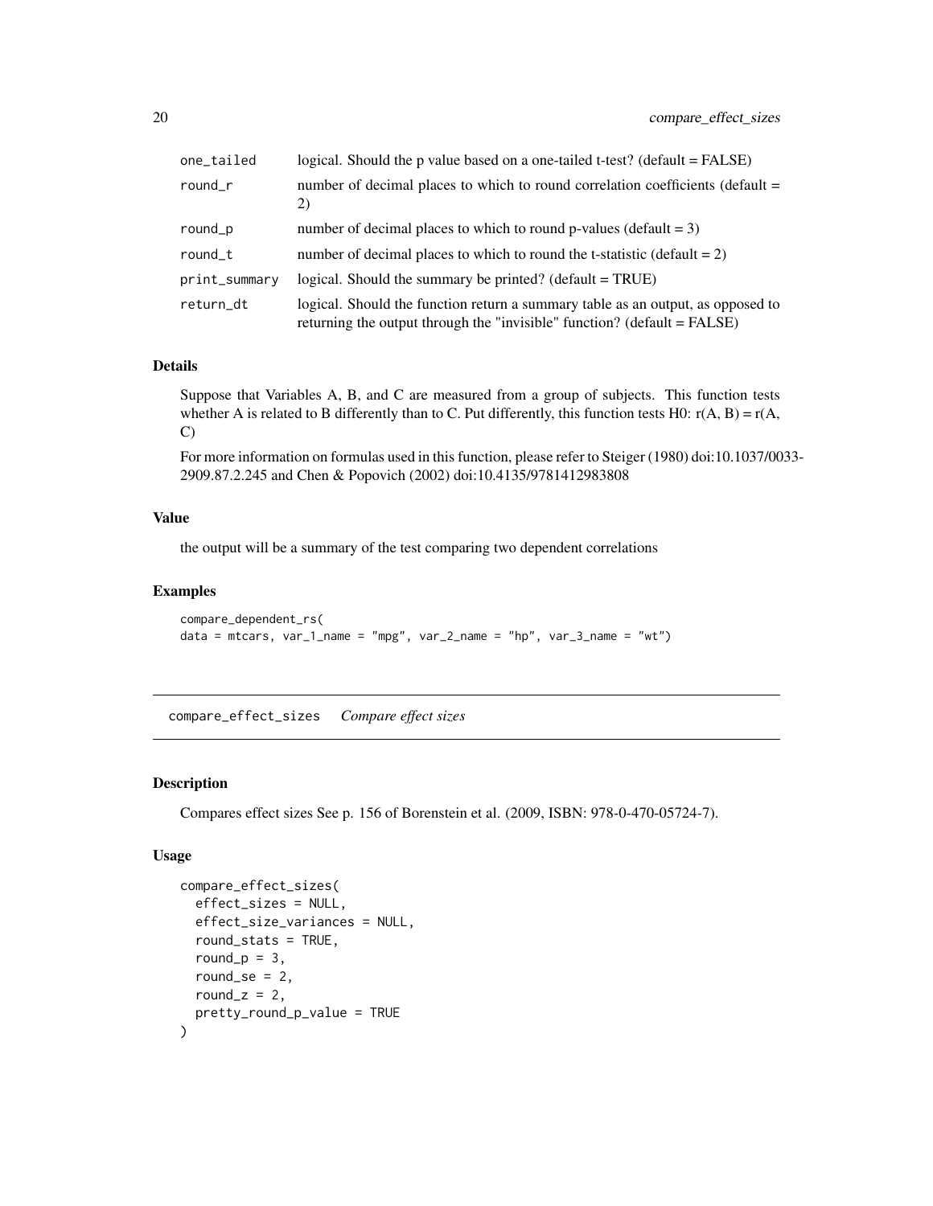| | |
|---|---|
| one_tailed | logical. Should the p value based on a one-tailed t-test? (default = FALSE) |
| round_r | number of decimal places to which to round correlation coefficients (default = 2) |
| round_p | number of decimal places to which to round p-values (default = 3) |
| round_t | number of decimal places to which to round the t-statistic (default = 2) |
| print_summary | logical. Should the summary be printed? (default = TRUE) |
| return_dt | logical. Should the function return a summary table as an output, as opposed to returning the output through the "invisible" function? (default = FALSE) |

### Details

Suppose that Variables A, B, and C are measured from a group of subjects. This function tests whether A is related to B differently than to C. Put differently, this function tests H0: r(A, B) = r(A, C)

For more information on formulas used in this function, please refer to Steiger (1980) doi:10.1037/0033-2909.87.2.245 and Chen & Popovich (2002) doi:10.4135/9781412983808

### Value

the output will be a summary of the test comparing two dependent correlations

### Examples

```
compare_dependent_rs(
data = mtcars, var_1_name = "mpg", var_2_name = "hp", var_3_name = "wt")
```

---

## compare_effect_sizes *Compare effect sizes*

### Description

Compares effect sizes See p. 156 of Borenstein et al. (2009, ISBN: 978-0-470-05724-7).

### Usage

```
compare_effect_sizes(
  effect_sizes = NULL,
  effect_size_variances = NULL,
  round_stats = TRUE,
  round_p = 3,
  round_se = 2,
  round_z = 2,
  pretty_round_p_value = TRUE
)
```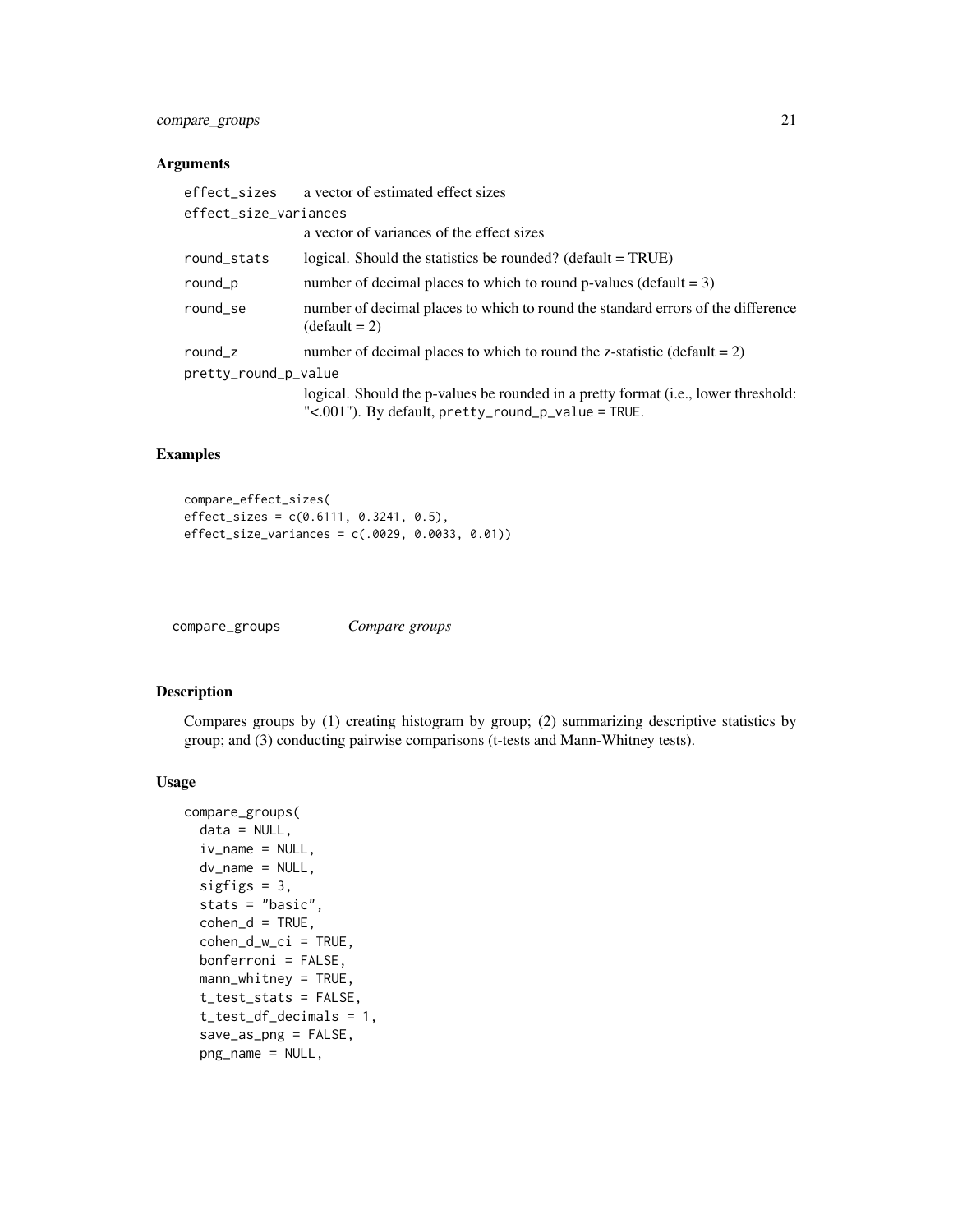## Arguments

| | |
|---|---|
| `effect_sizes` | a vector of estimated effect sizes |
| `effect_size_variances` | a vector of variances of the effect sizes |
| `round_stats` | logical. Should the statistics be rounded? (default = TRUE) |
| `round_p` | number of decimal places to which to round p-values (default = 3) |
| `round_se` | number of decimal places to which to round the standard errors of the difference (default = 2) |
| `round_z` | number of decimal places to which to round the z-statistic (default = 2) |
| `pretty_round_p_value` | logical. Should the p-values be rounded in a pretty format (i.e., lower threshold: "<.001"). By default, `pretty_round_p_value = TRUE`. |

## Examples

```
compare_effect_sizes(
effect_sizes = c(0.6111, 0.3241, 0.5),
effect_size_variances = c(.0029, 0.0033, 0.01))
```

---

# compare_groups — *Compare groups*

## Description

Compares groups by (1) creating histogram by group; (2) summarizing descriptive statistics by group; and (3) conducting pairwise comparisons (t-tests and Mann-Whitney tests).

## Usage

```
compare_groups(
  data = NULL,
  iv_name = NULL,
  dv_name = NULL,
  sigfigs = 3,
  stats = "basic",
  cohen_d = TRUE,
  cohen_d_w_ci = TRUE,
  bonferroni = FALSE,
  mann_whitney = TRUE,
  t_test_stats = FALSE,
  t_test_df_decimals = 1,
  save_as_png = FALSE,
  png_name = NULL,
```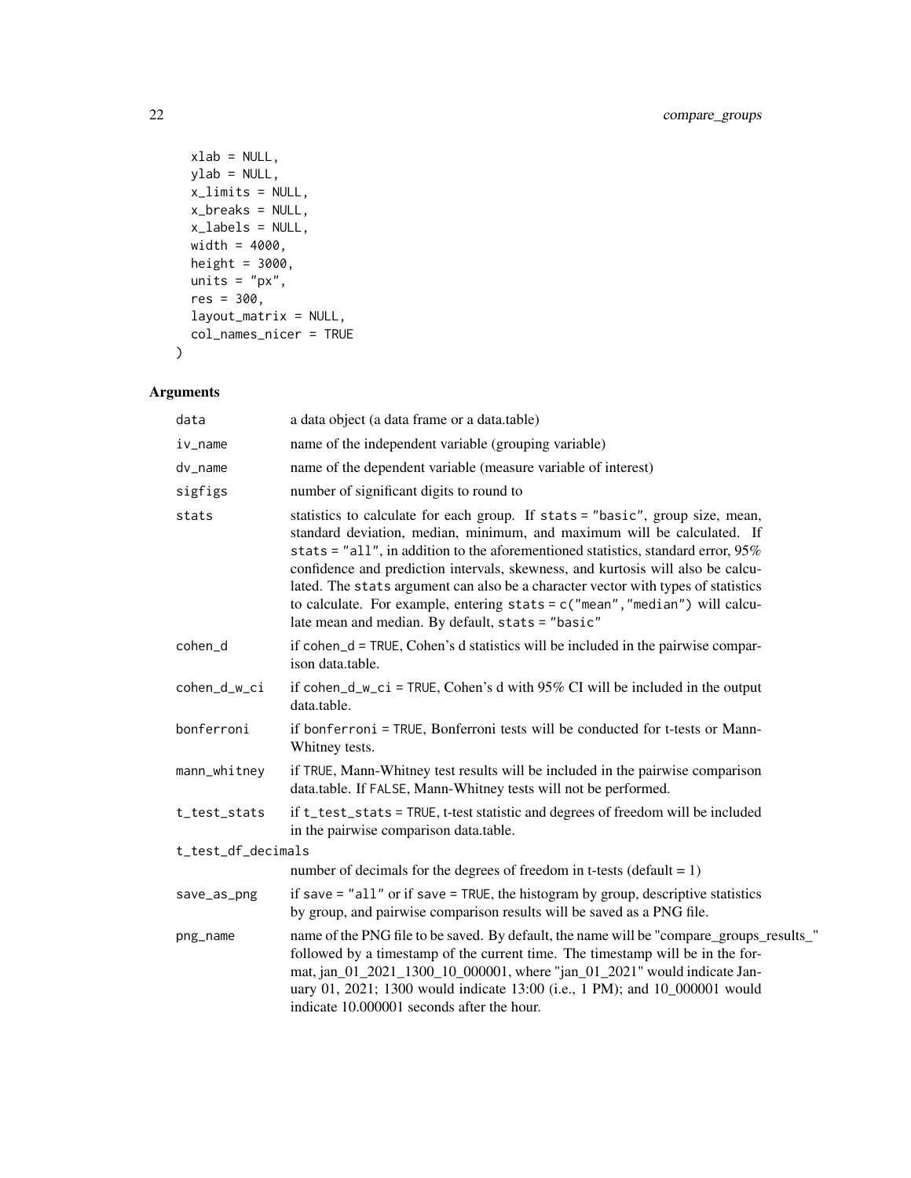```
  xlab = NULL,
  ylab = NULL,
  x_limits = NULL,
  x_breaks = NULL,
  x_labels = NULL,
  width = 4000,
  height = 3000,
  units = "px",
  res = 300,
  layout_matrix = NULL,
  col_names_nicer = TRUE
)
```

## Arguments

| Argument | Description |
|---|---|
| `data` | a data object (a data frame or a data.table) |
| `iv_name` | name of the independent variable (grouping variable) |
| `dv_name` | name of the dependent variable (measure variable of interest) |
| `sigfigs` | number of significant digits to round to |
| `stats` | statistics to calculate for each group. If `stats = "basic"`, group size, mean, standard deviation, median, minimum, and maximum will be calculated. If `stats = "all"`, in addition to the aforementioned statistics, standard error, 95% confidence and prediction intervals, skewness, and kurtosis will also be calculated. The `stats` argument can also be a character vector with types of statistics to calculate. For example, entering `stats = c("mean","median")` will calculate mean and median. By default, `stats = "basic"` |
| `cohen_d` | if `cohen_d = TRUE`, Cohen's d statistics will be included in the pairwise comparison data.table. |
| `cohen_d_w_ci` | if `cohen_d_w_ci = TRUE`, Cohen's d with 95% CI will be included in the output data.table. |
| `bonferroni` | if `bonferroni = TRUE`, Bonferroni tests will be conducted for t-tests or Mann-Whitney tests. |
| `mann_whitney` | if `TRUE`, Mann-Whitney test results will be included in the pairwise comparison data.table. If `FALSE`, Mann-Whitney tests will not be performed. |
| `t_test_stats` | if `t_test_stats = TRUE`, t-test statistic and degrees of freedom will be included in the pairwise comparison data.table. |
| `t_test_df_decimals` | number of decimals for the degrees of freedom in t-tests (default = 1) |
| `save_as_png` | if `save = "all"` or if `save = TRUE`, the histogram by group, descriptive statistics by group, and pairwise comparison results will be saved as a PNG file. |
| `png_name` | name of the PNG file to be saved. By default, the name will be "compare_groups_results_" followed by a timestamp of the current time. The timestamp will be in the format, jan_01_2021_1300_10_000001, where "jan_01_2021" would indicate January 01, 2021; 1300 would indicate 13:00 (i.e., 1 PM); and 10_000001 would indicate 10.000001 seconds after the hour. |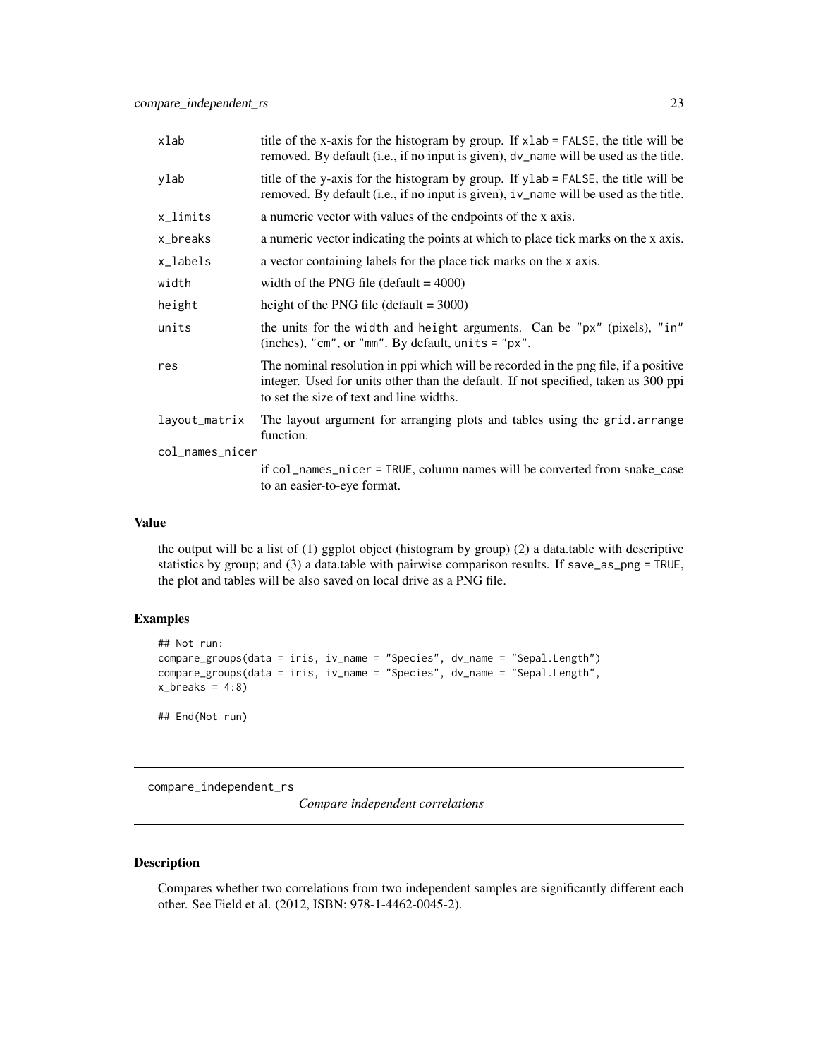| | |
|---|---|
| xlab | title of the x-axis for the histogram by group. If xlab = FALSE, the title will be removed. By default (i.e., if no input is given), dv_name will be used as the title. |
| ylab | title of the y-axis for the histogram by group. If ylab = FALSE, the title will be removed. By default (i.e., if no input is given), iv_name will be used as the title. |
| x_limits | a numeric vector with values of the endpoints of the x axis. |
| x_breaks | a numeric vector indicating the points at which to place tick marks on the x axis. |
| x_labels | a vector containing labels for the place tick marks on the x axis. |
| width | width of the PNG file (default = 4000) |
| height | height of the PNG file (default = 3000) |
| units | the units for the width and height arguments. Can be "px" (pixels), "in" (inches), "cm", or "mm". By default, units = "px". |
| res | The nominal resolution in ppi which will be recorded in the png file, if a positive integer. Used for units other than the default. If not specified, taken as 300 ppi to set the size of text and line widths. |
| layout_matrix | The layout argument for arranging plots and tables using the grid.arrange function. |
| col_names_nicer | if col_names_nicer = TRUE, column names will be converted from snake_case to an easier-to-eye format. |

## Value

the output will be a list of (1) ggplot object (histogram by group) (2) a data.table with descriptive statistics by group; and (3) a data.table with pairwise comparison results. If save_as_png = TRUE, the plot and tables will be also saved on local drive as a PNG file.

## Examples

```
## Not run:
compare_groups(data = iris, iv_name = "Species", dv_name = "Sepal.Length")
compare_groups(data = iris, iv_name = "Species", dv_name = "Sepal.Length",
x_breaks = 4:8)

## End(Not run)
```

---

# compare_independent_rs

*Compare independent correlations*

## Description

Compares whether two correlations from two independent samples are significantly different each other. See Field et al. (2012, ISBN: 978-1-4462-0045-2).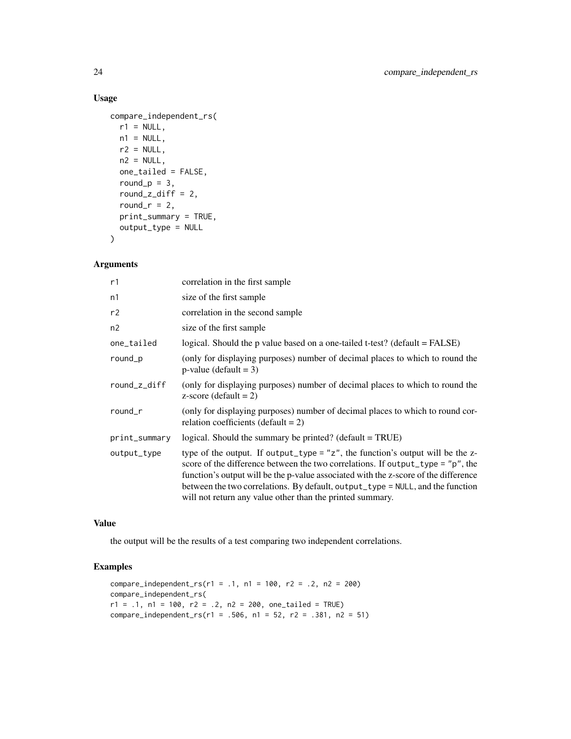### Usage

```
compare_independent_rs(
  r1 = NULL,
  n1 = NULL,
  r2 = NULL,
  n2 = NULL,
  one_tailed = FALSE,
  round_p = 3,
  round_z_diff = 2,
  round_r = 2,
  print_summary = TRUE,
  output_type = NULL
)
```

### Arguments

| | |
|---|---|
| `r1` | correlation in the first sample |
| `n1` | size of the first sample |
| `r2` | correlation in the second sample |
| `n2` | size of the first sample |
| `one_tailed` | logical. Should the p value based on a one-tailed t-test? (default = FALSE) |
| `round_p` | (only for displaying purposes) number of decimal places to which round the p-value (default = 3) |
| `round_z_diff` | (only for displaying purposes) number of decimal places to which round the z-score (default = 2) |
| `round_r` | (only for displaying purposes) number of decimal places to which to round correlation coefficients (default = 2) |
| `print_summary` | logical. Should the summary be printed? (default = TRUE) |
| `output_type` | type of the output. If `output_type = "z"`, the function's output will be the z-score of the difference between the two correlations. If `output_type = "p"`, the function's output will be the p-value associated with the z-score of the difference between the two correlations. By default, `output_type = NULL`, and the function will not return any value other than the printed summary. |

### Value

the output will be the results of a test comparing two independent correlations.

### Examples

```
compare_independent_rs(r1 = .1, n1 = 100, r2 = .2, n2 = 200)
compare_independent_rs(
r1 = .1, n1 = 100, r2 = .2, n2 = 200, one_tailed = TRUE)
compare_independent_rs(r1 = .506, n1 = 52, r2 = .381, n2 = 51)
```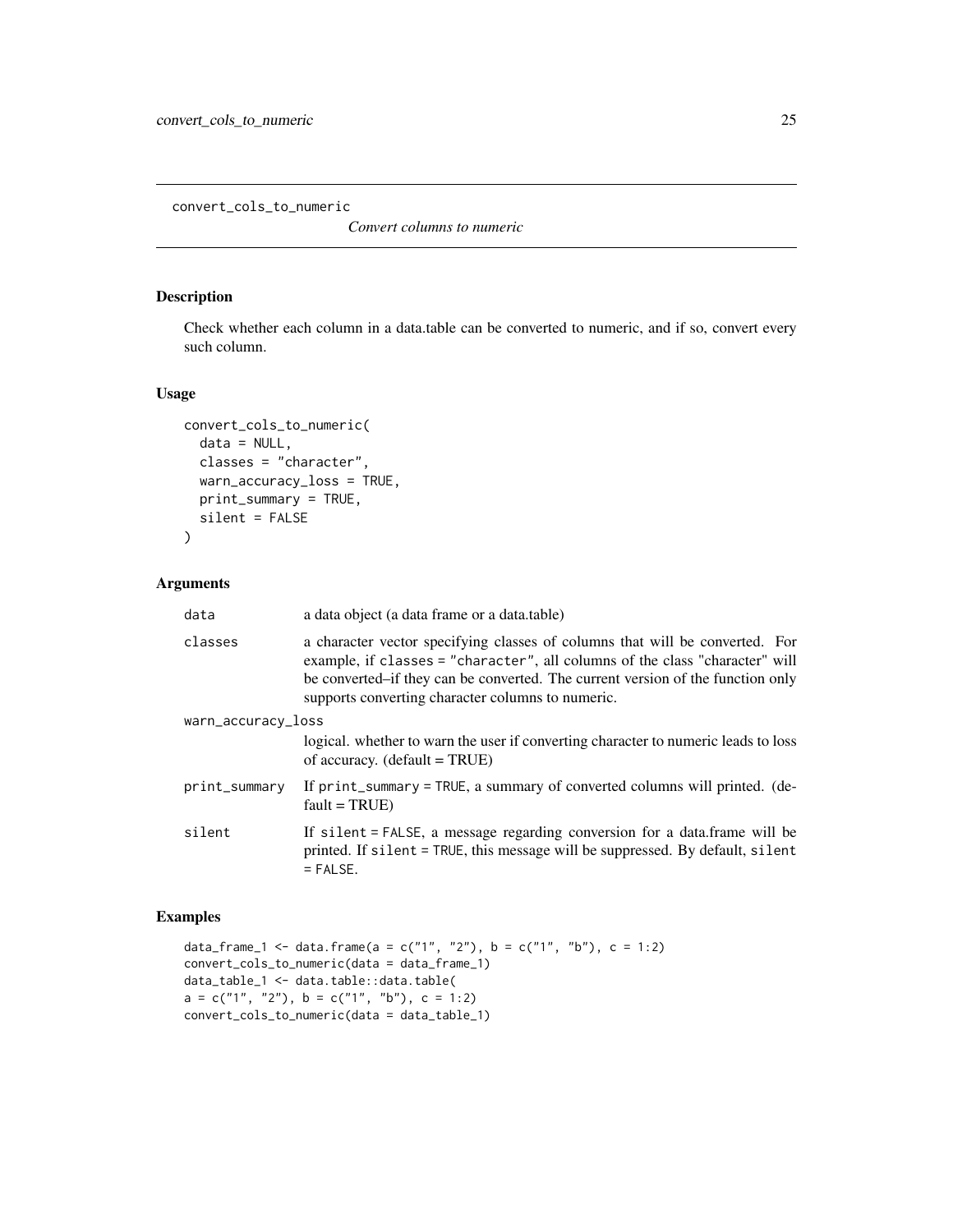convert_cols_to_numeric

*Convert columns to numeric*

## Description

Check whether each column in a data.table can be converted to numeric, and if so, convert every such column.

## Usage

```
convert_cols_to_numeric(
  data = NULL,
  classes = "character",
  warn_accuracy_loss = TRUE,
  print_summary = TRUE,
  silent = FALSE
)
```

## Arguments

| | |
|---|---|
| `data` | a data object (a data frame or a data.table) |
| `classes` | a character vector specifying classes of columns that will be converted. For example, if `classes = "character"`, all columns of the class "character" will be converted–if they can be converted. The current version of the function only supports converting character columns to numeric. |
| `warn_accuracy_loss` | logical. whether to warn the user if converting character to numeric leads to loss of accuracy. (default = TRUE) |
| `print_summary` | If `print_summary = TRUE`, a summary of converted columns will printed. (default = TRUE) |
| `silent` | If `silent = FALSE`, a message regarding conversion for a data.frame will be printed. If `silent = TRUE`, this message will be suppressed. By default, `silent = FALSE`. |

## Examples

```
data_frame_1 <- data.frame(a = c("1", "2"), b = c("1", "b"), c = 1:2)
convert_cols_to_numeric(data = data_frame_1)
data_table_1 <- data.table::data.table(
a = c("1", "2"), b = c("1", "b"), c = 1:2)
convert_cols_to_numeric(data = data_table_1)
```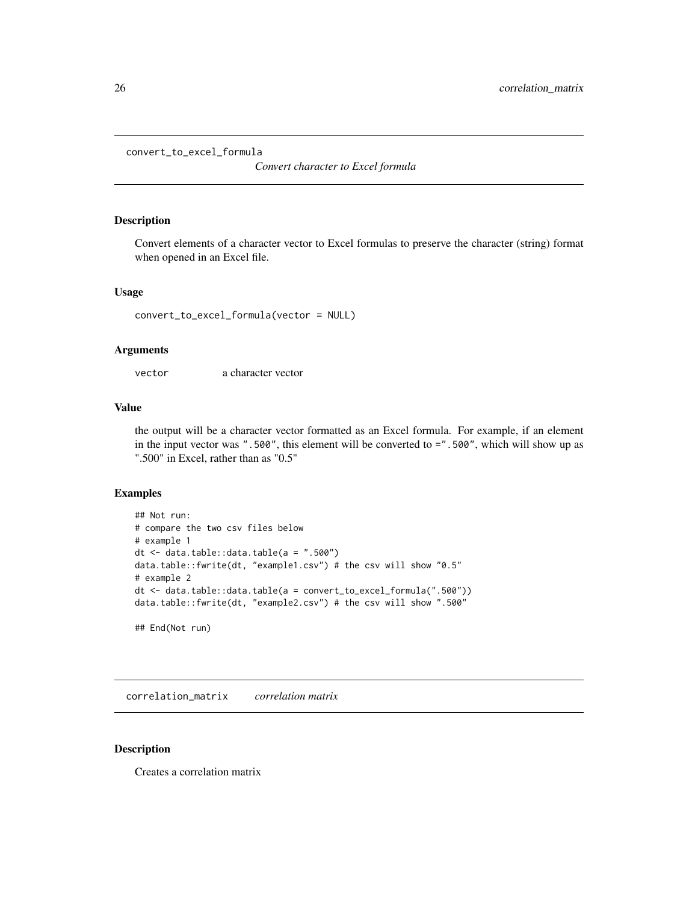## convert_to_excel_formula

*Convert character to Excel formula*

### Description

Convert elements of a character vector to Excel formulas to preserve the character (string) format when opened in an Excel file.

### Usage

```
convert_to_excel_formula(vector = NULL)
```

### Arguments

`vector` a character vector

### Value

the output will be a character vector formatted as an Excel formula. For example, if an element in the input vector was `".500"`, this element will be converted to `=".500"`, which will show up as ".500" in Excel, rather than as "0.5"

### Examples

```
## Not run:
# compare the two csv files below
# example 1
dt <- data.table::data.table(a = ".500")
data.table::fwrite(dt, "example1.csv") # the csv will show "0.5"
# example 2
dt <- data.table::data.table(a = convert_to_excel_formula(".500"))
data.table::fwrite(dt, "example2.csv") # the csv will show ".500"

## End(Not run)
```

## correlation_matrix

*correlation matrix*

### Description

Creates a correlation matrix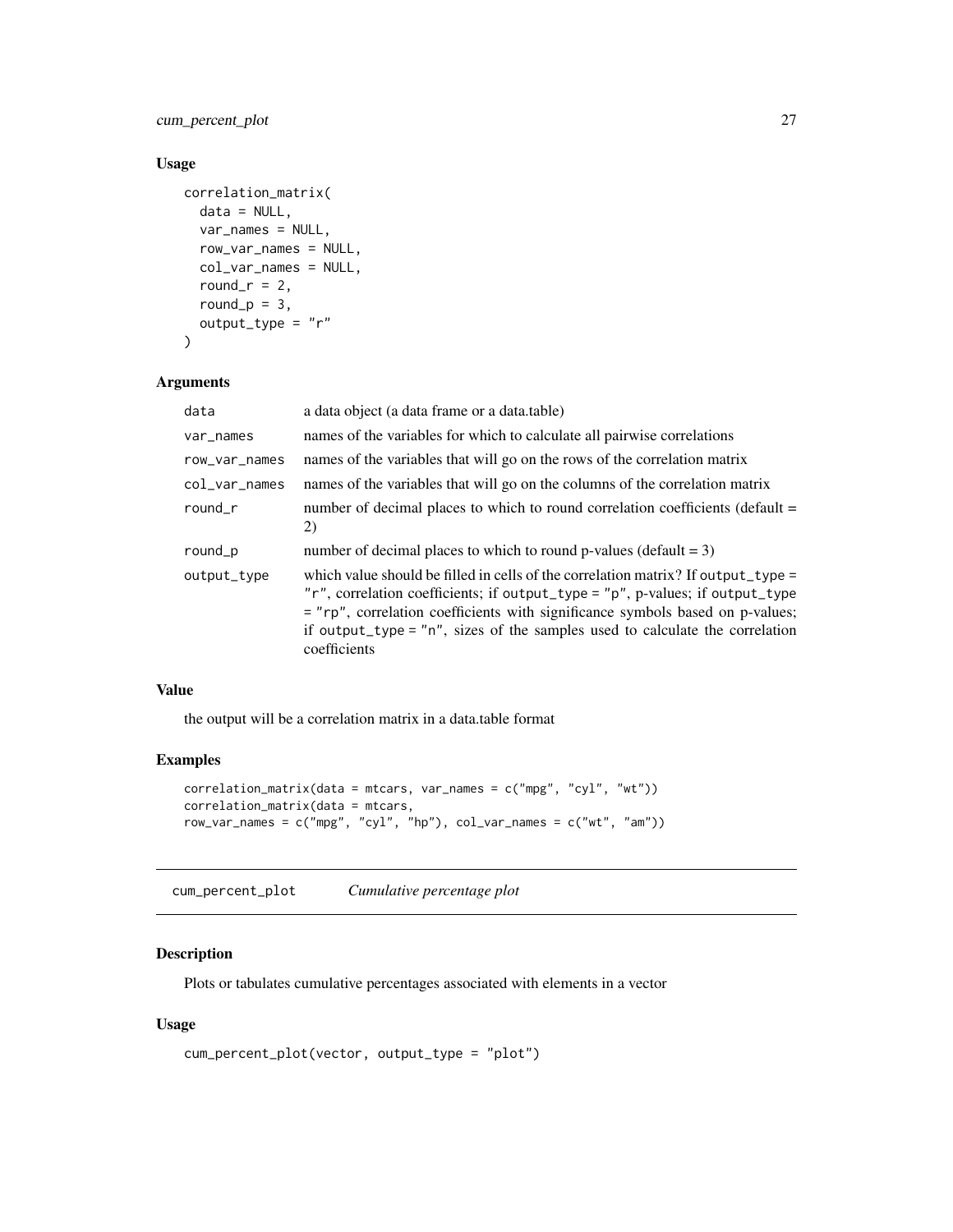### Usage

```
correlation_matrix(
  data = NULL,
  var_names = NULL,
  row_var_names = NULL,
  col_var_names = NULL,
  round_r = 2,
  round_p = 3,
  output_type = "r"
)
```

### Arguments

| | |
|---|---|
| data | a data object (a data frame or a data.table) |
| var_names | names of the variables for which to calculate all pairwise correlations |
| row_var_names | names of the variables that will go on the rows of the correlation matrix |
| col_var_names | names of the variables that will go on the columns of the correlation matrix |
| round_r | number of decimal places to which to round correlation coefficients (default = 2) |
| round_p | number of decimal places to which to round p-values (default = 3) |
| output_type | which value should be filled in cells of the correlation matrix? If `output_type = "r"`, correlation coefficients; if `output_type = "p"`, p-values; if `output_type = "rp"`, correlation coefficients with significance symbols based on p-values; if `output_type = "n"`, sizes of the samples used to calculate the correlation coefficients |

### Value

the output will be a correlation matrix in a data.table format

### Examples

```
correlation_matrix(data = mtcars, var_names = c("mpg", "cyl", "wt"))
correlation_matrix(data = mtcars,
row_var_names = c("mpg", "cyl", "hp"), col_var_names = c("wt", "am"))
```

---

## cum_percent_plot *Cumulative percentage plot*

### Description

Plots or tabulates cumulative percentages associated with elements in a vector

### Usage

```
cum_percent_plot(vector, output_type = "plot")
```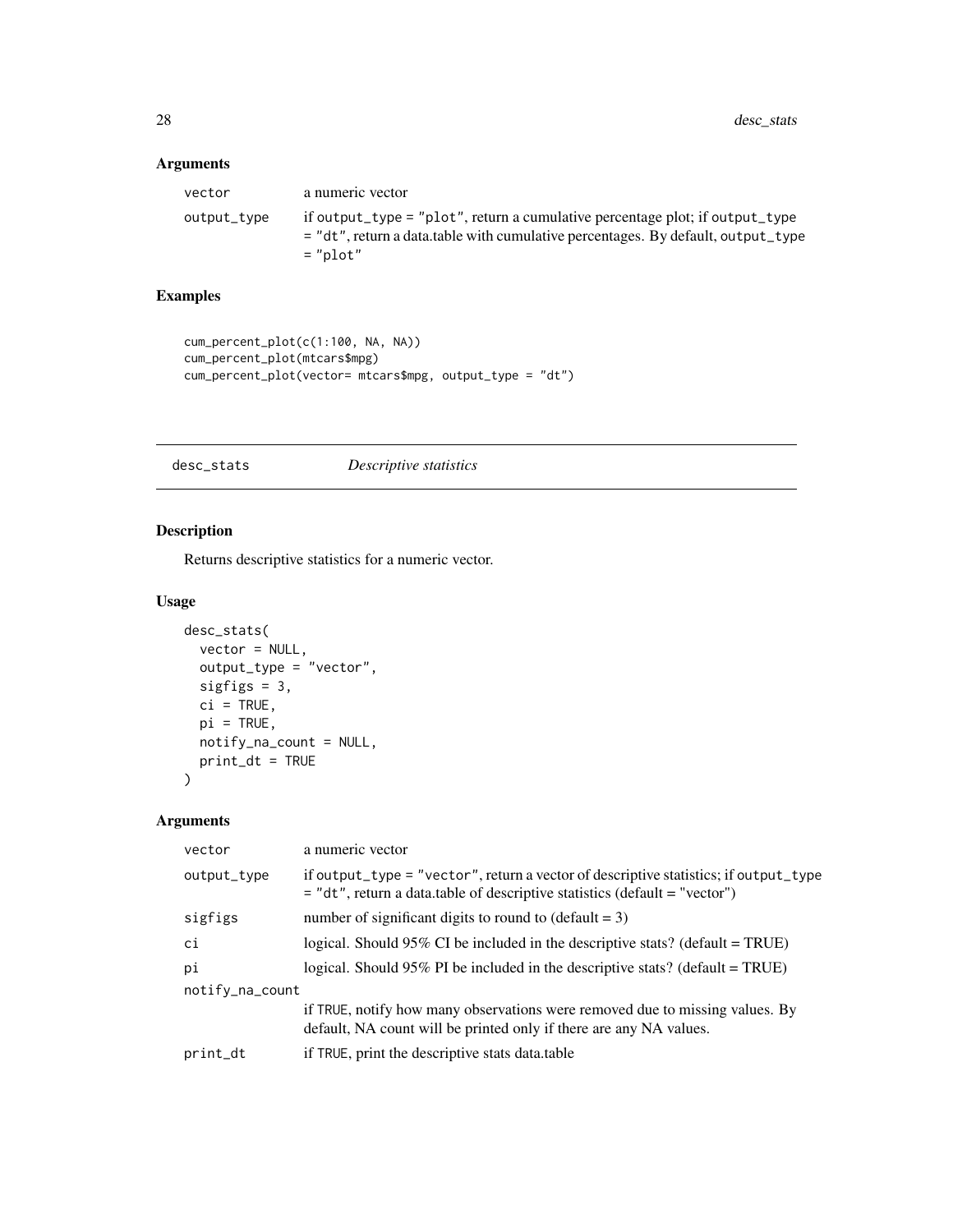## Arguments

| | |
|---|---|
| vector | a numeric vector |
| output_type | if output_type = "plot", return a cumulative percentage plot; if output_type = "dt", return a data.table with cumulative percentages. By default, output_type = "plot" |

## Examples

```
cum_percent_plot(c(1:100, NA, NA))
cum_percent_plot(mtcars$mpg)
cum_percent_plot(vector= mtcars$mpg, output_type = "dt")
```

---

# desc_stats *Descriptive statistics*

---

## Description

Returns descriptive statistics for a numeric vector.

## Usage

```
desc_stats(
  vector = NULL,
  output_type = "vector",
  sigfigs = 3,
  ci = TRUE,
  pi = TRUE,
  notify_na_count = NULL,
  print_dt = TRUE
)
```

## Arguments

| | |
|---|---|
| vector | a numeric vector |
| output_type | if output_type = "vector", return a vector of descriptive statistics; if output_type = "dt", return a data.table of descriptive statistics (default = "vector") |
| sigfigs | number of significant digits to round to (default = 3) |
| ci | logical. Should 95% CI be included in the descriptive stats? (default = TRUE) |
| pi | logical. Should 95% PI be included in the descriptive stats? (default = TRUE) |
| notify_na_count | if TRUE, notify how many observations were removed due to missing values. By default, NA count will be printed only if there are any NA values. |
| print_dt | if TRUE, print the descriptive stats data.table |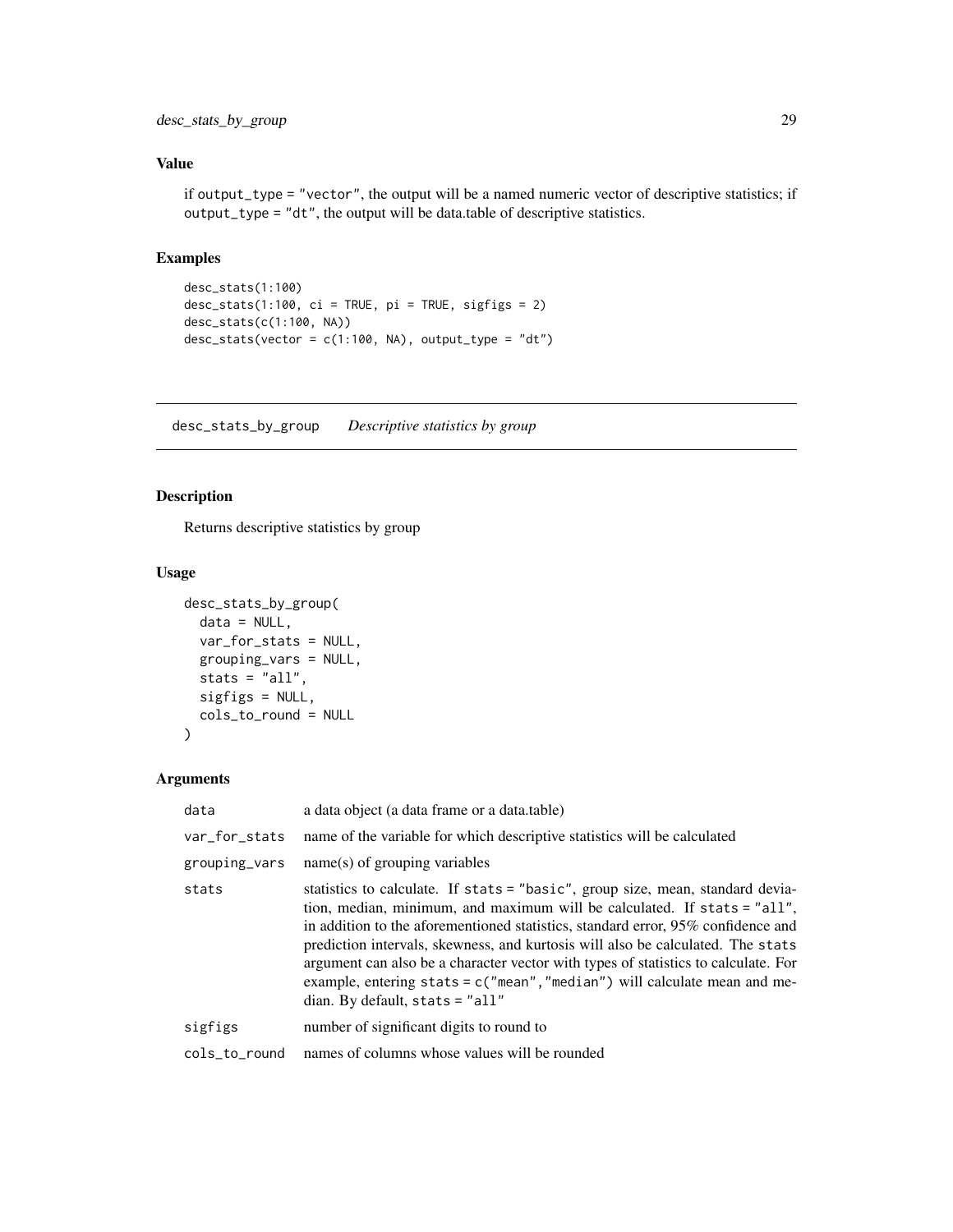## Value

if `output_type = "vector"`, the output will be a named numeric vector of descriptive statistics; if `output_type = "dt"`, the output will be data.table of descriptive statistics.

## Examples

```
desc_stats(1:100)
desc_stats(1:100, ci = TRUE, pi = TRUE, sigfigs = 2)
desc_stats(c(1:100, NA))
desc_stats(vector = c(1:100, NA), output_type = "dt")
```

---

# desc_stats_by_group — *Descriptive statistics by group*

## Description

Returns descriptive statistics by group

## Usage

```
desc_stats_by_group(
  data = NULL,
  var_for_stats = NULL,
  grouping_vars = NULL,
  stats = "all",
  sigfigs = NULL,
  cols_to_round = NULL
)
```

## Arguments

| Argument | Description |
|---|---|
| `data` | a data object (a data frame or a data.table) |
| `var_for_stats` | name of the variable for which descriptive statistics will be calculated |
| `grouping_vars` | name(s) of grouping variables |
| `stats` | statistics to calculate. If `stats = "basic"`, group size, mean, standard deviation, median, minimum, and maximum will be calculated. If `stats = "all"`, in addition to the aforementioned statistics, standard error, 95% confidence and prediction intervals, skewness, and kurtosis will also be calculated. The `stats` argument can also be a character vector with types of statistics to calculate. For example, entering `stats = c("mean","median")` will calculate mean and median. By default, `stats = "all"` |
| `sigfigs` | number of significant digits to round to |
| `cols_to_round` | names of columns whose values will be rounded |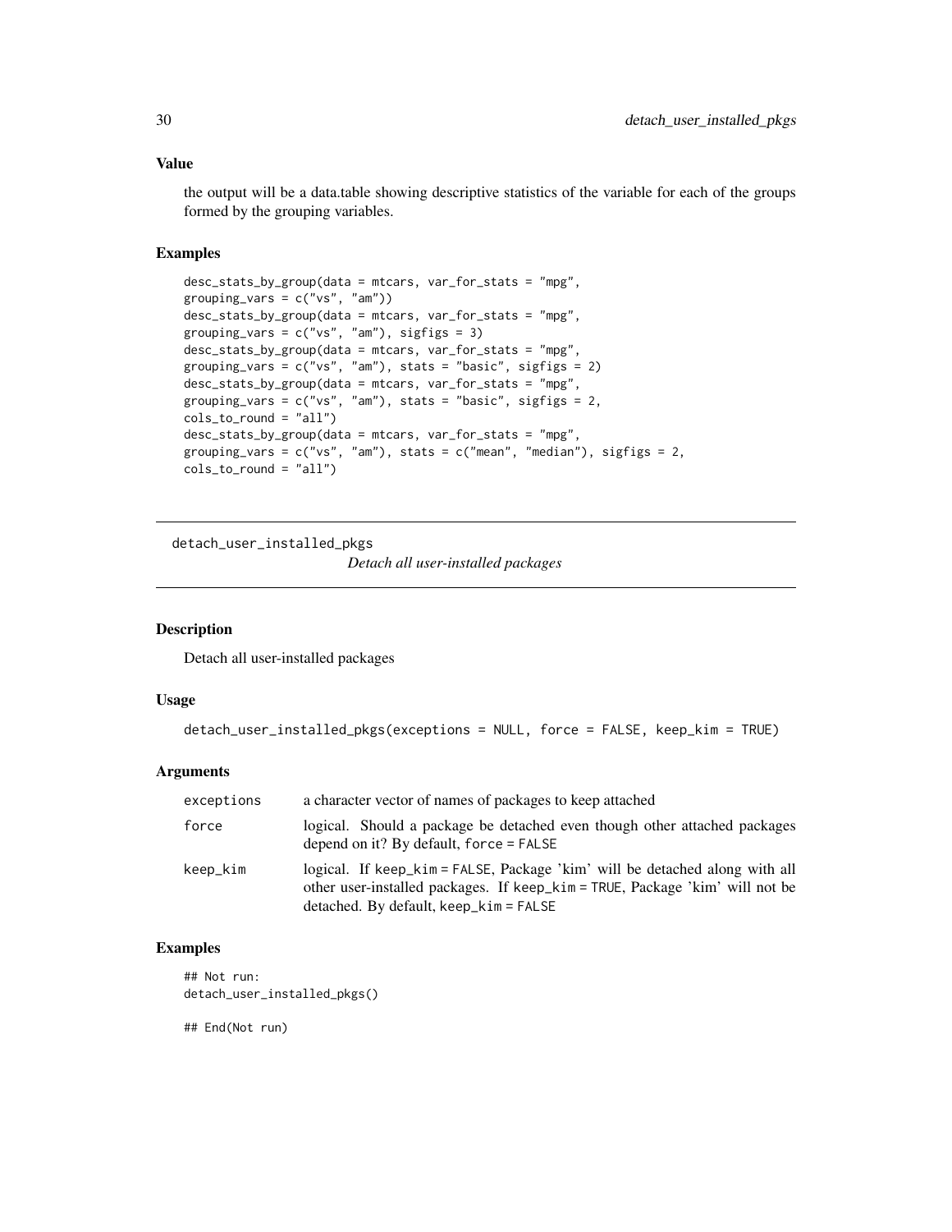### Value

the output will be a data.table showing descriptive statistics of the variable for each of the groups formed by the grouping variables.

### Examples

```
desc_stats_by_group(data = mtcars, var_for_stats = "mpg",
grouping_vars = c("vs", "am"))
desc_stats_by_group(data = mtcars, var_for_stats = "mpg",
grouping_vars = c("vs", "am"), sigfigs = 3)
desc_stats_by_group(data = mtcars, var_for_stats = "mpg",
grouping_vars = c("vs", "am"), stats = "basic", sigfigs = 2)
desc_stats_by_group(data = mtcars, var_for_stats = "mpg",
grouping_vars = c("vs", "am"), stats = "basic", sigfigs = 2,
cols_to_round = "all")
desc_stats_by_group(data = mtcars, var_for_stats = "mpg",
grouping_vars = c("vs", "am"), stats = c("mean", "median"), sigfigs = 2,
cols_to_round = "all")
```

---

## detach_user_installed_pkgs

*Detach all user-installed packages*

---

### Description

Detach all user-installed packages

### Usage

```
detach_user_installed_pkgs(exceptions = NULL, force = FALSE, keep_kim = TRUE)
```

### Arguments

| | |
|---|---|
| `exceptions` | a character vector of names of packages to keep attached |
| `force` | logical. Should a package be detached even though other attached packages depend on it? By default, `force = FALSE` |
| `keep_kim` | logical. If `keep_kim = FALSE`, Package 'kim' will be detached along with all other user-installed packages. If `keep_kim = TRUE`, Package 'kim' will not be detached. By default, `keep_kim = FALSE` |

### Examples

```
## Not run:
detach_user_installed_pkgs()

## End(Not run)
```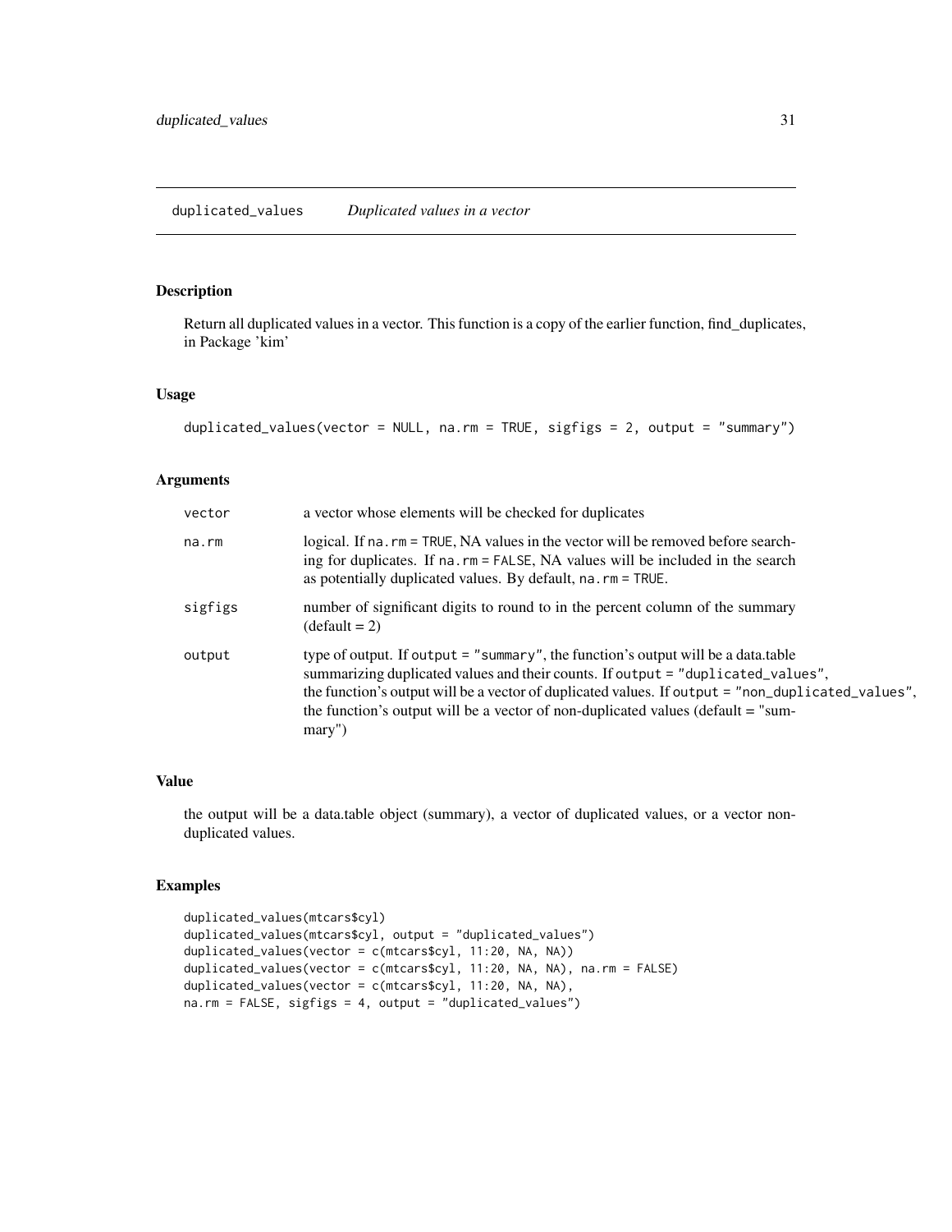# duplicated_values *Duplicated values in a vector*

## Description

Return all duplicated values in a vector. This function is a copy of the earlier function, find_duplicates, in Package 'kim'

## Usage

```
duplicated_values(vector = NULL, na.rm = TRUE, sigfigs = 2, output = "summary")
```

## Arguments

| | |
|---|---|
| vector | a vector whose elements will be checked for duplicates |
| na.rm | logical. If `na.rm = TRUE`, NA values in the vector will be removed before searching for duplicates. If `na.rm = FALSE`, NA values will be included in the search as potentially duplicated values. By default, `na.rm = TRUE`. |
| sigfigs | number of significant digits to round to in the percent column of the summary (default = 2) |
| output | type of output. If `output = "summary"`, the function's output will be a data.table summarizing duplicated values and their counts. If `output = "duplicated_values"`, the function's output will be a vector of duplicated values. If `output = "non_duplicated_values"`, the function's output will be a vector of non-duplicated values (default = "summary") |

## Value

the output will be a data.table object (summary), a vector of duplicated values, or a vector non-duplicated values.

## Examples

```
duplicated_values(mtcars$cyl)
duplicated_values(mtcars$cyl, output = "duplicated_values")
duplicated_values(vector = c(mtcars$cyl, 11:20, NA, NA))
duplicated_values(vector = c(mtcars$cyl, 11:20, NA, NA), na.rm = FALSE)
duplicated_values(vector = c(mtcars$cyl, 11:20, NA, NA),
na.rm = FALSE, sigfigs = 4, output = "duplicated_values")
```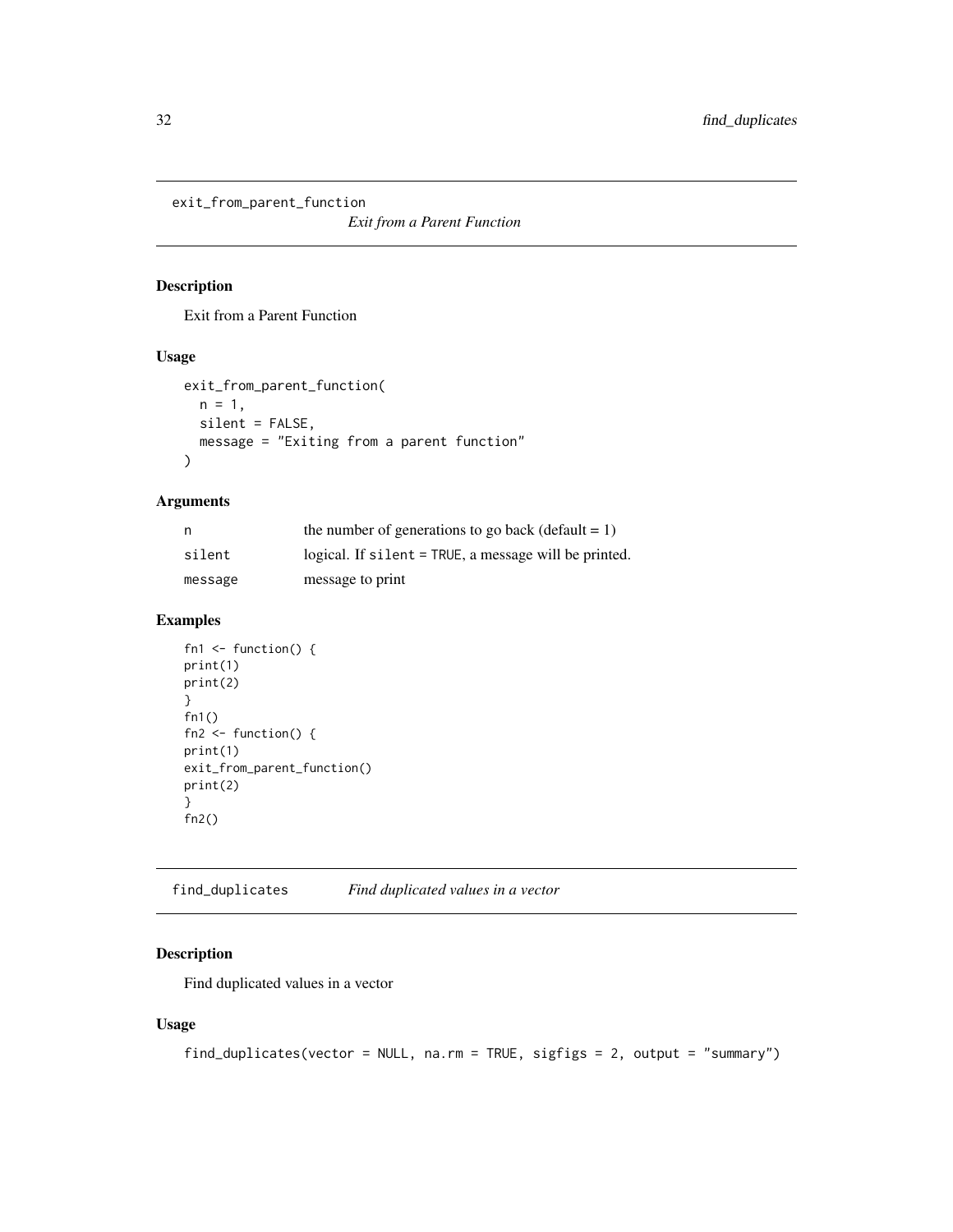## exit_from_parent_function

*Exit from a Parent Function*

### Description

Exit from a Parent Function

### Usage

```
exit_from_parent_function(
  n = 1,
  silent = FALSE,
  message = "Exiting from a parent function"
)
```

### Arguments

| | |
|---|---|
| n | the number of generations to go back (default = 1) |
| silent | logical. If `silent = TRUE`, a message will be printed. |
| message | message to print |

### Examples

```
fn1 <- function() {
print(1)
print(2)
}
fn1()
fn2 <- function() {
print(1)
exit_from_parent_function()
print(2)
}
fn2()
```

## find_duplicates

*Find duplicated values in a vector*

### Description

Find duplicated values in a vector

### Usage

```
find_duplicates(vector = NULL, na.rm = TRUE, sigfigs = 2, output = "summary")
```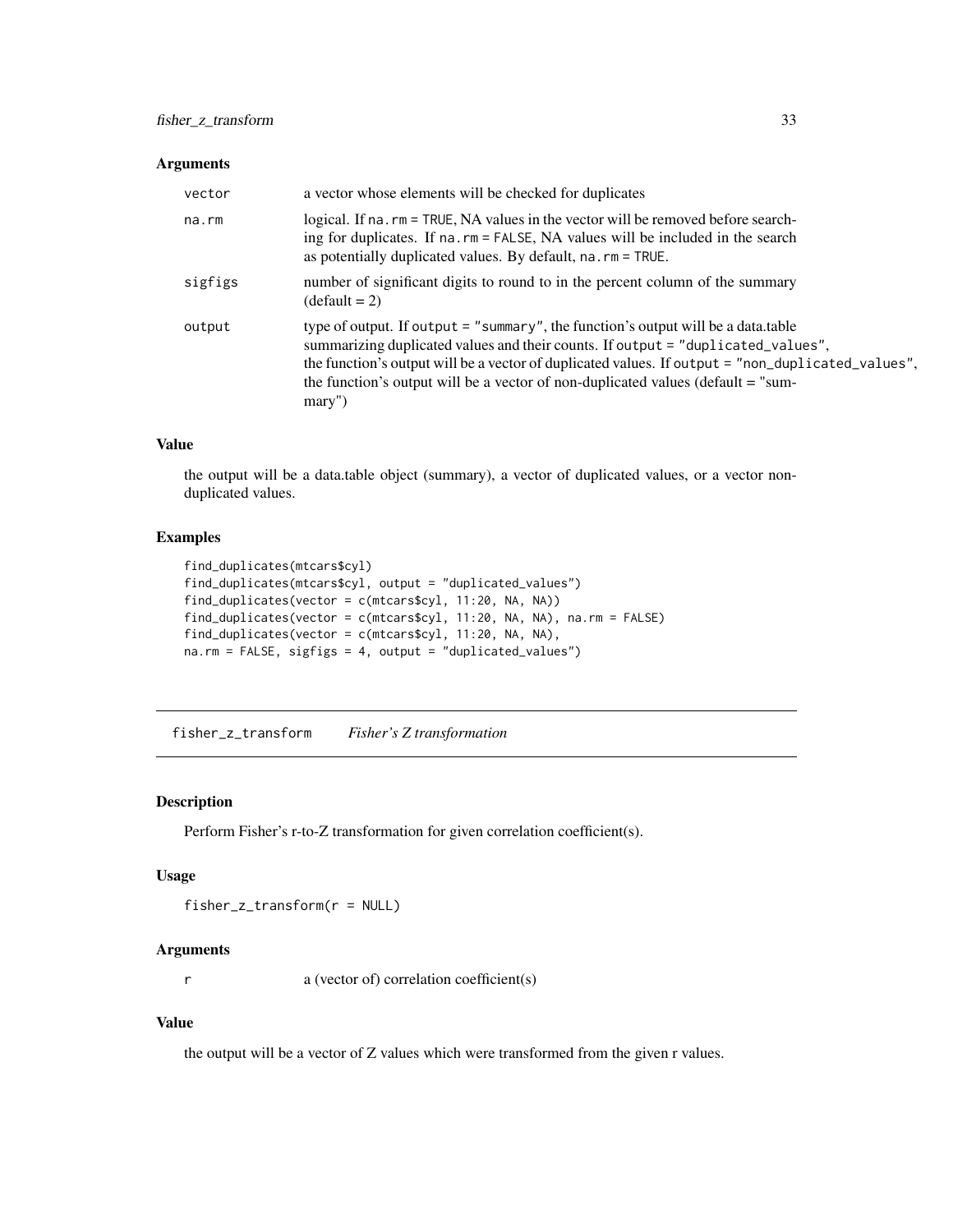### Arguments

| | |
|---|---|
| vector | a vector whose elements will be checked for duplicates |
| na.rm | logical. If `na.rm = TRUE`, NA values in the vector will be removed before searching for duplicates. If `na.rm = FALSE`, NA values will be included in the search as potentially duplicated values. By default, `na.rm = TRUE`. |
| sigfigs | number of significant digits to round to in the percent column of the summary (default = 2) |
| output | type of output. If `output = "summary"`, the function's output will be a data.table summarizing duplicated values and their counts. If `output = "duplicated_values"`, the function's output will be a vector of duplicated values. If `output = "non_duplicated_values"`, the function's output will be a vector of non-duplicated values (default = "summary") |

### Value

the output will be a data.table object (summary), a vector of duplicated values, or a vector non-duplicated values.

### Examples

```
find_duplicates(mtcars$cyl)
find_duplicates(mtcars$cyl, output = "duplicated_values")
find_duplicates(vector = c(mtcars$cyl, 11:20, NA, NA))
find_duplicates(vector = c(mtcars$cyl, 11:20, NA, NA), na.rm = FALSE)
find_duplicates(vector = c(mtcars$cyl, 11:20, NA, NA),
na.rm = FALSE, sigfigs = 4, output = "duplicated_values")
```

---

## fisher_z_transform *Fisher's Z transformation*

---

### Description

Perform Fisher's r-to-Z transformation for given correlation coefficient(s).

### Usage

```
fisher_z_transform(r = NULL)
```

### Arguments

| | |
|---|---|
| r | a (vector of) correlation coefficient(s) |

### Value

the output will be a vector of Z values which were transformed from the given r values.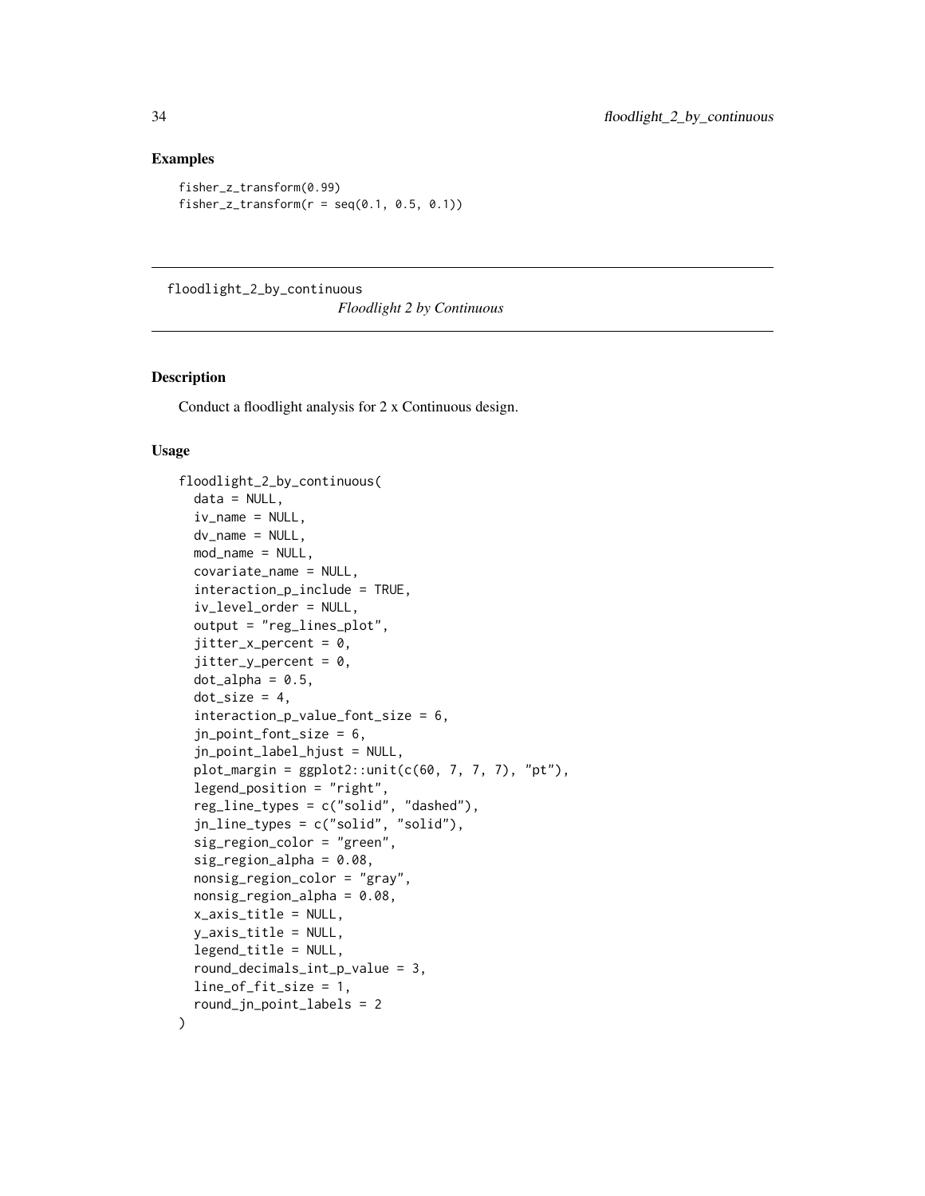## Examples

```
fisher_z_transform(0.99)
fisher_z_transform(r = seq(0.1, 0.5, 0.1))
```

---

floodlight_2_by_continuous *Floodlight 2 by Continuous*

---

## Description

Conduct a floodlight analysis for 2 x Continuous design.

## Usage

```
floodlight_2_by_continuous(
  data = NULL,
  iv_name = NULL,
  dv_name = NULL,
  mod_name = NULL,
  covariate_name = NULL,
  interaction_p_include = TRUE,
  iv_level_order = NULL,
  output = "reg_lines_plot",
  jitter_x_percent = 0,
  jitter_y_percent = 0,
  dot_alpha = 0.5,
  dot_size = 4,
  interaction_p_value_font_size = 6,
  jn_point_font_size = 6,
  jn_point_label_hjust = NULL,
  plot_margin = ggplot2::unit(c(60, 7, 7, 7), "pt"),
  legend_position = "right",
  reg_line_types = c("solid", "dashed"),
  jn_line_types = c("solid", "solid"),
  sig_region_color = "green",
  sig_region_alpha = 0.08,
  nonsig_region_color = "gray",
  nonsig_region_alpha = 0.08,
  x_axis_title = NULL,
  y_axis_title = NULL,
  legend_title = NULL,
  round_decimals_int_p_value = 3,
  line_of_fit_size = 1,
  round_jn_point_labels = 2
)
```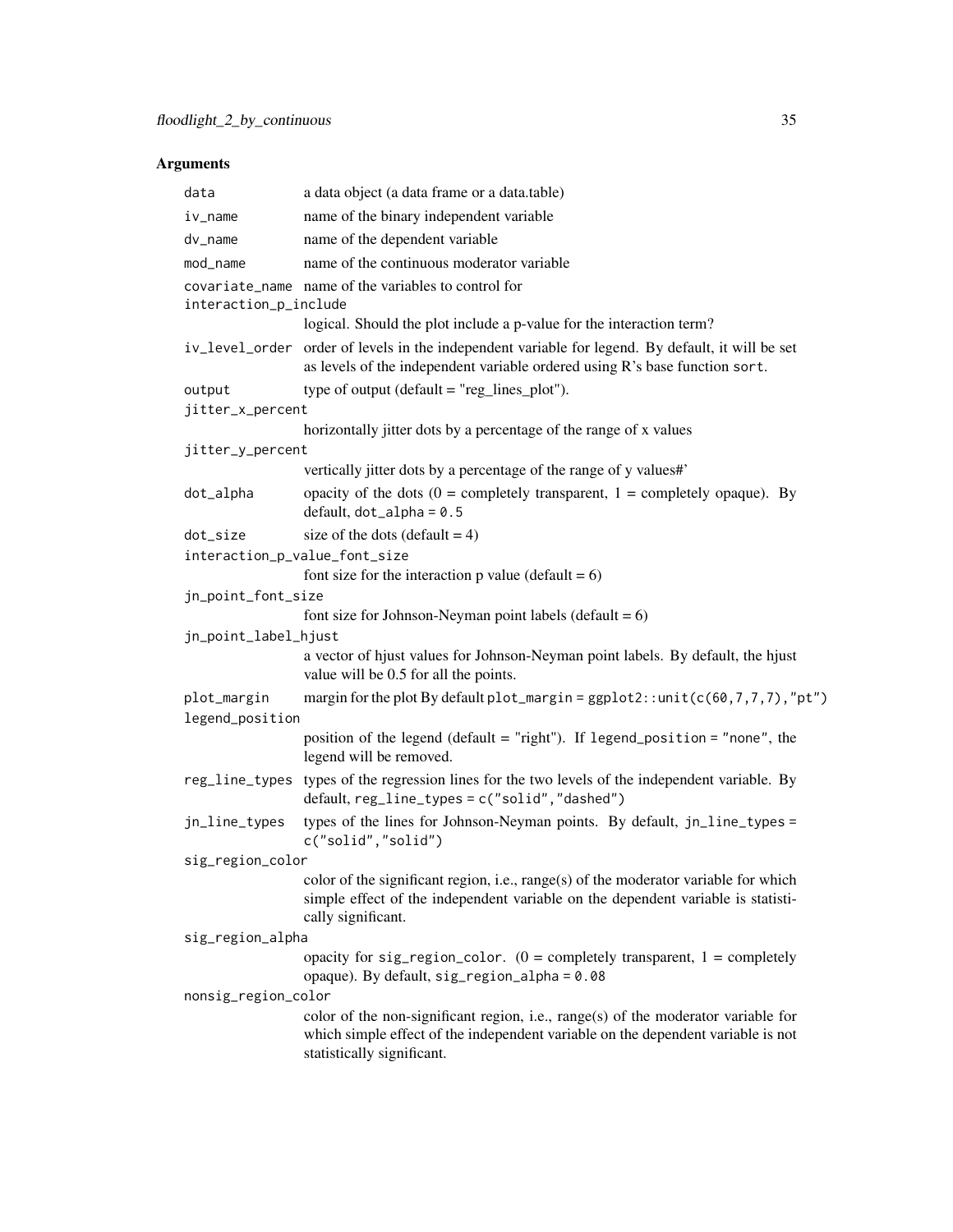## Arguments

| | |
|---|---|
| `data` | a data object (a data frame or a data.table) |
| `iv_name` | name of the binary independent variable |
| `dv_name` | name of the dependent variable |
| `mod_name` | name of the continuous moderator variable |
| `covariate_name` | name of the variables to control for |
| `interaction_p_include` | logical. Should the plot include a p-value for the interaction term? |
| `iv_level_order` | order of levels in the independent variable for legend. By default, it will be set as levels of the independent variable ordered using R's base function `sort`. |
| `output` | type of output (default = "reg_lines_plot"). |
| `jitter_x_percent` | horizontally jitter dots by a percentage of the range of x values |
| `jitter_y_percent` | vertically jitter dots by a percentage of the range of y values#' |
| `dot_alpha` | opacity of the dots (0 = completely transparent, 1 = completely opaque). By default, `dot_alpha = 0.5` |
| `dot_size` | size of the dots (default = 4) |
| `interaction_p_value_font_size` | font size for the interaction p value (default = 6) |
| `jn_point_font_size` | font size for Johnson-Neyman point labels (default = 6) |
| `jn_point_label_hjust` | a vector of hjust values for Johnson-Neyman point labels. By default, the hjust value will be 0.5 for all the points. |
| `plot_margin` | margin for the plot By default `plot_margin = ggplot2::unit(c(60,7,7,7),"pt")` |
| `legend_position` | position of the legend (default = "right"). If `legend_position = "none"`, the legend will be removed. |
| `reg_line_types` | types of the regression lines for the two levels of the independent variable. By default, `reg_line_types = c("solid","dashed")` |
| `jn_line_types` | types of the lines for Johnson-Neyman points. By default, `jn_line_types = c("solid","solid")` |
| `sig_region_color` | color of the significant region, i.e., range(s) of the moderator variable for which simple effect of the independent variable on the dependent variable is statistically significant. |
| `sig_region_alpha` | opacity for `sig_region_color`. (0 = completely transparent, 1 = completely opaque). By default, `sig_region_alpha = 0.08` |
| `nonsig_region_color` | color of the non-significant region, i.e., range(s) of the moderator variable for which simple effect of the independent variable on the dependent variable is not statistically significant. |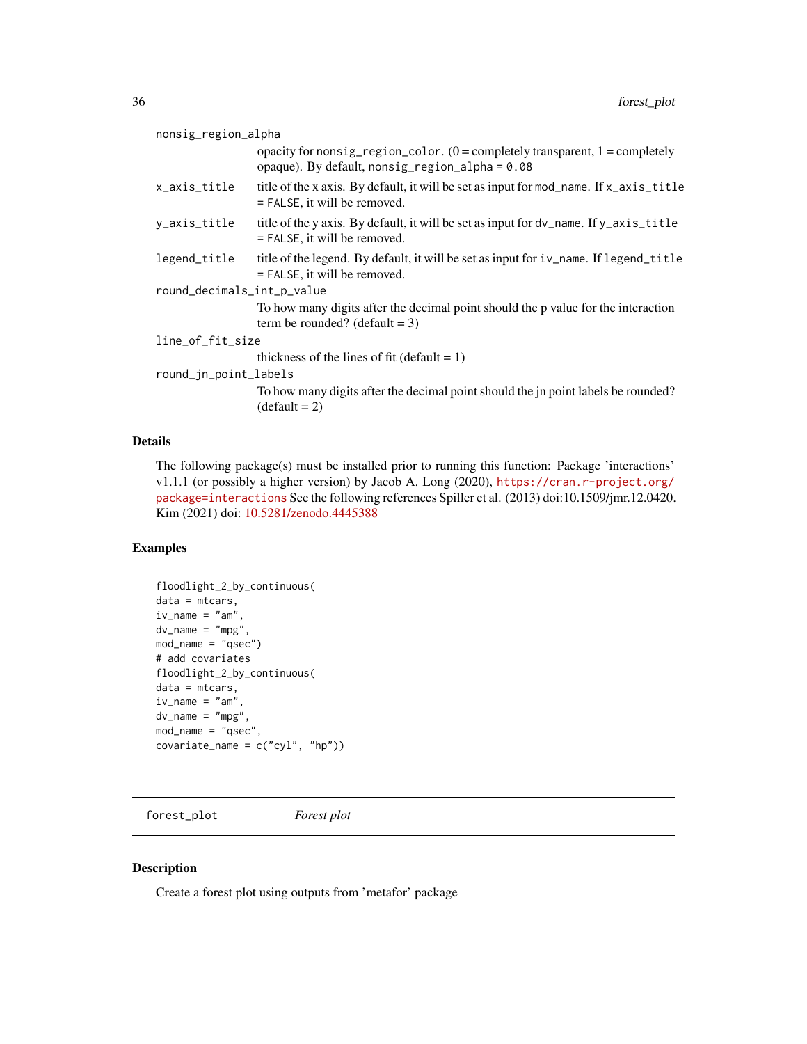`nonsig_region_alpha`
: opacity for `nonsig_region_color`. (0 = completely transparent, 1 = completely opaque). By default, `nonsig_region_alpha = 0.08`

`x_axis_title`
: title of the x axis. By default, it will be set as input for `mod_name`. If `x_axis_title = FALSE`, it will be removed.

`y_axis_title`
: title of the y axis. By default, it will be set as input for `dv_name`. If `y_axis_title = FALSE`, it will be removed.

`legend_title`
: title of the legend. By default, it will be set as input for `iv_name`. If `legend_title = FALSE`, it will be removed.

`round_decimals_int_p_value`
: To how many digits after the decimal point should the p value for the interaction term be rounded? (default = 3)

`line_of_fit_size`
: thickness of the lines of fit (default = 1)

`round_jn_point_labels`
: To how many digits after the decimal point should the jn point labels be rounded? (default = 2)

### Details

The following package(s) must be installed prior to running this function: Package 'interactions' v1.1.1 (or possibly a higher version) by Jacob A. Long (2020), https://cran.r-project.org/package=interactions See the following references Spiller et al. (2013) doi:10.1509/jmr.12.0420. Kim (2021) doi: 10.5281/zenodo.4445388

### Examples

```
floodlight_2_by_continuous(
data = mtcars,
iv_name = "am",
dv_name = "mpg",
mod_name = "qsec")
# add covariates
floodlight_2_by_continuous(
data = mtcars,
iv_name = "am",
dv_name = "mpg",
mod_name = "qsec",
covariate_name = c("cyl", "hp"))
```

---

## forest_plot *Forest plot*

---

### Description

Create a forest plot using outputs from 'metafor' package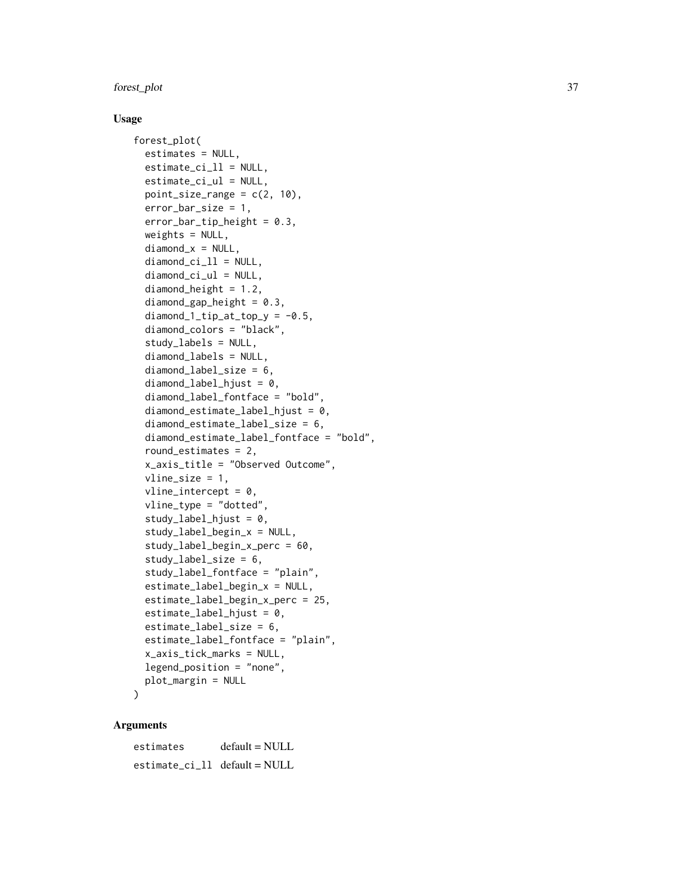## Usage

```
forest_plot(
  estimates = NULL,
  estimate_ci_ll = NULL,
  estimate_ci_ul = NULL,
  point_size_range = c(2, 10),
  error_bar_size = 1,
  error_bar_tip_height = 0.3,
  weights = NULL,
  diamond_x = NULL,
  diamond_ci_ll = NULL,
  diamond_ci_ul = NULL,
  diamond_height = 1.2,
  diamond_gap_height = 0.3,
  diamond_1_tip_at_top_y = -0.5,
  diamond_colors = "black",
  study_labels = NULL,
  diamond_labels = NULL,
  diamond_label_size = 6,
  diamond_label_hjust = 0,
  diamond_label_fontface = "bold",
  diamond_estimate_label_hjust = 0,
  diamond_estimate_label_size = 6,
  diamond_estimate_label_fontface = "bold",
  round_estimates = 2,
  x_axis_title = "Observed Outcome",
  vline_size = 1,
  vline_intercept = 0,
  vline_type = "dotted",
  study_label_hjust = 0,
  study_label_begin_x = NULL,
  study_label_begin_x_perc = 60,
  study_label_size = 6,
  study_label_fontface = "plain",
  estimate_label_begin_x = NULL,
  estimate_label_begin_x_perc = 25,
  estimate_label_hjust = 0,
  estimate_label_size = 6,
  estimate_label_fontface = "plain",
  x_axis_tick_marks = NULL,
  legend_position = "none",
  plot_margin = NULL
)
```

## Arguments

| | |
|---|---|
| `estimates` | default = NULL |
| `estimate_ci_ll` | default = NULL |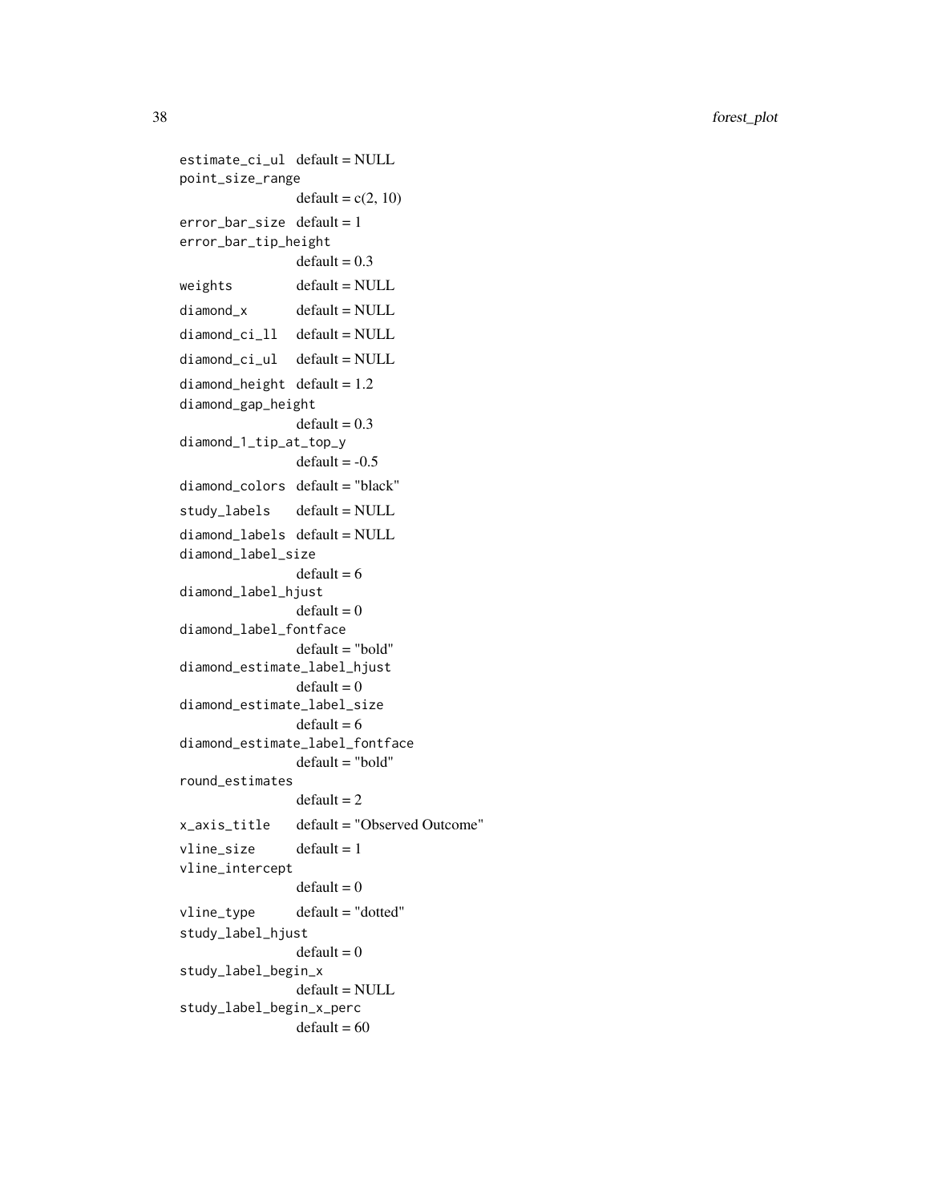| | |
|---|---|
| `estimate_ci_ul` | default = NULL |
| `point_size_range` | default = c(2, 10) |
| `error_bar_size` | default = 1 |
| `error_bar_tip_height` | default = 0.3 |
| `weights` | default = NULL |
| `diamond_x` | default = NULL |
| `diamond_ci_ll` | default = NULL |
| `diamond_ci_ul` | default = NULL |
| `diamond_height` | default = 1.2 |
| `diamond_gap_height` | default = 0.3 |
| `diamond_1_tip_at_top_y` | default = -0.5 |
| `diamond_colors` | default = "black" |
| `study_labels` | default = NULL |
| `diamond_labels` | default = NULL |
| `diamond_label_size` | default = 6 |
| `diamond_label_hjust` | default = 0 |
| `diamond_label_fontface` | default = "bold" |
| `diamond_estimate_label_hjust` | default = 0 |
| `diamond_estimate_label_size` | default = 6 |
| `diamond_estimate_label_fontface` | default = "bold" |
| `round_estimates` | default = 2 |
| `x_axis_title` | default = "Observed Outcome" |
| `vline_size` | default = 1 |
| `vline_intercept` | default = 0 |
| `vline_type` | default = "dotted" |
| `study_label_hjust` | default = 0 |
| `study_label_begin_x` | default = NULL |
| `study_label_begin_x_perc` | default = 60 |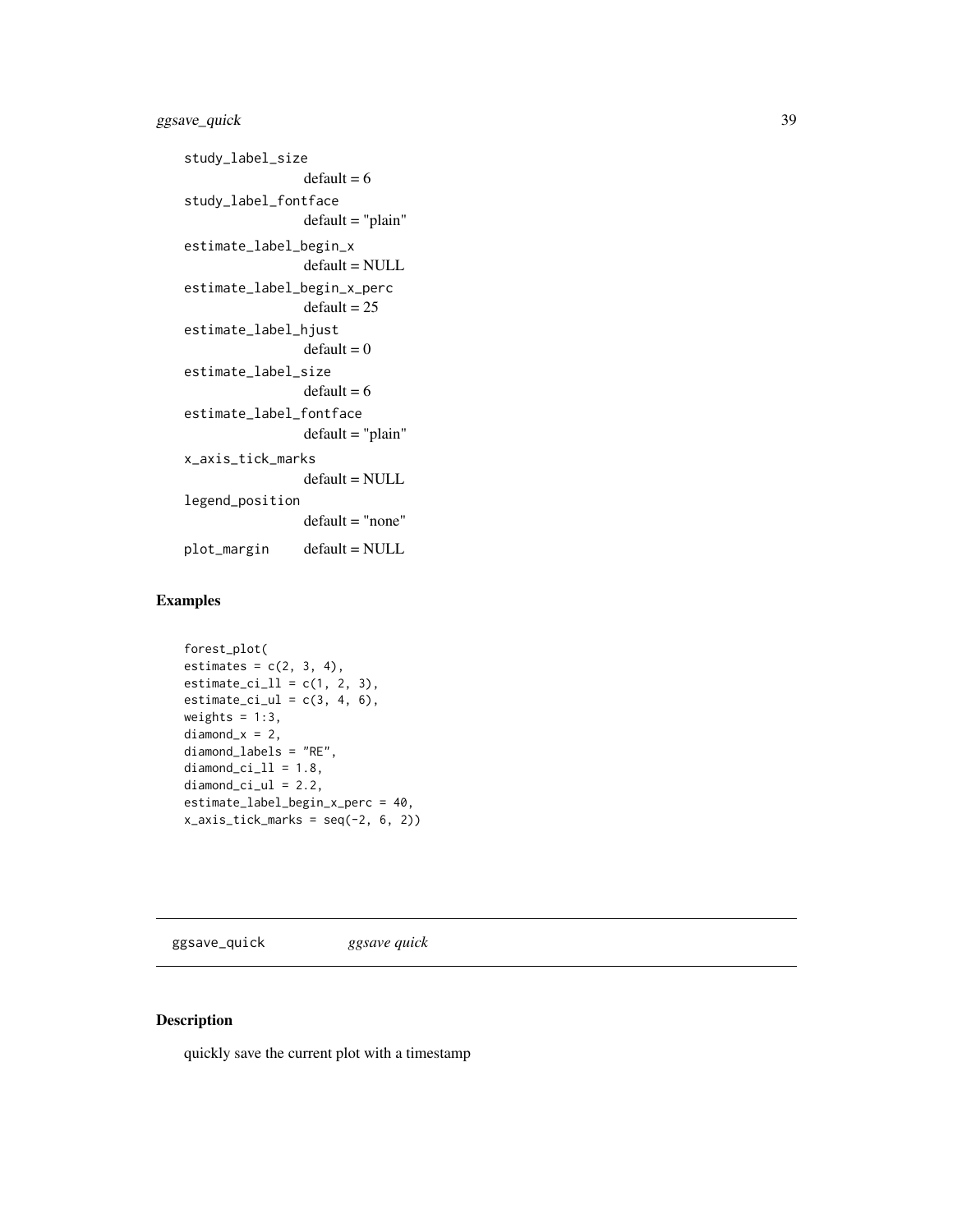study_label_size
: default = 6

study_label_fontface
: default = "plain"

estimate_label_begin_x
: default = NULL

estimate_label_begin_x_perc
: default = 25

estimate_label_hjust
: default = 0

estimate_label_size
: default = 6

estimate_label_fontface
: default = "plain"

x_axis_tick_marks
: default = NULL

legend_position
: default = "none"

plot_margin
: default = NULL

## Examples

```
forest_plot(
estimates = c(2, 3, 4),
estimate_ci_ll = c(1, 2, 3),
estimate_ci_ul = c(3, 4, 6),
weights = 1:3,
diamond_x = 2,
diamond_labels = "RE",
diamond_ci_ll = 1.8,
diamond_ci_ul = 2.2,
estimate_label_begin_x_perc = 40,
x_axis_tick_marks = seq(-2, 6, 2))
```

---

# ggsave_quick          *ggsave quick*

---

## Description

quickly save the current plot with a timestamp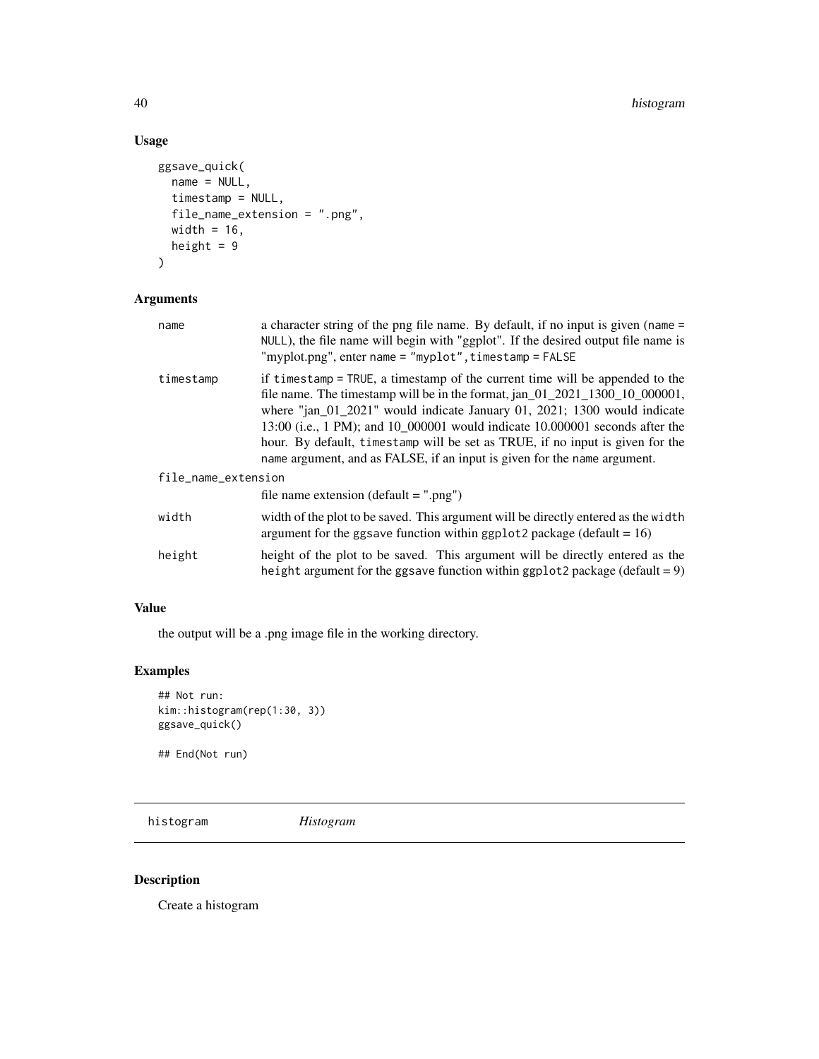## Usage

```
ggsave_quick(
  name = NULL,
  timestamp = NULL,
  file_name_extension = ".png",
  width = 16,
  height = 9
)
```

## Arguments

| | |
|---|---|
| name | a character string of the png file name. By default, if no input is given (name = NULL), the file name will begin with "ggplot". If the desired output file name is "myplot.png", enter name = "myplot", timestamp = FALSE |
| timestamp | if timestamp = TRUE, a timestamp of the current time will be appended to the file name. The timestamp will be in the format, jan_01_2021_1300_10_000001, where "jan_01_2021" would indicate January 01, 2021; 1300 would indicate 13:00 (i.e., 1 PM); and 10_000001 would indicate 10.000001 seconds after the hour. By default, timestamp will be set as TRUE, if no input is given for the name argument, and as FALSE, if an input is given for the name argument. |
| file_name_extension | file name extension (default = ".png") |
| width | width of the plot to be saved. This argument will be directly entered as the width argument for the ggsave function within ggplot2 package (default = 16) |
| height | height of the plot to be saved. This argument will be directly entered as the height argument for the ggsave function within ggplot2 package (default = 9) |

## Value

the output will be a .png image file in the working directory.

## Examples

```
## Not run:
kim::histogram(rep(1:30, 3))
ggsave_quick()

## End(Not run)
```

---

# histogram *Histogram*

## Description

Create a histogram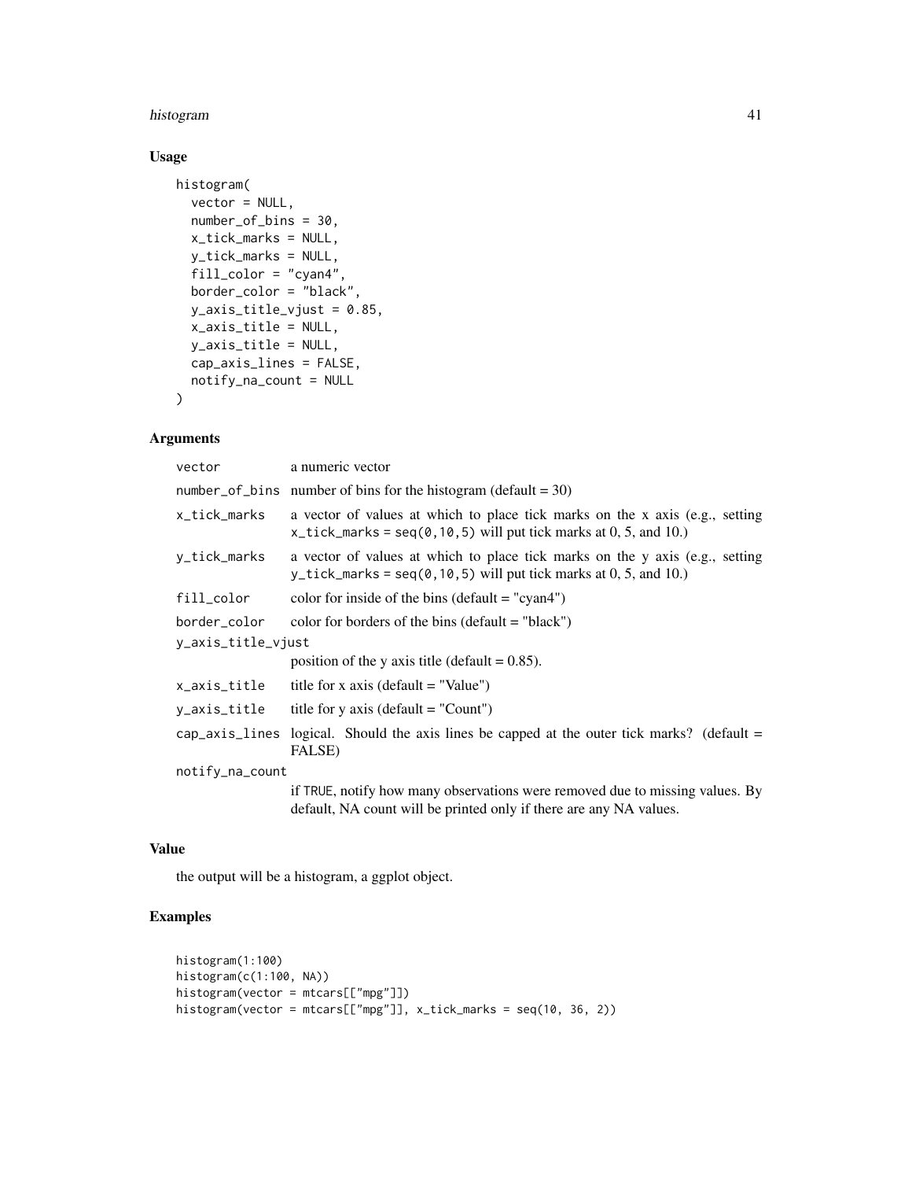## Usage

```
histogram(
  vector = NULL,
  number_of_bins = 30,
  x_tick_marks = NULL,
  y_tick_marks = NULL,
  fill_color = "cyan4",
  border_color = "black",
  y_axis_title_vjust = 0.85,
  x_axis_title = NULL,
  y_axis_title = NULL,
  cap_axis_lines = FALSE,
  notify_na_count = NULL
)
```

## Arguments

| Argument | Description |
|---|---|
| `vector` | a numeric vector |
| `number_of_bins` | number of bins for the histogram (default = 30) |
| `x_tick_marks` | a vector of values at which to place tick marks on the x axis (e.g., setting `x_tick_marks = seq(0,10,5)` will put tick marks at 0, 5, and 10.) |
| `y_tick_marks` | a vector of values at which to place tick marks on the y axis (e.g., setting `y_tick_marks = seq(0,10,5)` will put tick marks at 0, 5, and 10.) |
| `fill_color` | color for inside of the bins (default = "cyan4") |
| `border_color` | color for borders of the bins (default = "black") |
| `y_axis_title_vjust` | position of the y axis title (default = 0.85). |
| `x_axis_title` | title for x axis (default = "Value") |
| `y_axis_title` | title for y axis (default = "Count") |
| `cap_axis_lines` | logical. Should the axis lines be capped at the outer tick marks? (default = FALSE) |
| `notify_na_count` | if `TRUE`, notify how many observations were removed due to missing values. By default, NA count will be printed only if there are any NA values. |

## Value

the output will be a histogram, a ggplot object.

## Examples

```
histogram(1:100)
histogram(c(1:100, NA))
histogram(vector = mtcars[["mpg"]])
histogram(vector = mtcars[["mpg"]], x_tick_marks = seq(10, 36, 2))
```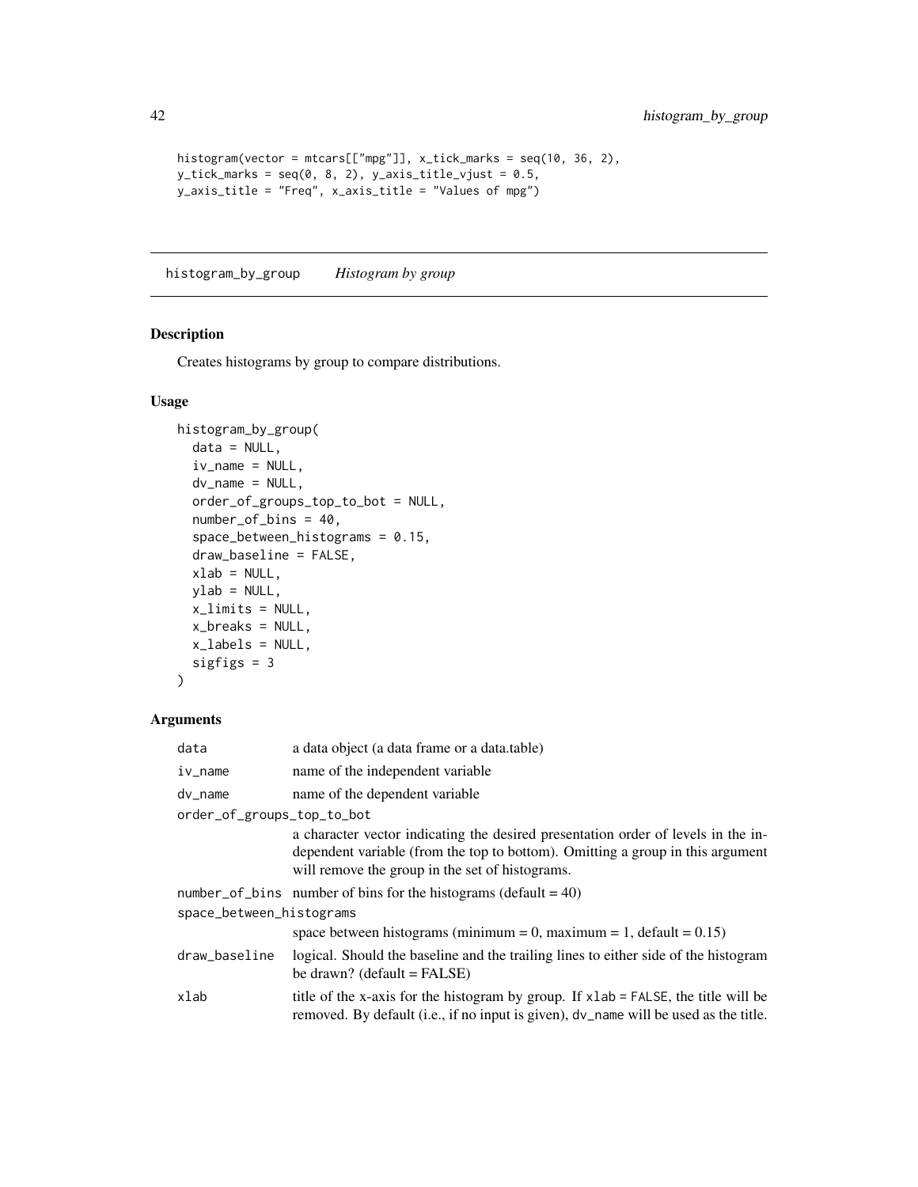```
histogram(vector = mtcars[["mpg"]], x_tick_marks = seq(10, 36, 2),
y_tick_marks = seq(0, 8, 2), y_axis_title_vjust = 0.5,
y_axis_title = "Freq", x_axis_title = "Values of mpg")
```

## histogram_by_group *Histogram by group*

### Description

Creates histograms by group to compare distributions.

### Usage

```
histogram_by_group(
  data = NULL,
  iv_name = NULL,
  dv_name = NULL,
  order_of_groups_top_to_bot = NULL,
  number_of_bins = 40,
  space_between_histograms = 0.15,
  draw_baseline = FALSE,
  xlab = NULL,
  ylab = NULL,
  x_limits = NULL,
  x_breaks = NULL,
  x_labels = NULL,
  sigfigs = 3
)
```

### Arguments

| Argument | Description |
|---|---|
| `data` | a data object (a data frame or a data.table) |
| `iv_name` | name of the independent variable |
| `dv_name` | name of the dependent variable |
| `order_of_groups_top_to_bot` | a character vector indicating the desired presentation order of levels in the independent variable (from the top to bottom). Omitting a group in this argument will remove the group in the set of histograms. |
| `number_of_bins` | number of bins for the histograms (default = 40) |
| `space_between_histograms` | space between histograms (minimum = 0, maximum = 1, default = 0.15) |
| `draw_baseline` | logical. Should the baseline and the trailing lines to either side of the histogram be drawn? (default = FALSE) |
| `xlab` | title of the x-axis for the histogram by group. If `xlab = FALSE`, the title will be removed. By default (i.e., if no input is given), `dv_name` will be used as the title. |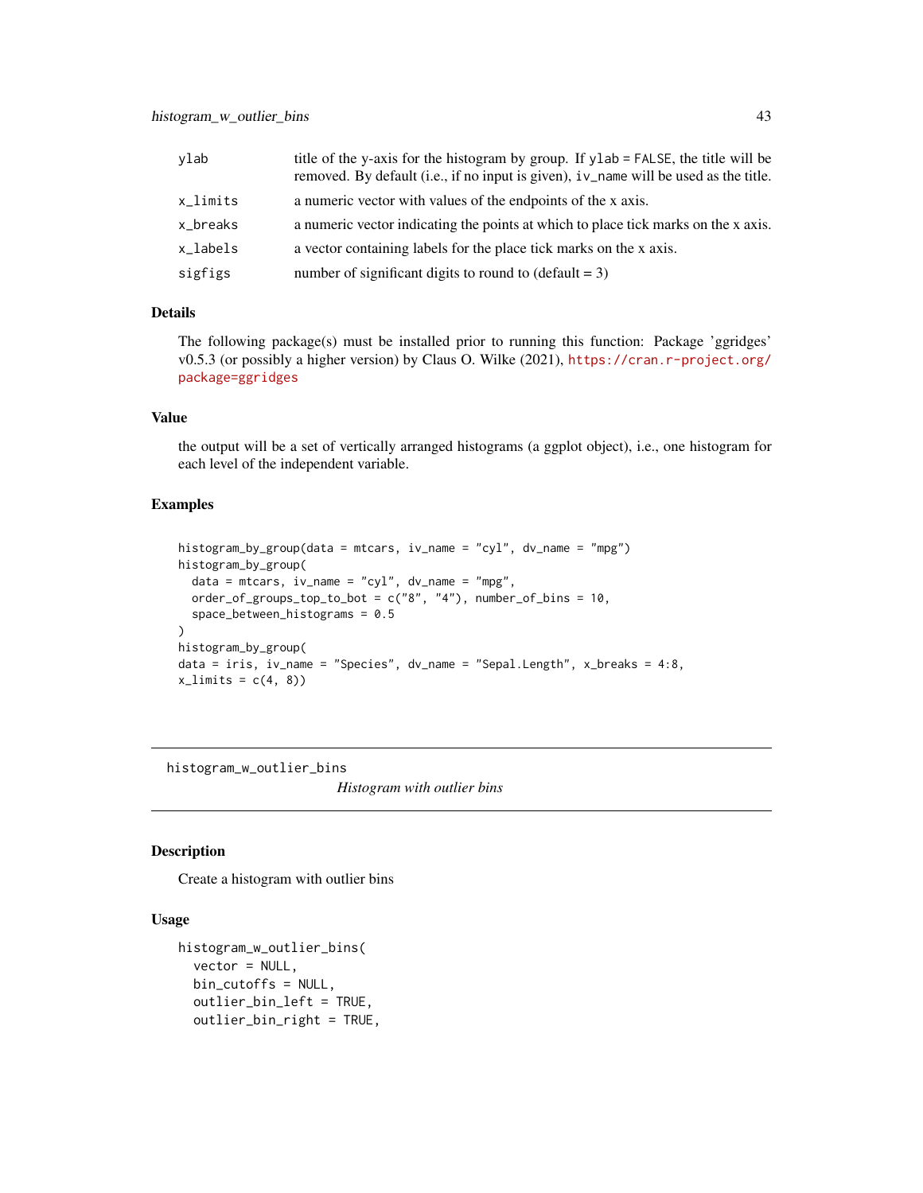| | |
|---|---|
| ylab | title of the y-axis for the histogram by group. If ylab = FALSE, the title will be removed. By default (i.e., if no input is given), iv_name will be used as the title. |
| x_limits | a numeric vector with values of the endpoints of the x axis. |
| x_breaks | a numeric vector indicating the points at which to place tick marks on the x axis. |
| x_labels | a vector containing labels for the place tick marks on the x axis. |
| sigfigs | number of significant digits to round to (default = 3) |

### Details

The following package(s) must be installed prior to running this function: Package 'ggridges' v0.5.3 (or possibly a higher version) by Claus O. Wilke (2021), https://cran.r-project.org/package=ggridges

### Value

the output will be a set of vertically arranged histograms (a ggplot object), i.e., one histogram for each level of the independent variable.

### Examples

```
histogram_by_group(data = mtcars, iv_name = "cyl", dv_name = "mpg")
histogram_by_group(
  data = mtcars, iv_name = "cyl", dv_name = "mpg",
  order_of_groups_top_to_bot = c("8", "4"), number_of_bins = 10,
  space_between_histograms = 0.5
)
histogram_by_group(
data = iris, iv_name = "Species", dv_name = "Sepal.Length", x_breaks = 4:8,
x_limits = c(4, 8))
```

---

## histogram_w_outlier_bins — *Histogram with outlier bins*

---

### Description

Create a histogram with outlier bins

### Usage

```
histogram_w_outlier_bins(
  vector = NULL,
  bin_cutoffs = NULL,
  outlier_bin_left = TRUE,
  outlier_bin_right = TRUE,
```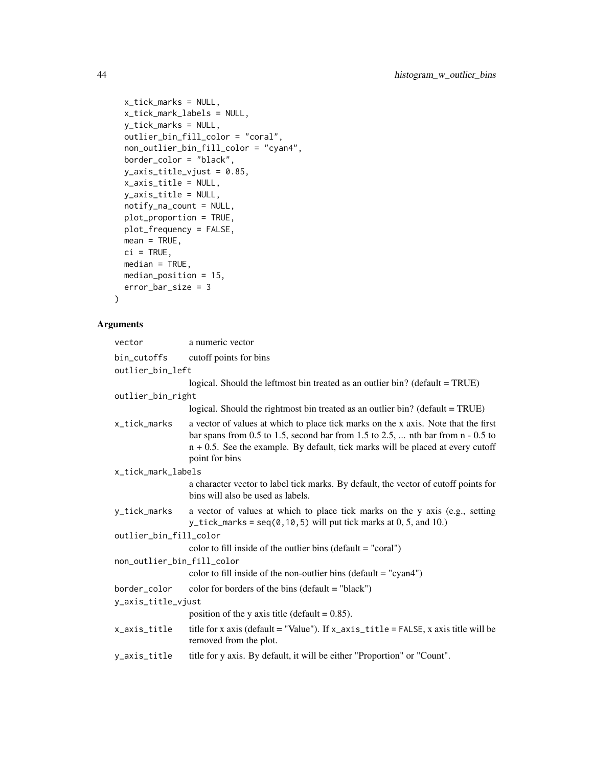```
  x_tick_marks = NULL,
  x_tick_mark_labels = NULL,
  y_tick_marks = NULL,
  outlier_bin_fill_color = "coral",
  non_outlier_bin_fill_color = "cyan4",
  border_color = "black",
  y_axis_title_vjust = 0.85,
  x_axis_title = NULL,
  y_axis_title = NULL,
  notify_na_count = NULL,
  plot_proportion = TRUE,
  plot_frequency = FALSE,
  mean = TRUE,
  ci = TRUE,
  median = TRUE,
  median_position = 15,
  error_bar_size = 3
)
```

## Arguments

- `vector` a numeric vector
- `bin_cutoffs` cutoff points for bins
- `outlier_bin_left` logical. Should the leftmost bin treated as an outlier bin? (default = TRUE)
- `outlier_bin_right` logical. Should the rightmost bin treated as an outlier bin? (default = TRUE)
- `x_tick_marks` a vector of values at which to place tick marks on the x axis. Note that the first bar spans from 0.5 to 1.5, second bar from 1.5 to 2.5, ... nth bar from n - 0.5 to n + 0.5. See the example. By default, tick marks will be placed at every cutoff point for bins
- `x_tick_mark_labels` a character vector to label tick marks. By default, the vector of cutoff points for bins will also be used as labels.
- `y_tick_marks` a vector of values at which to place tick marks on the y axis (e.g., setting `y_tick_marks = seq(0,10,5)` will put tick marks at 0, 5, and 10.)
- `outlier_bin_fill_color` color to fill inside of the outlier bins (default = "coral")
- `non_outlier_bin_fill_color` color to fill inside of the non-outlier bins (default = "cyan4")
- `border_color` color for borders of the bins (default = "black")
- `y_axis_title_vjust` position of the y axis title (default = 0.85).
- `x_axis_title` title for x axis (default = "Value"). If `x_axis_title = FALSE`, x axis title will be removed from the plot.
- `y_axis_title` title for y axis. By default, it will be either "Proportion" or "Count".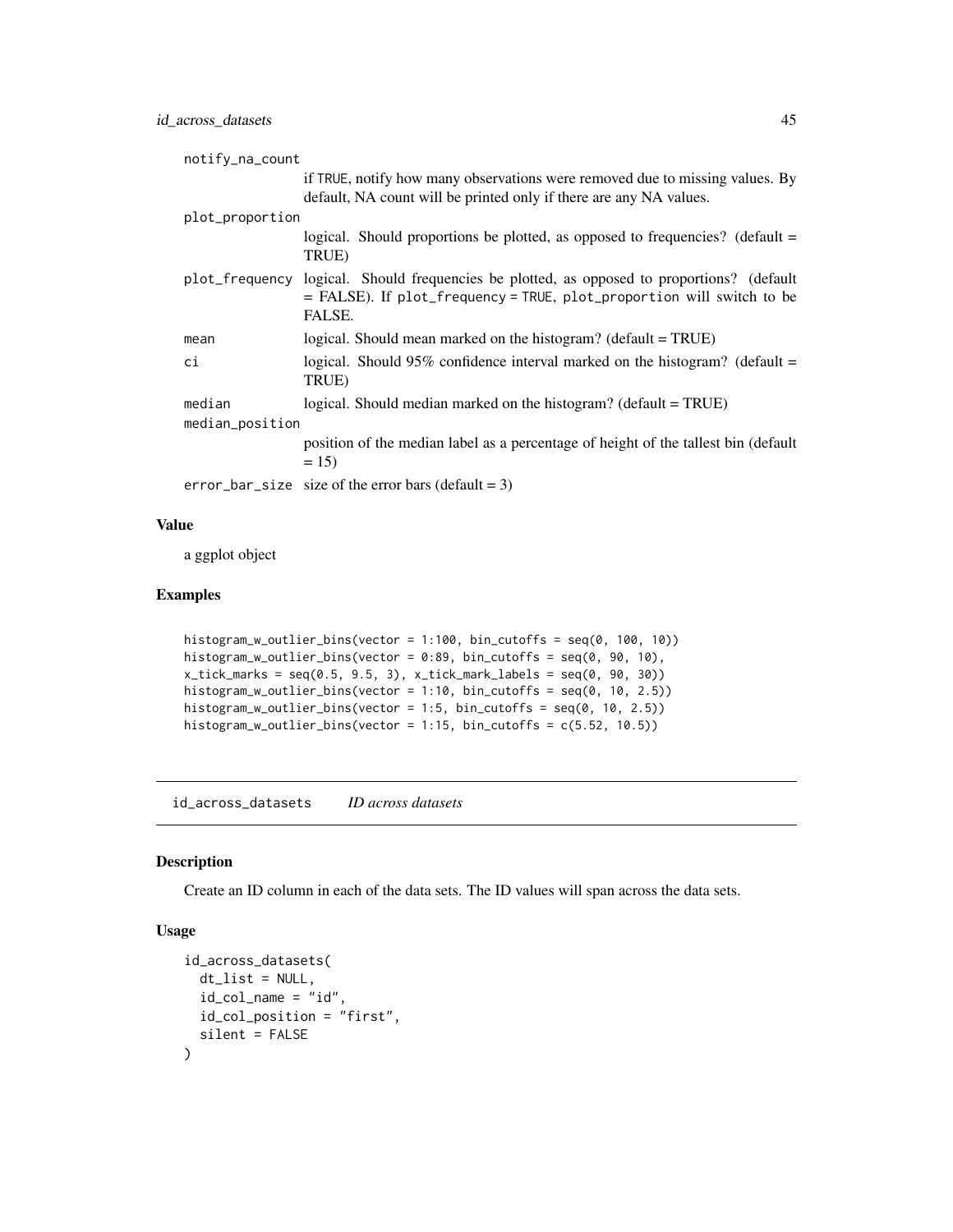| | |
|---|---|
| notify_na_count | if TRUE, notify how many observations were removed due to missing values. By default, NA count will be printed only if there are any NA values. |
| plot_proportion | logical. Should proportions be plotted, as opposed to frequencies? (default = TRUE) |
| plot_frequency | logical. Should frequencies be plotted, as opposed to proportions? (default = FALSE). If plot_frequency = TRUE, plot_proportion will switch to be FALSE. |
| mean | logical. Should mean marked on the histogram? (default = TRUE) |
| ci | logical. Should 95% confidence interval marked on the histogram? (default = TRUE) |
| median | logical. Should median marked on the histogram? (default = TRUE) |
| median_position | position of the median label as a percentage of height of the tallest bin (default = 15) |
| error_bar_size | size of the error bars (default = 3) |

## Value

a ggplot object

## Examples

```
histogram_w_outlier_bins(vector = 1:100, bin_cutoffs = seq(0, 100, 10))
histogram_w_outlier_bins(vector = 0:89, bin_cutoffs = seq(0, 90, 10),
x_tick_marks = seq(0.5, 9.5, 3), x_tick_mark_labels = seq(0, 90, 30))
histogram_w_outlier_bins(vector = 1:10, bin_cutoffs = seq(0, 10, 2.5))
histogram_w_outlier_bins(vector = 1:5, bin_cutoffs = seq(0, 10, 2.5))
histogram_w_outlier_bins(vector = 1:15, bin_cutoffs = c(5.52, 10.5))
```

# id_across_datasets *ID across datasets*

## Description

Create an ID column in each of the data sets. The ID values will span across the data sets.

## Usage

```
id_across_datasets(
  dt_list = NULL,
  id_col_name = "id",
  id_col_position = "first",
  silent = FALSE
)
```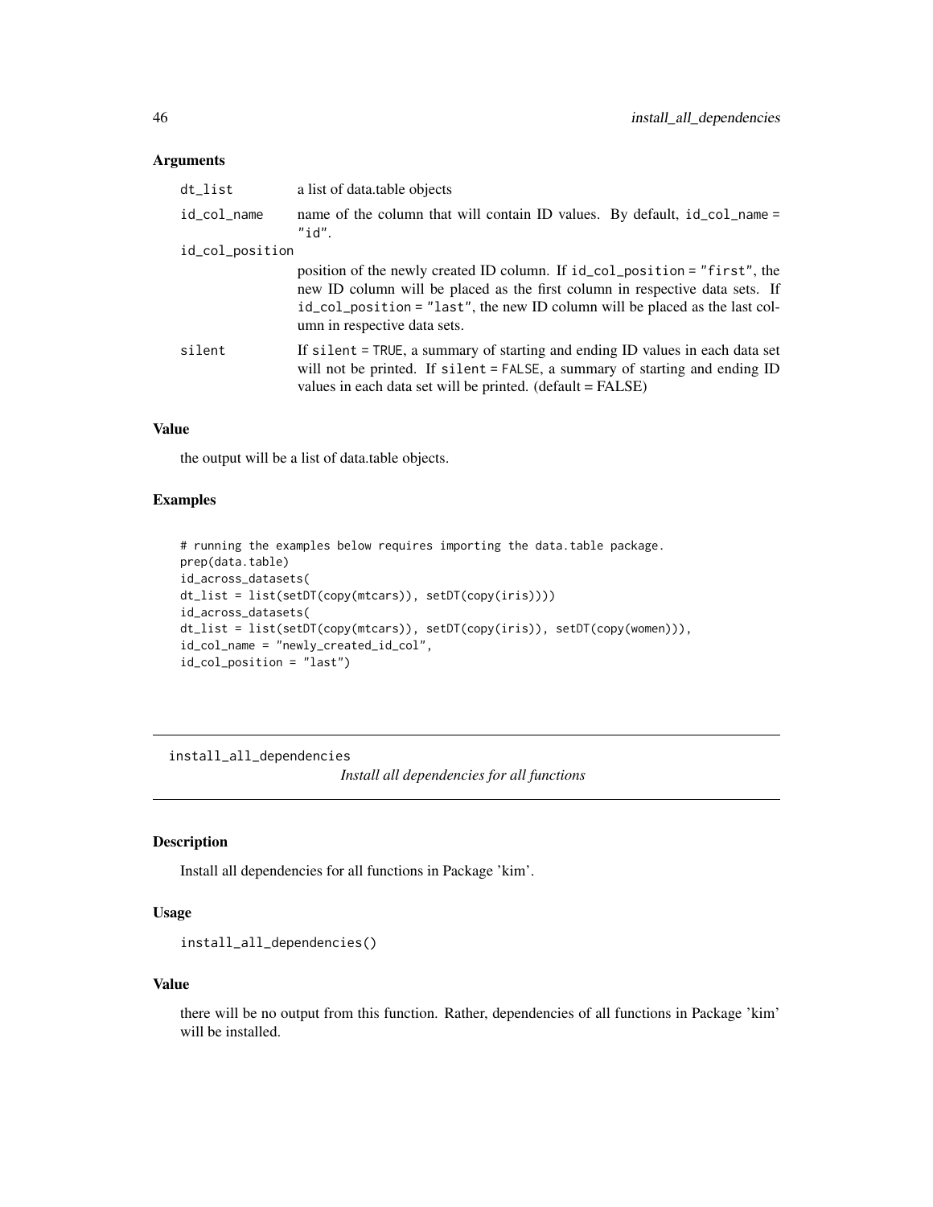### Arguments

| | |
|---|---|
| dt_list | a list of data.table objects |
| id_col_name | name of the column that will contain ID values. By default, id_col_name = "id". |
| id_col_position | position of the newly created ID column. If id_col_position = "first", the new ID column will be placed as the first column in respective data sets. If id_col_position = "last", the new ID column will be placed as the last column in respective data sets. |
| silent | If silent = TRUE, a summary of starting and ending ID values in each data set will not be printed. If silent = FALSE, a summary of starting and ending ID values in each data set will be printed. (default = FALSE) |

### Value

the output will be a list of data.table objects.

### Examples

```
# running the examples below requires importing the data.table package.
prep(data.table)
id_across_datasets(
dt_list = list(setDT(copy(mtcars)), setDT(copy(iris))))
id_across_datasets(
dt_list = list(setDT(copy(mtcars)), setDT(copy(iris)), setDT(copy(women))),
id_col_name = "newly_created_id_col",
id_col_position = "last")
```

---

## install_all_dependencies

*Install all dependencies for all functions*

---

### Description

Install all dependencies for all functions in Package 'kim'.

### Usage

```
install_all_dependencies()
```

### Value

there will be no output from this function. Rather, dependencies of all functions in Package 'kim' will be installed.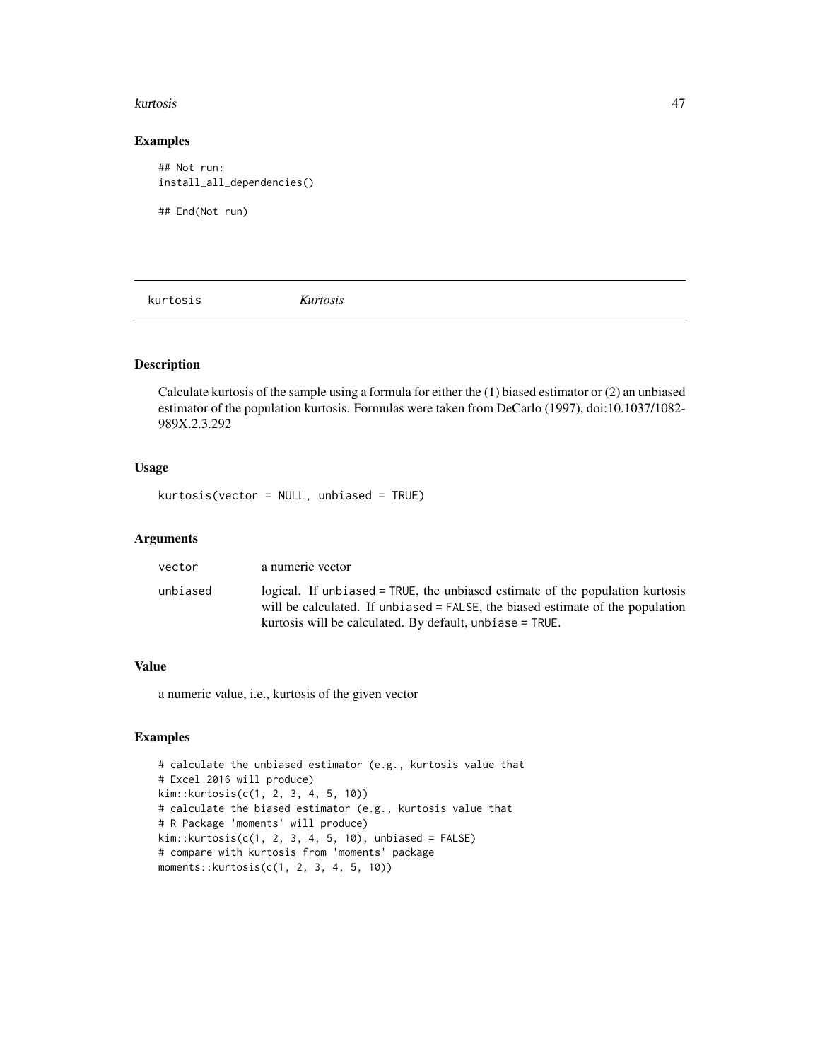## Examples

```
## Not run:
install_all_dependencies()

## End(Not run)
```

---

kurtosis *Kurtosis*

---

## Description

Calculate kurtosis of the sample using a formula for either the (1) biased estimator or (2) an unbiased estimator of the population kurtosis. Formulas were taken from DeCarlo (1997), doi:10.1037/1082-989X.2.3.292

## Usage

```
kurtosis(vector = NULL, unbiased = TRUE)
```

## Arguments

| | |
|---|---|
| vector | a numeric vector |
| unbiased | logical. If unbiased = TRUE, the unbiased estimate of the population kurtosis will be calculated. If unbiased = FALSE, the biased estimate of the population kurtosis will be calculated. By default, unbiase = TRUE. |

## Value

a numeric value, i.e., kurtosis of the given vector

## Examples

```
# calculate the unbiased estimator (e.g., kurtosis value that
# Excel 2016 will produce)
kim::kurtosis(c(1, 2, 3, 4, 5, 10))
# calculate the biased estimator (e.g., kurtosis value that
# R Package 'moments' will produce)
kim::kurtosis(c(1, 2, 3, 4, 5, 10), unbiased = FALSE)
# compare with kurtosis from 'moments' package
moments::kurtosis(c(1, 2, 3, 4, 5, 10))
```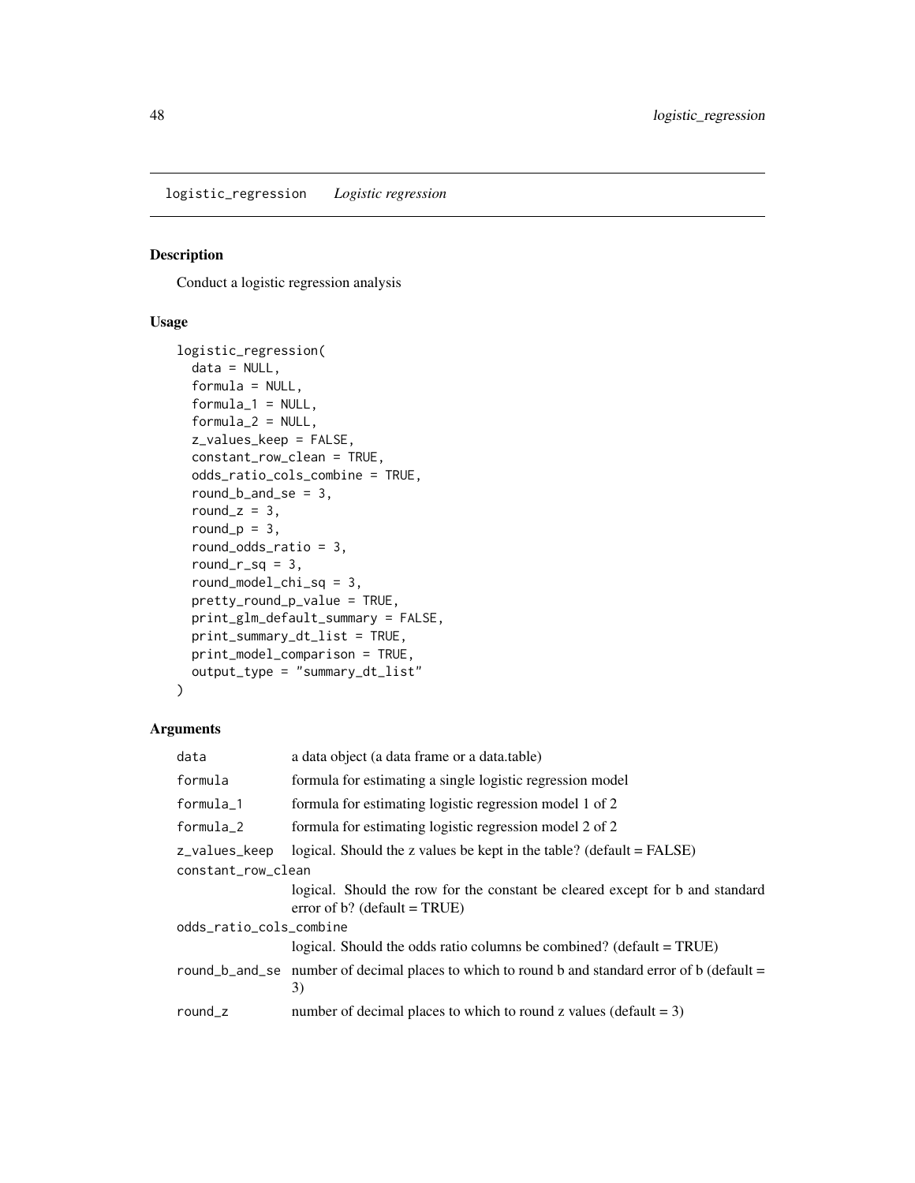logistic_regression    *Logistic regression*

## Description

Conduct a logistic regression analysis

## Usage

```
logistic_regression(
  data = NULL,
  formula = NULL,
  formula_1 = NULL,
  formula_2 = NULL,
  z_values_keep = FALSE,
  constant_row_clean = TRUE,
  odds_ratio_cols_combine = TRUE,
  round_b_and_se = 3,
  round_z = 3,
  round_p = 3,
  round_odds_ratio = 3,
  round_r_sq = 3,
  round_model_chi_sq = 3,
  pretty_round_p_value = TRUE,
  print_glm_default_summary = FALSE,
  print_summary_dt_list = TRUE,
  print_model_comparison = TRUE,
  output_type = "summary_dt_list"
)
```

## Arguments

| | |
|---|---|
| `data` | a data object (a data frame or a data.table) |
| `formula` | formula for estimating a single logistic regression model |
| `formula_1` | formula for estimating logistic regression model 1 of 2 |
| `formula_2` | formula for estimating logistic regression model 2 of 2 |
| `z_values_keep` | logical. Should the z values be kept in the table? (default = FALSE) |
| `constant_row_clean` | logical. Should the row for the constant be cleared except for b and standard error of b? (default = TRUE) |
| `odds_ratio_cols_combine` | logical. Should the odds ratio columns be combined? (default = TRUE) |
| `round_b_and_se` | number of decimal places to which to round b and standard error of b (default = 3) |
| `round_z` | number of decimal places to which to round z values (default = 3) |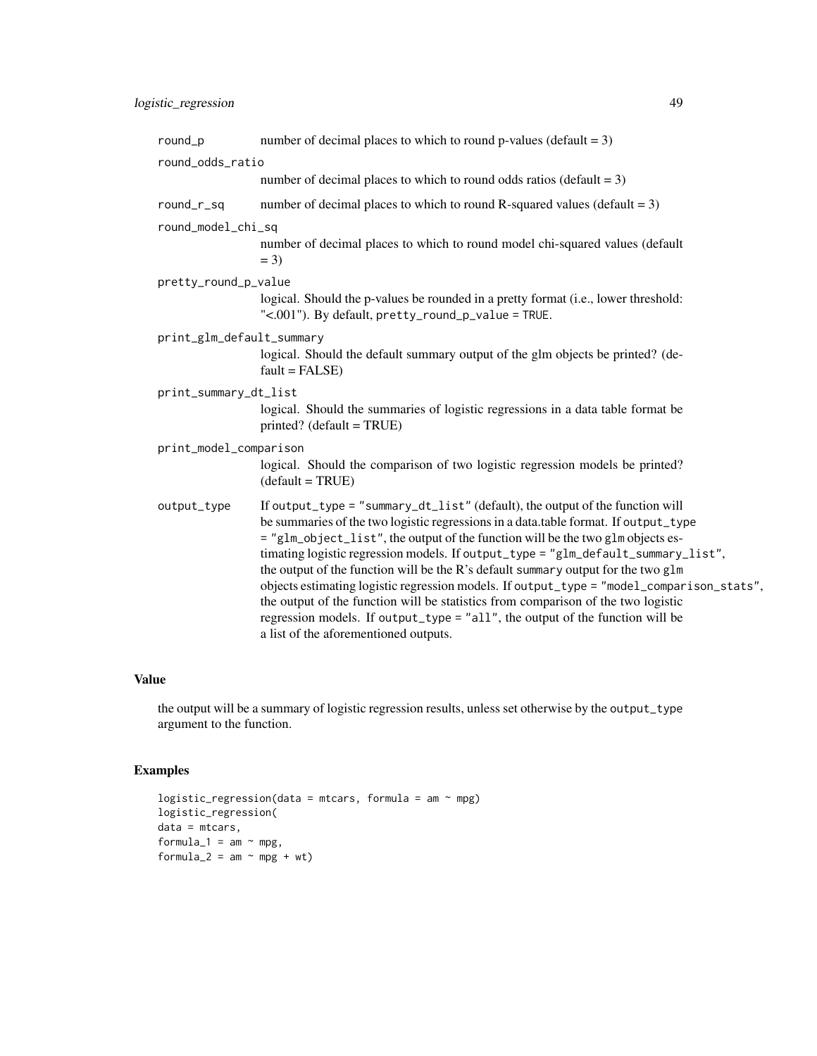round_p
: number of decimal places to which to round p-values (default = 3)

round_odds_ratio
: number of decimal places to which to round odds ratios (default = 3)

round_r_sq
: number of decimal places to which to round R-squared values (default = 3)

round_model_chi_sq
: number of decimal places to which to round model chi-squared values (default = 3)

pretty_round_p_value
: logical. Should the p-values be rounded in a pretty format (i.e., lower threshold: "<.001"). By default, `pretty_round_p_value = TRUE`.

print_glm_default_summary
: logical. Should the default summary output of the glm objects be printed? (default = FALSE)

print_summary_dt_list
: logical. Should the summaries of logistic regressions in a data table format be printed? (default = TRUE)

print_model_comparison
: logical. Should the comparison of two logistic regression models be printed? (default = TRUE)

output_type
: If `output_type = "summary_dt_list"` (default), the output of the function will be summaries of the two logistic regressions in a data.table format. If `output_type = "glm_object_list"`, the output of the function will be the two `glm` objects estimating logistic regression models. If `output_type = "glm_default_summary_list"`, the output of the function will be the R's default `summary` output for the two `glm` objects estimating logistic regression models. If `output_type = "model_comparison_stats"`, the output of the function will be statistics from comparison of the two logistic regression models. If `output_type = "all"`, the output of the function will be a list of the aforementioned outputs.

## Value

the output will be a summary of logistic regression results, unless set otherwise by the `output_type` argument to the function.

## Examples

```
logistic_regression(data = mtcars, formula = am ~ mpg)
logistic_regression(
data = mtcars,
formula_1 = am ~ mpg,
formula_2 = am ~ mpg + wt)
```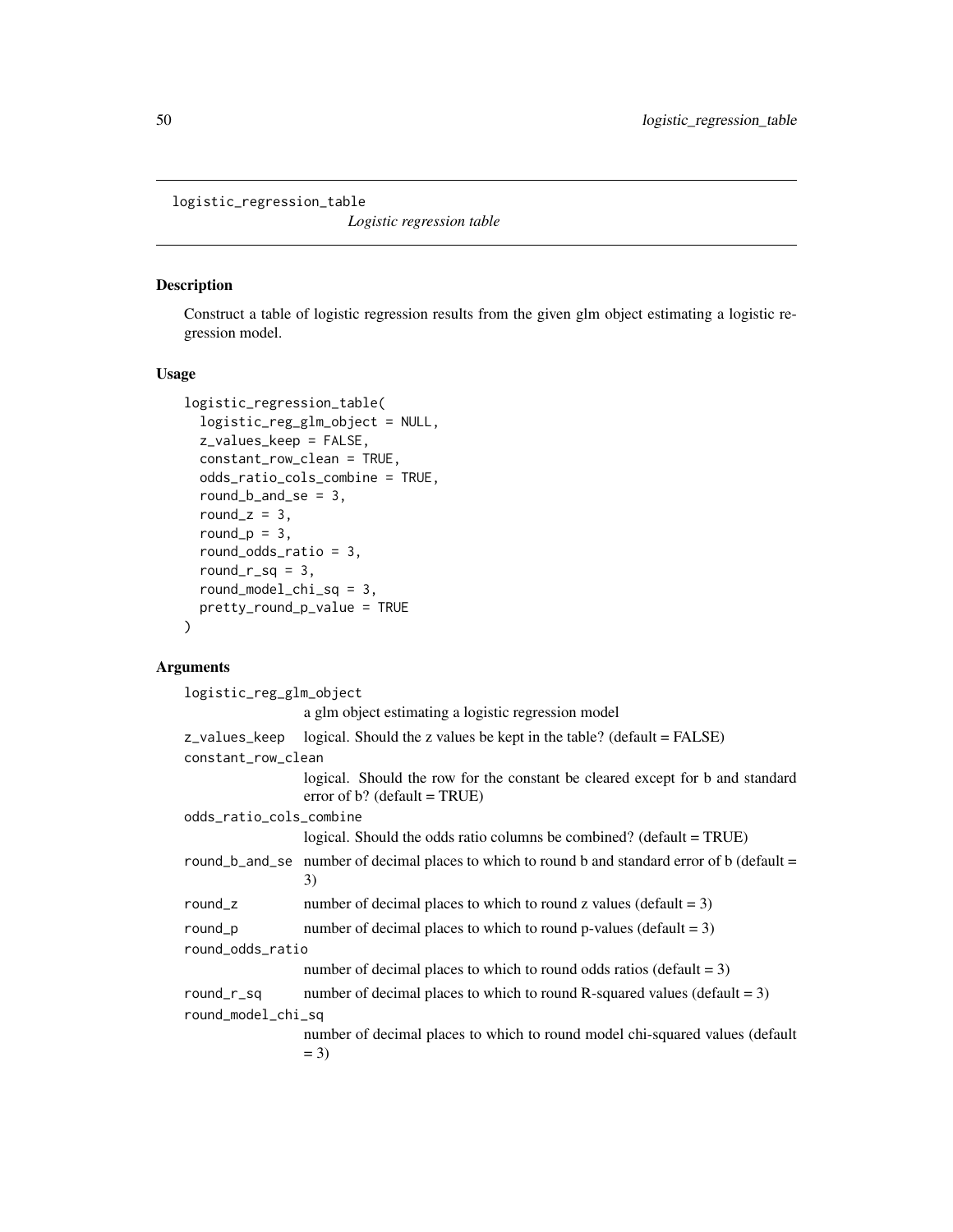`logistic_regression_table` *Logistic regression table*

## Description

Construct a table of logistic regression results from the given glm object estimating a logistic regression model.

## Usage

```
logistic_regression_table(
  logistic_reg_glm_object = NULL,
  z_values_keep = FALSE,
  constant_row_clean = TRUE,
  odds_ratio_cols_combine = TRUE,
  round_b_and_se = 3,
  round_z = 3,
  round_p = 3,
  round_odds_ratio = 3,
  round_r_sq = 3,
  round_model_chi_sq = 3,
  pretty_round_p_value = TRUE
)
```

## Arguments

`logistic_reg_glm_object`
: a glm object estimating a logistic regression model

`z_values_keep`
: logical. Should the z values be kept in the table? (default = FALSE)

`constant_row_clean`
: logical. Should the row for the constant be cleared except for b and standard error of b? (default = TRUE)

`odds_ratio_cols_combine`
: logical. Should the odds ratio columns be combined? (default = TRUE)

`round_b_and_se`
: number of decimal places to which to round b and standard error of b (default = 3)

`round_z`
: number of decimal places to which to round z values (default = 3)

`round_p`
: number of decimal places to which to round p-values (default = 3)

`round_odds_ratio`
: number of decimal places to which to round odds ratios (default = 3)

`round_r_sq`
: number of decimal places to which to round R-squared values (default = 3)

`round_model_chi_sq`
: number of decimal places to which to round model chi-squared values (default = 3)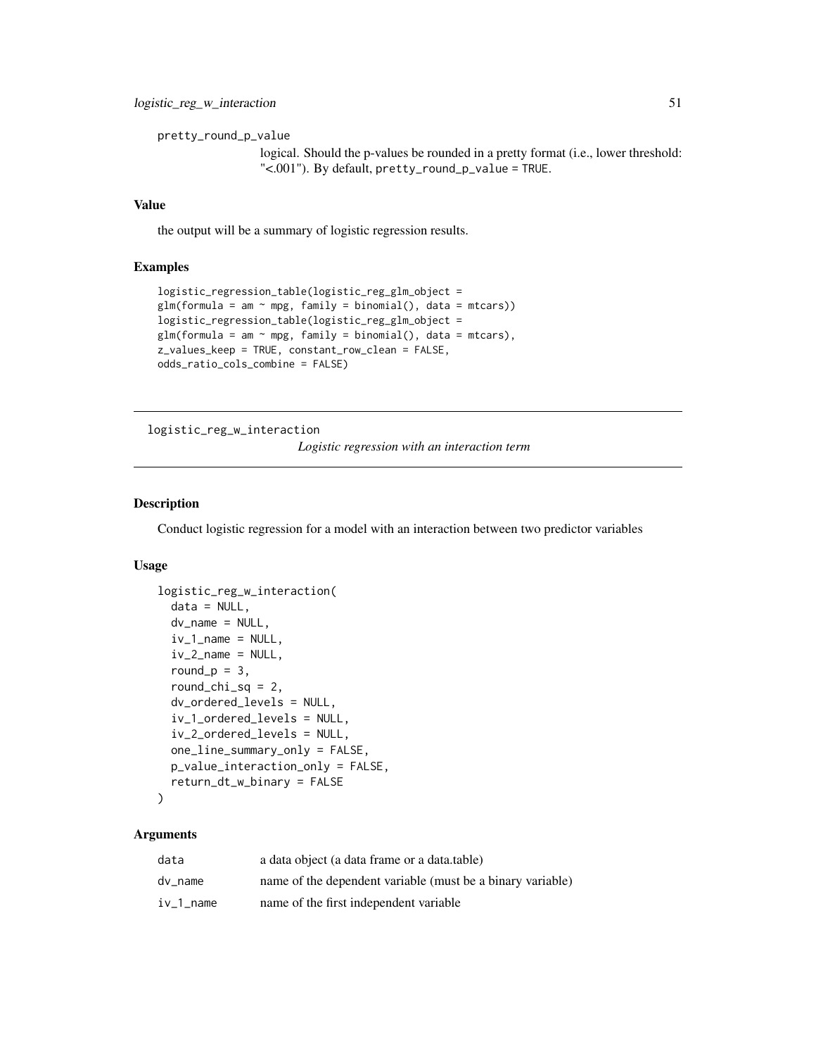pretty_round_p_value
: logical. Should the p-values be rounded in a pretty format (i.e., lower threshold: "<.001"). By default, pretty_round_p_value = TRUE.

### Value

the output will be a summary of logistic regression results.

### Examples

```
logistic_regression_table(logistic_reg_glm_object =
glm(formula = am ~ mpg, family = binomial(), data = mtcars))
logistic_regression_table(logistic_reg_glm_object =
glm(formula = am ~ mpg, family = binomial(), data = mtcars),
z_values_keep = TRUE, constant_row_clean = FALSE,
odds_ratio_cols_combine = FALSE)
```

---

## logistic_reg_w_interaction

*Logistic regression with an interaction term*

### Description

Conduct logistic regression for a model with an interaction between two predictor variables

### Usage

```
logistic_reg_w_interaction(
  data = NULL,
  dv_name = NULL,
  iv_1_name = NULL,
  iv_2_name = NULL,
  round_p = 3,
  round_chi_sq = 2,
  dv_ordered_levels = NULL,
  iv_1_ordered_levels = NULL,
  iv_2_ordered_levels = NULL,
  one_line_summary_only = FALSE,
  p_value_interaction_only = FALSE,
  return_dt_w_binary = FALSE
)
```

### Arguments

| | |
|---|---|
| data | a data object (a data frame or a data.table) |
| dv_name | name of the dependent variable (must be a binary variable) |
| iv_1_name | name of the first independent variable |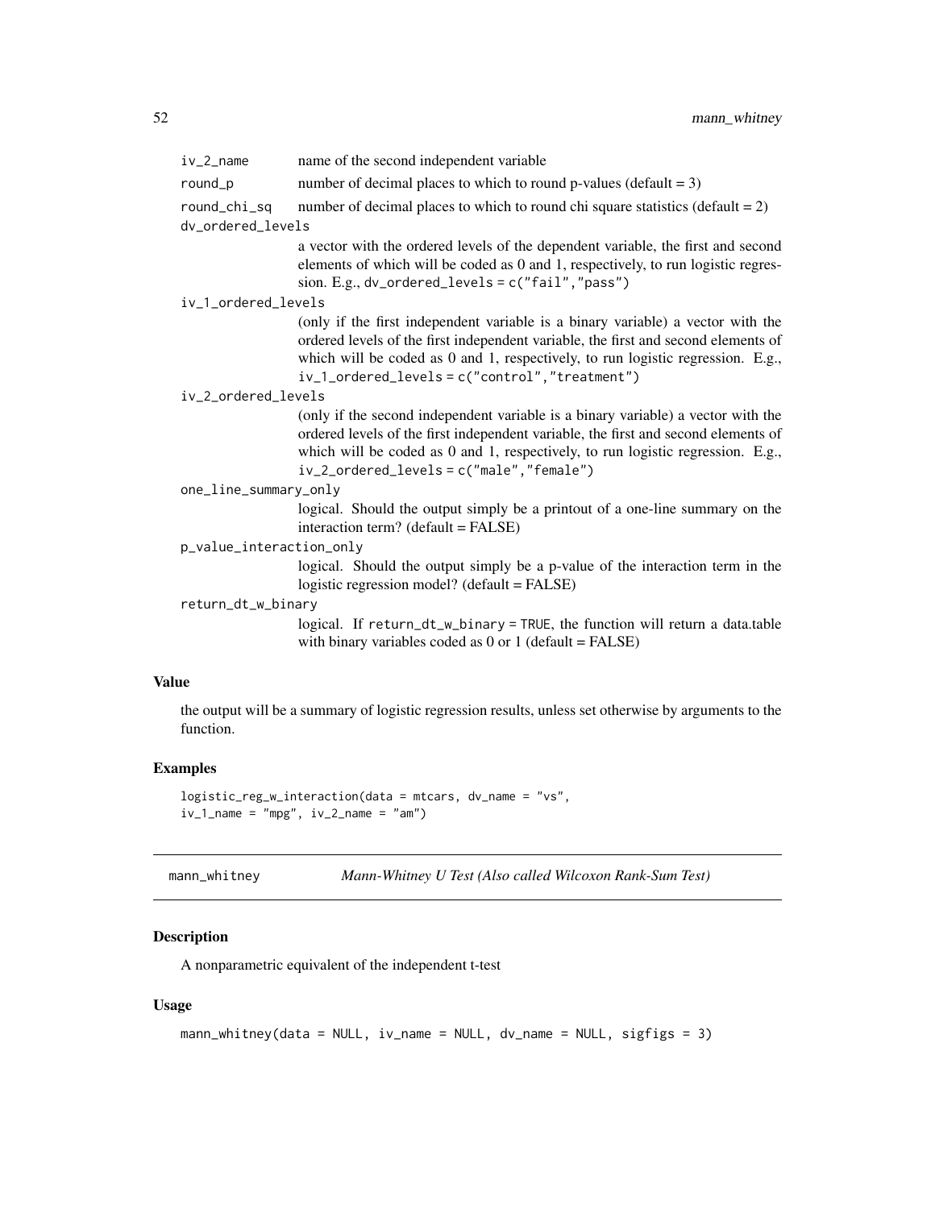iv_2_name
: name of the second independent variable

round_p
: number of decimal places to which to round p-values (default = 3)

round_chi_sq
: number of decimal places to which to round chi square statistics (default = 2)

dv_ordered_levels
: a vector with the ordered levels of the dependent variable, the first and second elements of which will be coded as 0 and 1, respectively, to run logistic regression. E.g., `dv_ordered_levels = c("fail","pass")`

iv_1_ordered_levels
: (only if the first independent variable is a binary variable) a vector with the ordered levels of the first independent variable, the first and second elements of which will be coded as 0 and 1, respectively, to run logistic regression. E.g., `iv_1_ordered_levels = c("control","treatment")`

iv_2_ordered_levels
: (only if the second independent variable is a binary variable) a vector with the ordered levels of the first independent variable, the first and second elements of which will be coded as 0 and 1, respectively, to run logistic regression. E.g., `iv_2_ordered_levels = c("male","female")`

one_line_summary_only
: logical. Should the output simply be a printout of a one-line summary on the interaction term? (default = FALSE)

p_value_interaction_only
: logical. Should the output simply be a p-value of the interaction term in the logistic regression model? (default = FALSE)

return_dt_w_binary
: logical. If `return_dt_w_binary = TRUE`, the function will return a data.table with binary variables coded as 0 or 1 (default = FALSE)

### Value

the output will be a summary of logistic regression results, unless set otherwise by arguments to the function.

### Examples

```
logistic_reg_w_interaction(data = mtcars, dv_name = "vs",
iv_1_name = "mpg", iv_2_name = "am")
```

---

## mann_whitney — *Mann-Whitney U Test (Also called Wilcoxon Rank-Sum Test)*

### Description

A nonparametric equivalent of the independent t-test

### Usage

```
mann_whitney(data = NULL, iv_name = NULL, dv_name = NULL, sigfigs = 3)
```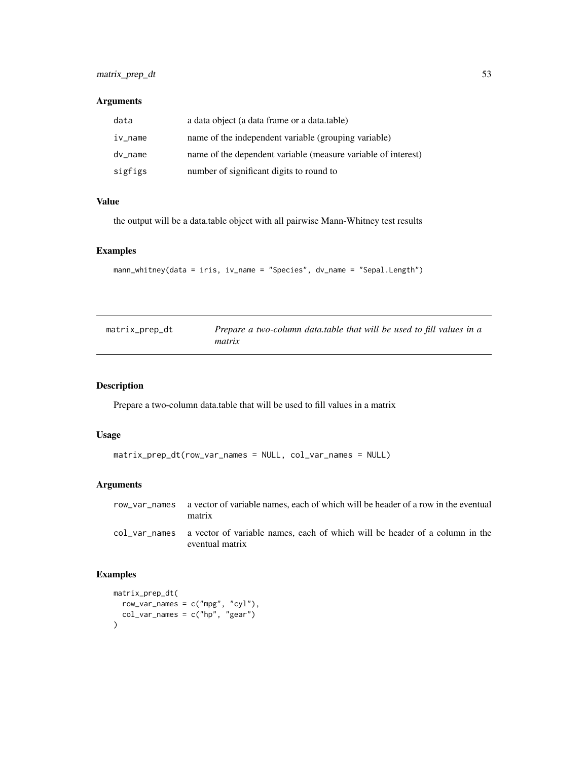## Arguments

| | |
|---|---|
| data | a data object (a data frame or a data.table) |
| iv_name | name of the independent variable (grouping variable) |
| dv_name | name of the dependent variable (measure variable of interest) |
| sigfigs | number of significant digits to round to |

## Value

the output will be a data.table object with all pairwise Mann-Whitney test results

## Examples

```
mann_whitney(data = iris, iv_name = "Species", dv_name = "Sepal.Length")
```

---

# matrix_prep_dt — *Prepare a two-column data.table that will be used to fill values in a matrix*

## Description

Prepare a two-column data.table that will be used to fill values in a matrix

## Usage

```
matrix_prep_dt(row_var_names = NULL, col_var_names = NULL)
```

## Arguments

| | |
|---|---|
| row_var_names | a vector of variable names, each of which will be header of a row in the eventual matrix |
| col_var_names | a vector of variable names, each of which will be header of a column in the eventual matrix |

## Examples

```
matrix_prep_dt(
  row_var_names = c("mpg", "cyl"),
  col_var_names = c("hp", "gear")
)
```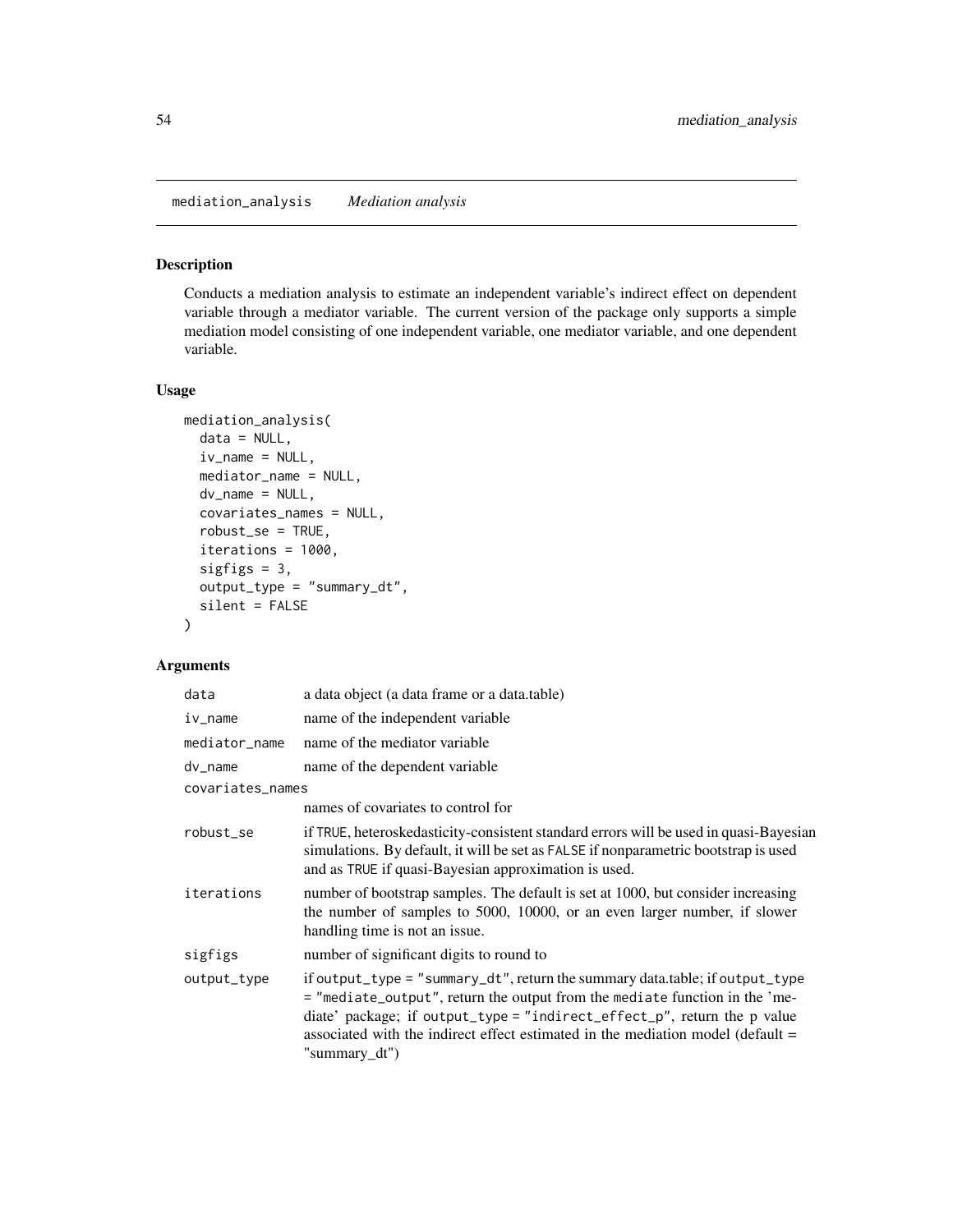mediation_analysis *Mediation analysis*

## Description

Conducts a mediation analysis to estimate an independent variable's indirect effect on dependent variable through a mediator variable. The current version of the package only supports a simple mediation model consisting of one independent variable, one mediator variable, and one dependent variable.

## Usage

```
mediation_analysis(
  data = NULL,
  iv_name = NULL,
  mediator_name = NULL,
  dv_name = NULL,
  covariates_names = NULL,
  robust_se = TRUE,
  iterations = 1000,
  sigfigs = 3,
  output_type = "summary_dt",
  silent = FALSE
)
```

## Arguments

| | |
|---|---|
| data | a data object (a data frame or a data.table) |
| iv_name | name of the independent variable |
| mediator_name | name of the mediator variable |
| dv_name | name of the dependent variable |
| covariates_names | names of covariates to control for |
| robust_se | if TRUE, heteroskedasticity-consistent standard errors will be used in quasi-Bayesian simulations. By default, it will be set as FALSE if nonparametric bootstrap is used and as TRUE if quasi-Bayesian approximation is used. |
| iterations | number of bootstrap samples. The default is set at 1000, but consider increasing the number of samples to 5000, 10000, or an even larger number, if slower handling time is not an issue. |
| sigfigs | number of significant digits to round to |
| output_type | if output_type = "summary_dt", return the summary data.table; if output_type = "mediate_output", return the output from the mediate function in the 'mediate' package; if output_type = "indirect_effect_p", return the p value associated with the indirect effect estimated in the mediation model (default = "summary_dt") |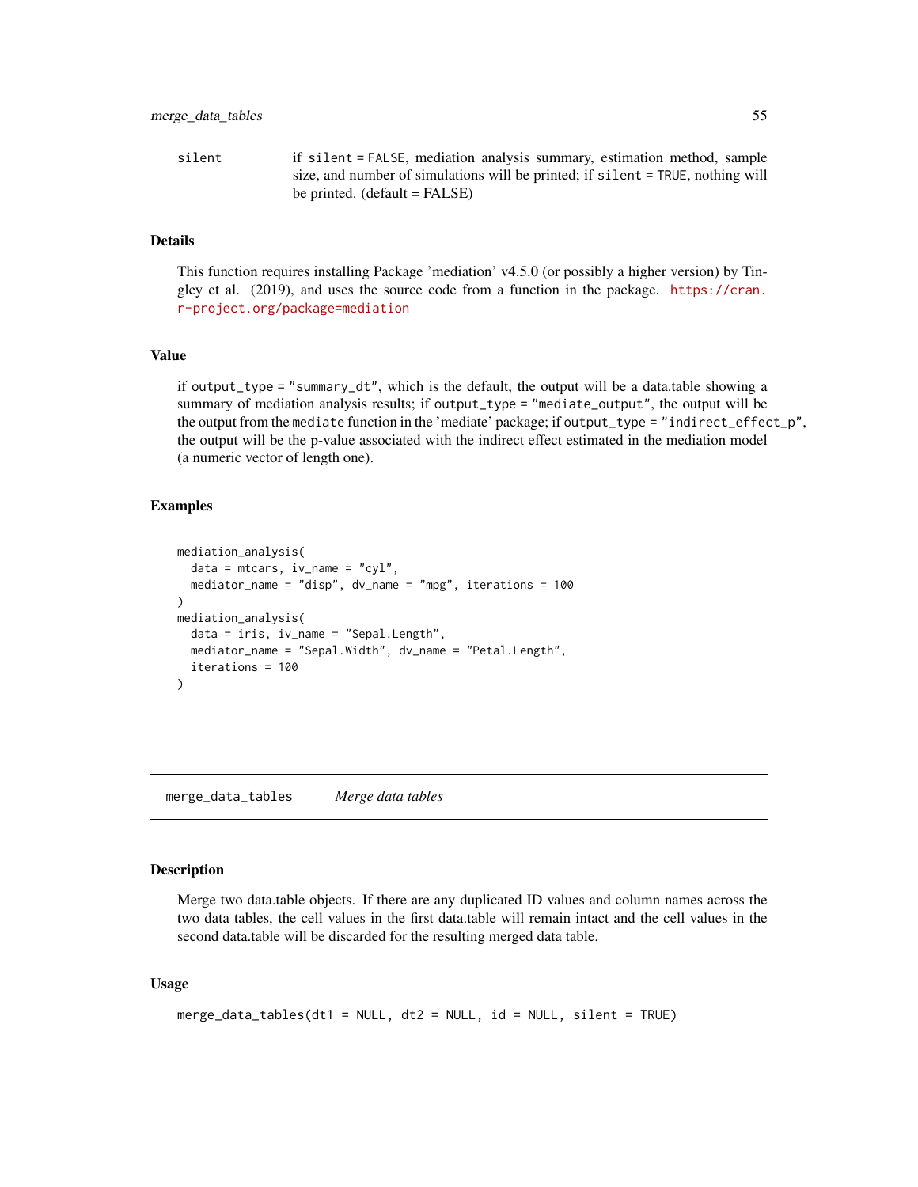silent if silent = FALSE, mediation analysis summary, estimation method, sample size, and number of simulations will be printed; if silent = TRUE, nothing will be printed. (default = FALSE)

### Details

This function requires installing Package 'mediation' v4.5.0 (or possibly a higher version) by Tingley et al. (2019), and uses the source code from a function in the package. https://cran.r-project.org/package=mediation

### Value

if output_type = "summary_dt", which is the default, the output will be a data.table showing a summary of mediation analysis results; if output_type = "mediate_output", the output will be the output from the mediate function in the 'mediate' package; if output_type = "indirect_effect_p", the output will be the p-value associated with the indirect effect estimated in the mediation model (a numeric vector of length one).

### Examples

```
mediation_analysis(
  data = mtcars, iv_name = "cyl",
  mediator_name = "disp", dv_name = "mpg", iterations = 100
)
mediation_analysis(
  data = iris, iv_name = "Sepal.Length",
  mediator_name = "Sepal.Width", dv_name = "Petal.Length",
  iterations = 100
)
```

---

## merge_data_tables *Merge data tables*

### Description

Merge two data.table objects. If there are any duplicated ID values and column names across the two data tables, the cell values in the first data.table will remain intact and the cell values in the second data.table will be discarded for the resulting merged data table.

### Usage

```
merge_data_tables(dt1 = NULL, dt2 = NULL, id = NULL, silent = TRUE)
```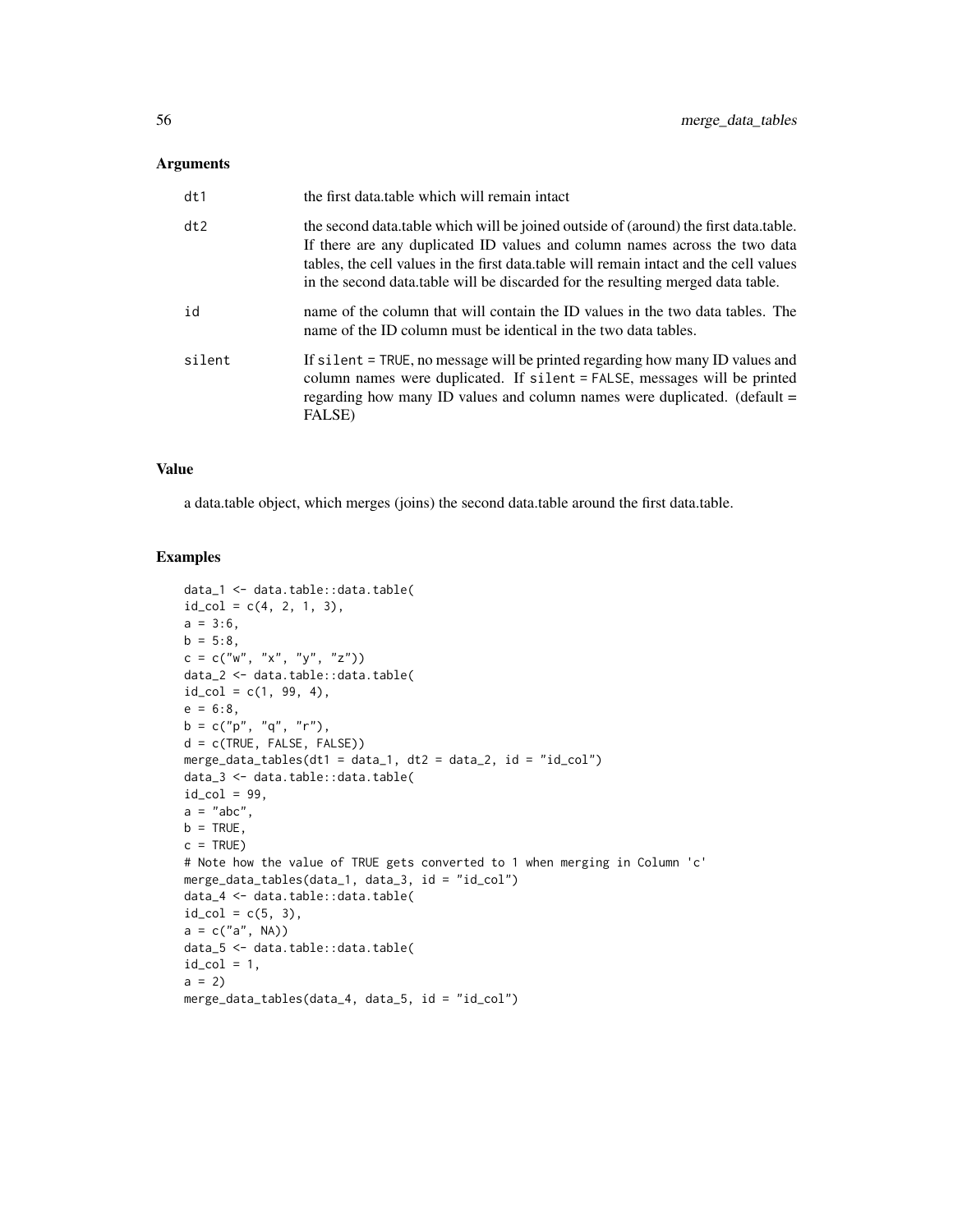### Arguments

| | |
|---|---|
| dt1 | the first data.table which will remain intact |
| dt2 | the second data.table which will be joined outside of (around) the first data.table. If there are any duplicated ID values and column names across the two data tables, the cell values in the first data.table will remain intact and the cell values in the second data.table will be discarded for the resulting merged data table. |
| id | name of the column that will contain the ID values in the two data tables. The name of the ID column must be identical in the two data tables. |
| silent | If `silent = TRUE`, no message will be printed regarding how many ID values and column names were duplicated. If `silent = FALSE`, messages will be printed regarding how many ID values and column names were duplicated. (default = FALSE) |

### Value

a data.table object, which merges (joins) the second data.table around the first data.table.

### Examples

```
data_1 <- data.table::data.table(
id_col = c(4, 2, 1, 3),
a = 3:6,
b = 5:8,
c = c("w", "x", "y", "z"))
data_2 <- data.table::data.table(
id_col = c(1, 99, 4),
e = 6:8,
b = c("p", "q", "r"),
d = c(TRUE, FALSE, FALSE))
merge_data_tables(dt1 = data_1, dt2 = data_2, id = "id_col")
data_3 <- data.table::data.table(
id_col = 99,
a = "abc",
b = TRUE,
c = TRUE)
# Note how the value of TRUE gets converted to 1 when merging in Column 'c'
merge_data_tables(data_1, data_3, id = "id_col")
data_4 <- data.table::data.table(
id_col = c(5, 3),
a = c("a", NA))
data_5 <- data.table::data.table(
id_col = 1,
a = 2)
merge_data_tables(data_4, data_5, id = "id_col")
```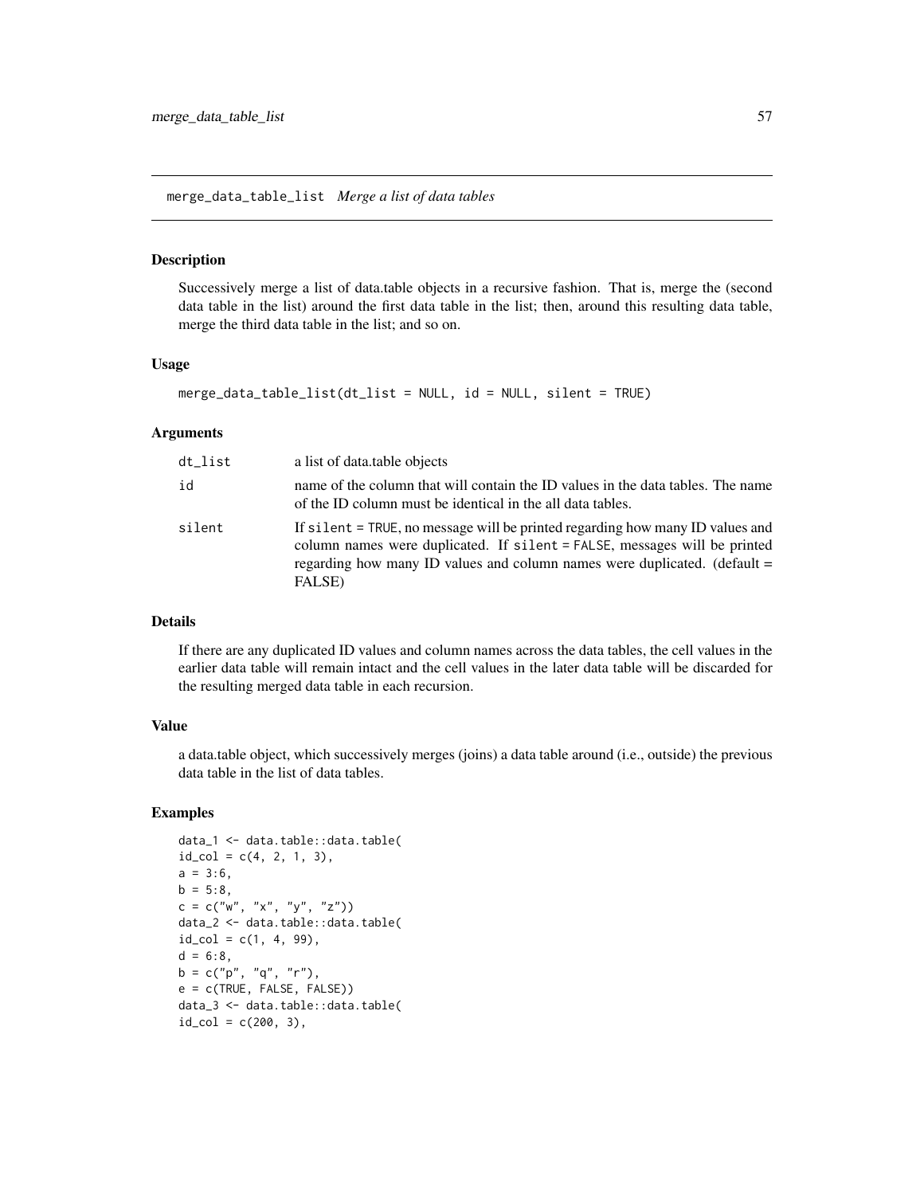merge_data_table_list *Merge a list of data tables*

## Description

Successively merge a list of data.table objects in a recursive fashion. That is, merge the (second data table in the list) around the first data table in the list; then, around this resulting data table, merge the third data table in the list; and so on.

## Usage

```
merge_data_table_list(dt_list = NULL, id = NULL, silent = TRUE)
```

## Arguments

| | |
|---|---|
| dt_list | a list of data.table objects |
| id | name of the column that will contain the ID values in the data tables. The name of the ID column must be identical in the all data tables. |
| silent | If silent = TRUE, no message will be printed regarding how many ID values and column names were duplicated. If silent = FALSE, messages will be printed regarding how many ID values and column names were duplicated. (default = FALSE) |

## Details

If there are any duplicated ID values and column names across the data tables, the cell values in the earlier data table will remain intact and the cell values in the later data table will be discarded for the resulting merged data table in each recursion.

## Value

a data.table object, which successively merges (joins) a data table around (i.e., outside) the previous data table in the list of data tables.

## Examples

```
data_1 <- data.table::data.table(
id_col = c(4, 2, 1, 3),
a = 3:6,
b = 5:8,
c = c("w", "x", "y", "z"))
data_2 <- data.table::data.table(
id_col = c(1, 4, 99),
d = 6:8,
b = c("p", "q", "r"),
e = c(TRUE, FALSE, FALSE))
data_3 <- data.table::data.table(
id_col = c(200, 3),
```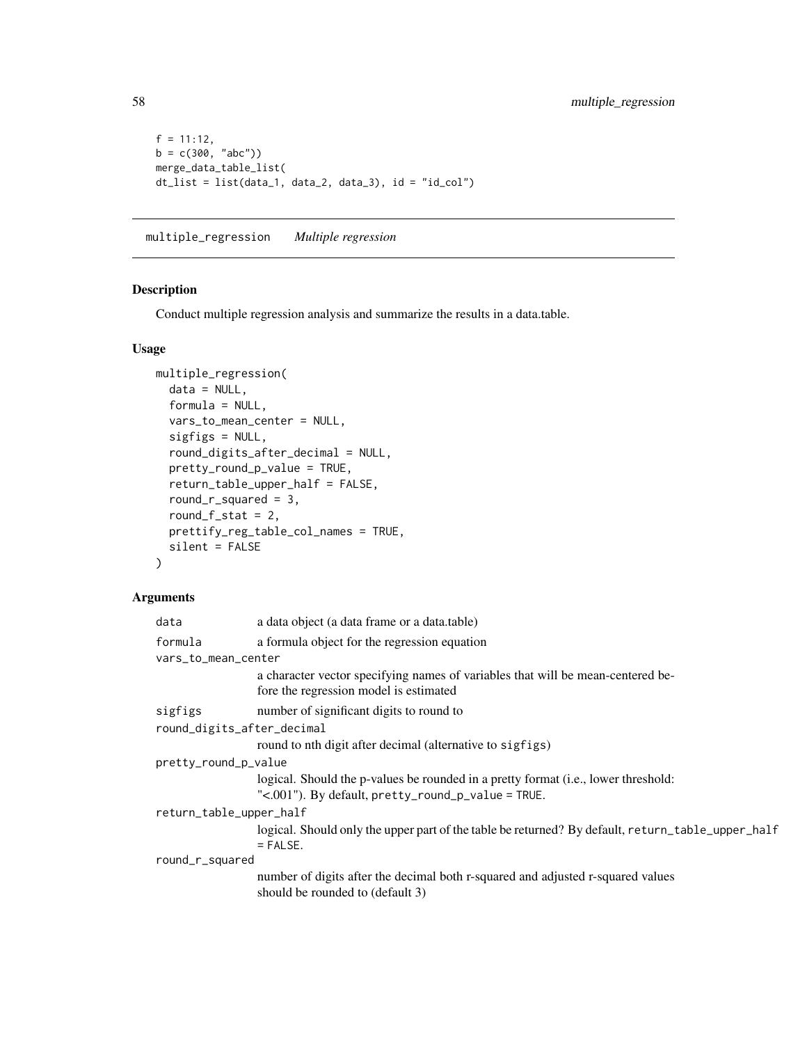```
f = 11:12,
b = c(300, "abc"))
merge_data_table_list(
dt_list = list(data_1, data_2, data_3), id = "id_col")
```

## multiple_regression    *Multiple regression*

### Description

Conduct multiple regression analysis and summarize the results in a data.table.

### Usage

```
multiple_regression(
  data = NULL,
  formula = NULL,
  vars_to_mean_center = NULL,
  sigfigs = NULL,
  round_digits_after_decimal = NULL,
  pretty_round_p_value = TRUE,
  return_table_upper_half = FALSE,
  round_r_squared = 3,
  round_f_stat = 2,
  prettify_reg_table_col_names = TRUE,
  silent = FALSE
)
```

### Arguments

`data` a data object (a data frame or a data.table)

`formula` a formula object for the regression equation

`vars_to_mean_center`
a character vector specifying names of variables that will be mean-centered before the regression model is estimated

`sigfigs` number of significant digits to round to

`round_digits_after_decimal`
round to nth digit after decimal (alternative to `sigfigs`)

`pretty_round_p_value`
logical. Should the p-values be rounded in a pretty format (i.e., lower threshold: "<.001"). By default, `pretty_round_p_value = TRUE`.

`return_table_upper_half`
logical. Should only the upper part of the table be returned? By default, `return_table_upper_half = FALSE`.

`round_r_squared`
number of digits after the decimal both r-squared and adjusted r-squared values should be rounded to (default 3)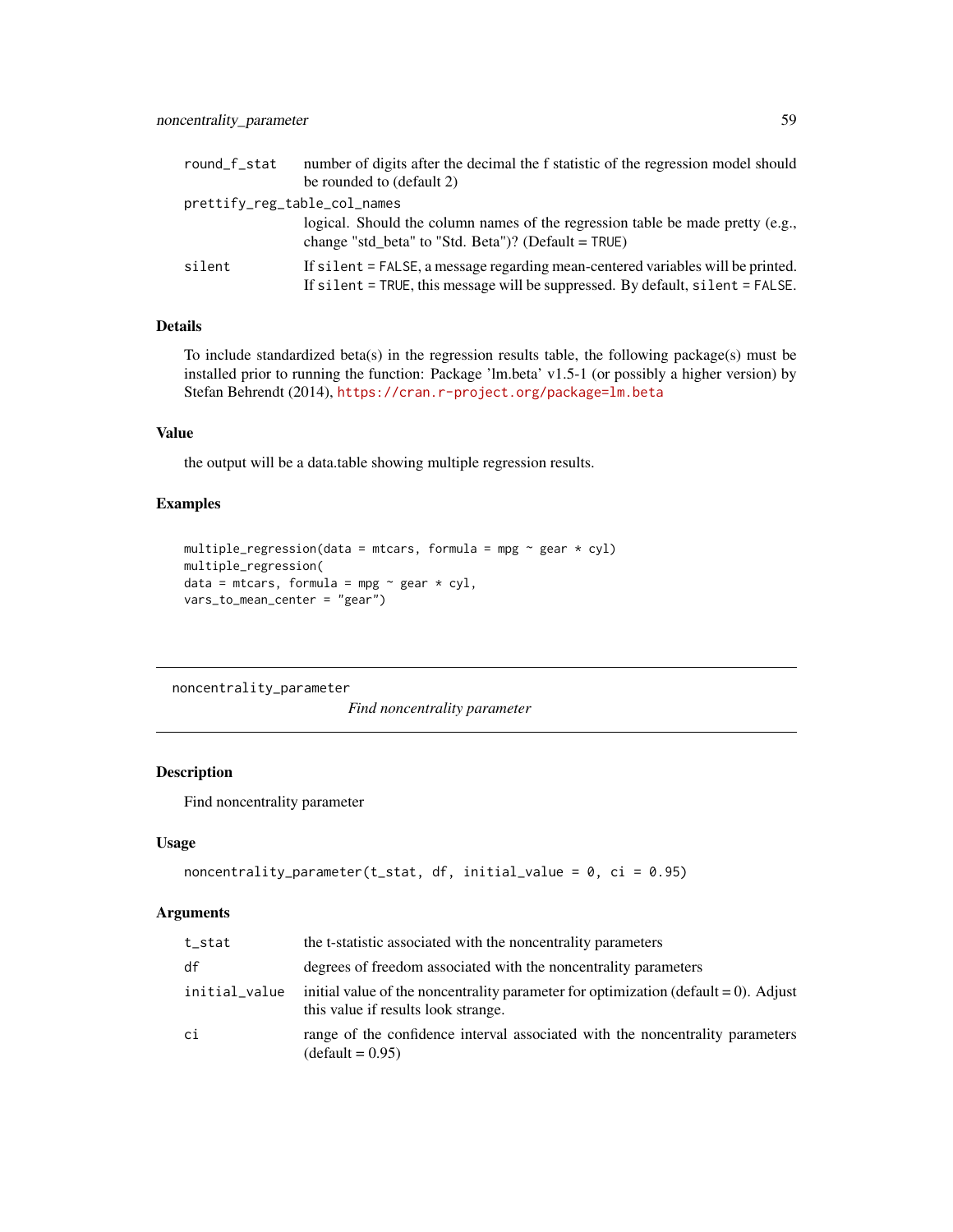| | |
|---|---|
| round_f_stat | number of digits after the decimal the f statistic of the regression model should be rounded to (default 2) |
| prettify_reg_table_col_names | logical. Should the column names of the regression table be made pretty (e.g., change "std_beta" to "Std. Beta")? (Default = TRUE) |
| silent | If silent = FALSE, a message regarding mean-centered variables will be printed. If silent = TRUE, this message will be suppressed. By default, silent = FALSE. |

### Details

To include standardized beta(s) in the regression results table, the following package(s) must be installed prior to running the function: Package 'lm.beta' v1.5-1 (or possibly a higher version) by Stefan Behrendt (2014), https://cran.r-project.org/package=lm.beta

### Value

the output will be a data.table showing multiple regression results.

### Examples

```
multiple_regression(data = mtcars, formula = mpg ~ gear * cyl)
multiple_regression(
data = mtcars, formula = mpg ~ gear * cyl,
vars_to_mean_center = "gear")
```

---

## noncentrality_parameter

*Find noncentrality parameter*

### Description

Find noncentrality parameter

### Usage

```
noncentrality_parameter(t_stat, df, initial_value = 0, ci = 0.95)
```

### Arguments

| | |
|---|---|
| t_stat | the t-statistic associated with the noncentrality parameters |
| df | degrees of freedom associated with the noncentrality parameters |
| initial_value | initial value of the noncentrality parameter for optimization (default = 0). Adjust this value if results look strange. |
| ci | range of the confidence interval associated with the noncentrality parameters (default = 0.95) |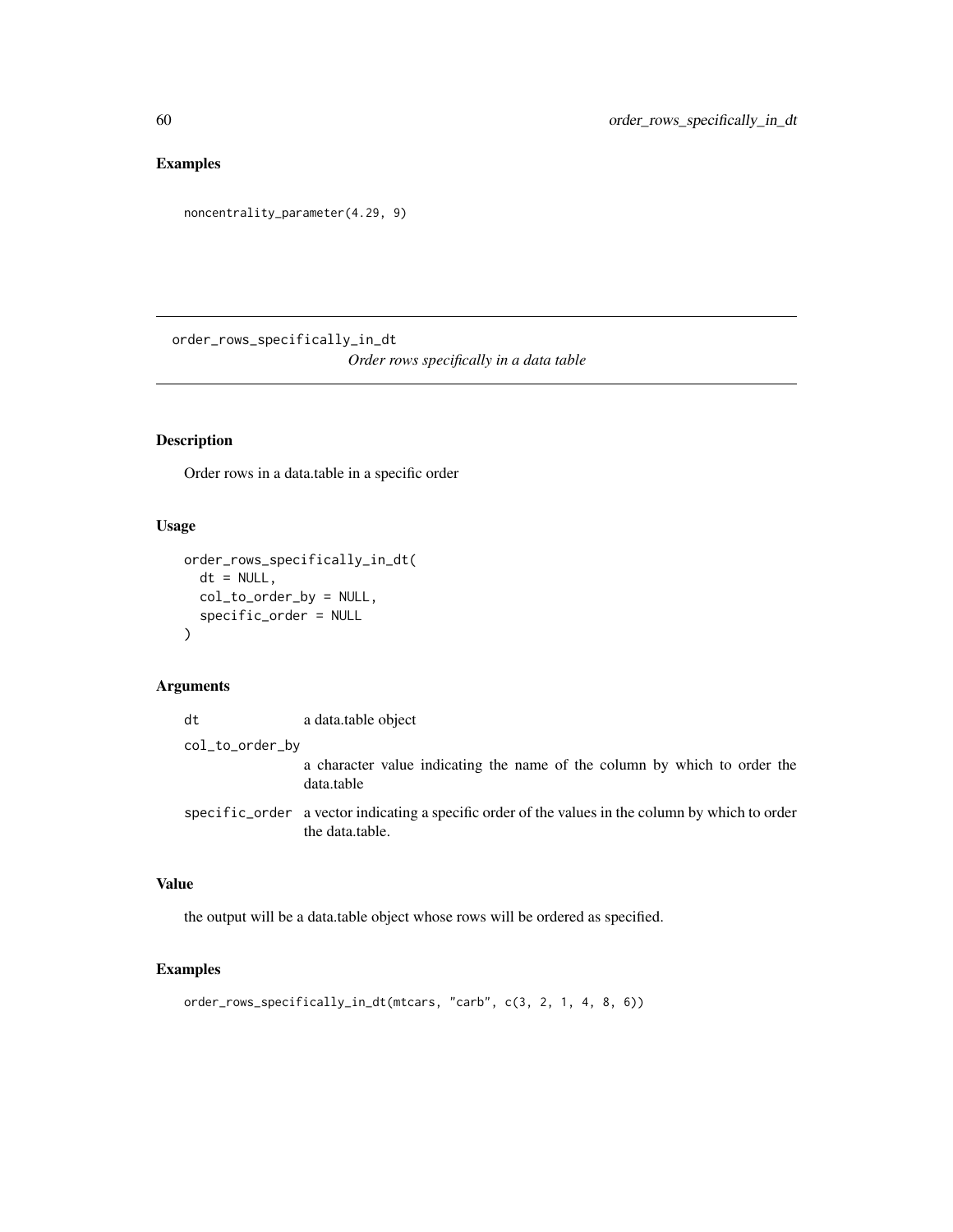## Examples

```
noncentrality_parameter(4.29, 9)
```

---

# order_rows_specifically_in_dt

*Order rows specifically in a data table*

## Description

Order rows in a data.table in a specific order

## Usage

```
order_rows_specifically_in_dt(
  dt = NULL,
  col_to_order_by = NULL,
  specific_order = NULL
)
```

## Arguments

| | |
|---|---|
| `dt` | a data.table object |
| `col_to_order_by` | a character value indicating the name of the column by which to order the data.table |
| `specific_order` | a vector indicating a specific order of the values in the column by which to order the data.table. |

## Value

the output will be a data.table object whose rows will be ordered as specified.

## Examples

```
order_rows_specifically_in_dt(mtcars, "carb", c(3, 2, 1, 4, 8, 6))
```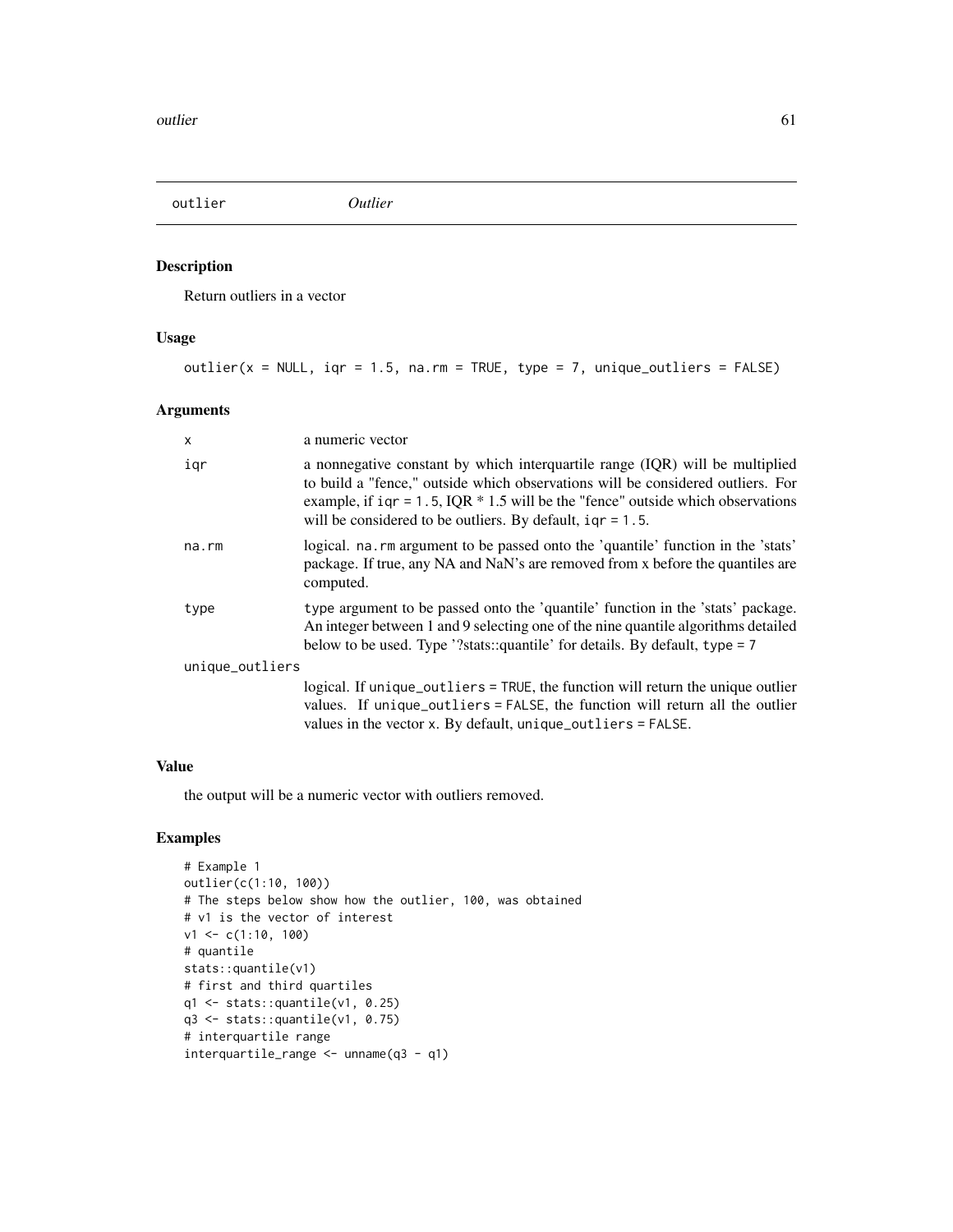## outlier *Outlier*

### Description

Return outliers in a vector

### Usage

```
outlier(x = NULL, iqr = 1.5, na.rm = TRUE, type = 7, unique_outliers = FALSE)
```

### Arguments

| | |
|---|---|
| x | a numeric vector |
| iqr | a nonnegative constant by which interquartile range (IQR) will be multiplied to build a "fence," outside which observations will be considered outliers. For example, if `iqr = 1.5`, IQR * 1.5 will be the "fence" outside which observations will be considered to be outliers. By default, `iqr = 1.5`. |
| na.rm | logical. `na.rm` argument to be passed onto the 'quantile' function in the 'stats' package. If true, any NA and NaN's are removed from x before the quantiles are computed. |
| type | `type` argument to be passed onto the 'quantile' function in the 'stats' package. An integer between 1 and 9 selecting one of the nine quantile algorithms detailed below to be used. Type '?stats::quantile' for details. By default, `type = 7` |
| unique_outliers | logical. If `unique_outliers = TRUE`, the function will return the unique outlier values. If `unique_outliers = FALSE`, the function will return all the outlier values in the vector `x`. By default, `unique_outliers = FALSE`. |

### Value

the output will be a numeric vector with outliers removed.

### Examples

```
# Example 1
outlier(c(1:10, 100))
# The steps below show how the outlier, 100, was obtained
# v1 is the vector of interest
v1 <- c(1:10, 100)
# quantile
stats::quantile(v1)
# first and third quartiles
q1 <- stats::quantile(v1, 0.25)
q3 <- stats::quantile(v1, 0.75)
# interquartile range
interquartile_range <- unname(q3 - q1)
```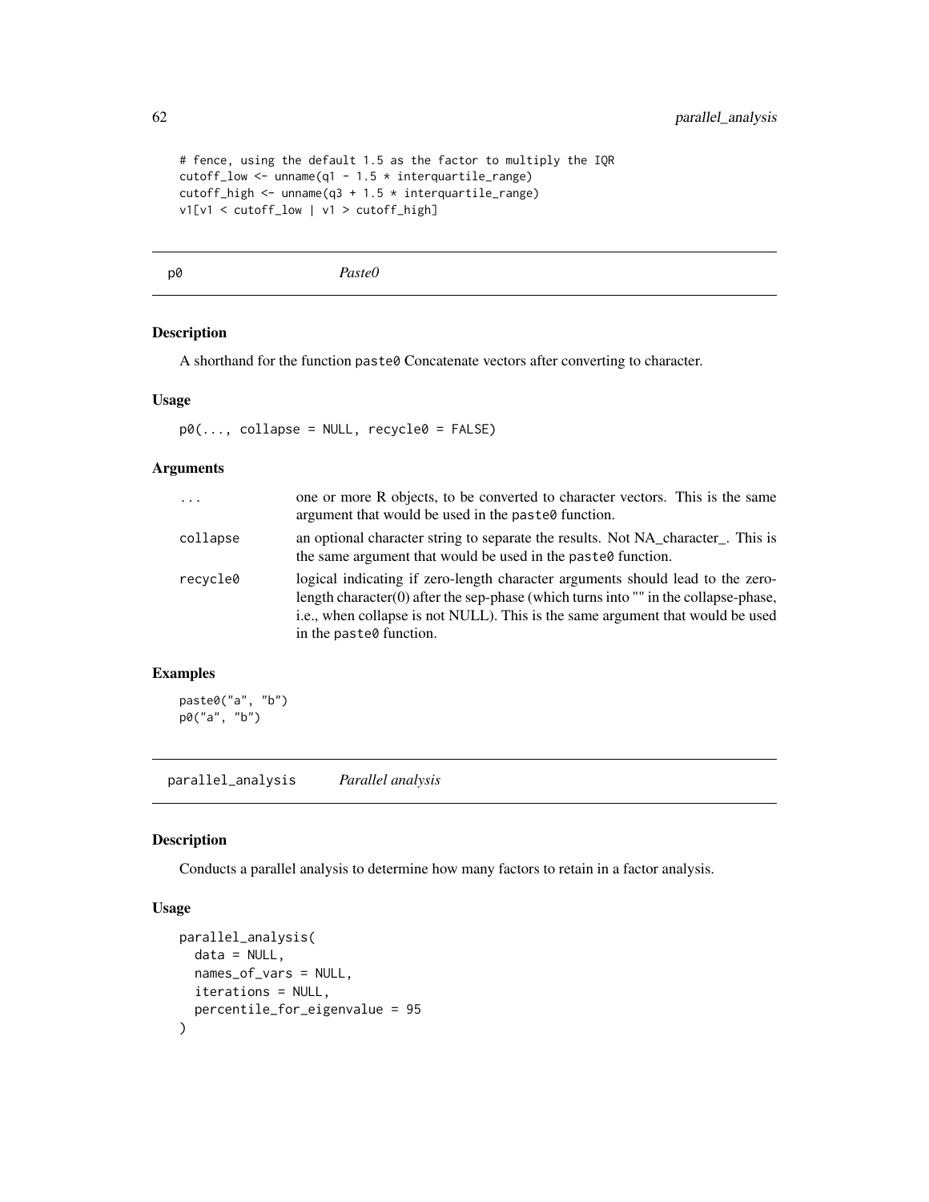```
# fence, using the default 1.5 as the factor to multiply the IQR
cutoff_low <- unname(q1 - 1.5 * interquartile_range)
cutoff_high <- unname(q3 + 1.5 * interquartile_range)
v1[v1 < cutoff_low | v1 > cutoff_high]
```

## p0 — *Paste0*

### Description

A shorthand for the function `paste0` Concatenate vectors after converting to character.

### Usage

```
p0(..., collapse = NULL, recycle0 = FALSE)
```

### Arguments

| | |
|---|---|
| `...` | one or more R objects, to be converted to character vectors. This is the same argument that would be used in the `paste0` function. |
| `collapse` | an optional character string to separate the results. Not NA_character_. This is the same argument that would be used in the `paste0` function. |
| `recycle0` | logical indicating if zero-length character arguments should lead to the zero-length character(0) after the sep-phase (which turns into "" in the collapse-phase, i.e., when collapse is not NULL). This is the same argument that would be used in the `paste0` function. |

### Examples

```
paste0("a", "b")
p0("a", "b")
```

## parallel_analysis — *Parallel analysis*

### Description

Conducts a parallel analysis to determine how many factors to retain in a factor analysis.

### Usage

```
parallel_analysis(
  data = NULL,
  names_of_vars = NULL,
  iterations = NULL,
  percentile_for_eigenvalue = 95
)
```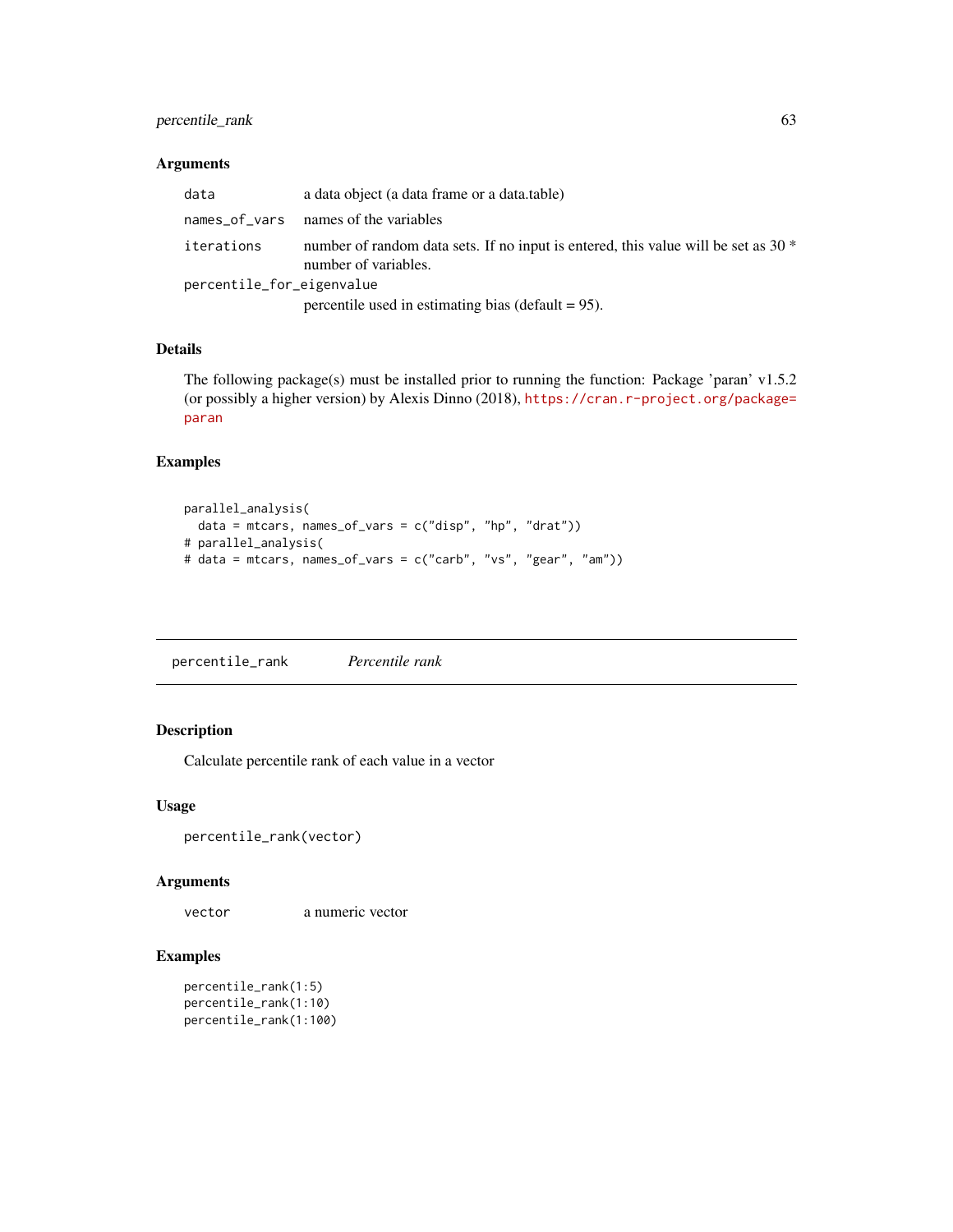### Arguments

| | |
|---|---|
| `data` | a data object (a data frame or a data.table) |
| `names_of_vars` | names of the variables |
| `iterations` | number of random data sets. If no input is entered, this value will be set as 30 * number of variables. |
| `percentile_for_eigenvalue` | percentile used in estimating bias (default = 95). |

### Details

The following package(s) must be installed prior to running the function: Package 'paran' v1.5.2 (or possibly a higher version) by Alexis Dinno (2018), https://cran.r-project.org/package=paran

### Examples

```
parallel_analysis(
  data = mtcars, names_of_vars = c("disp", "hp", "drat"))
# parallel_analysis(
# data = mtcars, names_of_vars = c("carb", "vs", "gear", "am"))
```

---

## percentile_rank    *Percentile rank*

---

### Description

Calculate percentile rank of each value in a vector

### Usage

```
percentile_rank(vector)
```

### Arguments

| | |
|---|---|
| `vector` | a numeric vector |

### Examples

```
percentile_rank(1:5)
percentile_rank(1:10)
percentile_rank(1:100)
```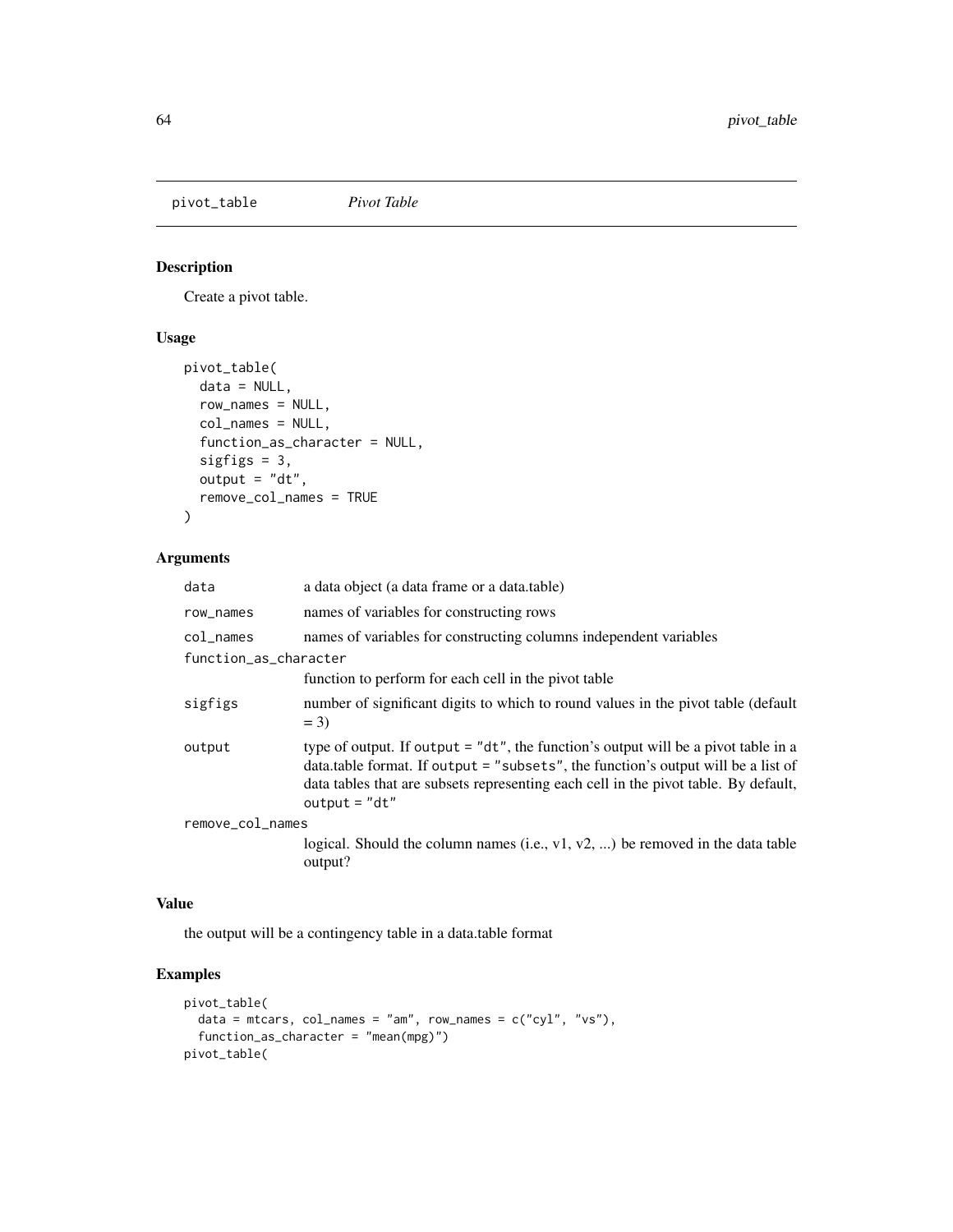## pivot_table *Pivot Table*

### Description

Create a pivot table.

### Usage

```
pivot_table(
  data = NULL,
  row_names = NULL,
  col_names = NULL,
  function_as_character = NULL,
  sigfigs = 3,
  output = "dt",
  remove_col_names = TRUE
)
```

### Arguments

| | |
|---|---|
| `data` | a data object (a data frame or a data.table) |
| `row_names` | names of variables for constructing rows |
| `col_names` | names of variables for constructing columns independent variables |
| `function_as_character` | function to perform for each cell in the pivot table |
| `sigfigs` | number of significant digits to which to round values in the pivot table (default = 3) |
| `output` | type of output. If `output = "dt"`, the function's output will be a pivot table in a data.table format. If `output = "subsets"`, the function's output will be a list of data tables that are subsets representing each cell in the pivot table. By default, `output = "dt"` |
| `remove_col_names` | logical. Should the column names (i.e., v1, v2, ...) be removed in the data table output? |

### Value

the output will be a contingency table in a data.table format

### Examples

```
pivot_table(
  data = mtcars, col_names = "am", row_names = c("cyl", "vs"),
  function_as_character = "mean(mpg)")
pivot_table(
```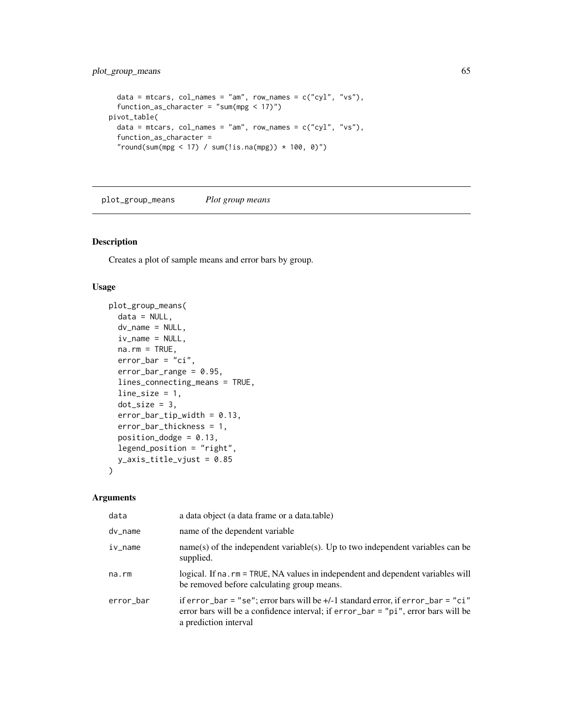```
  data = mtcars, col_names = "am", row_names = c("cyl", "vs"),
  function_as_character = "sum(mpg < 17)")
pivot_table(
  data = mtcars, col_names = "am", row_names = c("cyl", "vs"),
  function_as_character =
  "round(sum(mpg < 17) / sum(!is.na(mpg)) * 100, 0)")
```

---

## plot_group_means *Plot group means*

---

### Description

Creates a plot of sample means and error bars by group.

### Usage

```
plot_group_means(
  data = NULL,
  dv_name = NULL,
  iv_name = NULL,
  na.rm = TRUE,
  error_bar = "ci",
  error_bar_range = 0.95,
  lines_connecting_means = TRUE,
  line_size = 1,
  dot_size = 3,
  error_bar_tip_width = 0.13,
  error_bar_thickness = 1,
  position_dodge = 0.13,
  legend_position = "right",
  y_axis_title_vjust = 0.85
)
```

### Arguments

| | |
|---|---|
| `data` | a data object (a data frame or a data.table) |
| `dv_name` | name of the dependent variable |
| `iv_name` | name(s) of the independent variable(s). Up to two independent variables can be supplied. |
| `na.rm` | logical. If `na.rm = TRUE`, NA values in independent and dependent variables will be removed before calculating group means. |
| `error_bar` | if `error_bar = "se"`; error bars will be +/-1 standard error, if `error_bar = "ci"` error bars will be a confidence interval; if `error_bar = "pi"`, error bars will be a prediction interval |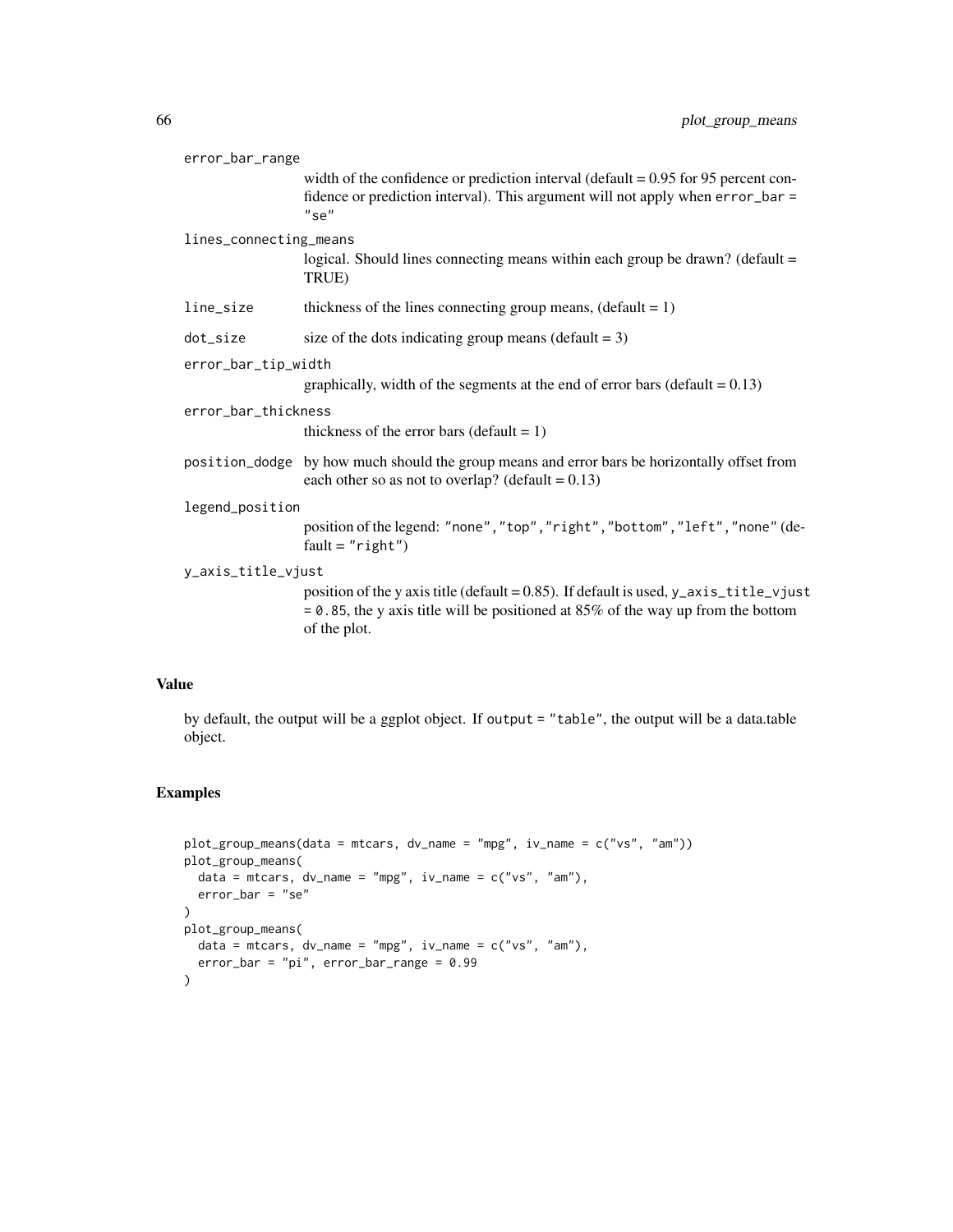error_bar_range
: width of the confidence or prediction interval (default = 0.95 for 95 percent confidence or prediction interval). This argument will not apply when `error_bar = "se"`

lines_connecting_means
: logical. Should lines connecting means within each group be drawn? (default = TRUE)

line_size
: thickness of the lines connecting group means, (default = 1)

dot_size
: size of the dots indicating group means (default = 3)

error_bar_tip_width
: graphically, width of the segments at the end of error bars (default = 0.13)

error_bar_thickness
: thickness of the error bars (default = 1)

position_dodge
: by how much should the group means and error bars be horizontally offset from each other so as not to overlap? (default = 0.13)

legend_position
: position of the legend: `"none"`, `"top"`, `"right"`, `"bottom"`, `"left"`, `"none"` (default = `"right"`)

y_axis_title_vjust
: position of the y axis title (default = 0.85). If default is used, `y_axis_title_vjust = 0.85`, the y axis title will be positioned at 85% of the way up from the bottom of the plot.

## Value

by default, the output will be a ggplot object. If `output = "table"`, the output will be a data.table object.

## Examples

```
plot_group_means(data = mtcars, dv_name = "mpg", iv_name = c("vs", "am"))
plot_group_means(
  data = mtcars, dv_name = "mpg", iv_name = c("vs", "am"),
  error_bar = "se"
)
plot_group_means(
  data = mtcars, dv_name = "mpg", iv_name = c("vs", "am"),
  error_bar = "pi", error_bar_range = 0.99
)
```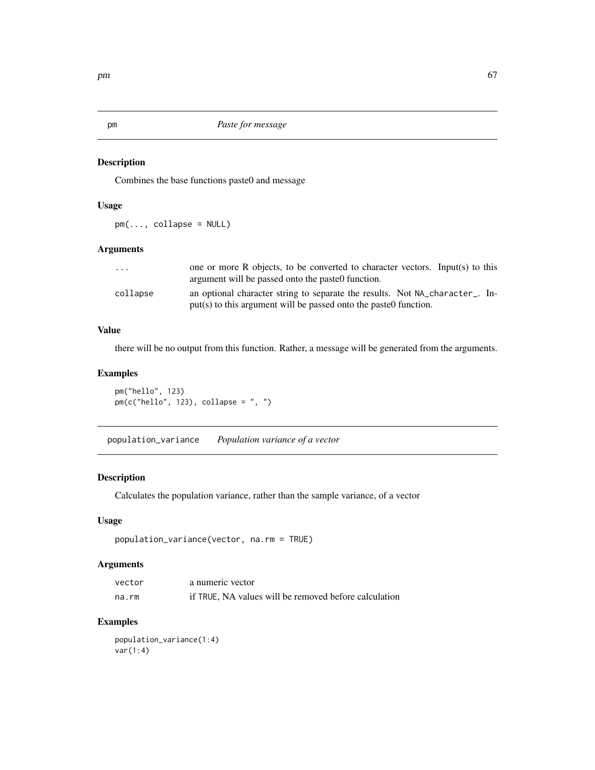## pm — *Paste for message*

### Description

Combines the base functions paste0 and message

### Usage

```
pm(..., collapse = NULL)
```

### Arguments

| | |
|---|---|
| ... | one or more R objects, to be converted to character vectors. Input(s) to this argument will be passed onto the paste0 function. |
| collapse | an optional character string to separate the results. Not NA_character_. Input(s) to this argument will be passed onto the paste0 function. |

### Value

there will be no output from this function. Rather, a message will be generated from the arguments.

### Examples

```
pm("hello", 123)
pm(c("hello", 123), collapse = ", ")
```

## population_variance — *Population variance of a vector*

### Description

Calculates the population variance, rather than the sample variance, of a vector

### Usage

```
population_variance(vector, na.rm = TRUE)
```

### Arguments

| | |
|---|---|
| vector | a numeric vector |
| na.rm | if TRUE, NA values will be removed before calculation |

### Examples

```
population_variance(1:4)
var(1:4)
```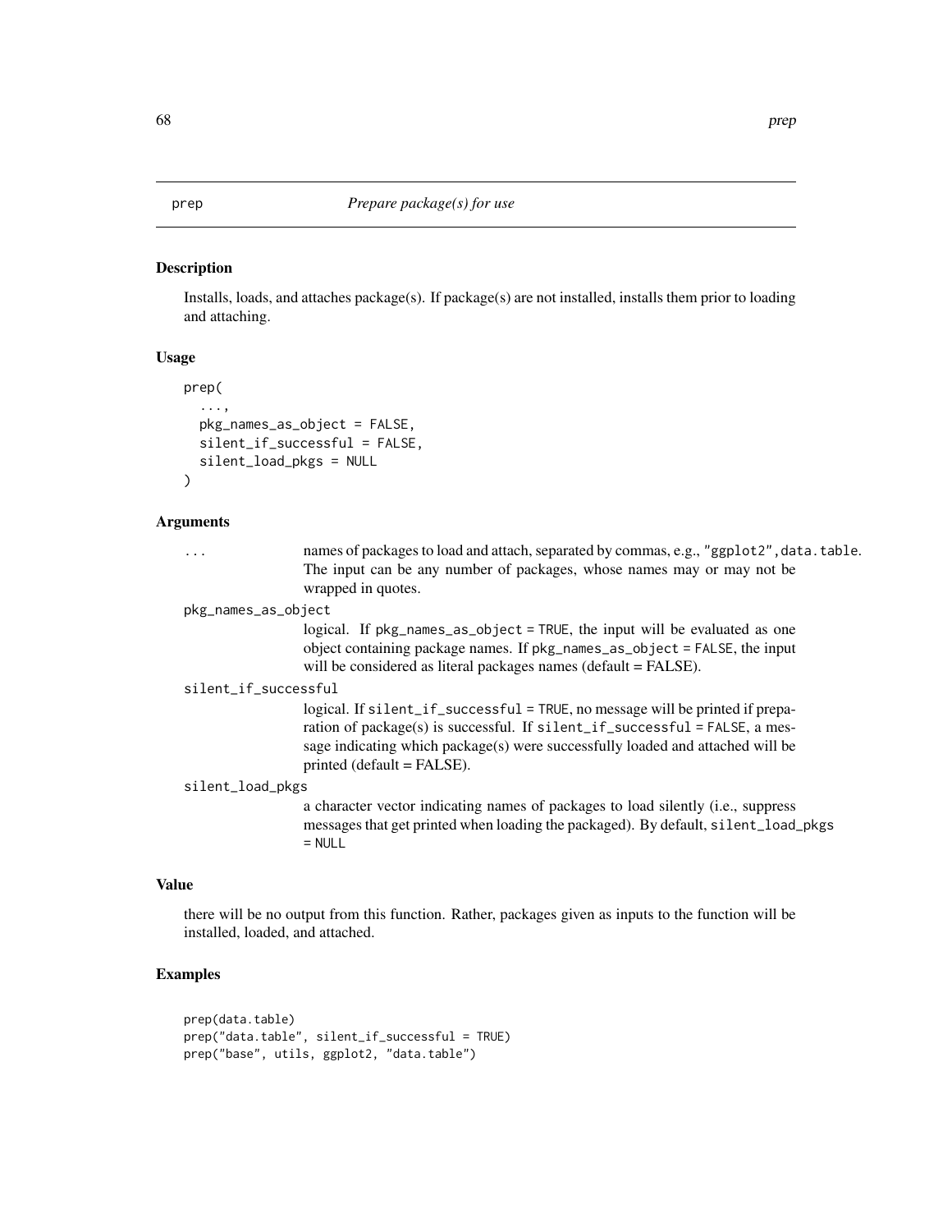`prep` *Prepare package(s) for use*

### Description

Installs, loads, and attaches package(s). If package(s) are not installed, installs them prior to loading and attaching.

### Usage

```
prep(
  ...,
  pkg_names_as_object = FALSE,
  silent_if_successful = FALSE,
  silent_load_pkgs = NULL
)
```

### Arguments

`...` names of packages to load and attach, separated by commas, e.g., `"ggplot2",data.table`. The input can be any number of packages, whose names may or may not be wrapped in quotes.

`pkg_names_as_object` logical. If `pkg_names_as_object = TRUE`, the input will be evaluated as one object containing package names. If `pkg_names_as_object = FALSE`, the input will be considered as literal packages names (default = FALSE).

`silent_if_successful` logical. If `silent_if_successful = TRUE`, no message will be printed if preparation of package(s) is successful. If `silent_if_successful = FALSE`, a message indicating which package(s) were successfully loaded and attached will be printed (default = FALSE).

`silent_load_pkgs` a character vector indicating names of packages to load silently (i.e., suppress messages that get printed when loading the packaged). By default, `silent_load_pkgs = NULL`

### Value

there will be no output from this function. Rather, packages given as inputs to the function will be installed, loaded, and attached.

### Examples

```
prep(data.table)
prep("data.table", silent_if_successful = TRUE)
prep("base", utils, ggplot2, "data.table")
```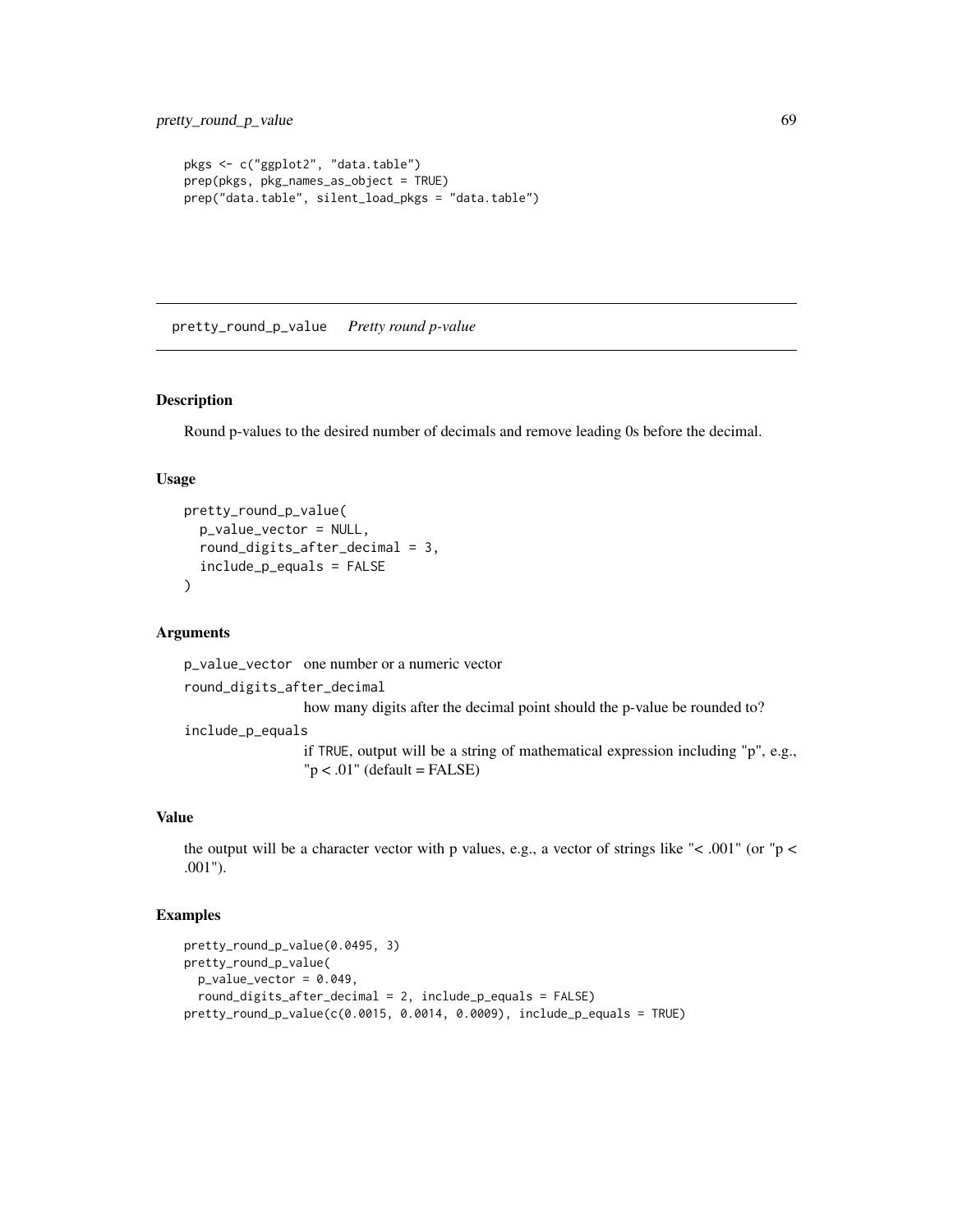```
pkgs <- c("ggplot2", "data.table")
prep(pkgs, pkg_names_as_object = TRUE)
prep("data.table", silent_load_pkgs = "data.table")
```

## pretty_round_p_value *Pretty round p-value*

### Description

Round p-values to the desired number of decimals and remove leading 0s before the decimal.

### Usage

```
pretty_round_p_value(
  p_value_vector = NULL,
  round_digits_after_decimal = 3,
  include_p_equals = FALSE
)
```

### Arguments

`p_value_vector` one number or a numeric vector

`round_digits_after_decimal`
how many digits after the decimal point should the p-value be rounded to?

`include_p_equals`
if TRUE, output will be a string of mathematical expression including "p", e.g., "p < .01" (default = FALSE)

### Value

the output will be a character vector with p values, e.g., a vector of strings like "< .001" (or "p < .001").

### Examples

```
pretty_round_p_value(0.0495, 3)
pretty_round_p_value(
  p_value_vector = 0.049,
  round_digits_after_decimal = 2, include_p_equals = FALSE)
pretty_round_p_value(c(0.0015, 0.0014, 0.0009), include_p_equals = TRUE)
```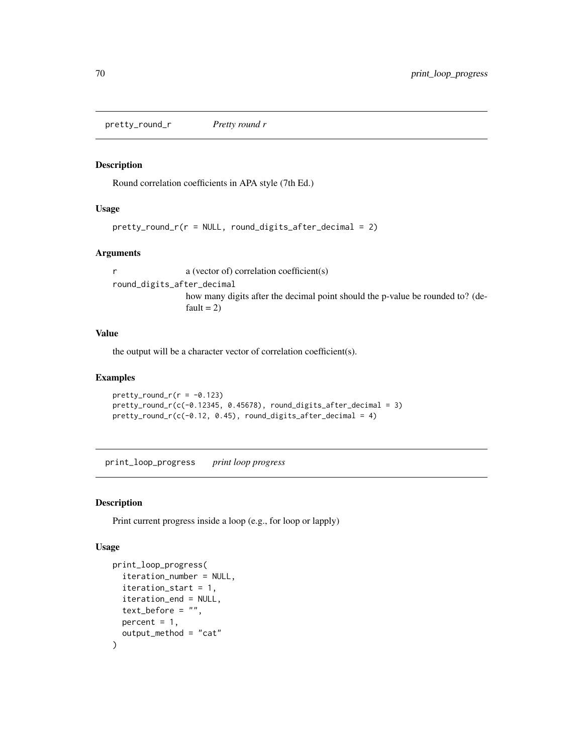## pretty_round_r *Pretty round r*

### Description

Round correlation coefficients in APA style (7th Ed.)

### Usage

```
pretty_round_r(r = NULL, round_digits_after_decimal = 2)
```

### Arguments

- `r` a (vector of) correlation coefficient(s)
- `round_digits_after_decimal` how many digits after the decimal point should the p-value be rounded to? (default = 2)

### Value

the output will be a character vector of correlation coefficient(s).

### Examples

```
pretty_round_r(r = -0.123)
pretty_round_r(c(-0.12345, 0.45678), round_digits_after_decimal = 3)
pretty_round_r(c(-0.12, 0.45), round_digits_after_decimal = 4)
```

## print_loop_progress *print loop progress*

### Description

Print current progress inside a loop (e.g., for loop or lapply)

### Usage

```
print_loop_progress(
  iteration_number = NULL,
  iteration_start = 1,
  iteration_end = NULL,
  text_before = "",
  percent = 1,
  output_method = "cat"
)
```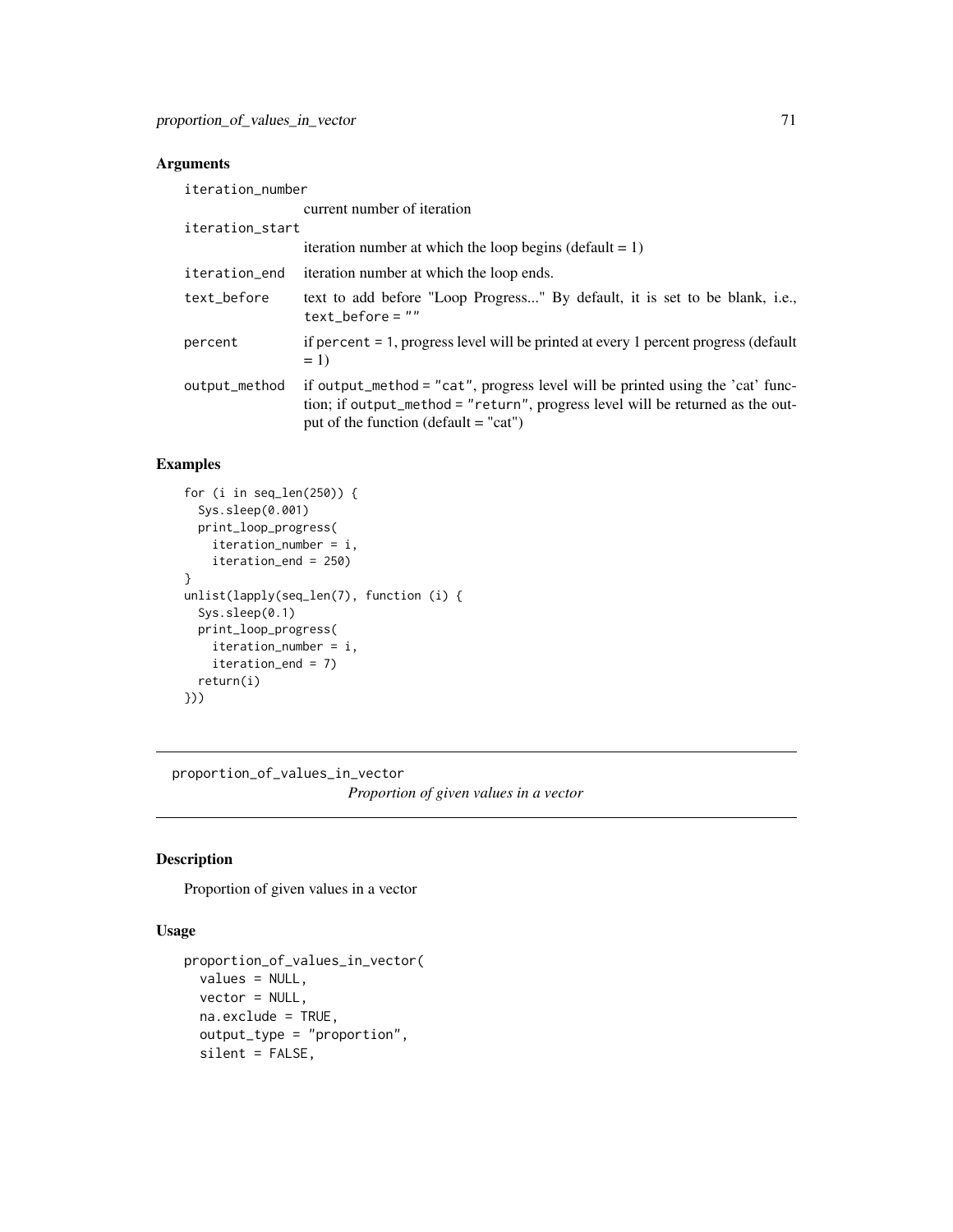## Arguments

| | |
|---|---|
| iteration_number | current number of iteration |
| iteration_start | iteration number at which the loop begins (default = 1) |
| iteration_end | iteration number at which the loop ends. |
| text_before | text to add before "Loop Progress..." By default, it is set to be blank, i.e., `text_before = ""` |
| percent | if `percent = 1`, progress level will be printed at every 1 percent progress (default = 1) |
| output_method | if `output_method = "cat"`, progress level will be printed using the 'cat' function; if `output_method = "return"`, progress level will be returned as the output of the function (default = "cat") |

## Examples

```
for (i in seq_len(250)) {
  Sys.sleep(0.001)
  print_loop_progress(
    iteration_number = i,
    iteration_end = 250)
}
unlist(lapply(seq_len(7), function (i) {
  Sys.sleep(0.1)
  print_loop_progress(
    iteration_number = i,
    iteration_end = 7)
  return(i)
}))
```

---

# proportion_of_values_in_vector

*Proportion of given values in a vector*

---

## Description

Proportion of given values in a vector

## Usage

```
proportion_of_values_in_vector(
  values = NULL,
  vector = NULL,
  na.exclude = TRUE,
  output_type = "proportion",
  silent = FALSE,
```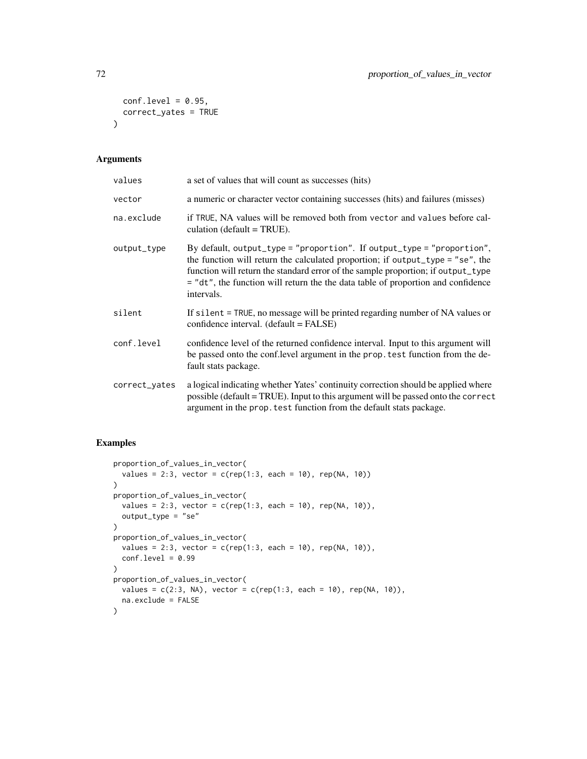```
  conf.level = 0.95,
  correct_yates = TRUE
)
```

## Arguments

| | |
|---|---|
| `values` | a set of values that will count as successes (hits) |
| `vector` | a numeric or character vector containing successes (hits) and failures (misses) |
| `na.exclude` | if TRUE, NA values will be removed both from vector and values before calculation (default = TRUE). |
| `output_type` | By default, output_type = "proportion". If output_type = "proportion", the function will return the calculated proportion; if output_type = "se", the function will return the standard error of the sample proportion; if output_type = "dt", the function will return the the data table of proportion and confidence intervals. |
| `silent` | If silent = TRUE, no message will be printed regarding number of NA values or confidence interval. (default = FALSE) |
| `conf.level` | confidence level of the returned confidence interval. Input to this argument will be passed onto the conf.level argument in the prop.test function from the default stats package. |
| `correct_yates` | a logical indicating whether Yates' continuity correction should be applied where possible (default = TRUE). Input to this argument will be passed onto the correct argument in the prop.test function from the default stats package. |

## Examples

```
proportion_of_values_in_vector(
  values = 2:3, vector = c(rep(1:3, each = 10), rep(NA, 10))
)
proportion_of_values_in_vector(
  values = 2:3, vector = c(rep(1:3, each = 10), rep(NA, 10)),
  output_type = "se"
)
proportion_of_values_in_vector(
  values = 2:3, vector = c(rep(1:3, each = 10), rep(NA, 10)),
  conf.level = 0.99
)
proportion_of_values_in_vector(
  values = c(2:3, NA), vector = c(rep(1:3, each = 10), rep(NA, 10)),
  na.exclude = FALSE
)
```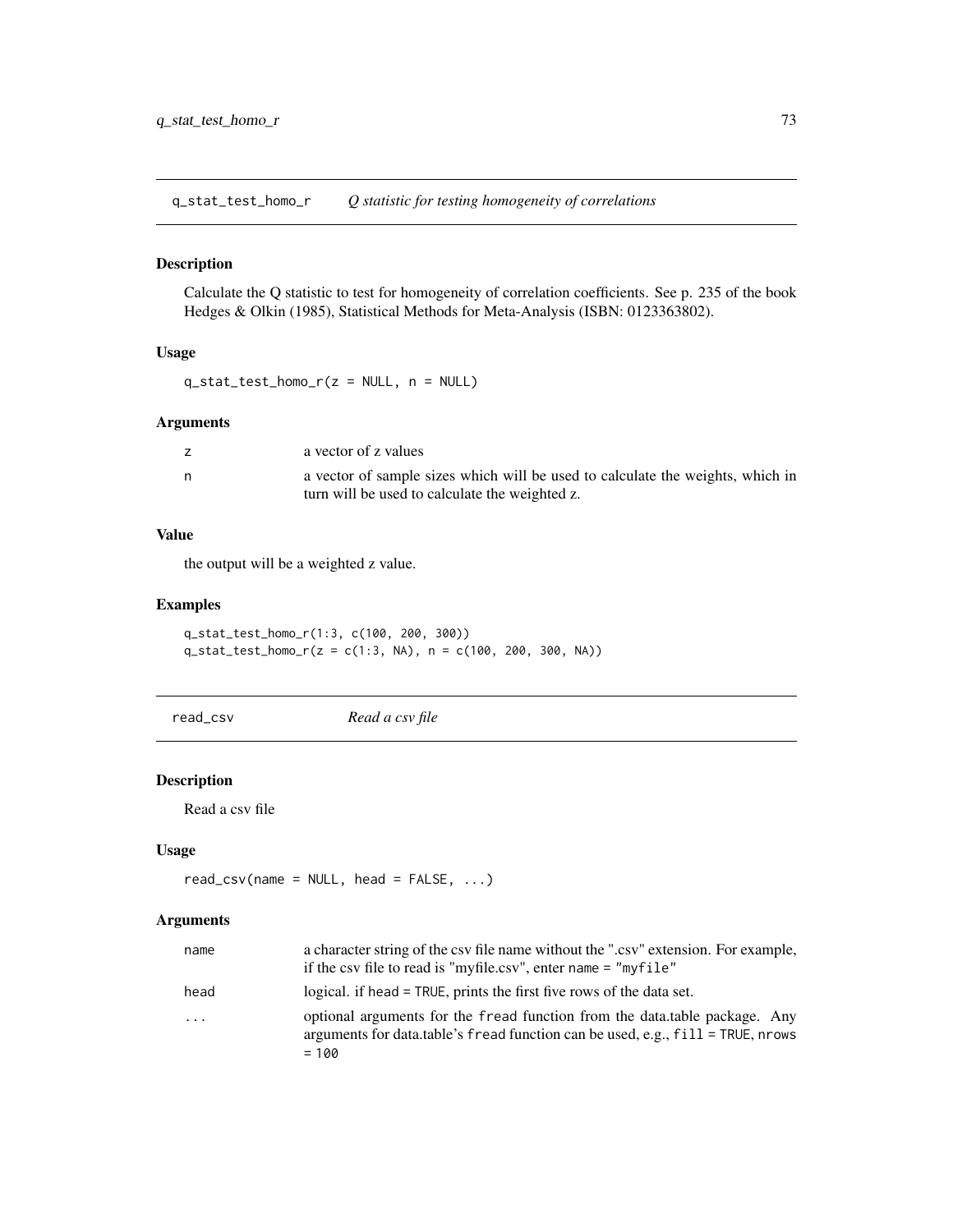## q_stat_test_homo_r — *Q statistic for testing homogeneity of correlations*

### Description

Calculate the Q statistic to test for homogeneity of correlation coefficients. See p. 235 of the book Hedges & Olkin (1985), Statistical Methods for Meta-Analysis (ISBN: 0123363802).

### Usage

```
q_stat_test_homo_r(z = NULL, n = NULL)
```

### Arguments

| | |
|---|---|
| z | a vector of z values |
| n | a vector of sample sizes which will be used to calculate the weights, which in turn will be used to calculate the weighted z. |

### Value

the output will be a weighted z value.

### Examples

```
q_stat_test_homo_r(1:3, c(100, 200, 300))
q_stat_test_homo_r(z = c(1:3, NA), n = c(100, 200, 300, NA))
```

## read_csv — *Read a csv file*

### Description

Read a csv file

### Usage

```
read_csv(name = NULL, head = FALSE, ...)
```

### Arguments

| | |
|---|---|
| name | a character string of the csv file name without the ".csv" extension. For example, if the csv file to read is "myfile.csv", enter `name = "myfile"` |
| head | logical. if `head = TRUE`, prints the first five rows of the data set. |
| ... | optional arguments for the `fread` function from the data.table package. Any arguments for data.table's `fread` function can be used, e.g., `fill = TRUE`, `nrows = 100` |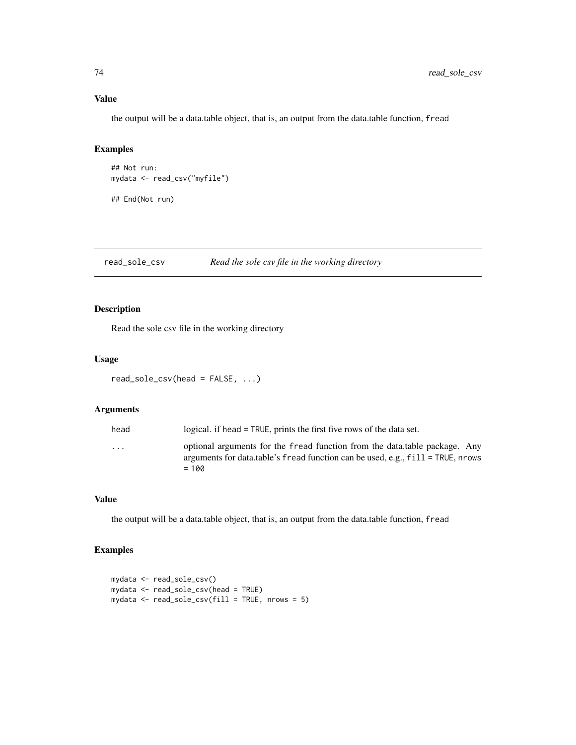### Value

the output will be a data.table object, that is, an output from the data.table function, `fread`

### Examples

```
## Not run:
mydata <- read_csv("myfile")

## End(Not run)
```

---

## read_sole_csv — *Read the sole csv file in the working directory*

### Description

Read the sole csv file in the working directory

### Usage

```
read_sole_csv(head = FALSE, ...)
```

### Arguments

| | |
|---|---|
| `head` | logical. if `head = TRUE`, prints the first five rows of the data set. |
| `...` | optional arguments for the `fread` function from the data.table package. Any arguments for data.table's `fread` function can be used, e.g., `fill = TRUE`, `nrows = 100` |

### Value

the output will be a data.table object, that is, an output from the data.table function, `fread`

### Examples

```
mydata <- read_sole_csv()
mydata <- read_sole_csv(head = TRUE)
mydata <- read_sole_csv(fill = TRUE, nrows = 5)
```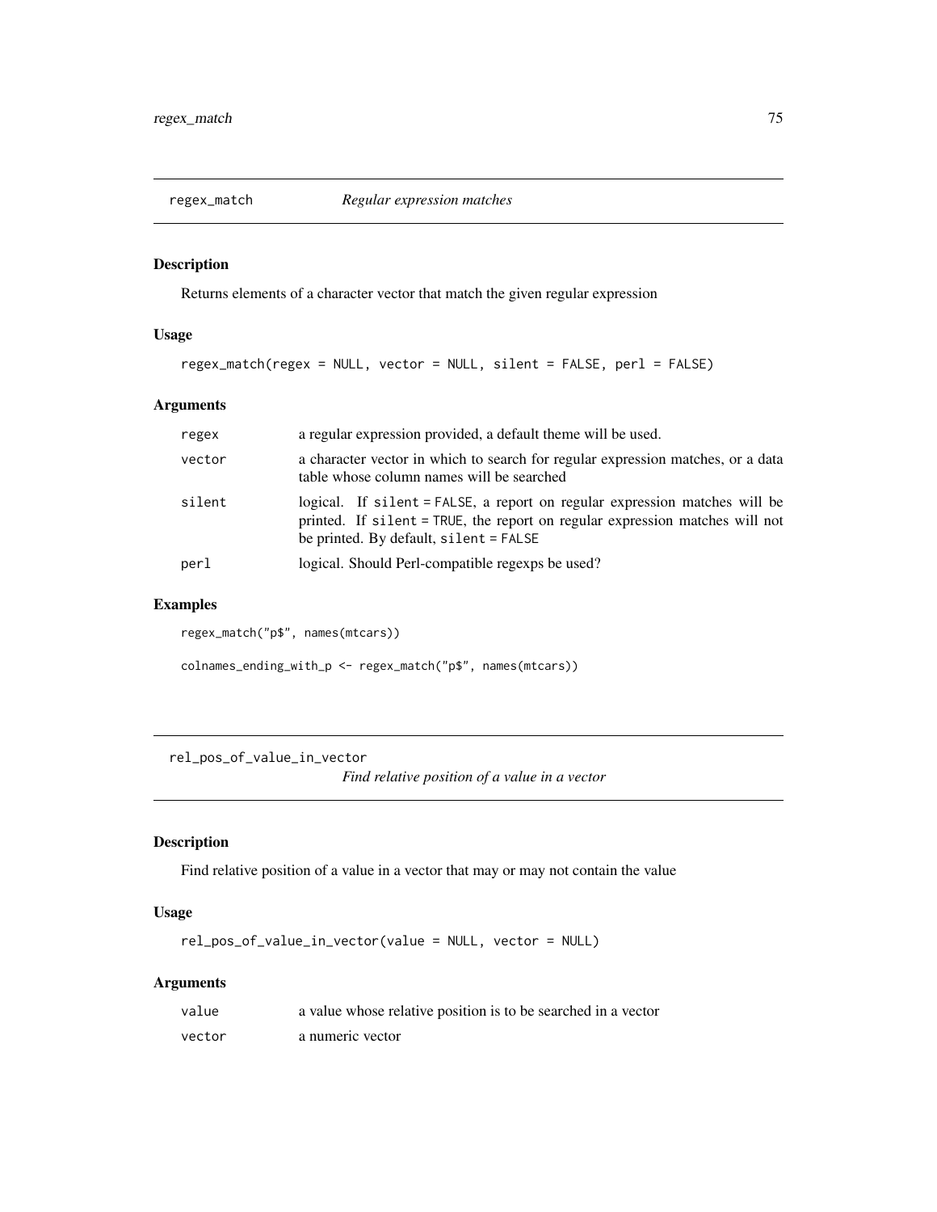## regex_match — *Regular expression matches*

### Description

Returns elements of a character vector that match the given regular expression

### Usage

```
regex_match(regex = NULL, vector = NULL, silent = FALSE, perl = FALSE)
```

### Arguments

| | |
|---|---|
| `regex` | a regular expression provided, a default theme will be used. |
| `vector` | a character vector in which to search for regular expression matches, or a data table whose column names will be searched |
| `silent` | logical. If `silent = FALSE`, a report on regular expression matches will be printed. If `silent = TRUE`, the report on regular expression matches will not be printed. By default, `silent = FALSE` |
| `perl` | logical. Should Perl-compatible regexps be used? |

### Examples

```
regex_match("p$", names(mtcars))

colnames_ending_with_p <- regex_match("p$", names(mtcars))
```

## rel_pos_of_value_in_vector — *Find relative position of a value in a vector*

### Description

Find relative position of a value in a vector that may or may not contain the value

### Usage

```
rel_pos_of_value_in_vector(value = NULL, vector = NULL)
```

### Arguments

| | |
|---|---|
| `value` | a value whose relative position is to be searched in a vector |
| `vector` | a numeric vector |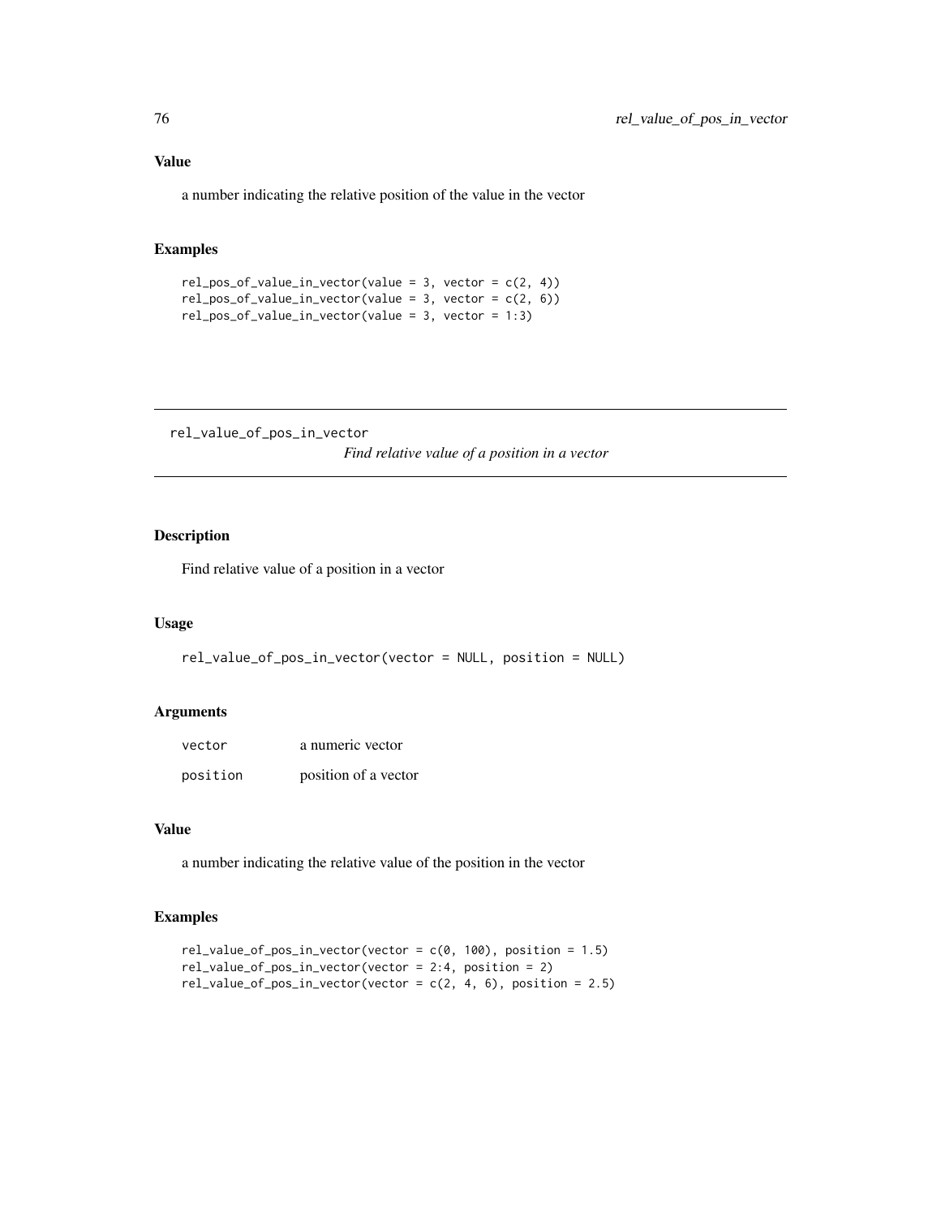### Value

a number indicating the relative position of the value in the vector

### Examples

```
rel_pos_of_value_in_vector(value = 3, vector = c(2, 4))
rel_pos_of_value_in_vector(value = 3, vector = c(2, 6))
rel_pos_of_value_in_vector(value = 3, vector = 1:3)
```

---

## rel_value_of_pos_in_vector

*Find relative value of a position in a vector*

---

### Description

Find relative value of a position in a vector

### Usage

```
rel_value_of_pos_in_vector(vector = NULL, position = NULL)
```

### Arguments

| | |
|---|---|
| vector | a numeric vector |
| position | position of a vector |

### Value

a number indicating the relative value of the position in the vector

### Examples

```
rel_value_of_pos_in_vector(vector = c(0, 100), position = 1.5)
rel_value_of_pos_in_vector(vector = 2:4, position = 2)
rel_value_of_pos_in_vector(vector = c(2, 4, 6), position = 2.5)
```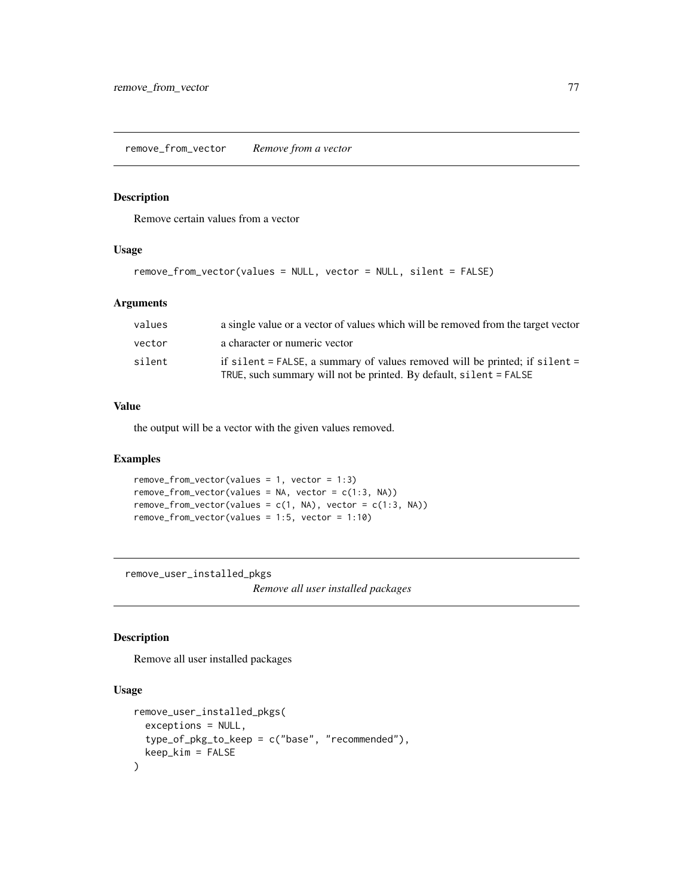## remove_from_vector &nbsp;&nbsp;&nbsp; *Remove from a vector*

### Description

Remove certain values from a vector

### Usage

```
remove_from_vector(values = NULL, vector = NULL, silent = FALSE)
```

### Arguments

| | |
|---|---|
| values | a single value or a vector of values which will be removed from the target vector |
| vector | a character or numeric vector |
| silent | if `silent = FALSE`, a summary of values removed will be printed; if `silent = TRUE`, such summary will not be printed. By default, `silent = FALSE` |

### Value

the output will be a vector with the given values removed.

### Examples

```
remove_from_vector(values = 1, vector = 1:3)
remove_from_vector(values = NA, vector = c(1:3, NA))
remove_from_vector(values = c(1, NA), vector = c(1:3, NA))
remove_from_vector(values = 1:5, vector = 1:10)
```

## remove_user_installed_pkgs &nbsp;&nbsp;&nbsp; *Remove all user installed packages*

### Description

Remove all user installed packages

### Usage

```
remove_user_installed_pkgs(
  exceptions = NULL,
  type_of_pkg_to_keep = c("base", "recommended"),
  keep_kim = FALSE
)
```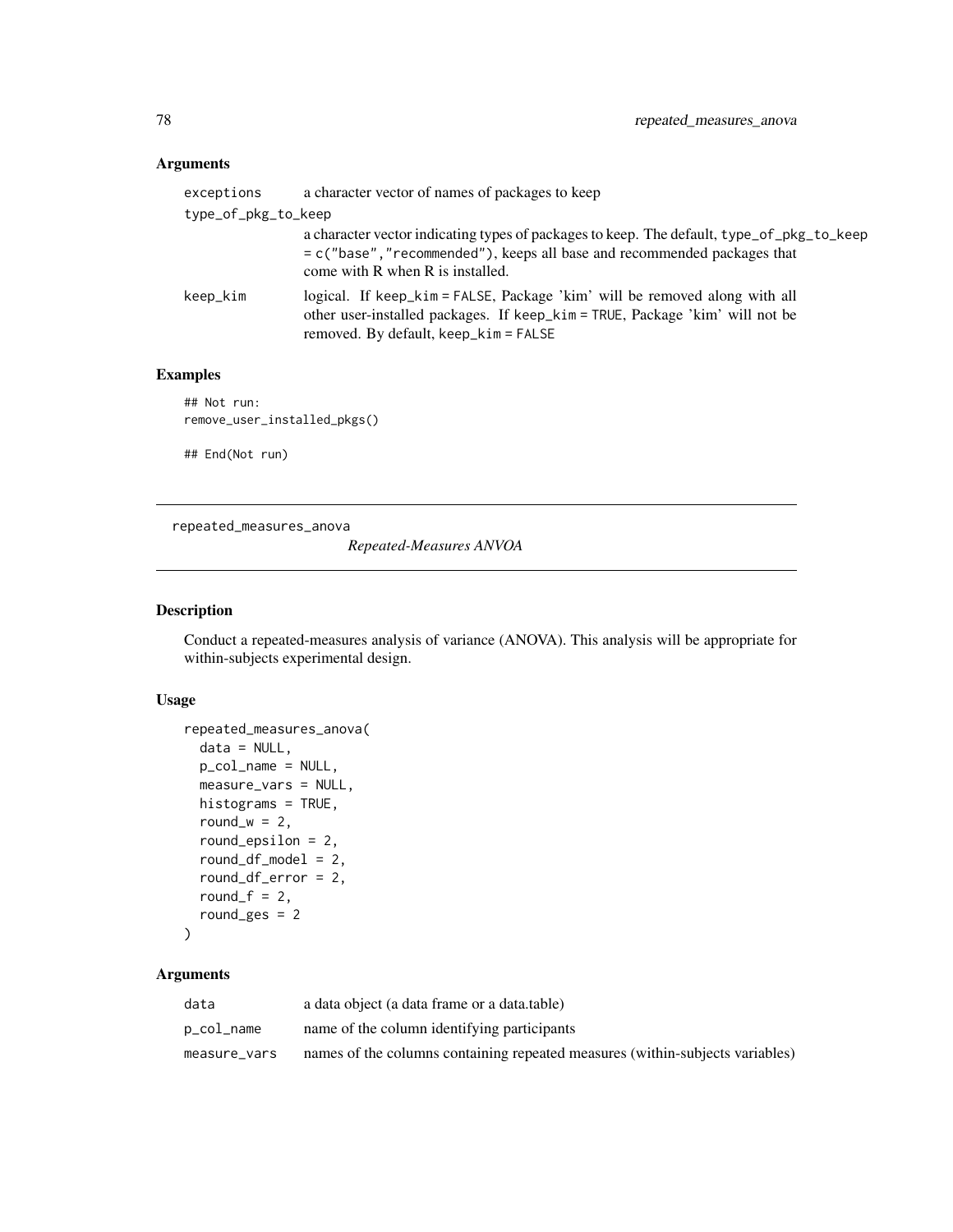## Arguments

| | |
|---|---|
| exceptions | a character vector of names of packages to keep |
| type_of_pkg_to_keep | a character vector indicating types of packages to keep. The default, `type_of_pkg_to_keep = c("base","recommended")`, keeps all base and recommended packages that come with R when R is installed. |
| keep_kim | logical. If `keep_kim = FALSE`, Package 'kim' will be removed along with all other user-installed packages. If `keep_kim = TRUE`, Package 'kim' will not be removed. By default, `keep_kim = FALSE` |

## Examples

```
## Not run:
remove_user_installed_pkgs()

## End(Not run)
```

---

# repeated_measures_anova — *Repeated-Measures ANVOA*

---

## Description

Conduct a repeated-measures analysis of variance (ANOVA). This analysis will be appropriate for within-subjects experimental design.

## Usage

```
repeated_measures_anova(
  data = NULL,
  p_col_name = NULL,
  measure_vars = NULL,
  histograms = TRUE,
  round_w = 2,
  round_epsilon = 2,
  round_df_model = 2,
  round_df_error = 2,
  round_f = 2,
  round_ges = 2
)
```

## Arguments

| | |
|---|---|
| data | a data object (a data frame or a data.table) |
| p_col_name | name of the column identifying participants |
| measure_vars | names of the columns containing repeated measures (within-subjects variables) |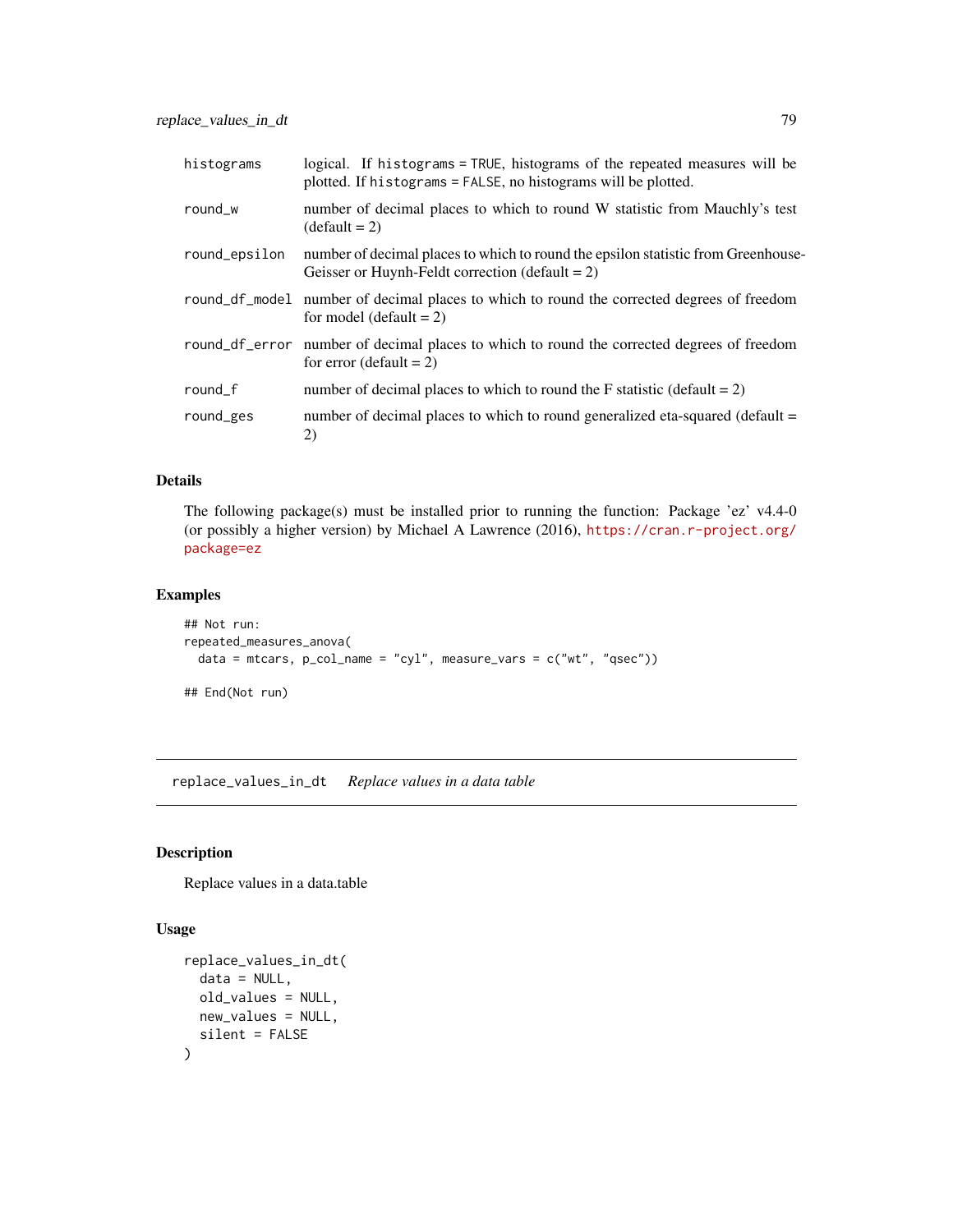| | |
|---|---|
| histograms | logical. If `histograms = TRUE`, histograms of the repeated measures will be plotted. If `histograms = FALSE`, no histograms will be plotted. |
| round_w | number of decimal places to which to round W statistic from Mauchly's test (default = 2) |
| round_epsilon | number of decimal places to which to round the epsilon statistic from Greenhouse-Geisser or Huynh-Feldt correction (default = 2) |
| round_df_model | number of decimal places to which to round the corrected degrees of freedom for model (default = 2) |
| round_df_error | number of decimal places to which to round the corrected degrees of freedom for error (default = 2) |
| round_f | number of decimal places to which to round the F statistic (default = 2) |
| round_ges | number of decimal places to which to round generalized eta-squared (default = 2) |

## Details

The following package(s) must be installed prior to running the function: Package 'ez' v4.4-0 (or possibly a higher version) by Michael A Lawrence (2016), https://cran.r-project.org/package=ez

## Examples

```
## Not run:
repeated_measures_anova(
  data = mtcars, p_col_name = "cyl", measure_vars = c("wt", "qsec"))

## End(Not run)
```

---

# replace_values_in_dt *Replace values in a data table*

## Description

Replace values in a data.table

## Usage

```
replace_values_in_dt(
  data = NULL,
  old_values = NULL,
  new_values = NULL,
  silent = FALSE
)
```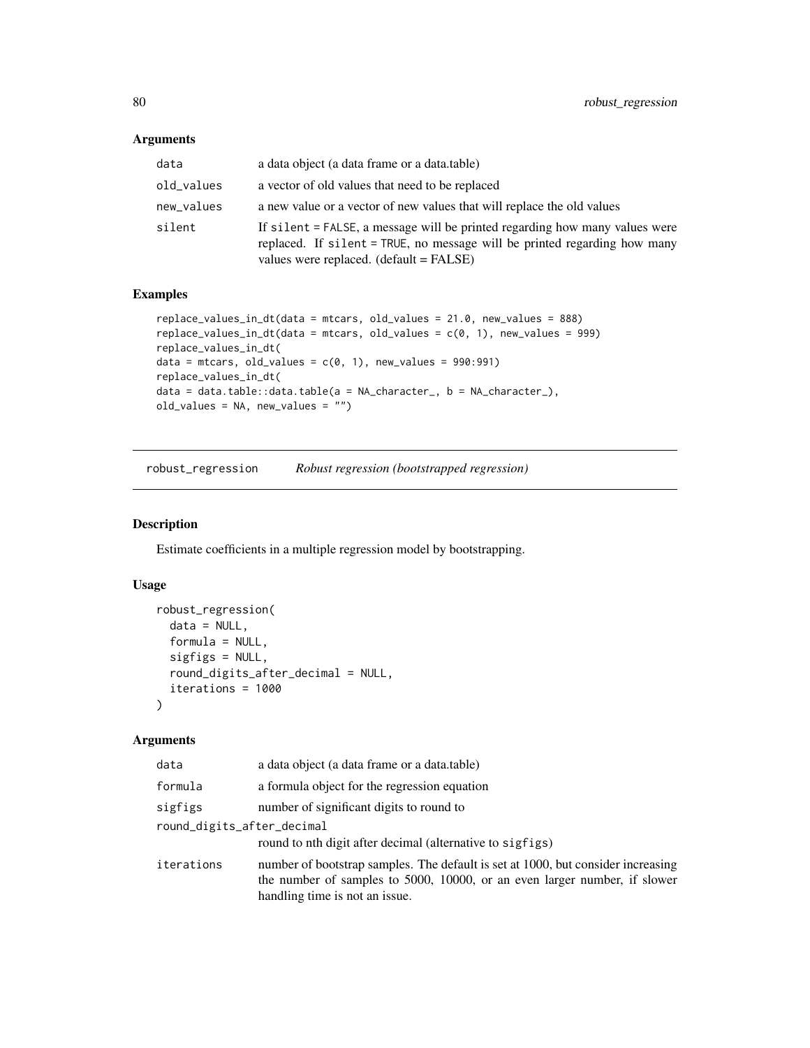### Arguments

| | |
|---|---|
| data | a data object (a data frame or a data.table) |
| old_values | a vector of old values that need to be replaced |
| new_values | a new value or a vector of new values that will replace the old values |
| silent | If `silent = FALSE`, a message will be printed regarding how many values were replaced. If `silent = TRUE`, no message will be printed regarding how many values were replaced. (default = FALSE) |

### Examples

```
replace_values_in_dt(data = mtcars, old_values = 21.0, new_values = 888)
replace_values_in_dt(data = mtcars, old_values = c(0, 1), new_values = 999)
replace_values_in_dt(
data = mtcars, old_values = c(0, 1), new_values = 990:991)
replace_values_in_dt(
data = data.table::data.table(a = NA_character_, b = NA_character_),
old_values = NA, new_values = "")
```

---

## robust_regression    *Robust regression (bootstrapped regression)*

### Description

Estimate coefficients in a multiple regression model by bootstrapping.

### Usage

```
robust_regression(
  data = NULL,
  formula = NULL,
  sigfigs = NULL,
  round_digits_after_decimal = NULL,
  iterations = 1000
)
```

### Arguments

| | |
|---|---|
| data | a data object (a data frame or a data.table) |
| formula | a formula object for the regression equation |
| sigfigs | number of significant digits to round to |
| round_digits_after_decimal | round to nth digit after decimal (alternative to `sigfigs`) |
| iterations | number of bootstrap samples. The default is set at 1000, but consider increasing the number of samples to 5000, 10000, or an even larger number, if slower handling time is not an issue. |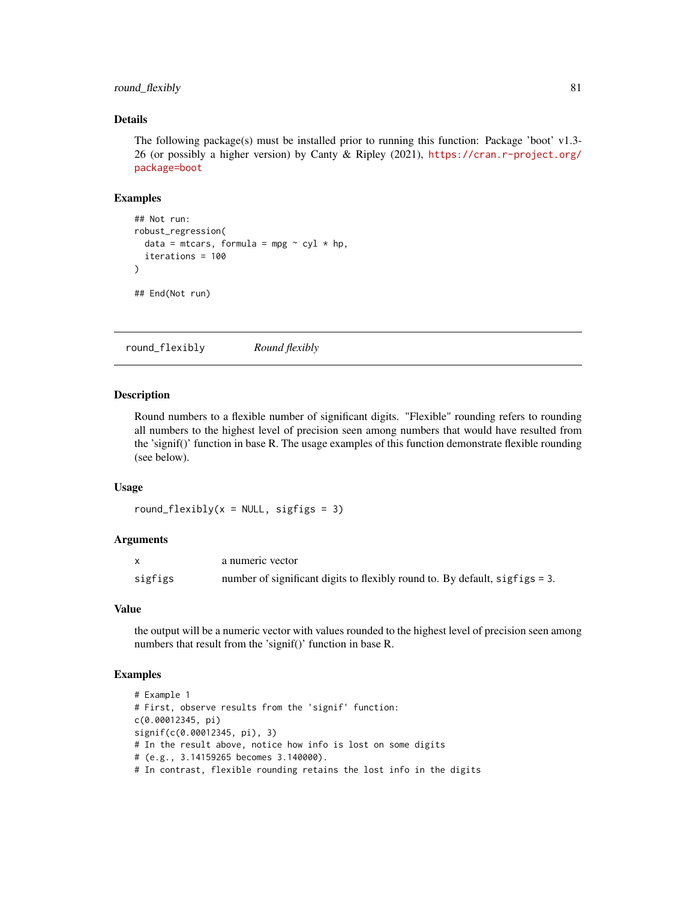## Details

The following package(s) must be installed prior to running this function: Package 'boot' v1.3-26 (or possibly a higher version) by Canty & Ripley (2021), https://cran.r-project.org/package=boot

## Examples

```
## Not run:
robust_regression(
  data = mtcars, formula = mpg ~ cyl * hp,
  iterations = 100
)

## End(Not run)
```

---

# round_flexibly — *Round flexibly*

## Description

Round numbers to a flexible number of significant digits. "Flexible" rounding refers to rounding all numbers to the highest level of precision seen among numbers that would have resulted from the 'signif()' function in base R. The usage examples of this function demonstrate flexible rounding (see below).

## Usage

```
round_flexibly(x = NULL, sigfigs = 3)
```

## Arguments

| | |
|---|---|
| x | a numeric vector |
| sigfigs | number of significant digits to flexibly round to. By default, `sigfigs = 3`. |

## Value

the output will be a numeric vector with values rounded to the highest level of precision seen among numbers that result from the 'signif()' function in base R.

## Examples

```
# Example 1
# First, observe results from the 'signif' function:
c(0.00012345, pi)
signif(c(0.00012345, pi), 3)
# In the result above, notice how info is lost on some digits
# (e.g., 3.14159265 becomes 3.140000).
# In contrast, flexible rounding retains the lost info in the digits
```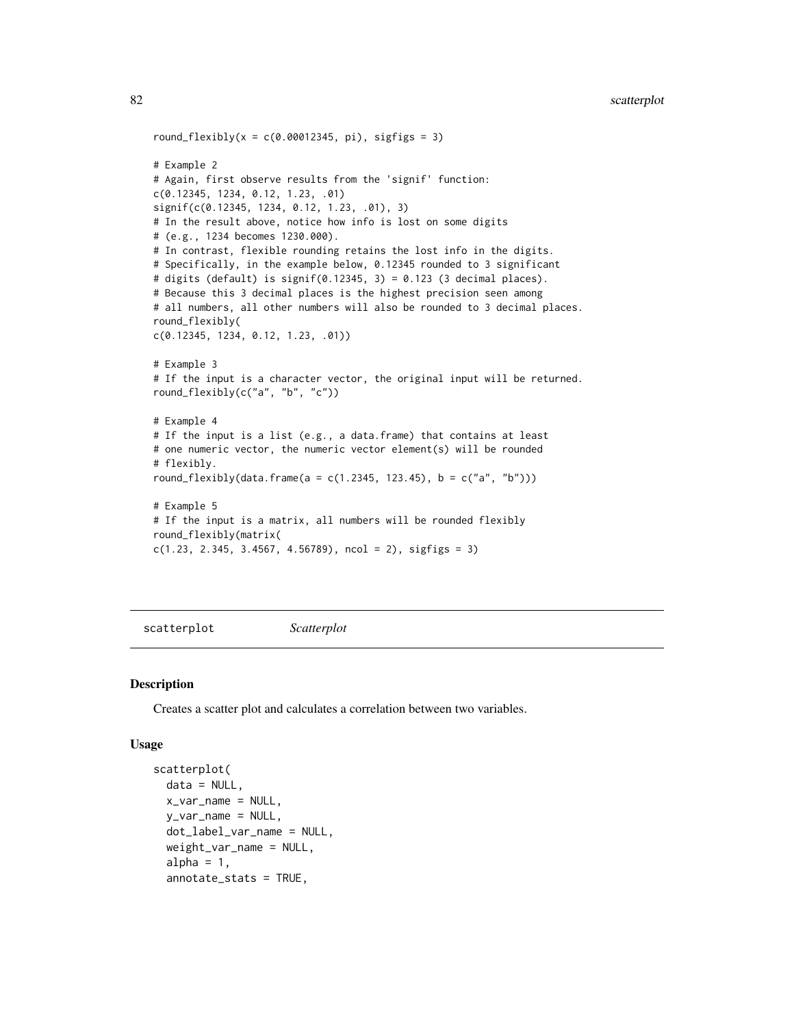```
round_flexibly(x = c(0.00012345, pi), sigfigs = 3)

# Example 2
# Again, first observe results from the 'signif' function:
c(0.12345, 1234, 0.12, 1.23, .01)
signif(c(0.12345, 1234, 0.12, 1.23, .01), 3)
# In the result above, notice how info is lost on some digits
# (e.g., 1234 becomes 1230.000).
# In contrast, flexible rounding retains the lost info in the digits.
# Specifically, in the example below, 0.12345 rounded to 3 significant
# digits (default) is signif(0.12345, 3) = 0.123 (3 decimal places).
# Because this 3 decimal places is the highest precision seen among
# all numbers, all other numbers will also be rounded to 3 decimal places.
round_flexibly(
c(0.12345, 1234, 0.12, 1.23, .01))

# Example 3
# If the input is a character vector, the original input will be returned.
round_flexibly(c("a", "b", "c"))

# Example 4
# If the input is a list (e.g., a data.frame) that contains at least
# one numeric vector, the numeric vector element(s) will be rounded
# flexibly.
round_flexibly(data.frame(a = c(1.2345, 123.45), b = c("a", "b")))

# Example 5
# If the input is a matrix, all numbers will be rounded flexibly
round_flexibly(matrix(
c(1.23, 2.345, 3.4567, 4.56789), ncol = 2), sigfigs = 3)
```

## scatterplot *Scatterplot*

### Description

Creates a scatter plot and calculates a correlation between two variables.

### Usage

```
scatterplot(
  data = NULL,
  x_var_name = NULL,
  y_var_name = NULL,
  dot_label_var_name = NULL,
  weight_var_name = NULL,
  alpha = 1,
  annotate_stats = TRUE,
```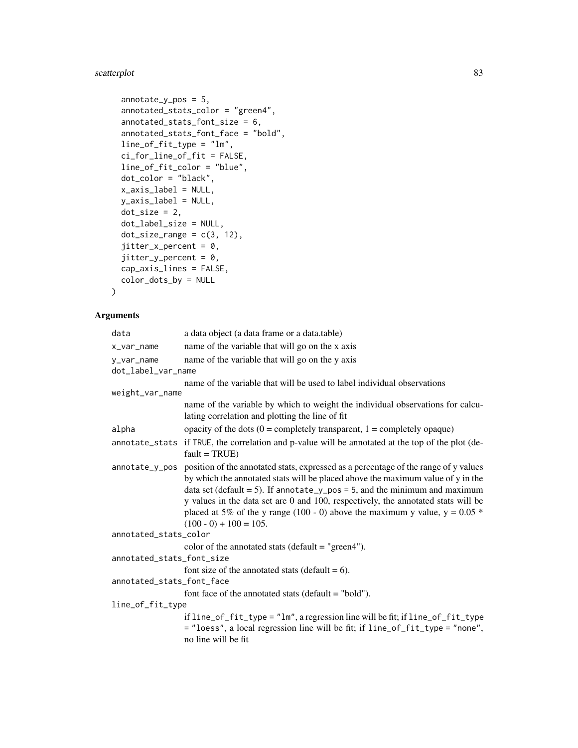```
  annotate_y_pos = 5,
  annotated_stats_color = "green4",
  annotated_stats_font_size = 6,
  annotated_stats_font_face = "bold",
  line_of_fit_type = "lm",
  ci_for_line_of_fit = FALSE,
  line_of_fit_color = "blue",
  dot_color = "black",
  x_axis_label = NULL,
  y_axis_label = NULL,
  dot_size = 2,
  dot_label_size = NULL,
  dot_size_range = c(3, 12),
  jitter_x_percent = 0,
  jitter_y_percent = 0,
  cap_axis_lines = FALSE,
  color_dots_by = NULL
)
```

## Arguments

| | |
|---|---|
| `data` | a data object (a data frame or a data.table) |
| `x_var_name` | name of the variable that will go on the x axis |
| `y_var_name` | name of the variable that will go on the y axis |
| `dot_label_var_name` | name of the variable that will be used to label individual observations |
| `weight_var_name` | name of the variable by which to weight the individual observations for calculating correlation and plotting the line of fit |
| `alpha` | opacity of the dots (0 = completely transparent, 1 = completely opaque) |
| `annotate_stats` | if `TRUE`, the correlation and p-value will be annotated at the top of the plot (default = TRUE) |
| `annotate_y_pos` | position of the annotated stats, expressed as a percentage of the range of y values by which the annotated stats will be placed above the maximum value of y in the data set (default = 5). If `annotate_y_pos = 5`, and the minimum and maximum y values in the data set are 0 and 100, respectively, the annotated stats will be placed at 5% of the y range (100 - 0) above the maximum y value, y = 0.05 * (100 - 0) + 100 = 105. |
| `annotated_stats_color` | color of the annotated stats (default = "green4"). |
| `annotated_stats_font_size` | font size of the annotated stats (default = 6). |
| `annotated_stats_font_face` | font face of the annotated stats (default = "bold"). |
| `line_of_fit_type` | if `line_of_fit_type = "lm"`, a regression line will be fit; if `line_of_fit_type = "loess"`, a local regression line will be fit; if `line_of_fit_type = "none"`, no line will be fit |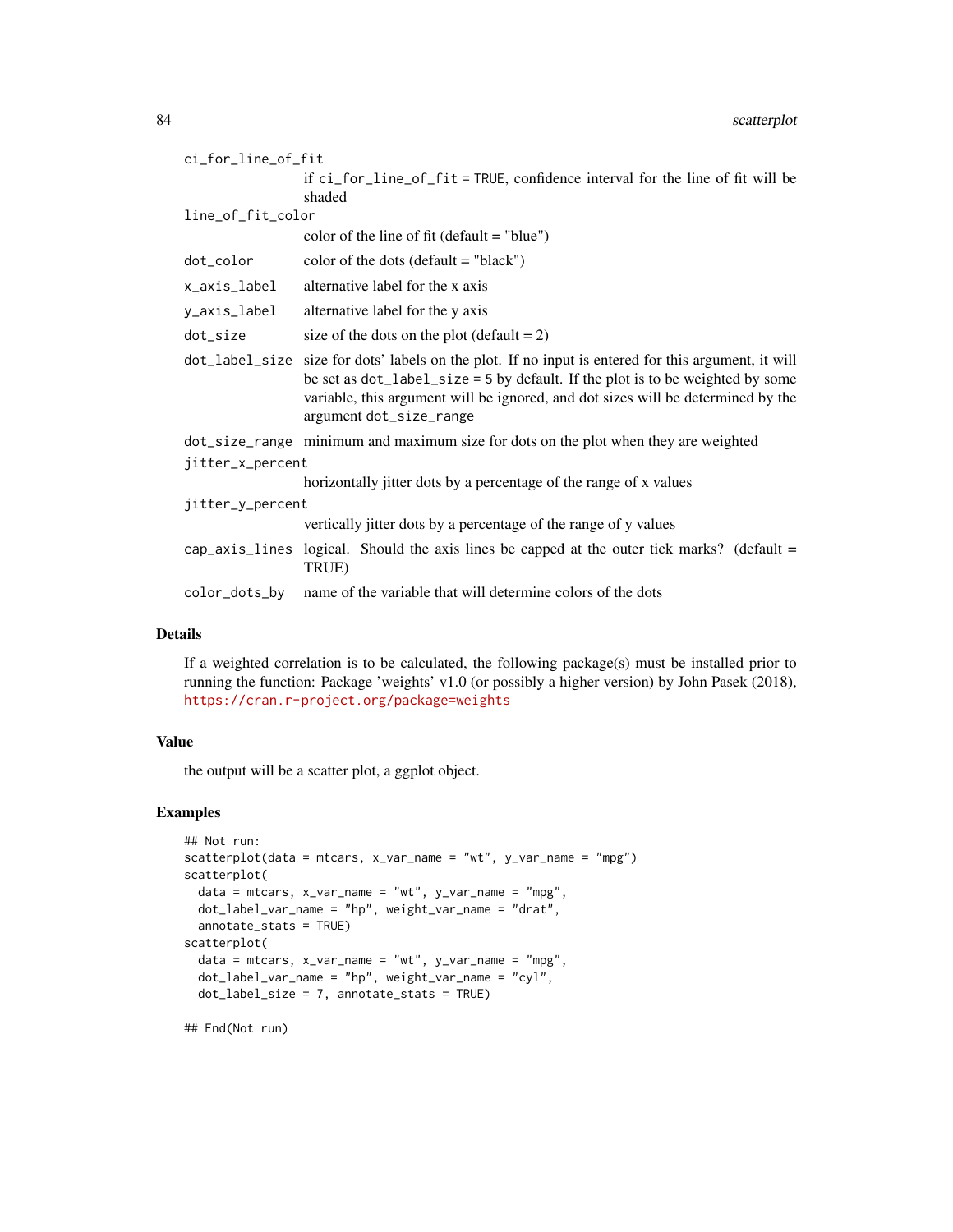ci_for_line_of_fit
: if ci_for_line_of_fit = TRUE, confidence interval for the line of fit will be shaded

line_of_fit_color
: color of the line of fit (default = "blue")

dot_color
: color of the dots (default = "black")

x_axis_label
: alternative label for the x axis

y_axis_label
: alternative label for the y axis

dot_size
: size of the dots on the plot (default = 2)

dot_label_size
: size for dots' labels on the plot. If no input is entered for this argument, it will be set as dot_label_size = 5 by default. If the plot is to be weighted by some variable, this argument will be ignored, and dot sizes will be determined by the argument dot_size_range

dot_size_range
: minimum and maximum size for dots on the plot when they are weighted

jitter_x_percent
: horizontally jitter dots by a percentage of the range of x values

jitter_y_percent
: vertically jitter dots by a percentage of the range of y values

cap_axis_lines
: logical. Should the axis lines be capped at the outer tick marks? (default = TRUE)

color_dots_by
: name of the variable that will determine colors of the dots

## Details

If a weighted correlation is to be calculated, the following package(s) must be installed prior to running the function: Package 'weights' v1.0 (or possibly a higher version) by John Pasek (2018), https://cran.r-project.org/package=weights

## Value

the output will be a scatter plot, a ggplot object.

## Examples

```
## Not run:
scatterplot(data = mtcars, x_var_name = "wt", y_var_name = "mpg")
scatterplot(
  data = mtcars, x_var_name = "wt", y_var_name = "mpg",
  dot_label_var_name = "hp", weight_var_name = "drat",
  annotate_stats = TRUE)
scatterplot(
  data = mtcars, x_var_name = "wt", y_var_name = "mpg",
  dot_label_var_name = "hp", weight_var_name = "cyl",
  dot_label_size = 7, annotate_stats = TRUE)

## End(Not run)
```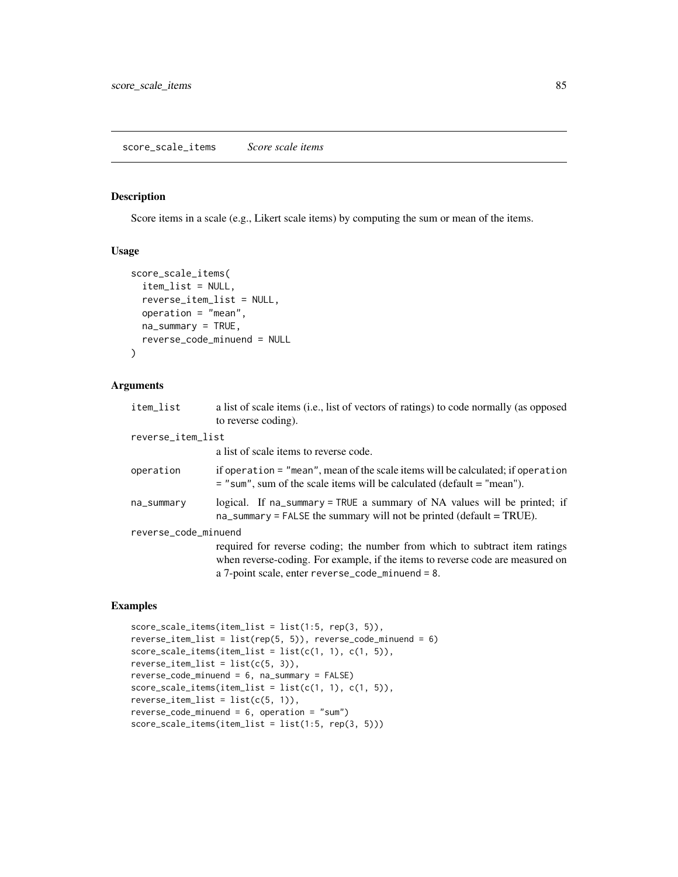## score_scale_items *Score scale items*

### Description

Score items in a scale (e.g., Likert scale items) by computing the sum or mean of the items.

### Usage

```
score_scale_items(
  item_list = NULL,
  reverse_item_list = NULL,
  operation = "mean",
  na_summary = TRUE,
  reverse_code_minuend = NULL
)
```

### Arguments

| | |
|---|---|
| `item_list` | a list of scale items (i.e., list of vectors of ratings) to code normally (as opposed to reverse coding). |
| `reverse_item_list` | a list of scale items to reverse code. |
| `operation` | if `operation = "mean"`, mean of the scale items will be calculated; if `operation = "sum"`, sum of the scale items will be calculated (default = "mean"). |
| `na_summary` | logical. If `na_summary = TRUE` a summary of NA values will be printed; if `na_summary = FALSE` the summary will not be printed (default = TRUE). |
| `reverse_code_minuend` | required for reverse coding; the number from which to subtract item ratings when reverse-coding. For example, if the items to reverse code are measured on a 7-point scale, enter `reverse_code_minuend = 8`. |

### Examples

```
score_scale_items(item_list = list(1:5, rep(3, 5)),
reverse_item_list = list(rep(5, 5)), reverse_code_minuend = 6)
score_scale_items(item_list = list(c(1, 1), c(1, 5)),
reverse_item_list = list(c(5, 3)),
reverse_code_minuend = 6, na_summary = FALSE)
score_scale_items(item_list = list(c(1, 1), c(1, 5)),
reverse_item_list = list(c(5, 1)),
reverse_code_minuend = 6, operation = "sum")
score_scale_items(item_list = list(1:5, rep(3, 5)))
```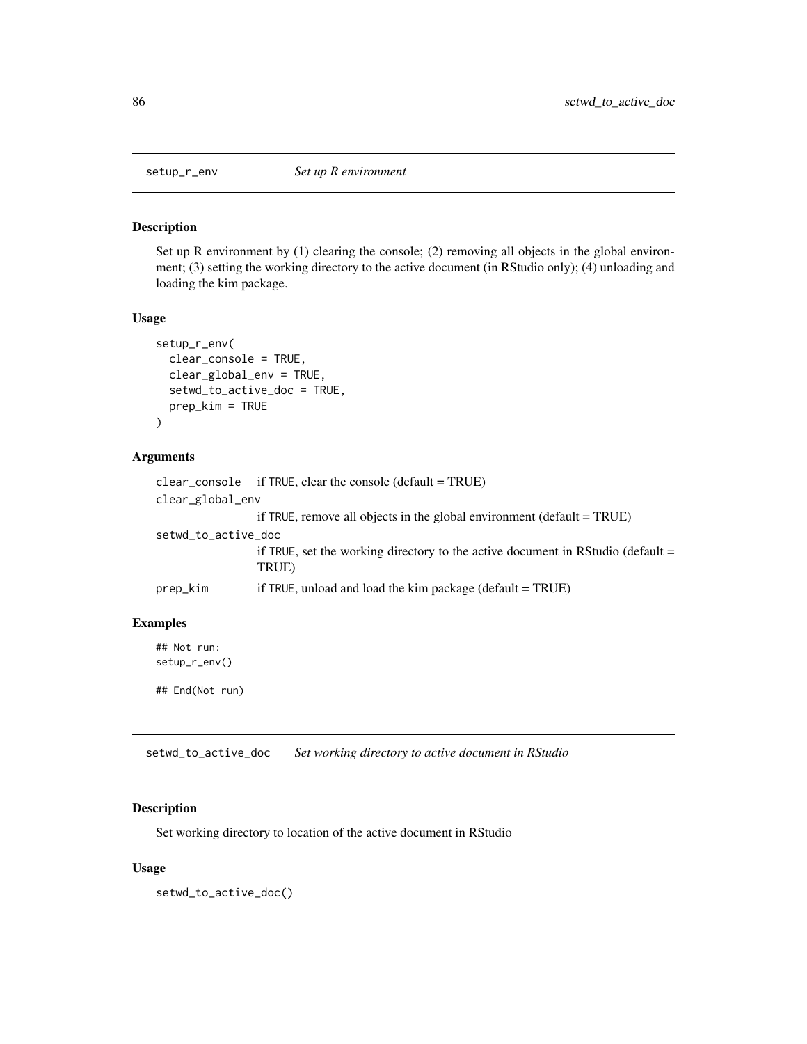## setup_r_env — *Set up R environment*

### Description

Set up R environment by (1) clearing the console; (2) removing all objects in the global environment; (3) setting the working directory to the active document (in RStudio only); (4) unloading and loading the kim package.

### Usage

```
setup_r_env(
  clear_console = TRUE,
  clear_global_env = TRUE,
  setwd_to_active_doc = TRUE,
  prep_kim = TRUE
)
```

### Arguments

| | |
|---|---|
| `clear_console` | if `TRUE`, clear the console (default = TRUE) |
| `clear_global_env` | if `TRUE`, remove all objects in the global environment (default = TRUE) |
| `setwd_to_active_doc` | if `TRUE`, set the working directory to the active document in RStudio (default = TRUE) |
| `prep_kim` | if `TRUE`, unload and load the kim package (default = TRUE) |

### Examples

```
## Not run:
setup_r_env()

## End(Not run)
```

## setwd_to_active_doc — *Set working directory to active document in RStudio*

### Description

Set working directory to location of the active document in RStudio

### Usage

```
setwd_to_active_doc()
```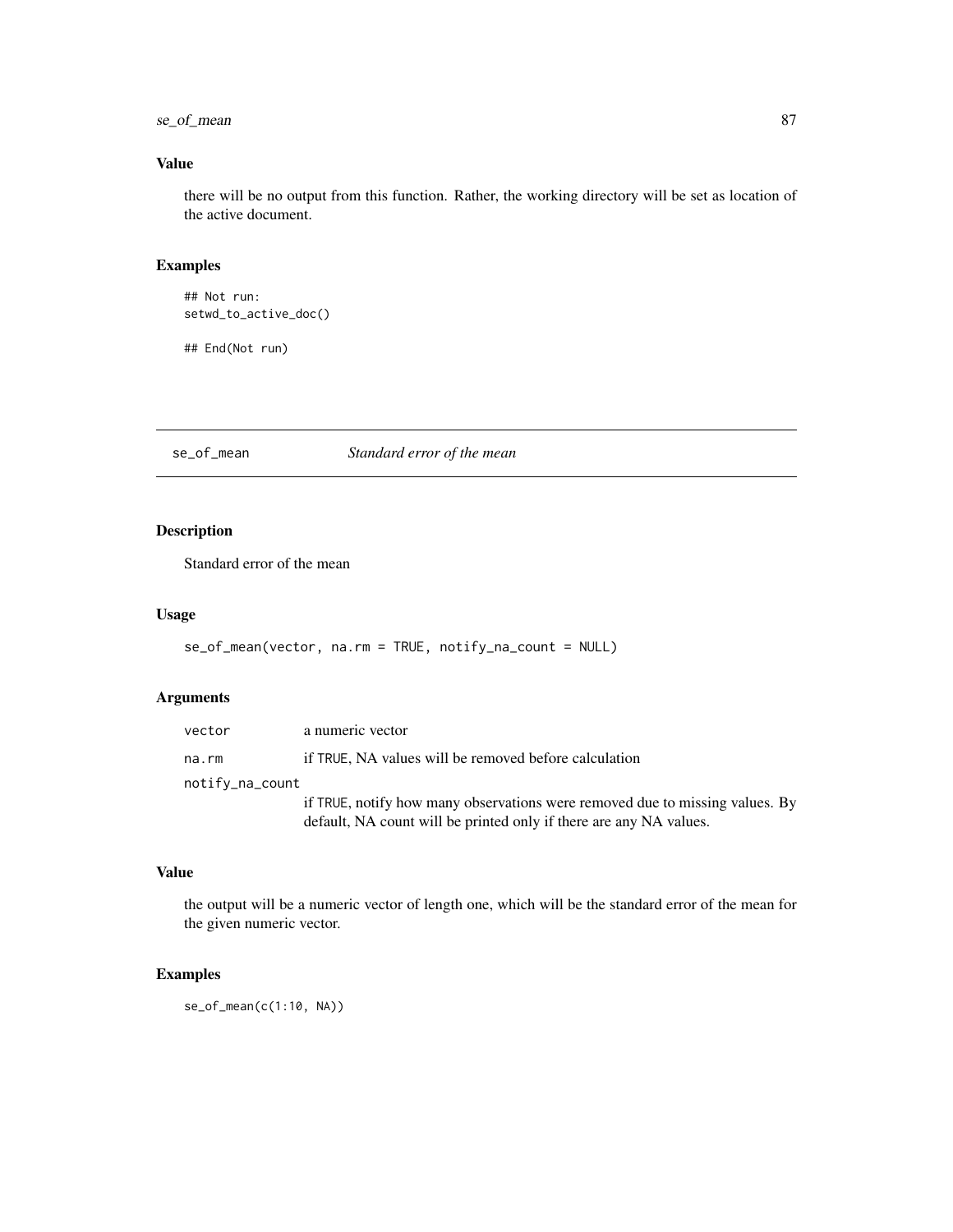### Value

there will be no output from this function. Rather, the working directory will be set as location of the active document.

### Examples

```
## Not run:
setwd_to_active_doc()

## End(Not run)
```

---

## se_of_mean *Standard error of the mean*

---

### Description

Standard error of the mean

### Usage

```
se_of_mean(vector, na.rm = TRUE, notify_na_count = NULL)
```

### Arguments

| | |
|---|---|
| `vector` | a numeric vector |
| `na.rm` | if `TRUE`, NA values will be removed before calculation |
| `notify_na_count` | if `TRUE`, notify how many observations were removed due to missing values. By default, NA count will be printed only if there are any NA values. |

### Value

the output will be a numeric vector of length one, which will be the standard error of the mean for the given numeric vector.

### Examples

```
se_of_mean(c(1:10, NA))
```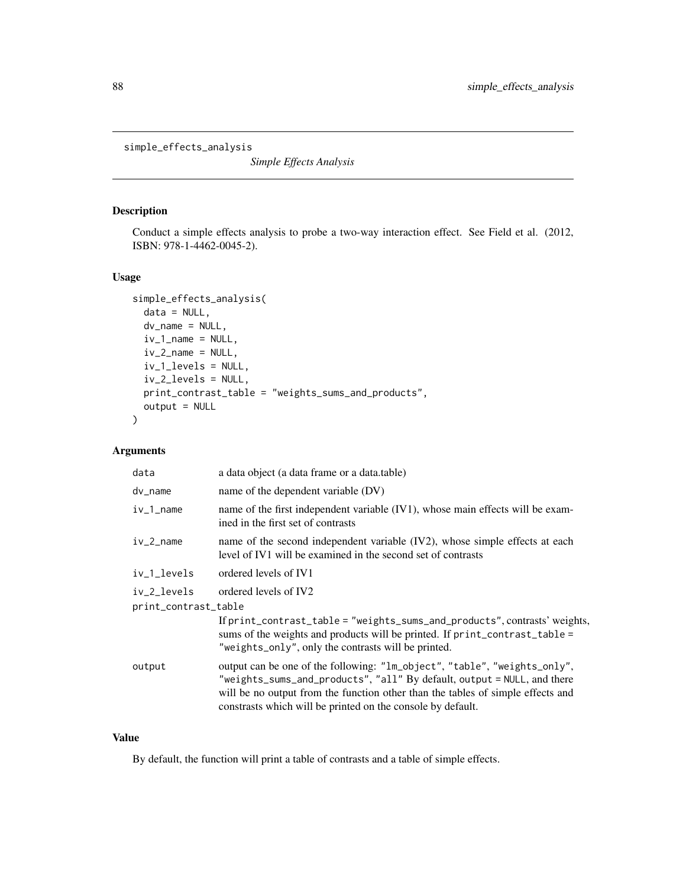simple_effects_analysis

*Simple Effects Analysis*

## Description

Conduct a simple effects analysis to probe a two-way interaction effect. See Field et al. (2012, ISBN: 978-1-4462-0045-2).

## Usage

```
simple_effects_analysis(
  data = NULL,
  dv_name = NULL,
  iv_1_name = NULL,
  iv_2_name = NULL,
  iv_1_levels = NULL,
  iv_2_levels = NULL,
  print_contrast_table = "weights_sums_and_products",
  output = NULL
)
```

## Arguments

| | |
|---|---|
| `data` | a data object (a data frame or a data.table) |
| `dv_name` | name of the dependent variable (DV) |
| `iv_1_name` | name of the first independent variable (IV1), whose main effects will be examined in the first set of contrasts |
| `iv_2_name` | name of the second independent variable (IV2), whose simple effects at each level of IV1 will be examined in the second set of contrasts |
| `iv_1_levels` | ordered levels of IV1 |
| `iv_2_levels` | ordered levels of IV2 |
| `print_contrast_table` | If `print_contrast_table = "weights_sums_and_products"`, contrasts' weights, sums of the weights and products will be printed. If `print_contrast_table = "weights_only"`, only the contrasts will be printed. |
| `output` | output can be one of the following: `"lm_object"`, `"table"`, `"weights_only"`, `"weights_sums_and_products"`, `"all"` By default, `output = NULL`, and there will be no output from the function other than the tables of simple effects and constrasts which will be printed on the console by default. |

## Value

By default, the function will print a table of contrasts and a table of simple effects.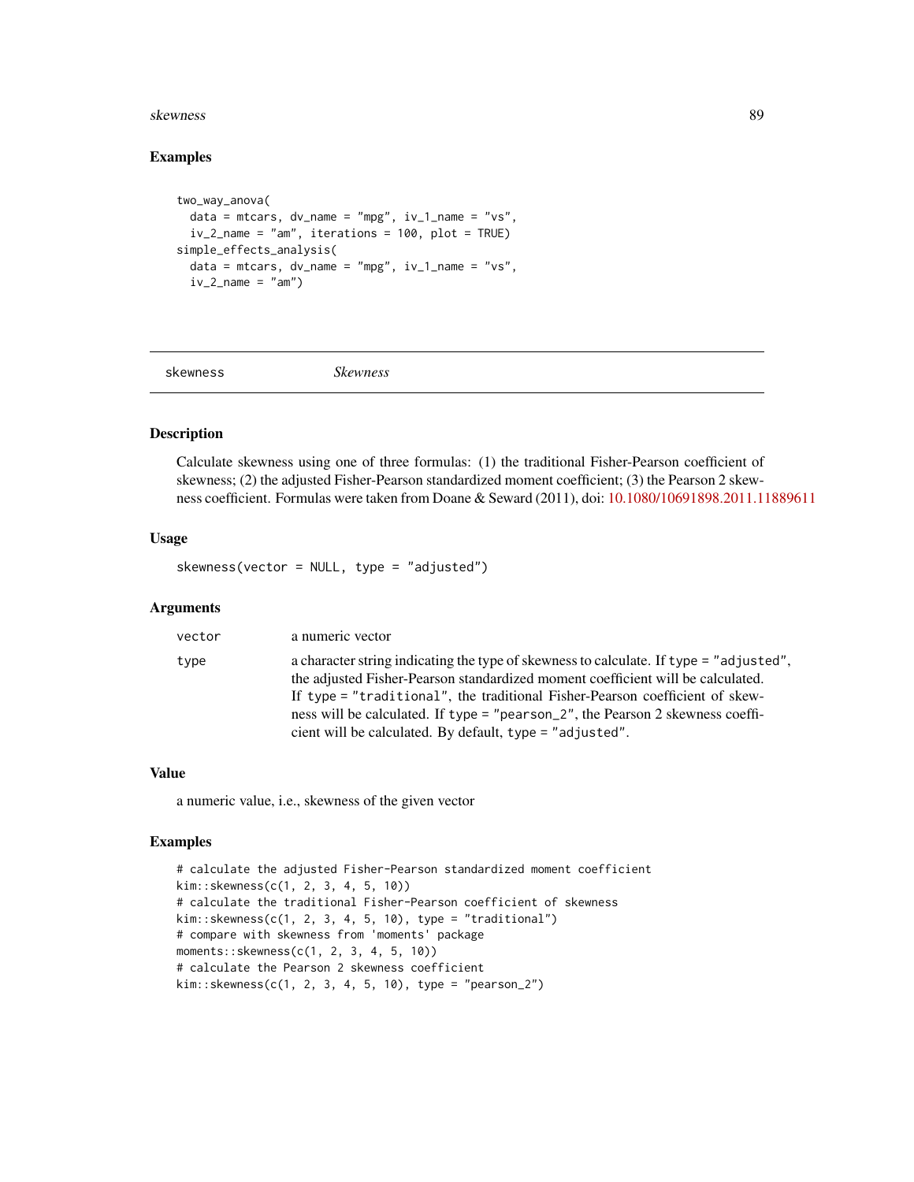### Examples

```
two_way_anova(
  data = mtcars, dv_name = "mpg", iv_1_name = "vs",
  iv_2_name = "am", iterations = 100, plot = TRUE)
simple_effects_analysis(
  data = mtcars, dv_name = "mpg", iv_1_name = "vs",
  iv_2_name = "am")
```

---

## skewness — *Skewness*

### Description

Calculate skewness using one of three formulas: (1) the traditional Fisher-Pearson coefficient of skewness; (2) the adjusted Fisher-Pearson standardized moment coefficient; (3) the Pearson 2 skewness coefficient. Formulas were taken from Doane & Seward (2011), doi: 10.1080/10691898.2011.11889611

### Usage

```
skewness(vector = NULL, type = "adjusted")
```

### Arguments

| | |
|---|---|
| `vector` | a numeric vector |
| `type` | a character string indicating the type of skewness to calculate. If `type = "adjusted"`, the adjusted Fisher-Pearson standardized moment coefficient will be calculated. If `type = "traditional"`, the traditional Fisher-Pearson coefficient of skewness will be calculated. If `type = "pearson_2"`, the Pearson 2 skewness coefficient will be calculated. By default, `type = "adjusted"`. |

### Value

a numeric value, i.e., skewness of the given vector

### Examples

```
# calculate the adjusted Fisher-Pearson standardized moment coefficient
kim::skewness(c(1, 2, 3, 4, 5, 10))
# calculate the traditional Fisher-Pearson coefficient of skewness
kim::skewness(c(1, 2, 3, 4, 5, 10), type = "traditional")
# compare with skewness from 'moments' package
moments::skewness(c(1, 2, 3, 4, 5, 10))
# calculate the Pearson 2 skewness coefficient
kim::skewness(c(1, 2, 3, 4, 5, 10), type = "pearson_2")
```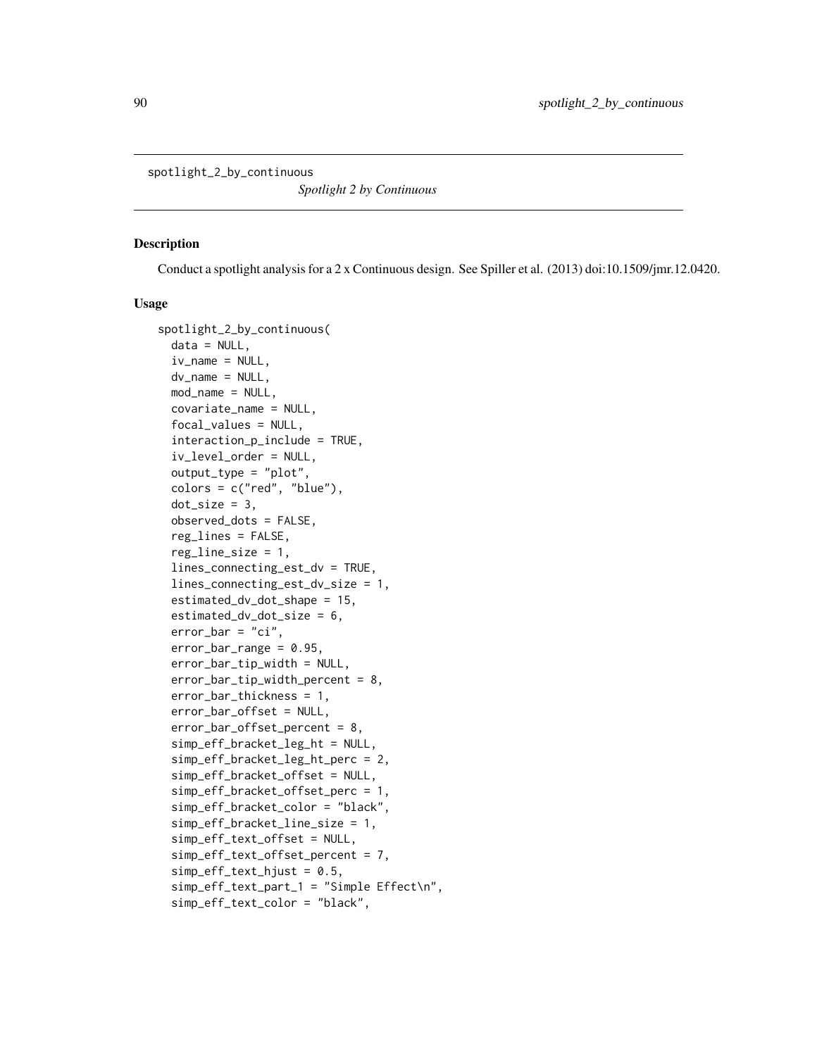spotlight_2_by_continuous

*Spotlight 2 by Continuous*

### Description

Conduct a spotlight analysis for a 2 x Continuous design. See Spiller et al. (2013) doi:10.1509/jmr.12.0420.

### Usage

```
spotlight_2_by_continuous(
  data = NULL,
  iv_name = NULL,
  dv_name = NULL,
  mod_name = NULL,
  covariate_name = NULL,
  focal_values = NULL,
  interaction_p_include = TRUE,
  iv_level_order = NULL,
  output_type = "plot",
  colors = c("red", "blue"),
  dot_size = 3,
  observed_dots = FALSE,
  reg_lines = FALSE,
  reg_line_size = 1,
  lines_connecting_est_dv = TRUE,
  lines_connecting_est_dv_size = 1,
  estimated_dv_dot_shape = 15,
  estimated_dv_dot_size = 6,
  error_bar = "ci",
  error_bar_range = 0.95,
  error_bar_tip_width = NULL,
  error_bar_tip_width_percent = 8,
  error_bar_thickness = 1,
  error_bar_offset = NULL,
  error_bar_offset_percent = 8,
  simp_eff_bracket_leg_ht = NULL,
  simp_eff_bracket_leg_ht_perc = 2,
  simp_eff_bracket_offset = NULL,
  simp_eff_bracket_offset_perc = 1,
  simp_eff_bracket_color = "black",
  simp_eff_bracket_line_size = 1,
  simp_eff_text_offset = NULL,
  simp_eff_text_offset_percent = 7,
  simp_eff_text_hjust = 0.5,
  simp_eff_text_part_1 = "Simple Effect\n",
  simp_eff_text_color = "black",
```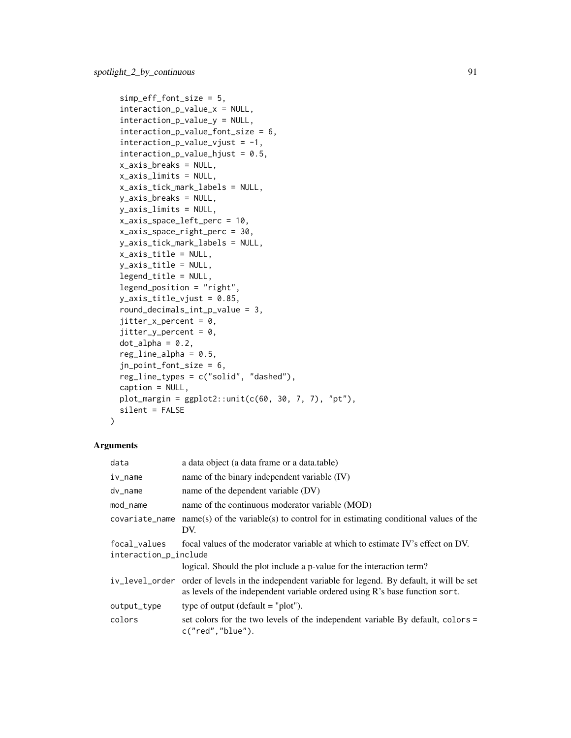```
  simp_eff_font_size = 5,
  interaction_p_value_x = NULL,
  interaction_p_value_y = NULL,
  interaction_p_value_font_size = 6,
  interaction_p_value_vjust = -1,
  interaction_p_value_hjust = 0.5,
  x_axis_breaks = NULL,
  x_axis_limits = NULL,
  x_axis_tick_mark_labels = NULL,
  y_axis_breaks = NULL,
  y_axis_limits = NULL,
  x_axis_space_left_perc = 10,
  x_axis_space_right_perc = 30,
  y_axis_tick_mark_labels = NULL,
  x_axis_title = NULL,
  y_axis_title = NULL,
  legend_title = NULL,
  legend_position = "right",
  y_axis_title_vjust = 0.85,
  round_decimals_int_p_value = 3,
  jitter_x_percent = 0,
  jitter_y_percent = 0,
  dot_alpha = 0.2,
  reg_line_alpha = 0.5,
  jn_point_font_size = 6,
  reg_line_types = c("solid", "dashed"),
  caption = NULL,
  plot_margin = ggplot2::unit(c(60, 30, 7, 7), "pt"),
  silent = FALSE
)
```

## Arguments

| Argument | Description |
| --- | --- |
| `data` | a data object (a data frame or a data.table) |
| `iv_name` | name of the binary independent variable (IV) |
| `dv_name` | name of the dependent variable (DV) |
| `mod_name` | name of the continuous moderator variable (MOD) |
| `covariate_name` | name(s) of the variable(s) to control for in estimating conditional values of the DV. |
| `focal_values` | focal values of the moderator variable at which to estimate IV's effect on DV. |
| `interaction_p_include` | logical. Should the plot include a p-value for the interaction term? |
| `iv_level_order` | order of levels in the independent variable for legend. By default, it will be set as levels of the independent variable ordered using R's base function `sort`. |
| `output_type` | type of output (default = "plot"). |
| `colors` | set colors for the two levels of the independent variable By default, `colors = c("red","blue")`. |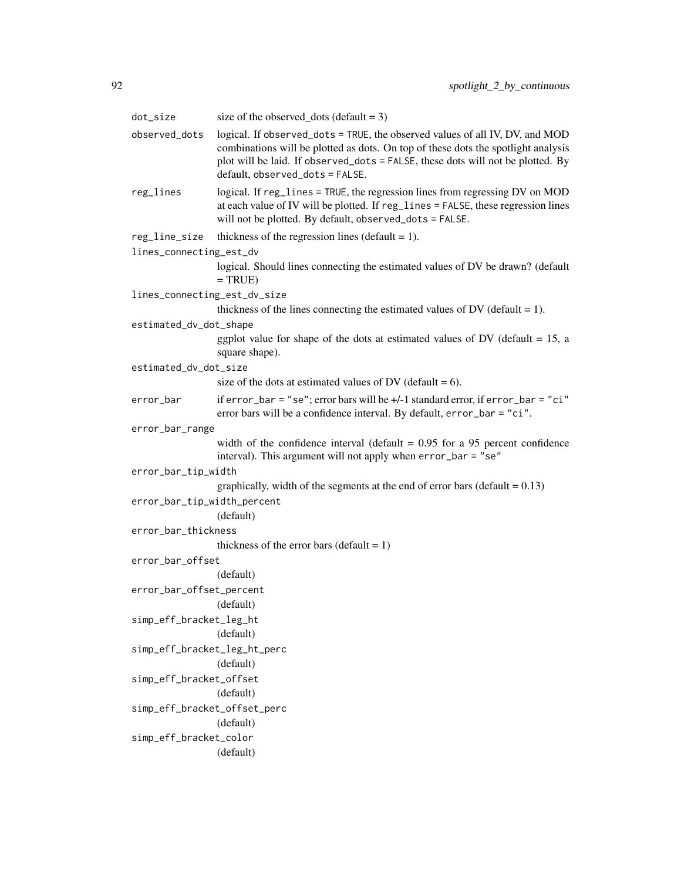`dot_size` size of the observed_dots (default = 3)

`observed_dots` logical. If `observed_dots = TRUE`, the observed values of all IV, DV, and MOD combinations will be plotted as dots. On top of these dots the spotlight analysis plot will be laid. If `observed_dots = FALSE`, these dots will not be plotted. By default, `observed_dots = FALSE`.

`reg_lines` logical. If `reg_lines = TRUE`, the regression lines from regressing DV on MOD at each value of IV will be plotted. If `reg_lines = FALSE`, these regression lines will not be plotted. By default, `observed_dots = FALSE`.

`reg_line_size` thickness of the regression lines (default = 1).

`lines_connecting_est_dv`
logical. Should lines connecting the estimated values of DV be drawn? (default = TRUE)

`lines_connecting_est_dv_size`
thickness of the lines connecting the estimated values of DV (default = 1).

`estimated_dv_dot_shape`
ggplot value for shape of the dots at estimated values of DV (default = 15, a square shape).

`estimated_dv_dot_size`
size of the dots at estimated values of DV (default = 6).

`error_bar` if `error_bar = "se"`; error bars will be +/-1 standard error, if `error_bar = "ci"` error bars will be a confidence interval. By default, `error_bar = "ci"`.

`error_bar_range`
width of the confidence interval (default = 0.95 for a 95 percent confidence interval). This argument will not apply when `error_bar = "se"`

`error_bar_tip_width`
graphically, width of the segments at the end of error bars (default = 0.13)

`error_bar_tip_width_percent`
(default)

`error_bar_thickness`
thickness of the error bars (default = 1)

`error_bar_offset`
(default)

`error_bar_offset_percent`
(default)

`simp_eff_bracket_leg_ht`
(default)

`simp_eff_bracket_leg_ht_perc`
(default)

`simp_eff_bracket_offset`
(default)

`simp_eff_bracket_offset_perc`
(default)

`simp_eff_bracket_color`
(default)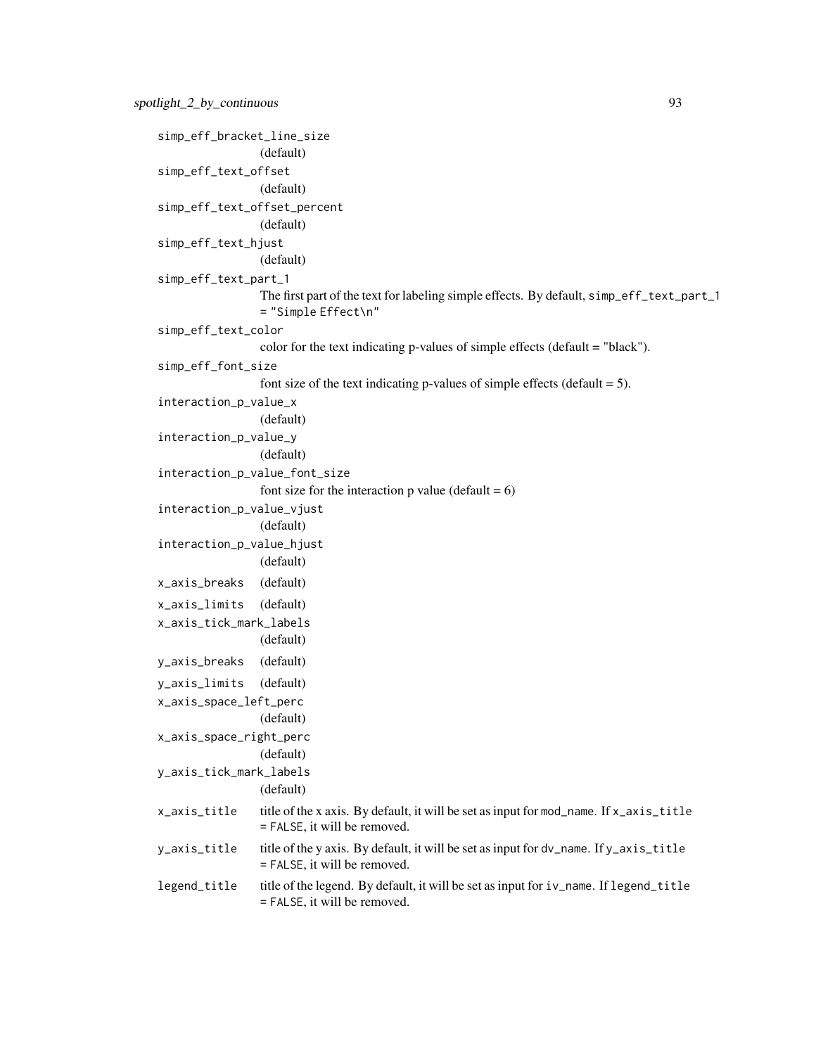simp_eff_bracket_line_size
: (default)

simp_eff_text_offset
: (default)

simp_eff_text_offset_percent
: (default)

simp_eff_text_hjust
: (default)

simp_eff_text_part_1
: The first part of the text for labeling simple effects. By default, `simp_eff_text_part_1 = "Simple Effect\n"`

simp_eff_text_color
: color for the text indicating p-values of simple effects (default = "black").

simp_eff_font_size
: font size of the text indicating p-values of simple effects (default = 5).

interaction_p_value_x
: (default)

interaction_p_value_y
: (default)

interaction_p_value_font_size
: font size for the interaction p value (default = 6)

interaction_p_value_vjust
: (default)

interaction_p_value_hjust
: (default)

x_axis_breaks
: (default)

x_axis_limits
: (default)

x_axis_tick_mark_labels
: (default)

y_axis_breaks
: (default)

y_axis_limits
: (default)

x_axis_space_left_perc
: (default)

x_axis_space_right_perc
: (default)

y_axis_tick_mark_labels
: (default)

x_axis_title
: title of the x axis. By default, it will be set as input for `mod_name`. If `x_axis_title = FALSE`, it will be removed.

y_axis_title
: title of the y axis. By default, it will be set as input for `dv_name`. If `y_axis_title = FALSE`, it will be removed.

legend_title
: title of the legend. By default, it will be set as input for `iv_name`. If `legend_title = FALSE`, it will be removed.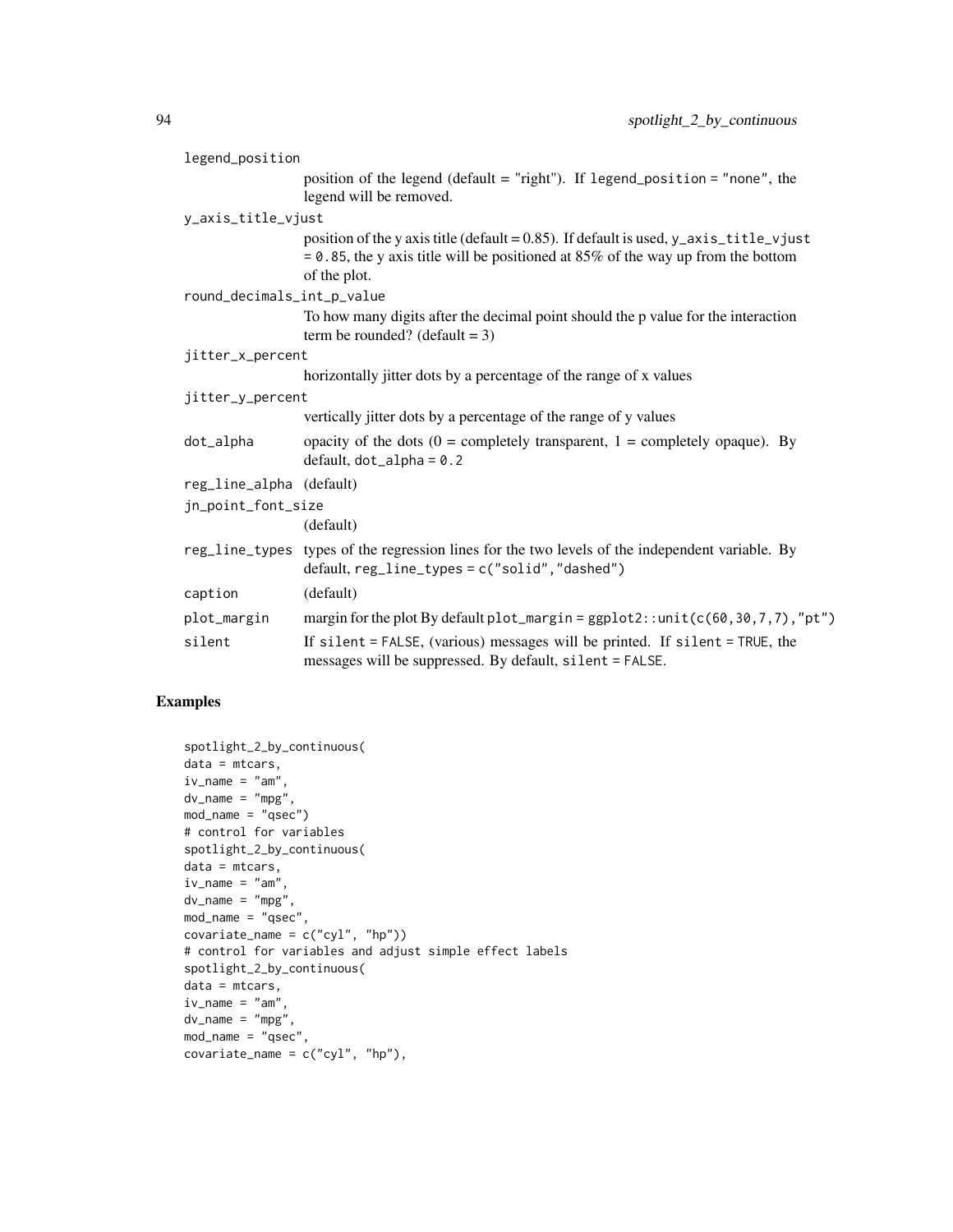legend_position
: position of the legend (default = "right"). If `legend_position = "none"`, the legend will be removed.

y_axis_title_vjust
: position of the y axis title (default = 0.85). If default is used, `y_axis_title_vjust = 0.85`, the y axis title will be positioned at 85% of the way up from the bottom of the plot.

round_decimals_int_p_value
: To how many digits after the decimal point should the p value for the interaction term be rounded? (default = 3)

jitter_x_percent
: horizontally jitter dots by a percentage of the range of x values

jitter_y_percent
: vertically jitter dots by a percentage of the range of y values

dot_alpha
: opacity of the dots (0 = completely transparent, 1 = completely opaque). By default, `dot_alpha = 0.2`

reg_line_alpha
: (default)

jn_point_font_size
: (default)

reg_line_types
: types of the regression lines for the two levels of the independent variable. By default, `reg_line_types = c("solid","dashed")`

caption
: (default)

plot_margin
: margin for the plot By default `plot_margin = ggplot2::unit(c(60,30,7,7),"pt")`

silent
: If `silent = FALSE`, (various) messages will be printed. If `silent = TRUE`, the messages will be suppressed. By default, `silent = FALSE`.

## Examples

```
spotlight_2_by_continuous(
data = mtcars,
iv_name = "am",
dv_name = "mpg",
mod_name = "qsec")
# control for variables
spotlight_2_by_continuous(
data = mtcars,
iv_name = "am",
dv_name = "mpg",
mod_name = "qsec",
covariate_name = c("cyl", "hp"))
# control for variables and adjust simple effect labels
spotlight_2_by_continuous(
data = mtcars,
iv_name = "am",
dv_name = "mpg",
mod_name = "qsec",
covariate_name = c("cyl", "hp"),
```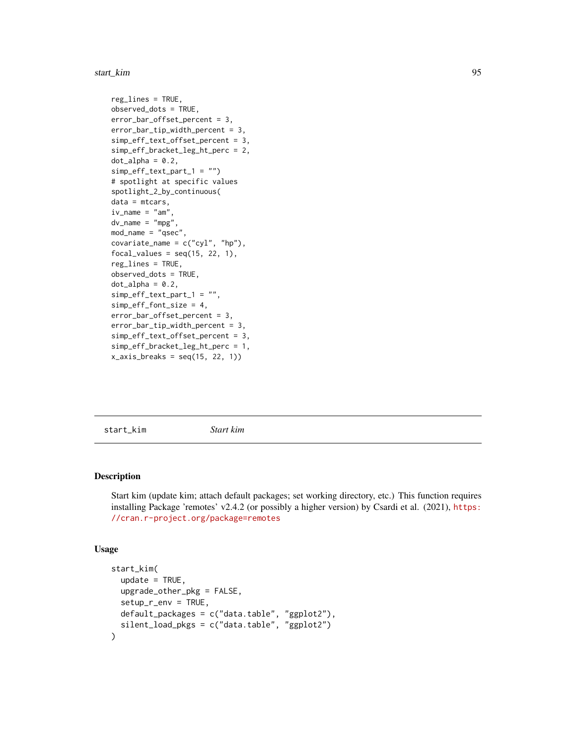```
reg_lines = TRUE,
observed_dots = TRUE,
error_bar_offset_percent = 3,
error_bar_tip_width_percent = 3,
simp_eff_text_offset_percent = 3,
simp_eff_bracket_leg_ht_perc = 2,
dot_alpha = 0.2,
simp_eff_text_part_1 = "")
# spotlight at specific values
spotlight_2_by_continuous(
data = mtcars,
iv_name = "am",
dv_name = "mpg",
mod_name = "qsec",
covariate_name = c("cyl", "hp"),
focal_values = seq(15, 22, 1),
reg_lines = TRUE,
observed_dots = TRUE,
dot_alpha = 0.2,
simp_eff_text_part_1 = "",
simp_eff_font_size = 4,
error_bar_offset_percent = 3,
error_bar_tip_width_percent = 3,
simp_eff_text_offset_percent = 3,
simp_eff_bracket_leg_ht_perc = 1,
x_axis_breaks = seq(15, 22, 1))
```

---

start_kim        *Start kim*

---

## Description

Start kim (update kim; attach default packages; set working directory, etc.) This function requires installing Package 'remotes' v2.4.2 (or possibly a higher version) by Csardi et al. (2021), https://cran.r-project.org/package=remotes

## Usage

```
start_kim(
  update = TRUE,
  upgrade_other_pkg = FALSE,
  setup_r_env = TRUE,
  default_packages = c("data.table", "ggplot2"),
  silent_load_pkgs = c("data.table", "ggplot2")
)
```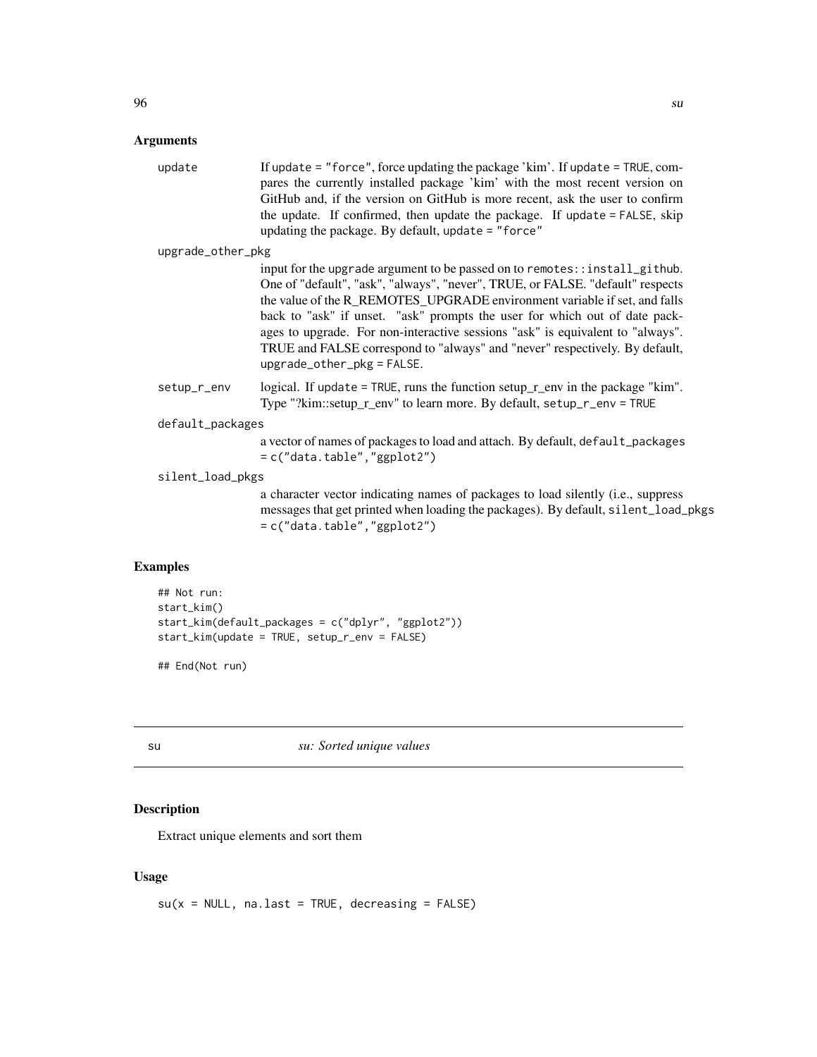## Arguments

**update** If update = "force", force updating the package 'kim'. If update = TRUE, compares the currently installed package 'kim' with the most recent version on GitHub and, if the version on GitHub is more recent, ask the user to confirm the update. If confirmed, then update the package. If update = FALSE, skip updating the package. By default, update = "force"

**upgrade_other_pkg** input for the upgrade argument to be passed on to remotes::install_github. One of "default", "ask", "always", "never", TRUE, or FALSE. "default" respects the value of the R_REMOTES_UPGRADE environment variable if set, and falls back to "ask" if unset. "ask" prompts the user for which out of date packages to upgrade. For non-interactive sessions "ask" is equivalent to "always". TRUE and FALSE correspond to "always" and "never" respectively. By default, upgrade_other_pkg = FALSE.

**setup_r_env** logical. If update = TRUE, runs the function setup_r_env in the package "kim". Type "?kim::setup_r_env" to learn more. By default, setup_r_env = TRUE

**default_packages** a vector of names of packages to load and attach. By default, default_packages = c("data.table","ggplot2")

**silent_load_pkgs** a character vector indicating names of packages to load silently (i.e., suppress messages that get printed when loading the packages). By default, silent_load_pkgs = c("data.table","ggplot2")

## Examples

```
## Not run:
start_kim()
start_kim(default_packages = c("dplyr", "ggplot2"))
start_kim(update = TRUE, setup_r_env = FALSE)

## End(Not run)
```

---

# su — *su: Sorted unique values*

## Description

Extract unique elements and sort them

## Usage

```
su(x = NULL, na.last = TRUE, decreasing = FALSE)
```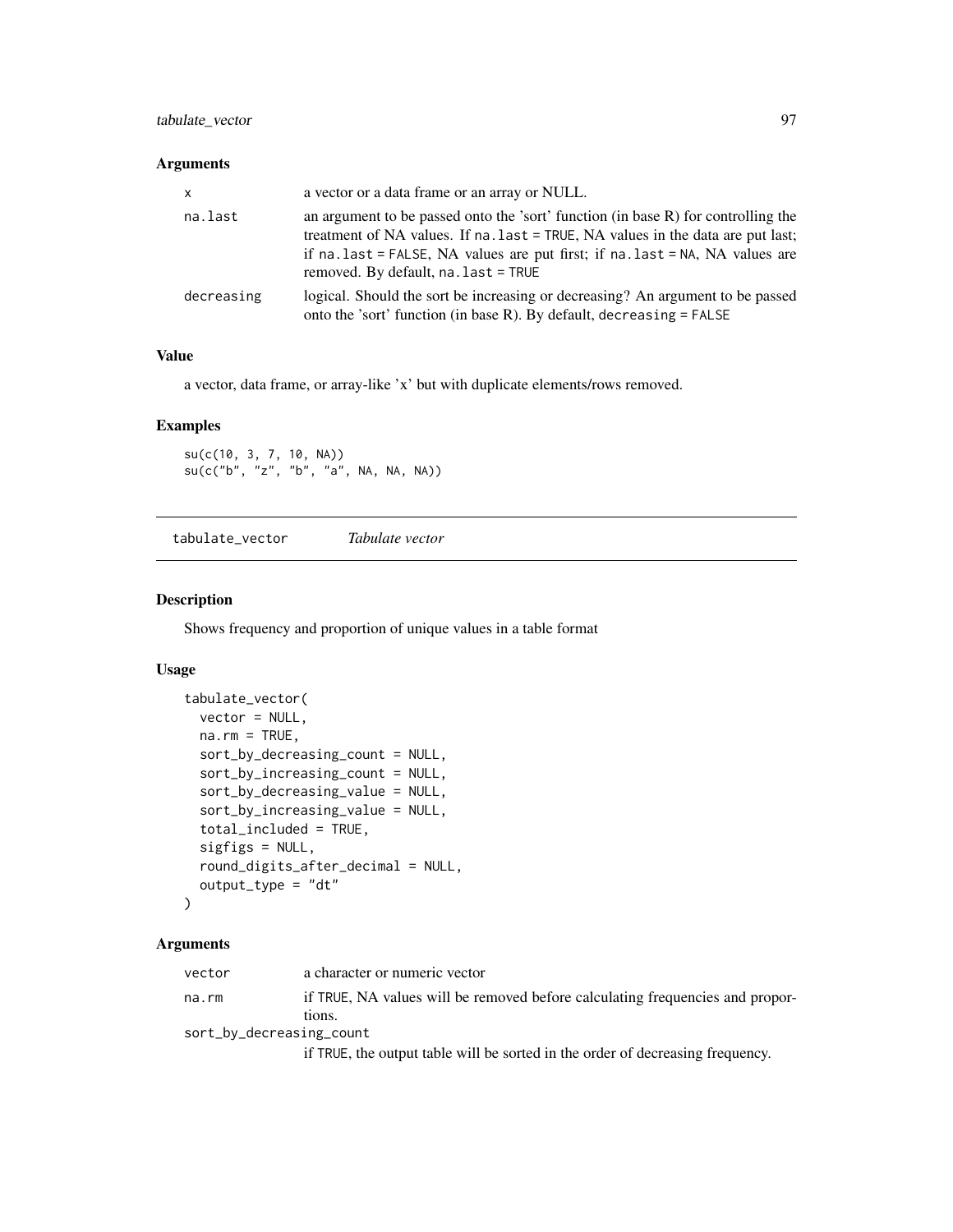### Arguments

| | |
|---|---|
| `x` | a vector or a data frame or an array or NULL. |
| `na.last` | an argument to be passed onto the 'sort' function (in base R) for controlling the treatment of NA values. If `na.last = TRUE`, NA values in the data are put last; if `na.last = FALSE`, NA values are put first; if `na.last = NA`, NA values are removed. By default, `na.last = TRUE` |
| `decreasing` | logical. Should the sort be increasing or decreasing? An argument to be passed onto the 'sort' function (in base R). By default, `decreasing = FALSE` |

### Value

a vector, data frame, or array-like 'x' but with duplicate elements/rows removed.

### Examples

```
su(c(10, 3, 7, 10, NA))
su(c("b", "z", "b", "a", NA, NA, NA))
```

---

## tabulate_vector *Tabulate vector*

### Description

Shows frequency and proportion of unique values in a table format

### Usage

```
tabulate_vector(
  vector = NULL,
  na.rm = TRUE,
  sort_by_decreasing_count = NULL,
  sort_by_increasing_count = NULL,
  sort_by_decreasing_value = NULL,
  sort_by_increasing_value = NULL,
  total_included = TRUE,
  sigfigs = NULL,
  round_digits_after_decimal = NULL,
  output_type = "dt"
)
```

### Arguments

| | |
|---|---|
| `vector` | a character or numeric vector |
| `na.rm` | if `TRUE`, NA values will be removed before calculating frequencies and proportions. |
| `sort_by_decreasing_count` | if `TRUE`, the output table will be sorted in the order of decreasing frequency. |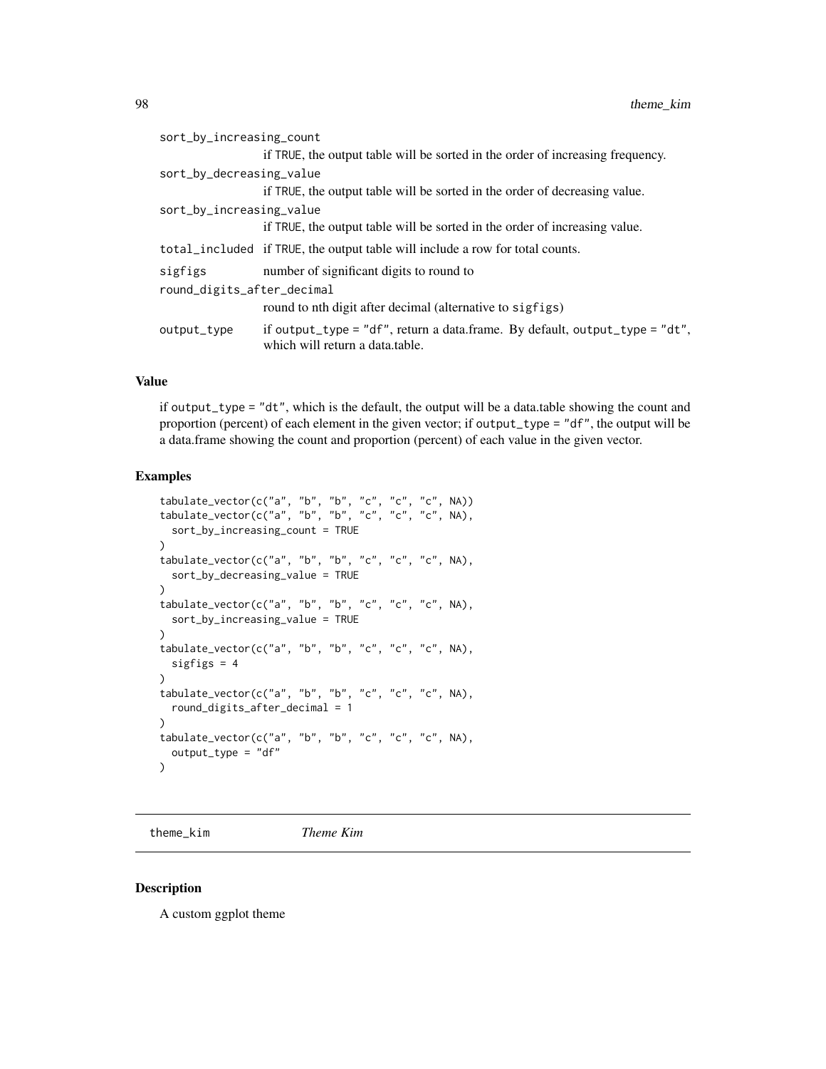`sort_by_increasing_count`
: if TRUE, the output table will be sorted in the order of increasing frequency.

`sort_by_decreasing_value`
: if TRUE, the output table will be sorted in the order of decreasing value.

`sort_by_increasing_value`
: if TRUE, the output table will be sorted in the order of increasing value.

`total_included`
: if TRUE, the output table will include a row for total counts.

`sigfigs`
: number of significant digits to round to

`round_digits_after_decimal`
: round to nth digit after decimal (alternative to `sigfigs`)

`output_type`
: if `output_type = "df"`, return a data.frame. By default, `output_type = "dt"`, which will return a data.table.

### Value

if `output_type = "dt"`, which is the default, the output will be a data.table showing the count and proportion (percent) of each element in the given vector; if `output_type = "df"`, the output will be a data.frame showing the count and proportion (percent) of each value in the given vector.

### Examples

```
tabulate_vector(c("a", "b", "b", "c", "c", "c", NA))
tabulate_vector(c("a", "b", "b", "c", "c", "c", NA),
  sort_by_increasing_count = TRUE
)
tabulate_vector(c("a", "b", "b", "c", "c", "c", NA),
  sort_by_decreasing_value = TRUE
)
tabulate_vector(c("a", "b", "b", "c", "c", "c", NA),
  sort_by_increasing_value = TRUE
)
tabulate_vector(c("a", "b", "b", "c", "c", "c", NA),
  sigfigs = 4
)
tabulate_vector(c("a", "b", "b", "c", "c", "c", NA),
  round_digits_after_decimal = 1
)
tabulate_vector(c("a", "b", "b", "c", "c", "c", NA),
  output_type = "df"
)
```

---

## theme_kim *Theme Kim*

### Description

A custom ggplot theme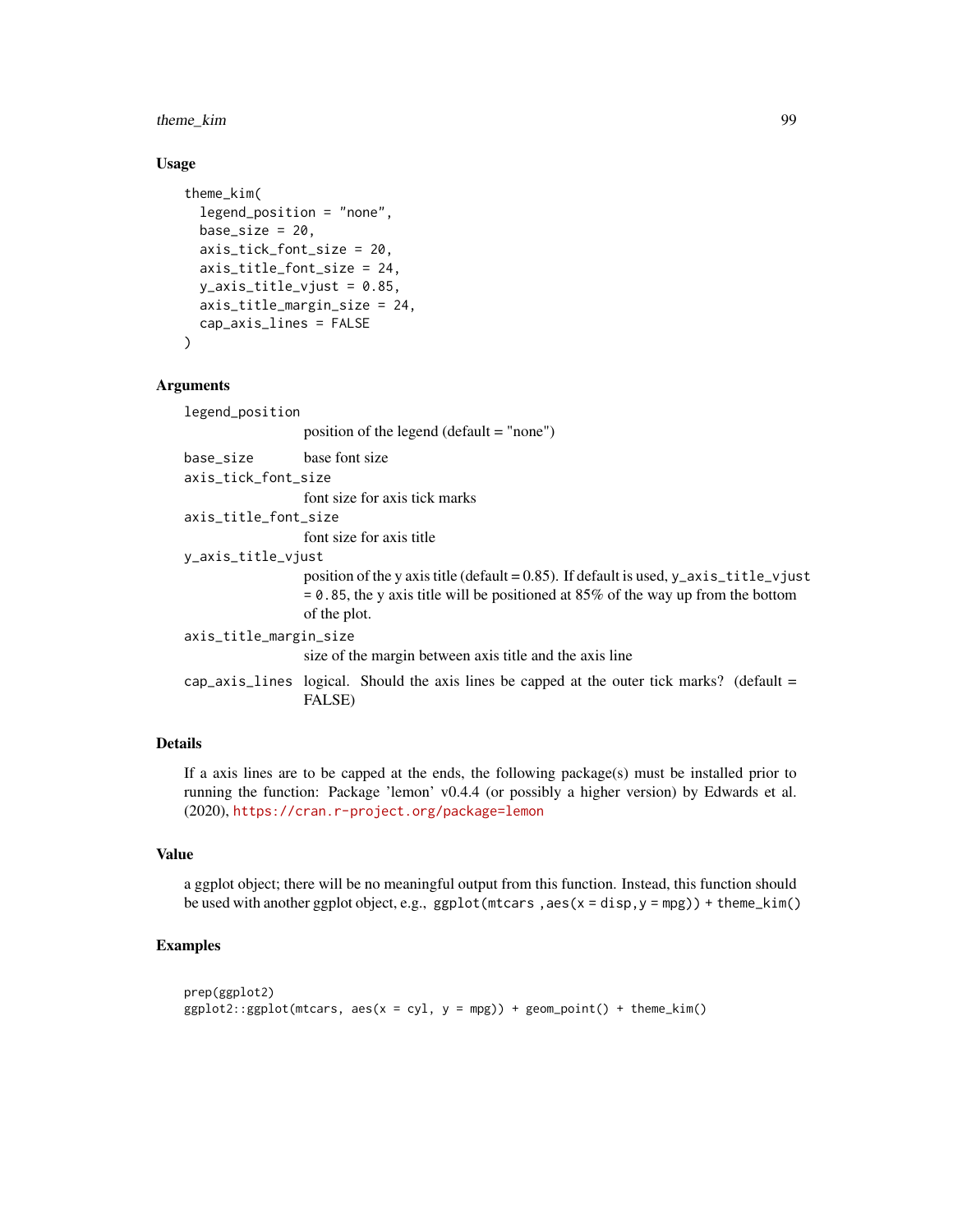## Usage

```
theme_kim(
  legend_position = "none",
  base_size = 20,
  axis_tick_font_size = 20,
  axis_title_font_size = 24,
  y_axis_title_vjust = 0.85,
  axis_title_margin_size = 24,
  cap_axis_lines = FALSE
)
```

## Arguments

| | |
|---|---|
| `legend_position` | position of the legend (default = "none") |
| `base_size` | base font size |
| `axis_tick_font_size` | font size for axis tick marks |
| `axis_title_font_size` | font size for axis title |
| `y_axis_title_vjust` | position of the y axis title (default = 0.85). If default is used, `y_axis_title_vjust = 0.85`, the y axis title will be positioned at 85% of the way up from the bottom of the plot. |
| `axis_title_margin_size` | size of the margin between axis title and the axis line |
| `cap_axis_lines` | logical. Should the axis lines be capped at the outer tick marks? (default = FALSE) |

## Details

If a axis lines are to be capped at the ends, the following package(s) must be installed prior to running the function: Package 'lemon' v0.4.4 (or possibly a higher version) by Edwards et al. (2020), https://cran.r-project.org/package=lemon

## Value

a ggplot object; there will be no meaningful output from this function. Instead, this function should be used with another ggplot object, e.g., `ggplot(mtcars ,aes(x = disp,y = mpg)) + theme_kim()`

## Examples

```
prep(ggplot2)
ggplot2::ggplot(mtcars, aes(x = cyl, y = mpg)) + geom_point() + theme_kim()
```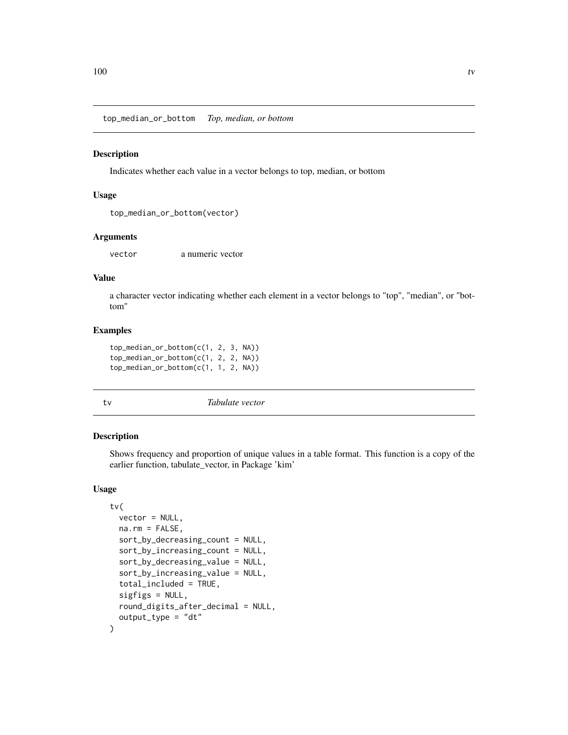## top_median_or_bottom *Top, median, or bottom*

### Description

Indicates whether each value in a vector belongs to top, median, or bottom

### Usage

```
top_median_or_bottom(vector)
```

### Arguments

| | |
|---|---|
| vector | a numeric vector |

### Value

a character vector indicating whether each element in a vector belongs to "top", "median", or "bottom"

### Examples

```
top_median_or_bottom(c(1, 2, 3, NA))
top_median_or_bottom(c(1, 2, 2, NA))
top_median_or_bottom(c(1, 1, 2, NA))
```

## tv *Tabulate vector*

### Description

Shows frequency and proportion of unique values in a table format. This function is a copy of the earlier function, tabulate_vector, in Package 'kim'

### Usage

```
tv(
  vector = NULL,
  na.rm = FALSE,
  sort_by_decreasing_count = NULL,
  sort_by_increasing_count = NULL,
  sort_by_decreasing_value = NULL,
  sort_by_increasing_value = NULL,
  total_included = TRUE,
  sigfigs = NULL,
  round_digits_after_decimal = NULL,
  output_type = "dt"
)
```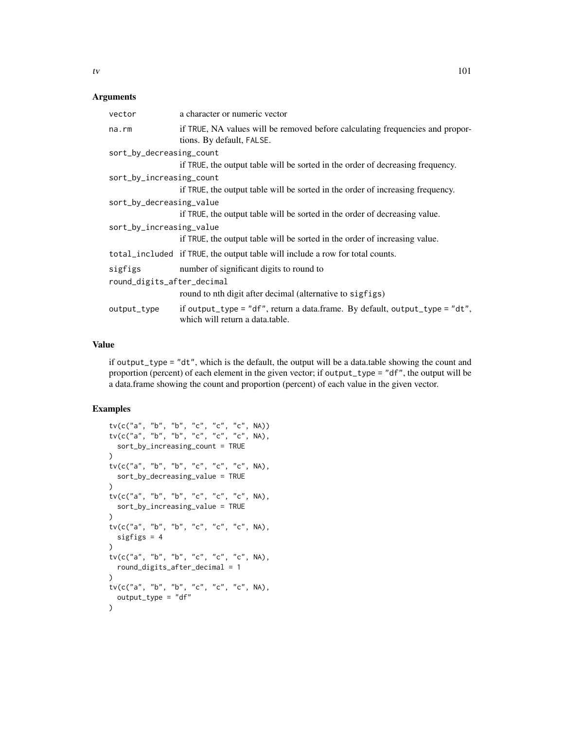### Arguments

| | |
|---|---|
| `vector` | a character or numeric vector |
| `na.rm` | if TRUE, NA values will be removed before calculating frequencies and proportions. By default, FALSE. |
| `sort_by_decreasing_count` | if TRUE, the output table will be sorted in the order of decreasing frequency. |
| `sort_by_increasing_count` | if TRUE, the output table will be sorted in the order of increasing frequency. |
| `sort_by_decreasing_value` | if TRUE, the output table will be sorted in the order of decreasing value. |
| `sort_by_increasing_value` | if TRUE, the output table will be sorted in the order of increasing value. |
| `total_included` | if TRUE, the output table will include a row for total counts. |
| `sigfigs` | number of significant digits to round to |
| `round_digits_after_decimal` | round to nth digit after decimal (alternative to `sigfigs`) |
| `output_type` | if `output_type = "df"`, return a data.frame. By default, `output_type = "dt"`, which will return a data.table. |

### Value

if `output_type = "dt"`, which is the default, the output will be a data.table showing the count and proportion (percent) of each element in the given vector; if `output_type = "df"`, the output will be a data.frame showing the count and proportion (percent) of each value in the given vector.

### Examples

```
tv(c("a", "b", "b", "c", "c", "c", NA))
tv(c("a", "b", "b", "c", "c", "c", NA),
  sort_by_increasing_count = TRUE
)
tv(c("a", "b", "b", "c", "c", "c", NA),
  sort_by_decreasing_value = TRUE
)
tv(c("a", "b", "b", "c", "c", "c", NA),
  sort_by_increasing_value = TRUE
)
tv(c("a", "b", "b", "c", "c", "c", NA),
  sigfigs = 4
)
tv(c("a", "b", "b", "c", "c", "c", NA),
  round_digits_after_decimal = 1
)
tv(c("a", "b", "b", "c", "c", "c", NA),
  output_type = "df"
)
```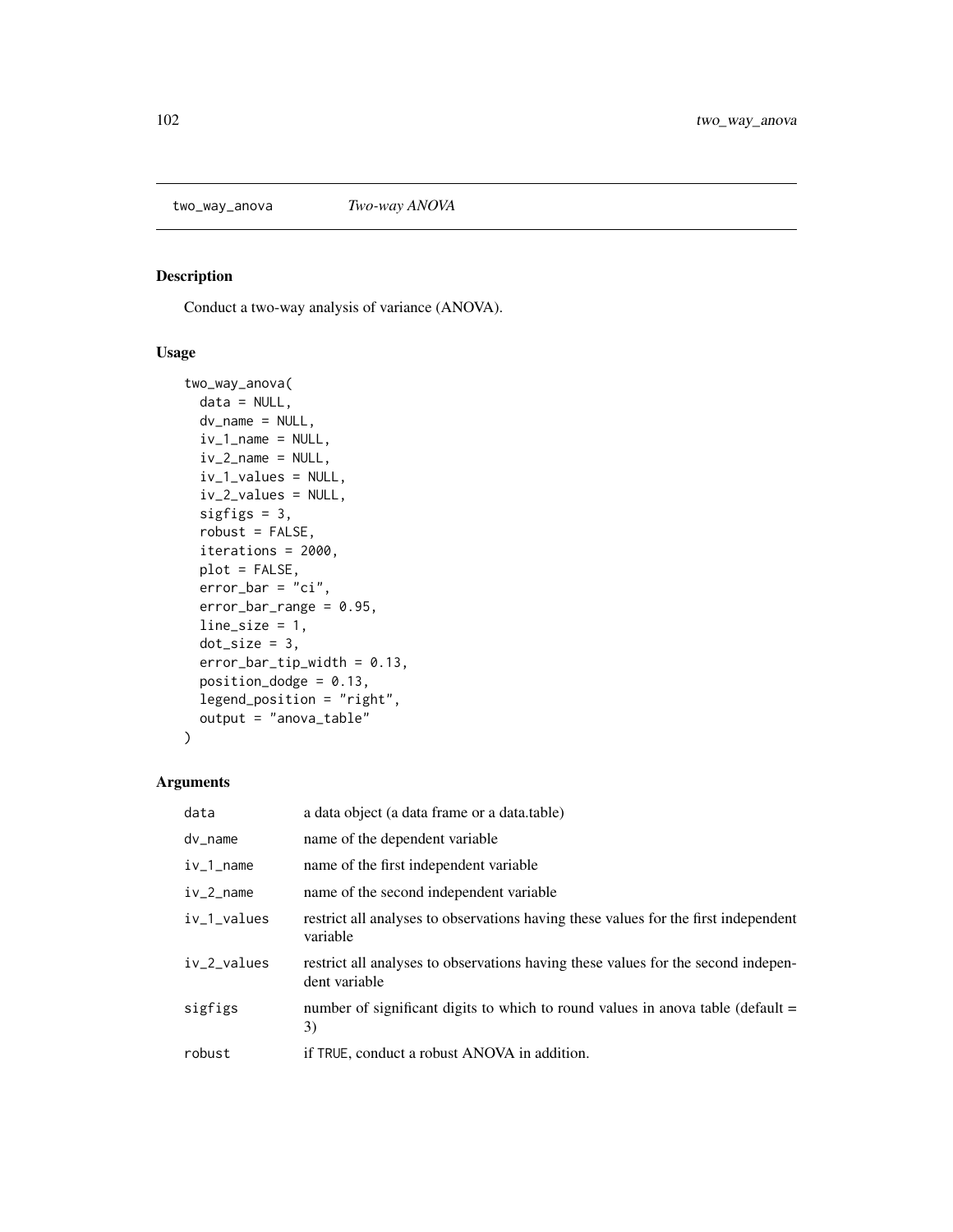two_way_anova *Two-way ANOVA*

## Description

Conduct a two-way analysis of variance (ANOVA).

## Usage

```
two_way_anova(
  data = NULL,
  dv_name = NULL,
  iv_1_name = NULL,
  iv_2_name = NULL,
  iv_1_values = NULL,
  iv_2_values = NULL,
  sigfigs = 3,
  robust = FALSE,
  iterations = 2000,
  plot = FALSE,
  error_bar = "ci",
  error_bar_range = 0.95,
  line_size = 1,
  dot_size = 3,
  error_bar_tip_width = 0.13,
  position_dodge = 0.13,
  legend_position = "right",
  output = "anova_table"
)
```

## Arguments

| | |
|---|---|
| data | a data object (a data frame or a data.table) |
| dv_name | name of the dependent variable |
| iv_1_name | name of the first independent variable |
| iv_2_name | name of the second independent variable |
| iv_1_values | restrict all analyses to observations having these values for the first independent variable |
| iv_2_values | restrict all analyses to observations having these values for the second independent variable |
| sigfigs | number of significant digits to which to round values in anova table (default = 3) |
| robust | if TRUE, conduct a robust ANOVA in addition. |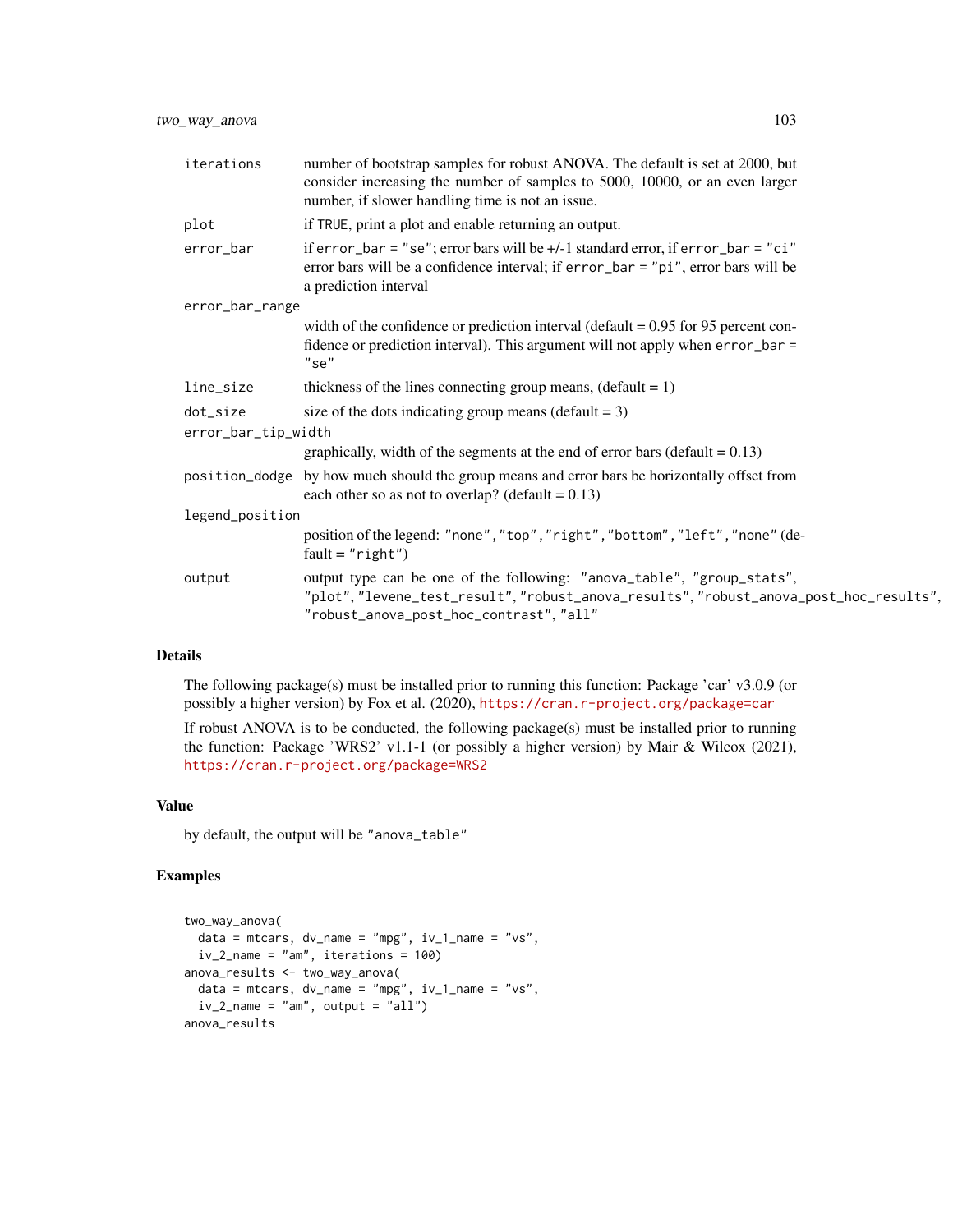| | |
|---|---|
| iterations | number of bootstrap samples for robust ANOVA. The default is set at 2000, but consider increasing the number of samples to 5000, 10000, or an even larger number, if slower handling time is not an issue. |
| plot | if TRUE, print a plot and enable returning an output. |
| error_bar | if error_bar = "se"; error bars will be +/-1 standard error, if error_bar = "ci" error bars will be a confidence interval; if error_bar = "pi", error bars will be a prediction interval |
| error_bar_range | width of the confidence or prediction interval (default = 0.95 for 95 percent confidence or prediction interval). This argument will not apply when error_bar = "se" |
| line_size | thickness of the lines connecting group means, (default = 1) |
| dot_size | size of the dots indicating group means (default = 3) |
| error_bar_tip_width | graphically, width of the segments at the end of error bars (default = 0.13) |
| position_dodge | by how much should the group means and error bars be horizontally offset from each other so as not to overlap? (default = 0.13) |
| legend_position | position of the legend: "none","top","right","bottom","left","none" (default = "right") |
| output | output type can be one of the following: "anova_table", "group_stats", "plot", "levene_test_result", "robust_anova_results", "robust_anova_post_hoc_results", "robust_anova_post_hoc_contrast", "all" |

## Details

The following package(s) must be installed prior to running this function: Package 'car' v3.0.9 (or possibly a higher version) by Fox et al. (2020), https://cran.r-project.org/package=car

If robust ANOVA is to be conducted, the following package(s) must be installed prior to running the function: Package 'WRS2' v1.1-1 (or possibly a higher version) by Mair & Wilcox (2021), https://cran.r-project.org/package=WRS2

## Value

by default, the output will be "anova_table"

## Examples

```
two_way_anova(
  data = mtcars, dv_name = "mpg", iv_1_name = "vs",
  iv_2_name = "am", iterations = 100)
anova_results <- two_way_anova(
  data = mtcars, dv_name = "mpg", iv_1_name = "vs",
  iv_2_name = "am", output = "all")
anova_results
```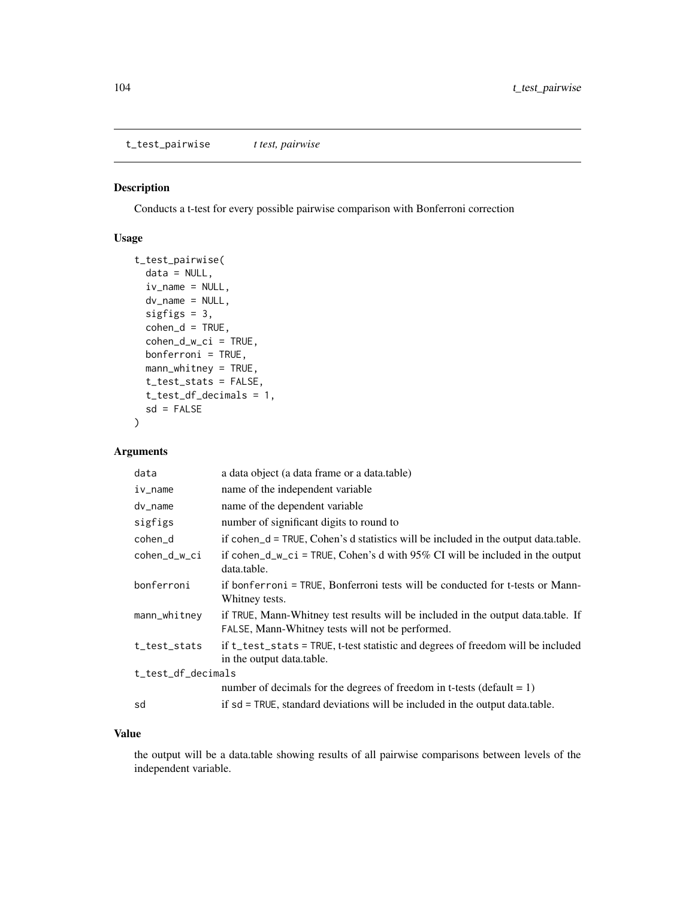t_test_pairwise    *t test, pairwise*

## Description

Conducts a t-test for every possible pairwise comparison with Bonferroni correction

## Usage

```
t_test_pairwise(
  data = NULL,
  iv_name = NULL,
  dv_name = NULL,
  sigfigs = 3,
  cohen_d = TRUE,
  cohen_d_w_ci = TRUE,
  bonferroni = TRUE,
  mann_whitney = TRUE,
  t_test_stats = FALSE,
  t_test_df_decimals = 1,
  sd = FALSE
)
```

## Arguments

| | |
|---|---|
| data | a data object (a data frame or a data.table) |
| iv_name | name of the independent variable |
| dv_name | name of the dependent variable |
| sigfigs | number of significant digits to round to |
| cohen_d | if cohen_d = TRUE, Cohen's d statistics will be included in the output data.table. |
| cohen_d_w_ci | if cohen_d_w_ci = TRUE, Cohen's d with 95% CI will be included in the output data.table. |
| bonferroni | if bonferroni = TRUE, Bonferroni tests will be conducted for t-tests or Mann-Whitney tests. |
| mann_whitney | if TRUE, Mann-Whitney test results will be included in the output data.table. If FALSE, Mann-Whitney tests will not be performed. |
| t_test_stats | if t_test_stats = TRUE, t-test statistic and degrees of freedom will be included in the output data.table. |
| t_test_df_decimals | number of decimals for the degrees of freedom in t-tests (default = 1) |
| sd | if sd = TRUE, standard deviations will be included in the output data.table. |

## Value

the output will be a data.table showing results of all pairwise comparisons between levels of the independent variable.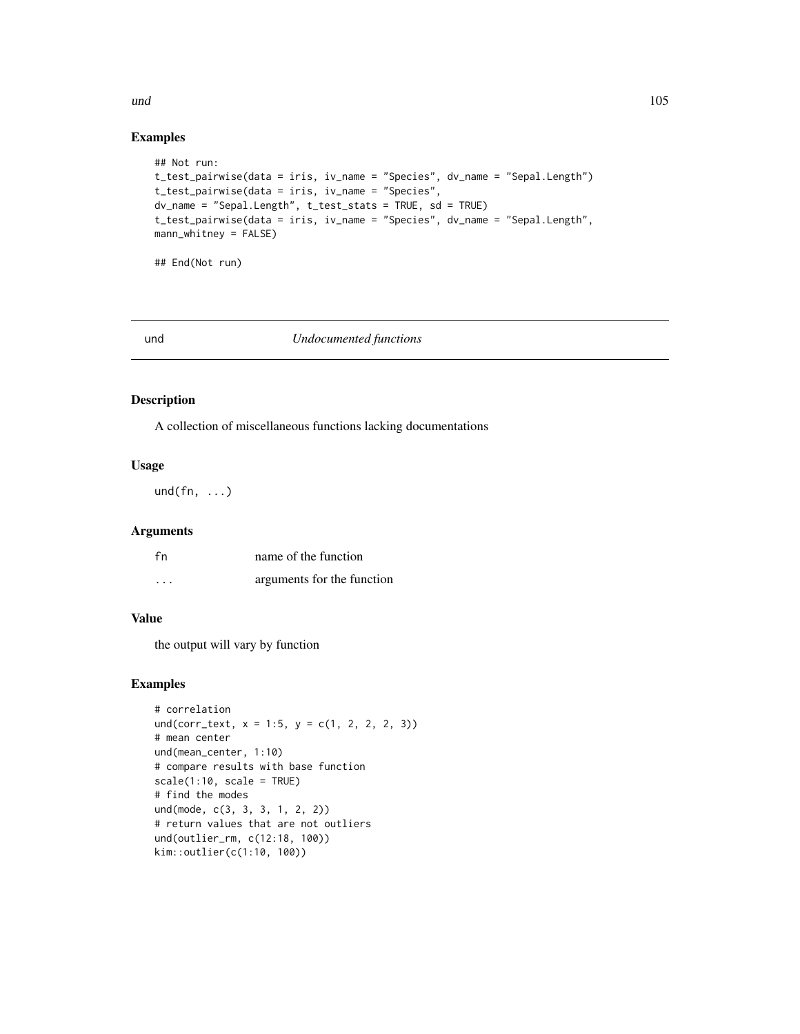## Examples

```
## Not run:
t_test_pairwise(data = iris, iv_name = "Species", dv_name = "Sepal.Length")
t_test_pairwise(data = iris, iv_name = "Species",
dv_name = "Sepal.Length", t_test_stats = TRUE, sd = TRUE)
t_test_pairwise(data = iris, iv_name = "Species", dv_name = "Sepal.Length",
mann_whitney = FALSE)

## End(Not run)
```

---

# und *Undocumented functions*

---

## Description

A collection of miscellaneous functions lacking documentations

## Usage

```
und(fn, ...)
```

## Arguments

| | |
|---|---|
| fn | name of the function |
| ... | arguments for the function |

## Value

the output will vary by function

## Examples

```
# correlation
und(corr_text, x = 1:5, y = c(1, 2, 2, 2, 3))
# mean center
und(mean_center, 1:10)
# compare results with base function
scale(1:10, scale = TRUE)
# find the modes
und(mode, c(3, 3, 3, 1, 2, 2))
# return values that are not outliers
und(outlier_rm, c(12:18, 100))
kim::outlier(c(1:10, 100))
```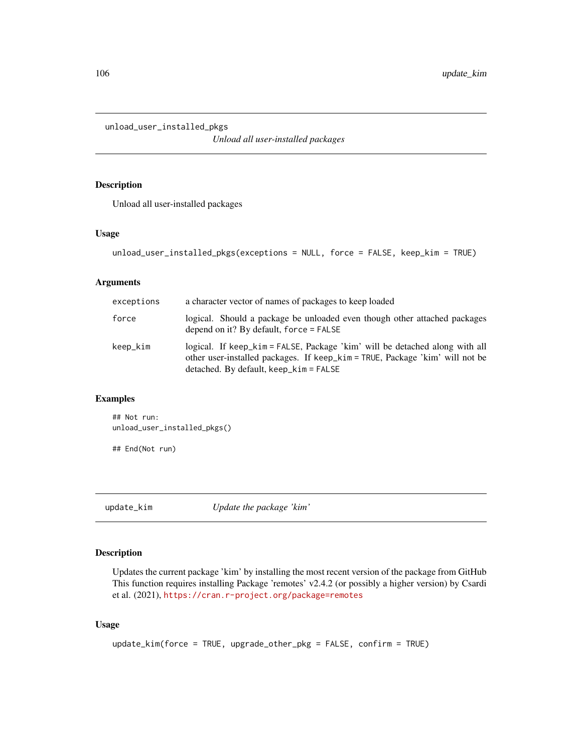## unload_user_installed_pkgs

*Unload all user-installed packages*

### Description

Unload all user-installed packages

### Usage

```
unload_user_installed_pkgs(exceptions = NULL, force = FALSE, keep_kim = TRUE)
```

### Arguments

| | |
|---|---|
| exceptions | a character vector of names of packages to keep loaded |
| force | logical. Should a package be unloaded even though other attached packages depend on it? By default, `force = FALSE` |
| keep_kim | logical. If `keep_kim = FALSE`, Package 'kim' will be detached along with all other user-installed packages. If `keep_kim = TRUE`, Package 'kim' will not be detached. By default, `keep_kim = FALSE` |

### Examples

```
## Not run:
unload_user_installed_pkgs()

## End(Not run)
```

## update_kim

*Update the package 'kim'*

### Description

Updates the current package 'kim' by installing the most recent version of the package from GitHub This function requires installing Package 'remotes' v2.4.2 (or possibly a higher version) by Csardi et al. (2021), https://cran.r-project.org/package=remotes

### Usage

```
update_kim(force = TRUE, upgrade_other_pkg = FALSE, confirm = TRUE)
```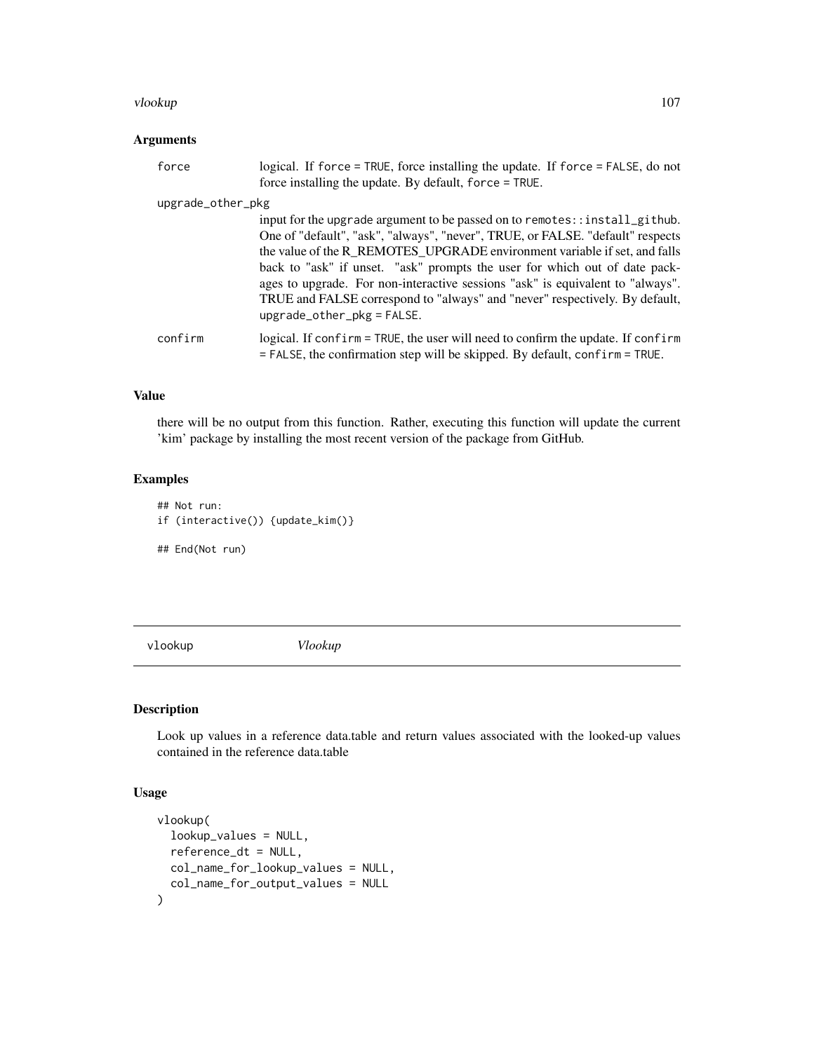### Arguments

**force** logical. If `force = TRUE`, force installing the update. If `force = FALSE`, do not force installing the update. By default, `force = TRUE`.

**upgrade_other_pkg** input for the `upgrade` argument to be passed on to `remotes::install_github`. One of "default", "ask", "always", "never", TRUE, or FALSE. "default" respects the value of the R_REMOTES_UPGRADE environment variable if set, and falls back to "ask" if unset. "ask" prompts the user for which out of date packages to upgrade. For non-interactive sessions "ask" is equivalent to "always". TRUE and FALSE correspond to "always" and "never" respectively. By default, `upgrade_other_pkg = FALSE`.

**confirm** logical. If `confirm = TRUE`, the user will need to confirm the update. If `confirm = FALSE`, the confirmation step will be skipped. By default, `confirm = TRUE`.

### Value

there will be no output from this function. Rather, executing this function will update the current 'kim' package by installing the most recent version of the package from GitHub.

### Examples

```
## Not run:
if (interactive()) {update_kim()}

## End(Not run)
```

---

## vlookup *Vlookup*

---

### Description

Look up values in a reference data.table and return values associated with the looked-up values contained in the reference data.table

### Usage

```
vlookup(
  lookup_values = NULL,
  reference_dt = NULL,
  col_name_for_lookup_values = NULL,
  col_name_for_output_values = NULL
)
```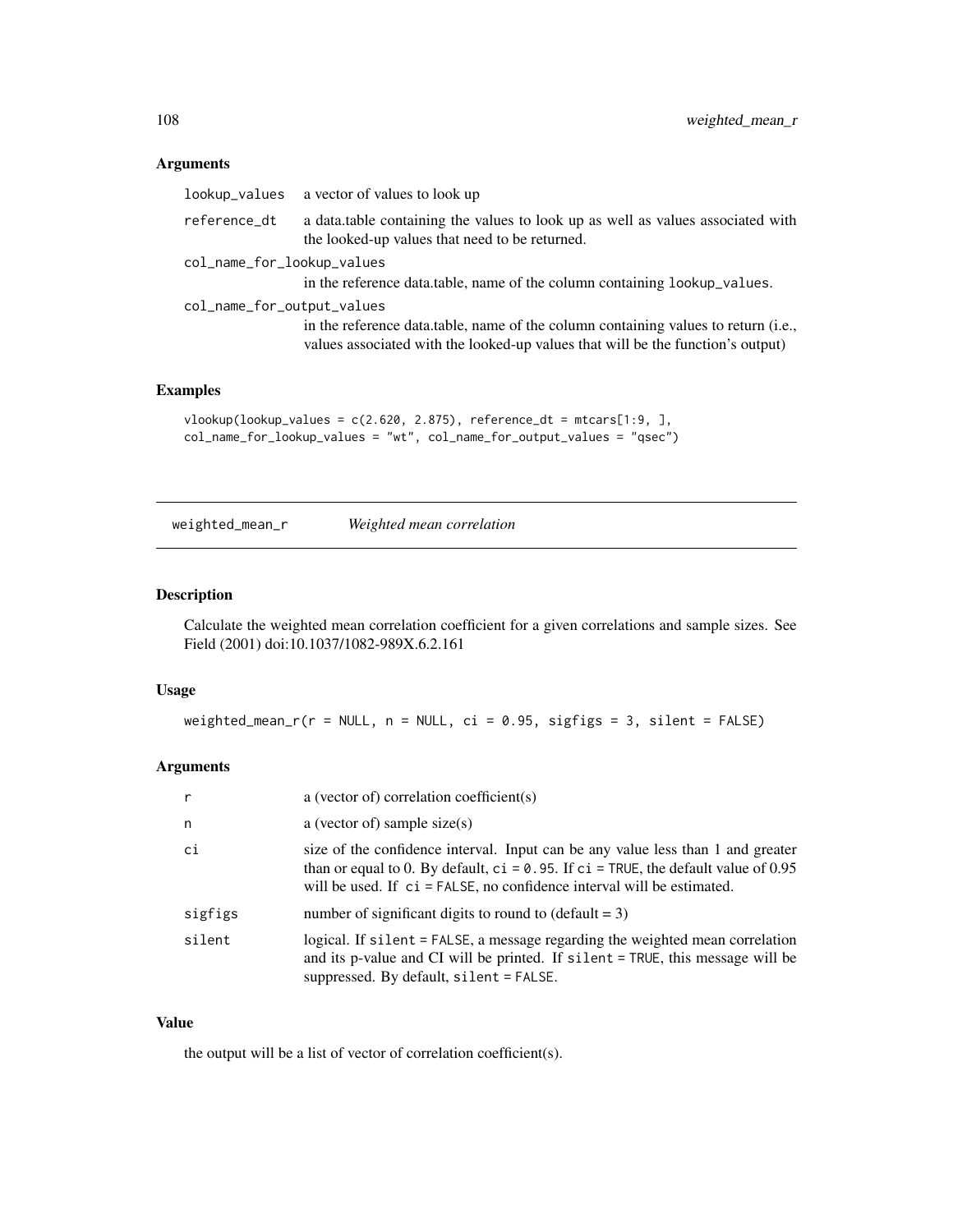## Arguments

| | |
|---|---|
| `lookup_values` | a vector of values to look up |
| `reference_dt` | a data.table containing the values to look up as well as values associated with the looked-up values that need to be returned. |
| `col_name_for_lookup_values` | in the reference data.table, name of the column containing `lookup_values`. |
| `col_name_for_output_values` | in the reference data.table, name of the column containing values to return (i.e., values associated with the looked-up values that will be the function's output) |

## Examples

```
vlookup(lookup_values = c(2.620, 2.875), reference_dt = mtcars[1:9, ],
col_name_for_lookup_values = "wt", col_name_for_output_values = "qsec")
```

---

# `weighted_mean_r` *Weighted mean correlation*

## Description

Calculate the weighted mean correlation coefficient for a given correlations and sample sizes. See Field (2001) doi:10.1037/1082-989X.6.2.161

## Usage

```
weighted_mean_r(r = NULL, n = NULL, ci = 0.95, sigfigs = 3, silent = FALSE)
```

## Arguments

| | |
|---|---|
| `r` | a (vector of) correlation coefficient(s) |
| `n` | a (vector of) sample size(s) |
| `ci` | size of the confidence interval. Input can be any value less than 1 and greater than or equal to 0. By default, `ci = 0.95`. If `ci = TRUE`, the default value of 0.95 will be used. If `ci = FALSE`, no confidence interval will be estimated. |
| `sigfigs` | number of significant digits to round to (default = 3) |
| `silent` | logical. If `silent = FALSE`, a message regarding the weighted mean correlation and its p-value and CI will be printed. If `silent = TRUE`, this message will be suppressed. By default, `silent = FALSE`. |

## Value

the output will be a list of vector of correlation coefficient(s).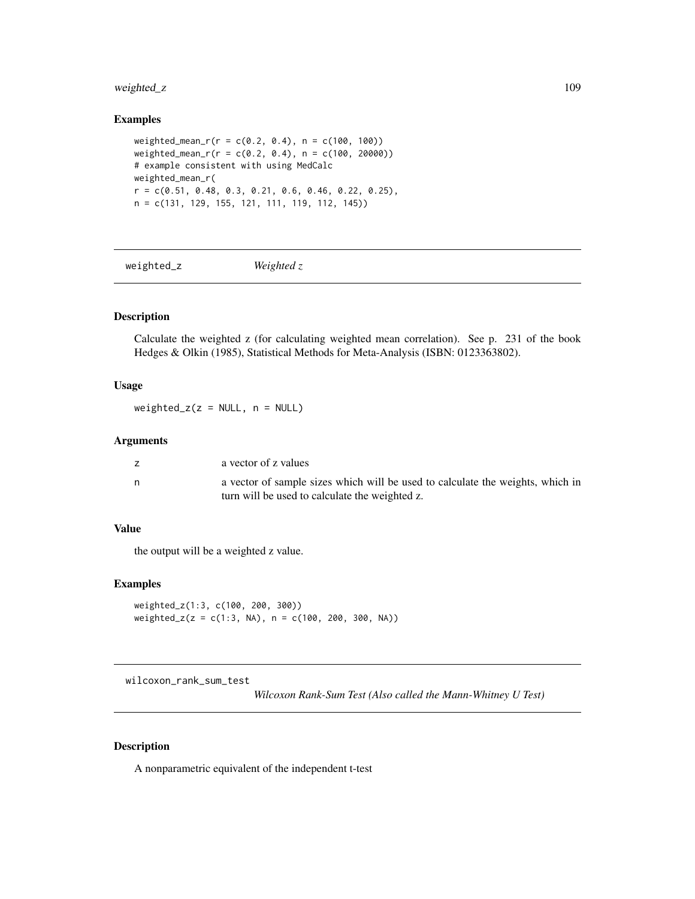## Examples

```
weighted_mean_r(r = c(0.2, 0.4), n = c(100, 100))
weighted_mean_r(r = c(0.2, 0.4), n = c(100, 20000))
# example consistent with using MedCalc
weighted_mean_r(
r = c(0.51, 0.48, 0.3, 0.21, 0.6, 0.46, 0.22, 0.25),
n = c(131, 129, 155, 121, 111, 119, 112, 145))
```

---

# weighted_z — *Weighted z*

## Description

Calculate the weighted z (for calculating weighted mean correlation). See p. 231 of the book Hedges & Olkin (1985), Statistical Methods for Meta-Analysis (ISBN: 0123363802).

## Usage

```
weighted_z(z = NULL, n = NULL)
```

## Arguments

| | |
|---|---|
| z | a vector of z values |
| n | a vector of sample sizes which will be used to calculate the weights, which in turn will be used to calculate the weighted z. |

## Value

the output will be a weighted z value.

## Examples

```
weighted_z(1:3, c(100, 200, 300))
weighted_z(z = c(1:3, NA), n = c(100, 200, 300, NA))
```

---

# wilcoxon_rank_sum_test — *Wilcoxon Rank-Sum Test (Also called the Mann-Whitney U Test)*

## Description

A nonparametric equivalent of the independent t-test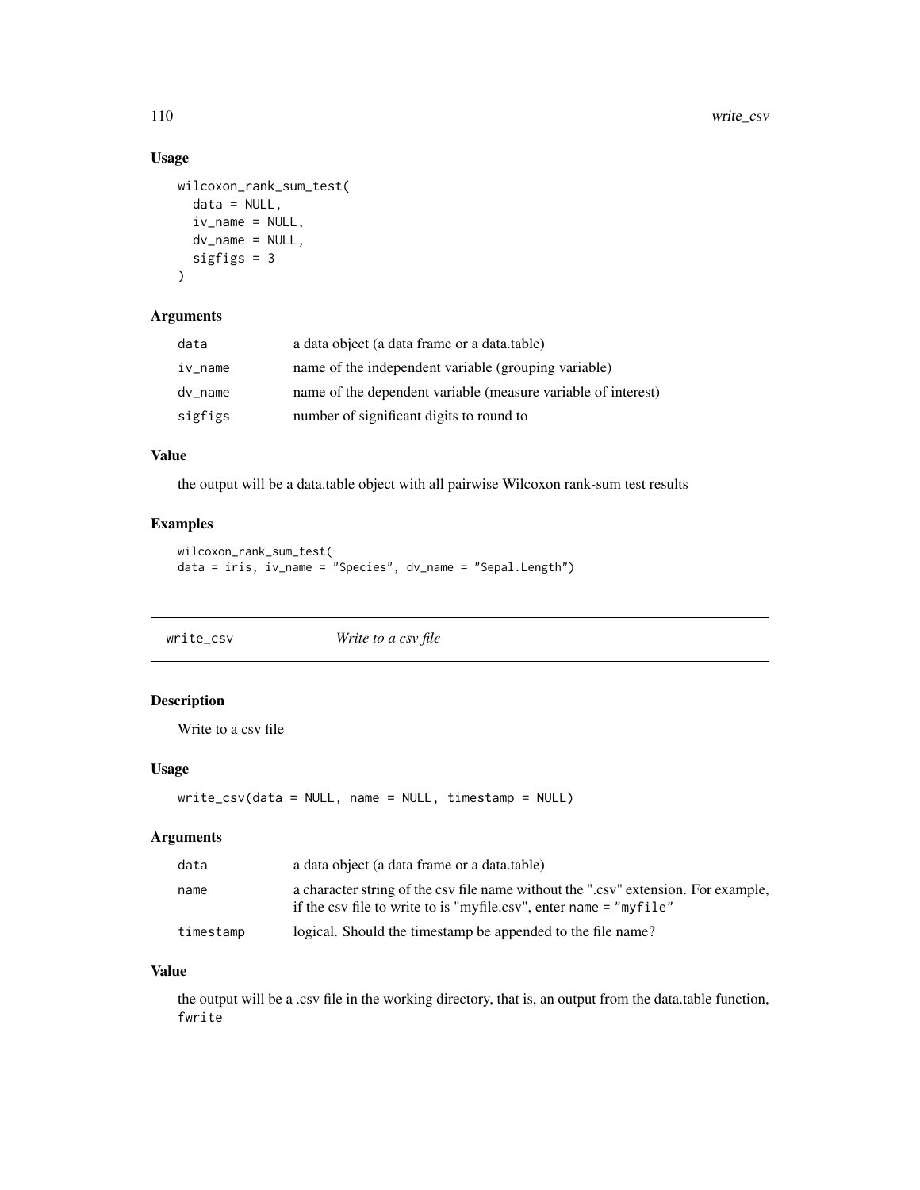### Usage

```
wilcoxon_rank_sum_test(
  data = NULL,
  iv_name = NULL,
  dv_name = NULL,
  sigfigs = 3
)
```

### Arguments

| | |
|---|---|
| data | a data object (a data frame or a data.table) |
| iv_name | name of the independent variable (grouping variable) |
| dv_name | name of the dependent variable (measure variable of interest) |
| sigfigs | number of significant digits to round to |

### Value

the output will be a data.table object with all pairwise Wilcoxon rank-sum test results

### Examples

```
wilcoxon_rank_sum_test(
data = iris, iv_name = "Species", dv_name = "Sepal.Length")
```

## write_csv *Write to a csv file*

### Description

Write to a csv file

### Usage

```
write_csv(data = NULL, name = NULL, timestamp = NULL)
```

### Arguments

| | |
|---|---|
| data | a data object (a data frame or a data.table) |
| name | a character string of the csv file name without the ".csv" extension. For example, if the csv file to write to is "myfile.csv", enter `name = "myfile"` |
| timestamp | logical. Should the timestamp be appended to the file name? |

### Value

the output will be a .csv file in the working directory, that is, an output from the data.table function, `fwrite`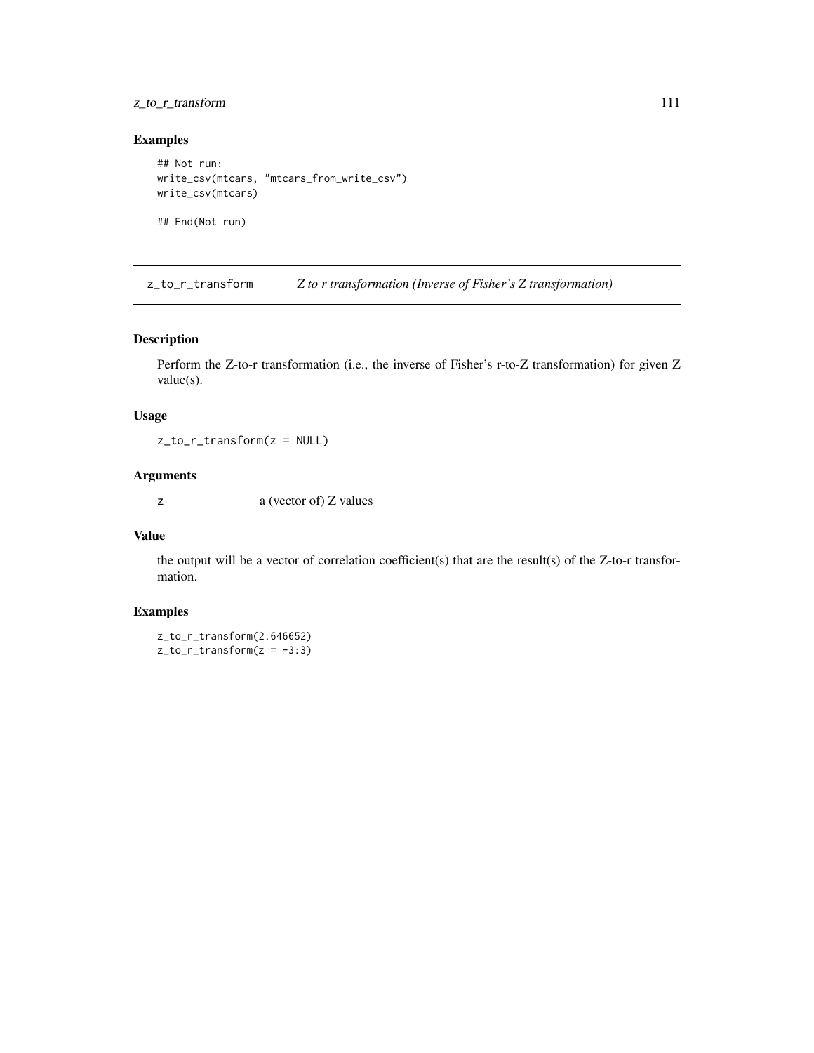## Examples

```
## Not run:
write_csv(mtcars, "mtcars_from_write_csv")
write_csv(mtcars)

## End(Not run)
```

---

# z_to_r_transform — *Z to r transformation (Inverse of Fisher's Z transformation)*

---

## Description

Perform the Z-to-r transformation (i.e., the inverse of Fisher's r-to-Z transformation) for given Z value(s).

## Usage

```
z_to_r_transform(z = NULL)
```

## Arguments

| | |
|---|---|
| `z` | a (vector of) Z values |

## Value

the output will be a vector of correlation coefficient(s) that are the result(s) of the Z-to-r transformation.

## Examples

```
z_to_r_transform(2.646652)
z_to_r_transform(z = -3:3)
```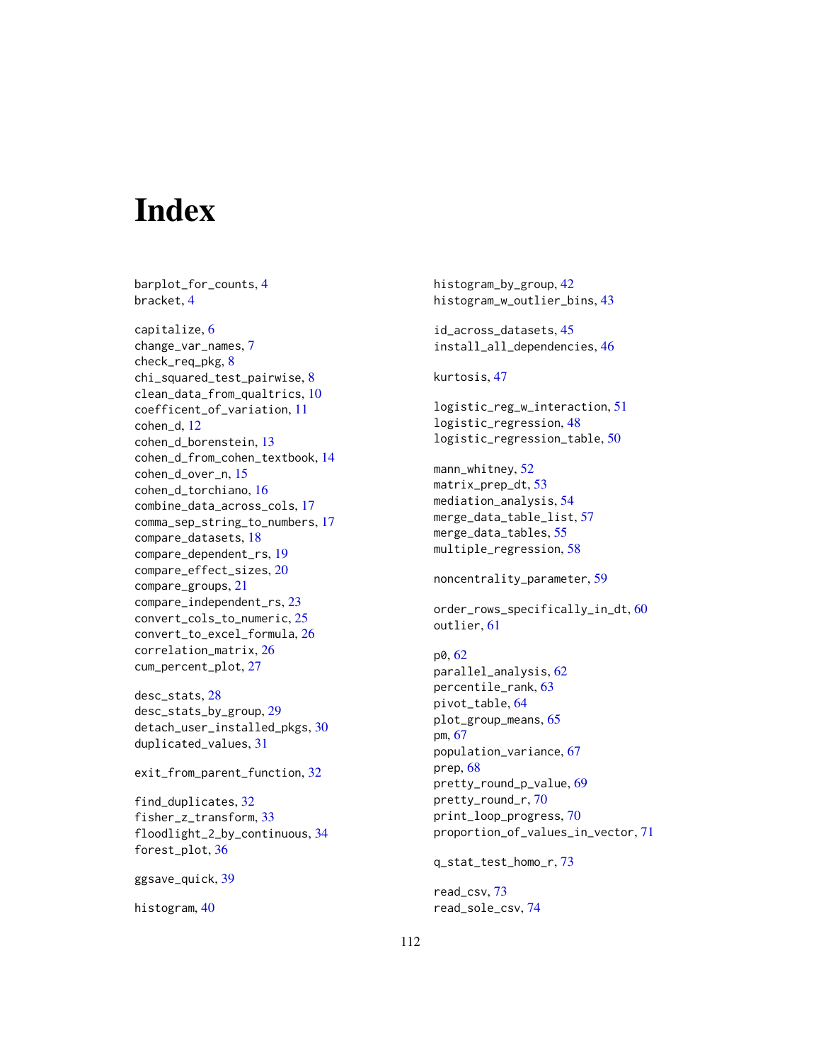# Index

barplot_for_counts, 4
bracket, 4

capitalize, 6
change_var_names, 7
check_req_pkg, 8
chi_squared_test_pairwise, 8
clean_data_from_qualtrics, 10
coefficent_of_variation, 11
cohen_d, 12
cohen_d_borenstein, 13
cohen_d_from_cohen_textbook, 14
cohen_d_over_n, 15
cohen_d_torchiano, 16
combine_data_across_cols, 17
comma_sep_string_to_numbers, 17
compare_datasets, 18
compare_dependent_rs, 19
compare_effect_sizes, 20
compare_groups, 21
compare_independent_rs, 23
convert_cols_to_numeric, 25
convert_to_excel_formula, 26
correlation_matrix, 26
cum_percent_plot, 27

desc_stats, 28
desc_stats_by_group, 29
detach_user_installed_pkgs, 30
duplicated_values, 31

exit_from_parent_function, 32

find_duplicates, 32
fisher_z_transform, 33
floodlight_2_by_continuous, 34
forest_plot, 36

ggsave_quick, 39

histogram, 40
histogram_by_group, 42
histogram_w_outlier_bins, 43

id_across_datasets, 45
install_all_dependencies, 46

kurtosis, 47

logistic_reg_w_interaction, 51
logistic_regression, 48
logistic_regression_table, 50

mann_whitney, 52
matrix_prep_dt, 53
mediation_analysis, 54
merge_data_table_list, 57
merge_data_tables, 55
multiple_regression, 58

noncentrality_parameter, 59

order_rows_specifically_in_dt, 60
outlier, 61

p0, 62
parallel_analysis, 62
percentile_rank, 63
pivot_table, 64
plot_group_means, 65
pm, 67
population_variance, 67
prep, 68
pretty_round_p_value, 69
pretty_round_r, 70
print_loop_progress, 70
proportion_of_values_in_vector, 71

q_stat_test_homo_r, 73

read_csv, 73
read_sole_csv, 74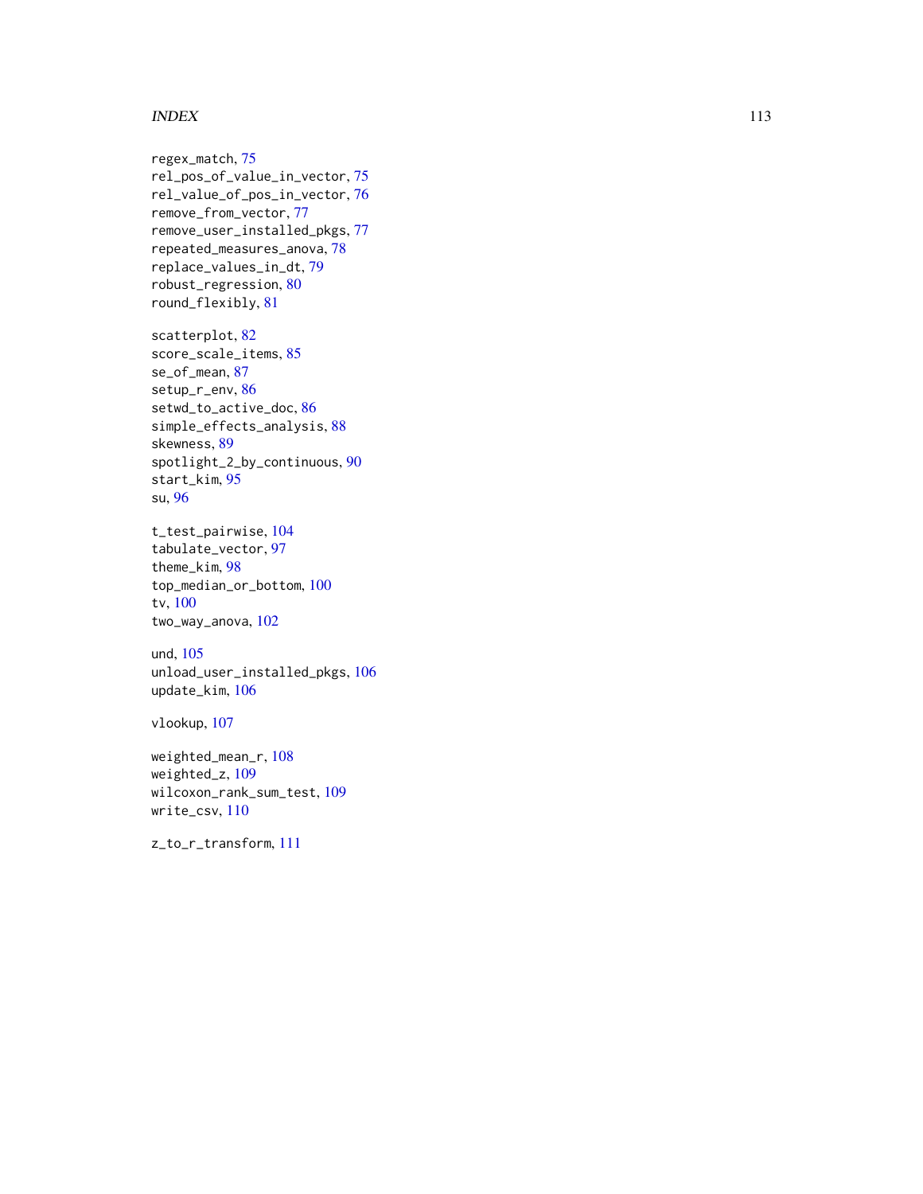regex_match, 75
rel_pos_of_value_in_vector, 75
rel_value_of_pos_in_vector, 76
remove_from_vector, 77
remove_user_installed_pkgs, 77
repeated_measures_anova, 78
replace_values_in_dt, 79
robust_regression, 80
round_flexibly, 81

scatterplot, 82
score_scale_items, 85
se_of_mean, 87
setup_r_env, 86
setwd_to_active_doc, 86
simple_effects_analysis, 88
skewness, 89
spotlight_2_by_continuous, 90
start_kim, 95
su, 96

t_test_pairwise, 104
tabulate_vector, 97
theme_kim, 98
top_median_or_bottom, 100
tv, 100
two_way_anova, 102

und, 105
unload_user_installed_pkgs, 106
update_kim, 106

vlookup, 107

weighted_mean_r, 108
weighted_z, 109
wilcoxon_rank_sum_test, 109
write_csv, 110

z_to_r_transform, 111